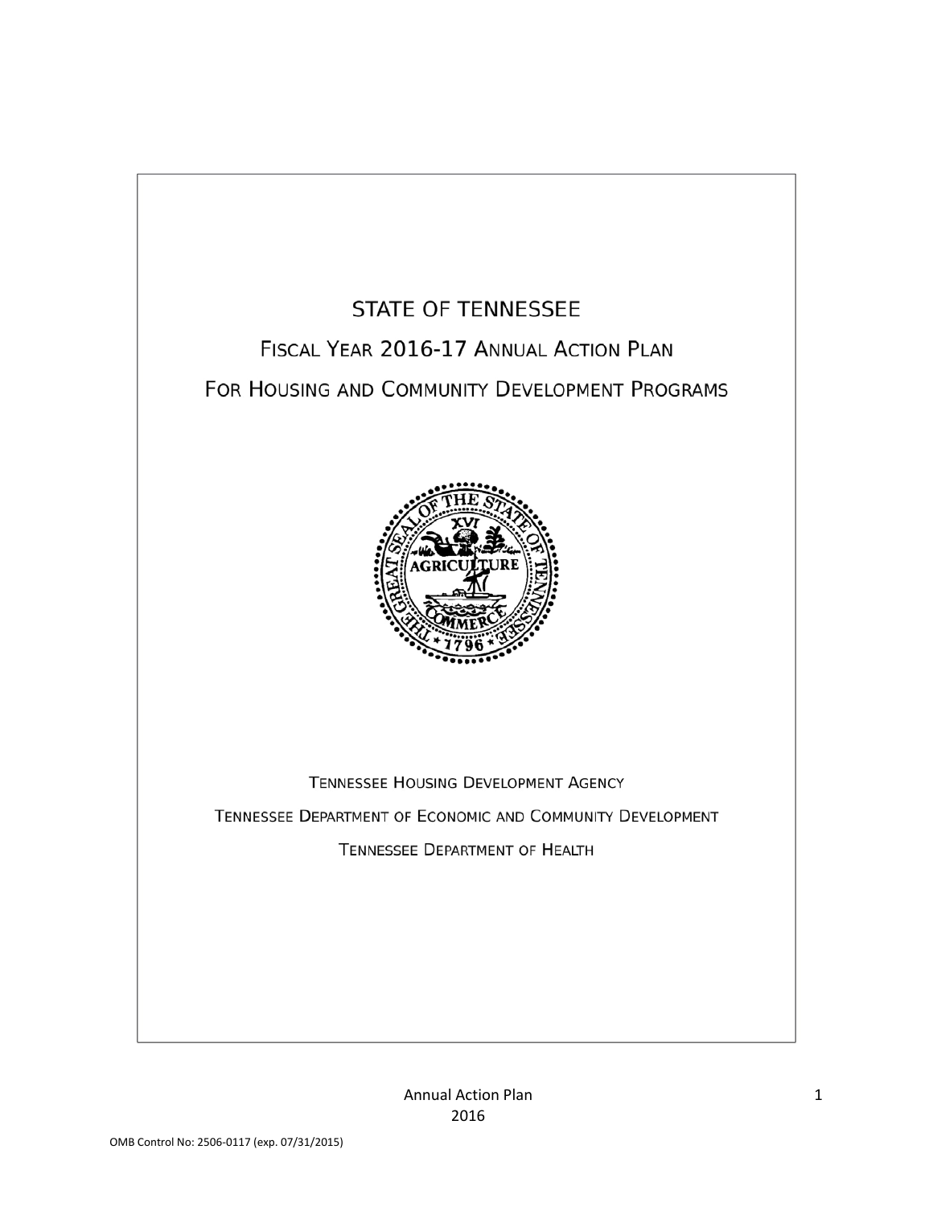# STATE OF TENNESSEE

## Fiscal Year 2016-17 Annual Action Plan

## For Housing and Community Development Programs

Tennessee Housing Development Agency

Tennessee Department of Economic and Community Development

Tennessee Department of Health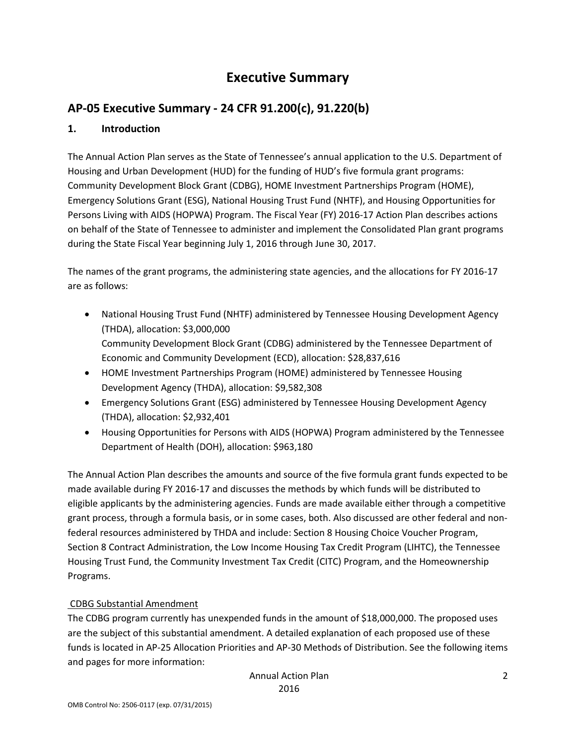# Executive Summary

## AP-05 Executive Summary - 24 CFR 91.200(c), 91.220(b)

### 1. Introduction

The Annual Action Plan serves as the State of Tennessee's annual application to the U.S. Department of Housing and Urban Development (HUD) for the funding of HUD's five formula grant programs: Community Development Block Grant (CDBG), HOME Investment Partnerships Program (HOME), Emergency Solutions Grant (ESG), National Housing Trust Fund (NHTF), and Housing Opportunities for Persons Living with AIDS (HOPWA) Program. The Fiscal Year (FY) 2016-17 Action Plan describes actions on behalf of the State of Tennessee to administer and implement the Consolidated Plan grant programs during the State Fiscal Year beginning July 1, 2016 through June 30, 2017.

The names of the grant programs, the administering state agencies, and the allocations for FY 2016-17 are as follows:

- National Housing Trust Fund (NHTF) administered by Tennessee Housing Development Agency (THDA), allocation: $3,000,000
  Community Development Block Grant (CDBG) administered by the Tennessee Department of Economic and Community Development (ECD), allocation: $28,837,616
- HOME Investment Partnerships Program (HOME) administered by Tennessee Housing Development Agency (THDA), allocation: $9,582,308
- Emergency Solutions Grant (ESG) administered by Tennessee Housing Development Agency (THDA), allocation: $2,932,401
- Housing Opportunities for Persons with AIDS (HOPWA) Program administered by the Tennessee Department of Health (DOH), allocation: $963,180

The Annual Action Plan describes the amounts and source of the five formula grant funds expected to be made available during FY 2016-17 and discusses the methods by which funds will be distributed to eligible applicants by the administering agencies. Funds are made available either through a competitive grant process, through a formula basis, or in some cases, both. Also discussed are other federal and non-federal resources administered by THDA and include: Section 8 Housing Choice Voucher Program, Section 8 Contract Administration, the Low Income Housing Tax Credit Program (LIHTC), the Tennessee Housing Trust Fund, the Community Investment Tax Credit (CITC) Program, and the Homeownership Programs.

CDBG Substantial Amendment

The CDBG program currently has unexpended funds in the amount of $18,000,000. The proposed uses are the subject of this substantial amendment. A detailed explanation of each proposed use of these funds is located in AP-25 Allocation Priorities and AP-30 Methods of Distribution. See the following items and pages for more information: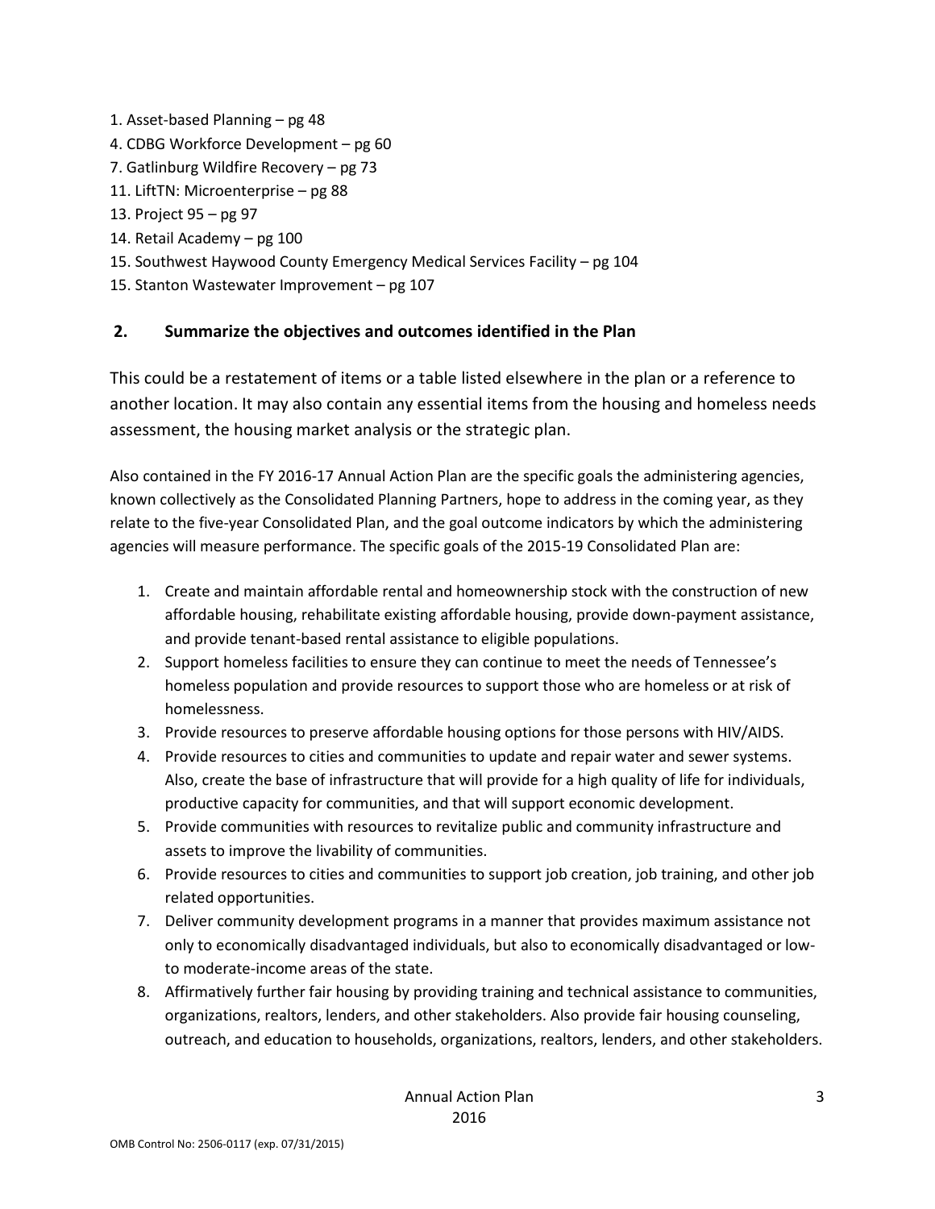1. Asset-based Planning – pg 48
4. CDBG Workforce Development – pg 60
7. Gatlinburg Wildfire Recovery – pg 73
11. LiftTN: Microenterprise – pg 88
13. Project 95 – pg 97
14. Retail Academy – pg 100
15. Southwest Haywood County Emergency Medical Services Facility – pg 104
15. Stanton Wastewater Improvement – pg 107

## 2. Summarize the objectives and outcomes identified in the Plan

This could be a restatement of items or a table listed elsewhere in the plan or a reference to another location. It may also contain any essential items from the housing and homeless needs assessment, the housing market analysis or the strategic plan.

Also contained in the FY 2016-17 Annual Action Plan are the specific goals the administering agencies, known collectively as the Consolidated Planning Partners, hope to address in the coming year, as they relate to the five-year Consolidated Plan, and the goal outcome indicators by which the administering agencies will measure performance. The specific goals of the 2015-19 Consolidated Plan are:

1. Create and maintain affordable rental and homeownership stock with the construction of new affordable housing, rehabilitate existing affordable housing, provide down-payment assistance, and provide tenant-based rental assistance to eligible populations.
2. Support homeless facilities to ensure they can continue to meet the needs of Tennessee's homeless population and provide resources to support those who are homeless or at risk of homelessness.
3. Provide resources to preserve affordable housing options for those persons with HIV/AIDS.
4. Provide resources to cities and communities to update and repair water and sewer systems. Also, create the base of infrastructure that will provide for a high quality of life for individuals, productive capacity for communities, and that will support economic development.
5. Provide communities with resources to revitalize public and community infrastructure and assets to improve the livability of communities.
6. Provide resources to cities and communities to support job creation, job training, and other job related opportunities.
7. Deliver community development programs in a manner that provides maximum assistance not only to economically disadvantaged individuals, but also to economically disadvantaged or low-to moderate-income areas of the state.
8. Affirmatively further fair housing by providing training and technical assistance to communities, organizations, realtors, lenders, and other stakeholders. Also provide fair housing counseling, outreach, and education to households, organizations, realtors, lenders, and other stakeholders.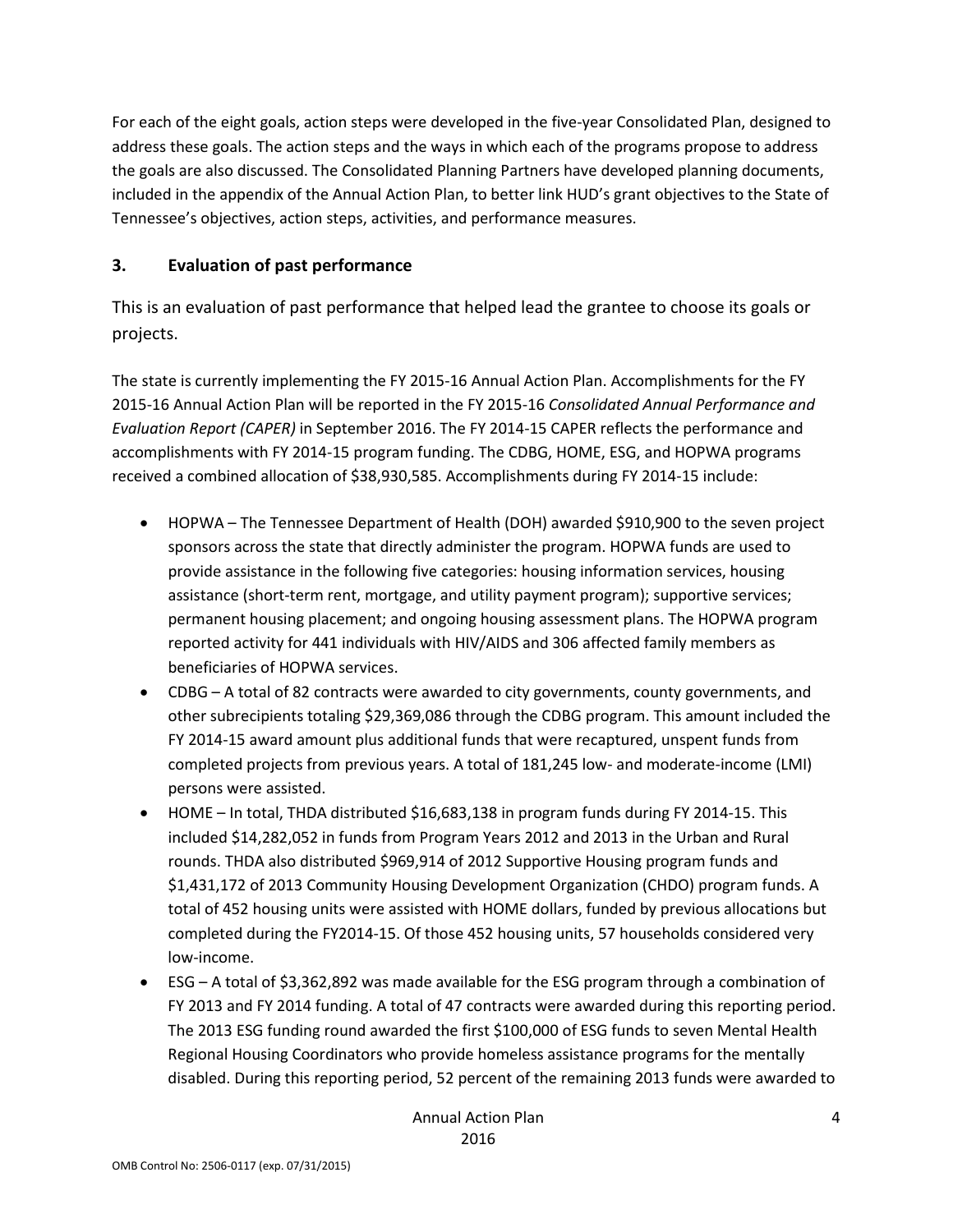For each of the eight goals, action steps were developed in the five-year Consolidated Plan, designed to address these goals. The action steps and the ways in which each of the programs propose to address the goals are also discussed. The Consolidated Planning Partners have developed planning documents, included in the appendix of the Annual Action Plan, to better link HUD's grant objectives to the State of Tennessee's objectives, action steps, activities, and performance measures.

### 3. Evaluation of past performance

This is an evaluation of past performance that helped lead the grantee to choose its goals or projects.

The state is currently implementing the FY 2015-16 Annual Action Plan. Accomplishments for the FY 2015-16 Annual Action Plan will be reported in the FY 2015-16 *Consolidated Annual Performance and Evaluation Report (CAPER)* in September 2016. The FY 2014-15 CAPER reflects the performance and accomplishments with FY 2014-15 program funding. The CDBG, HOME, ESG, and HOPWA programs received a combined allocation of $38,930,585. Accomplishments during FY 2014-15 include:

- HOPWA – The Tennessee Department of Health (DOH) awarded $910,900 to the seven project sponsors across the state that directly administer the program. HOPWA funds are used to provide assistance in the following five categories: housing information services, housing assistance (short-term rent, mortgage, and utility payment program); supportive services; permanent housing placement; and ongoing housing assessment plans. The HOPWA program reported activity for 441 individuals with HIV/AIDS and 306 affected family members as beneficiaries of HOPWA services.
- CDBG – A total of 82 contracts were awarded to city governments, county governments, and other subrecipients totaling $29,369,086 through the CDBG program. This amount included the FY 2014-15 award amount plus additional funds that were recaptured, unspent funds from completed projects from previous years. A total of 181,245 low- and moderate-income (LMI) persons were assisted.
- HOME – In total, THDA distributed $16,683,138 in program funds during FY 2014-15. This included $14,282,052 in funds from Program Years 2012 and 2013 in the Urban and Rural rounds. THDA also distributed $969,914 of 2012 Supportive Housing program funds and $1,431,172 of 2013 Community Housing Development Organization (CHDO) program funds. A total of 452 housing units were assisted with HOME dollars, funded by previous allocations but completed during the FY2014-15. Of those 452 housing units, 57 households considered very low-income.
- ESG – A total of $3,362,892 was made available for the ESG program through a combination of FY 2013 and FY 2014 funding. A total of 47 contracts were awarded during this reporting period. The 2013 ESG funding round awarded the first $100,000 of ESG funds to seven Mental Health Regional Housing Coordinators who provide homeless assistance programs for the mentally disabled. During this reporting period, 52 percent of the remaining 2013 funds were awarded to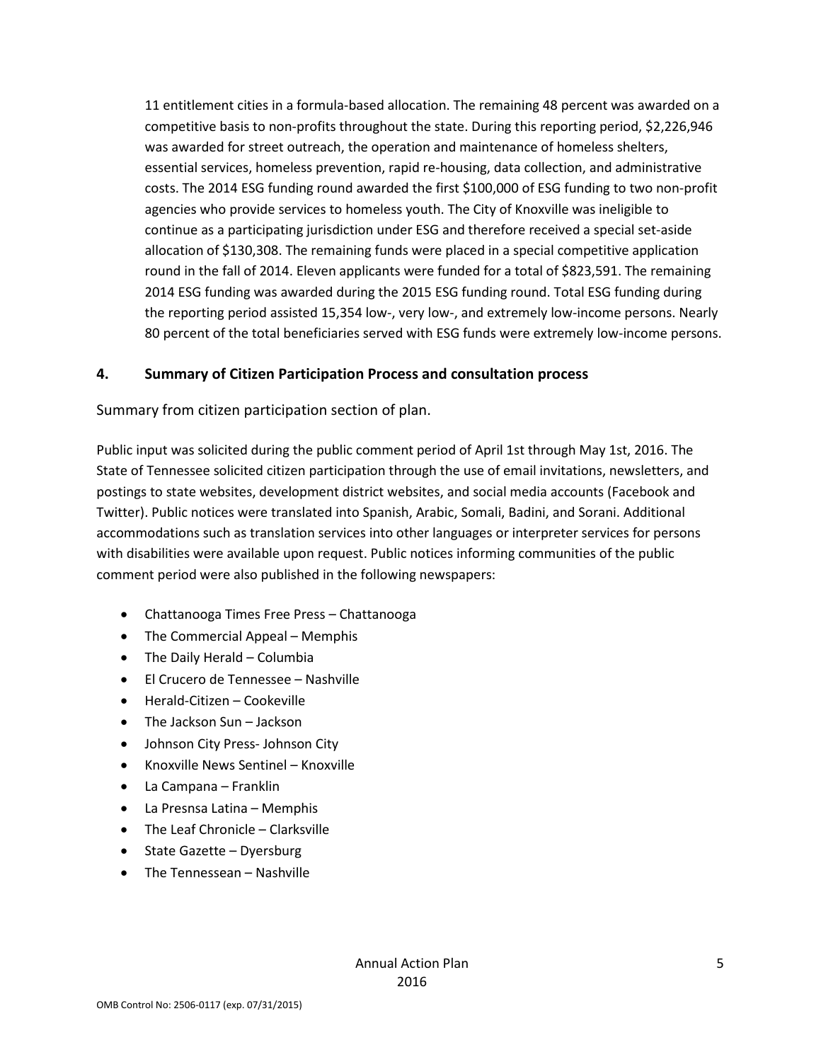11 entitlement cities in a formula-based allocation. The remaining 48 percent was awarded on a competitive basis to non-profits throughout the state. During this reporting period, $2,226,946 was awarded for street outreach, the operation and maintenance of homeless shelters, essential services, homeless prevention, rapid re-housing, data collection, and administrative costs. The 2014 ESG funding round awarded the first $100,000 of ESG funding to two non-profit agencies who provide services to homeless youth. The City of Knoxville was ineligible to continue as a participating jurisdiction under ESG and therefore received a special set-aside allocation of $130,308. The remaining funds were placed in a special competitive application round in the fall of 2014. Eleven applicants were funded for a total of $823,591. The remaining 2014 ESG funding was awarded during the 2015 ESG funding round. Total ESG funding during the reporting period assisted 15,354 low-, very low-, and extremely low-income persons. Nearly 80 percent of the total beneficiaries served with ESG funds were extremely low-income persons.

## 4. Summary of Citizen Participation Process and consultation process

Summary from citizen participation section of plan.

Public input was solicited during the public comment period of April 1st through May 1st, 2016. The State of Tennessee solicited citizen participation through the use of email invitations, newsletters, and postings to state websites, development district websites, and social media accounts (Facebook and Twitter). Public notices were translated into Spanish, Arabic, Somali, Badini, and Sorani. Additional accommodations such as translation services into other languages or interpreter services for persons with disabilities were available upon request. Public notices informing communities of the public comment period were also published in the following newspapers:

- Chattanooga Times Free Press – Chattanooga
- The Commercial Appeal – Memphis
- The Daily Herald – Columbia
- El Crucero de Tennessee – Nashville
- Herald-Citizen – Cookeville
- The Jackson Sun – Jackson
- Johnson City Press- Johnson City
- Knoxville News Sentinel – Knoxville
- La Campana – Franklin
- La Presnsa Latina – Memphis
- The Leaf Chronicle – Clarksville
- State Gazette – Dyersburg
- The Tennessean – Nashville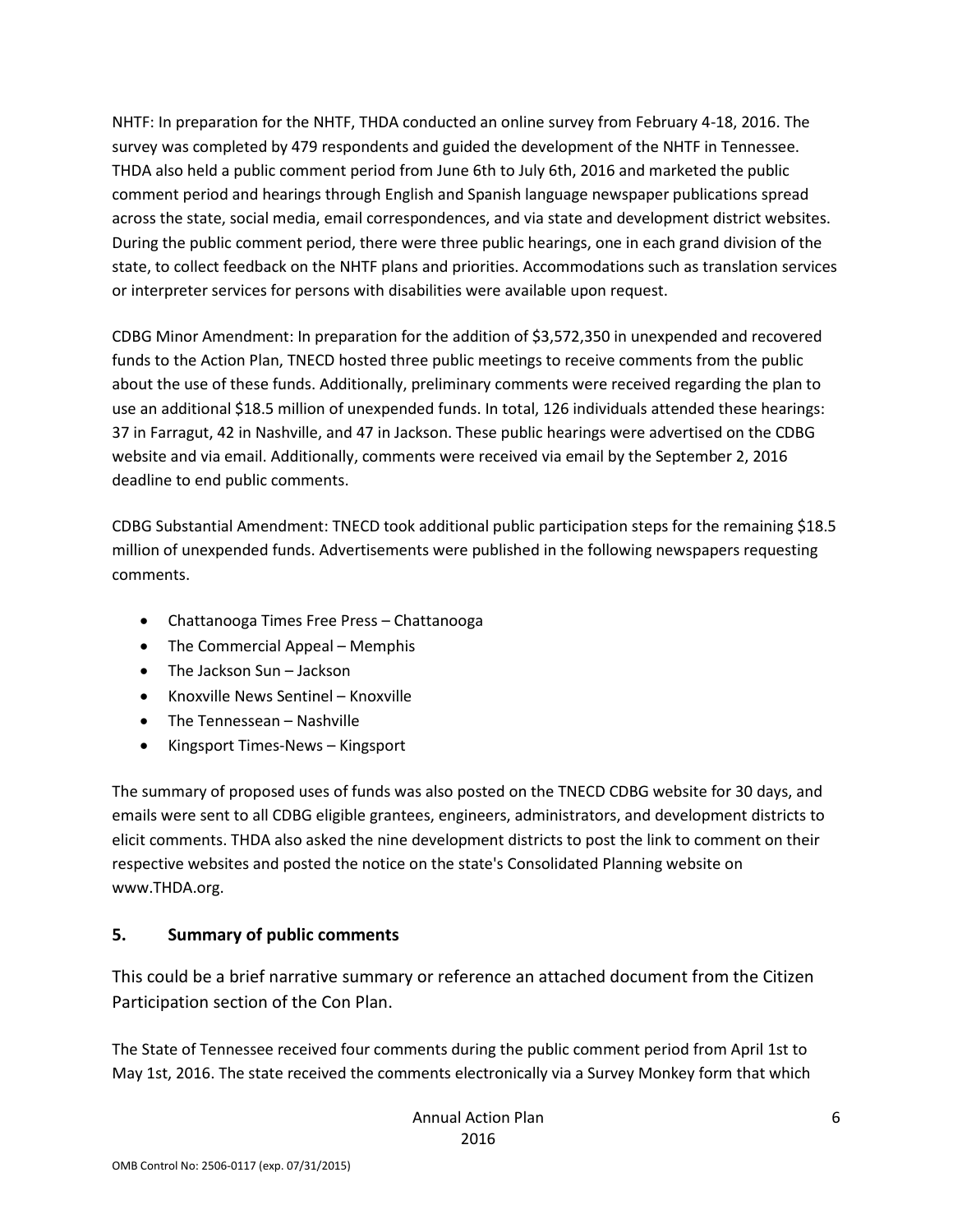NHTF: In preparation for the NHTF, THDA conducted an online survey from February 4-18, 2016. The survey was completed by 479 respondents and guided the development of the NHTF in Tennessee. THDA also held a public comment period from June 6th to July 6th, 2016 and marketed the public comment period and hearings through English and Spanish language newspaper publications spread across the state, social media, email correspondences, and via state and development district websites. During the public comment period, there were three public hearings, one in each grand division of the state, to collect feedback on the NHTF plans and priorities. Accommodations such as translation services or interpreter services for persons with disabilities were available upon request.

CDBG Minor Amendment: In preparation for the addition of $3,572,350 in unexpended and recovered funds to the Action Plan, TNECD hosted three public meetings to receive comments from the public about the use of these funds. Additionally, preliminary comments were received regarding the plan to use an additional $18.5 million of unexpended funds. In total, 126 individuals attended these hearings: 37 in Farragut, 42 in Nashville, and 47 in Jackson. These public hearings were advertised on the CDBG website and via email. Additionally, comments were received via email by the September 2, 2016 deadline to end public comments.

CDBG Substantial Amendment: TNECD took additional public participation steps for the remaining $18.5 million of unexpended funds. Advertisements were published in the following newspapers requesting comments.

- Chattanooga Times Free Press – Chattanooga
- The Commercial Appeal – Memphis
- The Jackson Sun – Jackson
- Knoxville News Sentinel – Knoxville
- The Tennessean – Nashville
- Kingsport Times-News – Kingsport

The summary of proposed uses of funds was also posted on the TNECD CDBG website for 30 days, and emails were sent to all CDBG eligible grantees, engineers, administrators, and development districts to elicit comments. THDA also asked the nine development districts to post the link to comment on their respective websites and posted the notice on the state's Consolidated Planning website on www.THDA.org.

## 5. Summary of public comments

This could be a brief narrative summary or reference an attached document from the Citizen Participation section of the Con Plan.

The State of Tennessee received four comments during the public comment period from April 1st to May 1st, 2016. The state received the comments electronically via a Survey Monkey form that which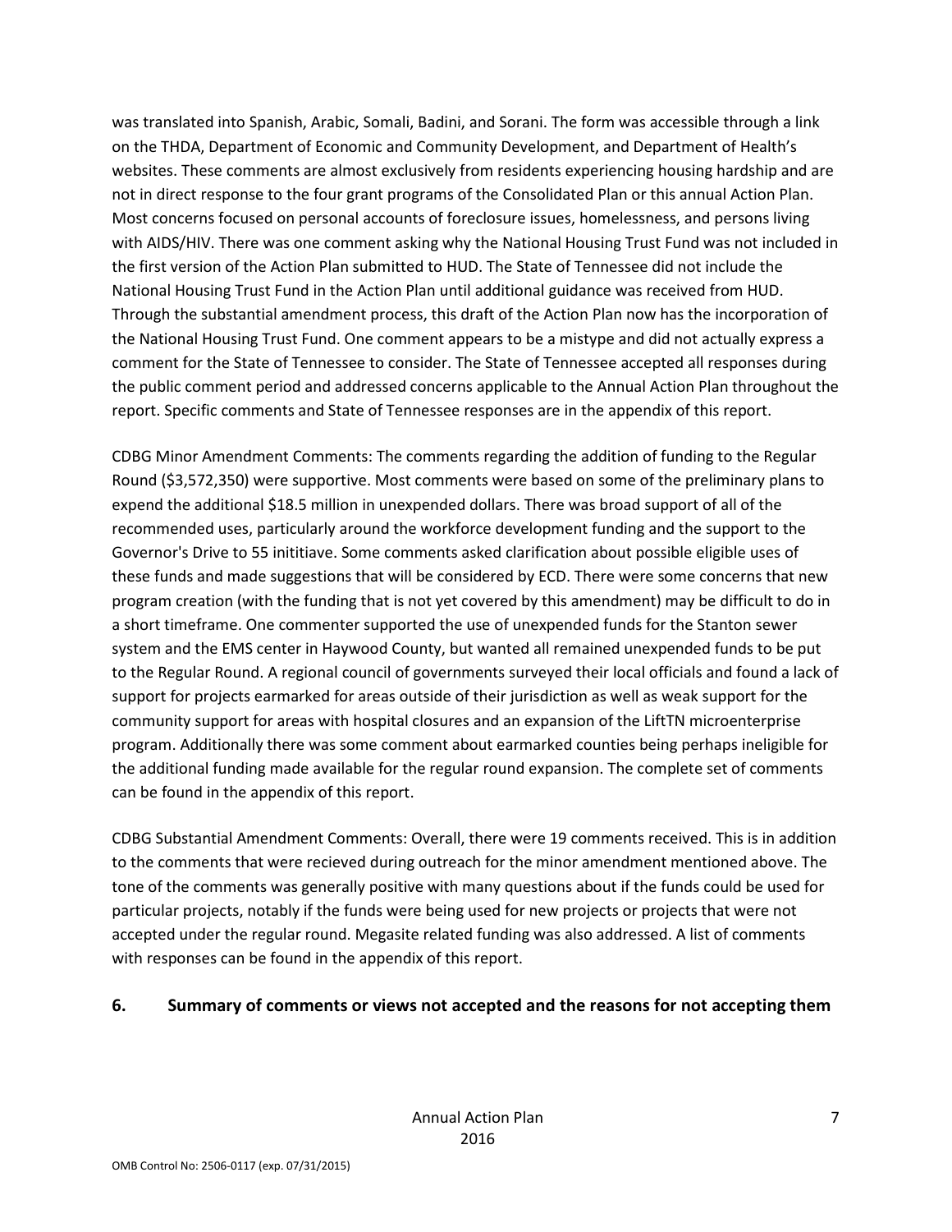was translated into Spanish, Arabic, Somali, Badini, and Sorani. The form was accessible through a link on the THDA, Department of Economic and Community Development, and Department of Health's websites. These comments are almost exclusively from residents experiencing housing hardship and are not in direct response to the four grant programs of the Consolidated Plan or this annual Action Plan. Most concerns focused on personal accounts of foreclosure issues, homelessness, and persons living with AIDS/HIV. There was one comment asking why the National Housing Trust Fund was not included in the first version of the Action Plan submitted to HUD. The State of Tennessee did not include the National Housing Trust Fund in the Action Plan until additional guidance was received from HUD. Through the substantial amendment process, this draft of the Action Plan now has the incorporation of the National Housing Trust Fund. One comment appears to be a mistype and did not actually express a comment for the State of Tennessee to consider. The State of Tennessee accepted all responses during the public comment period and addressed concerns applicable to the Annual Action Plan throughout the report. Specific comments and State of Tennessee responses are in the appendix of this report.

CDBG Minor Amendment Comments: The comments regarding the addition of funding to the Regular Round ($3,572,350) were supportive. Most comments were based on some of the preliminary plans to expend the additional $18.5 million in unexpended dollars. There was broad support of all of the recommended uses, particularly around the workforce development funding and the support to the Governor's Drive to 55 inititiave. Some comments asked clarification about possible eligible uses of these funds and made suggestions that will be considered by ECD. There were some concerns that new program creation (with the funding that is not yet covered by this amendment) may be difficult to do in a short timeframe. One commenter supported the use of unexpended funds for the Stanton sewer system and the EMS center in Haywood County, but wanted all remained unexpended funds to be put to the Regular Round. A regional council of governments surveyed their local officials and found a lack of support for projects earmarked for areas outside of their jurisdiction as well as weak support for the community support for areas with hospital closures and an expansion of the LiftTN microenterprise program. Additionally there was some comment about earmarked counties being perhaps ineligible for the additional funding made available for the regular round expansion. The complete set of comments can be found in the appendix of this report.

CDBG Substantial Amendment Comments: Overall, there were 19 comments received. This is in addition to the comments that were recieved during outreach for the minor amendment mentioned above. The tone of the comments was generally positive with many questions about if the funds could be used for particular projects, notably if the funds were being used for new projects or projects that were not accepted under the regular round. Megasite related funding was also addressed. A list of comments with responses can be found in the appendix of this report.

### 6. Summary of comments or views not accepted and the reasons for not accepting them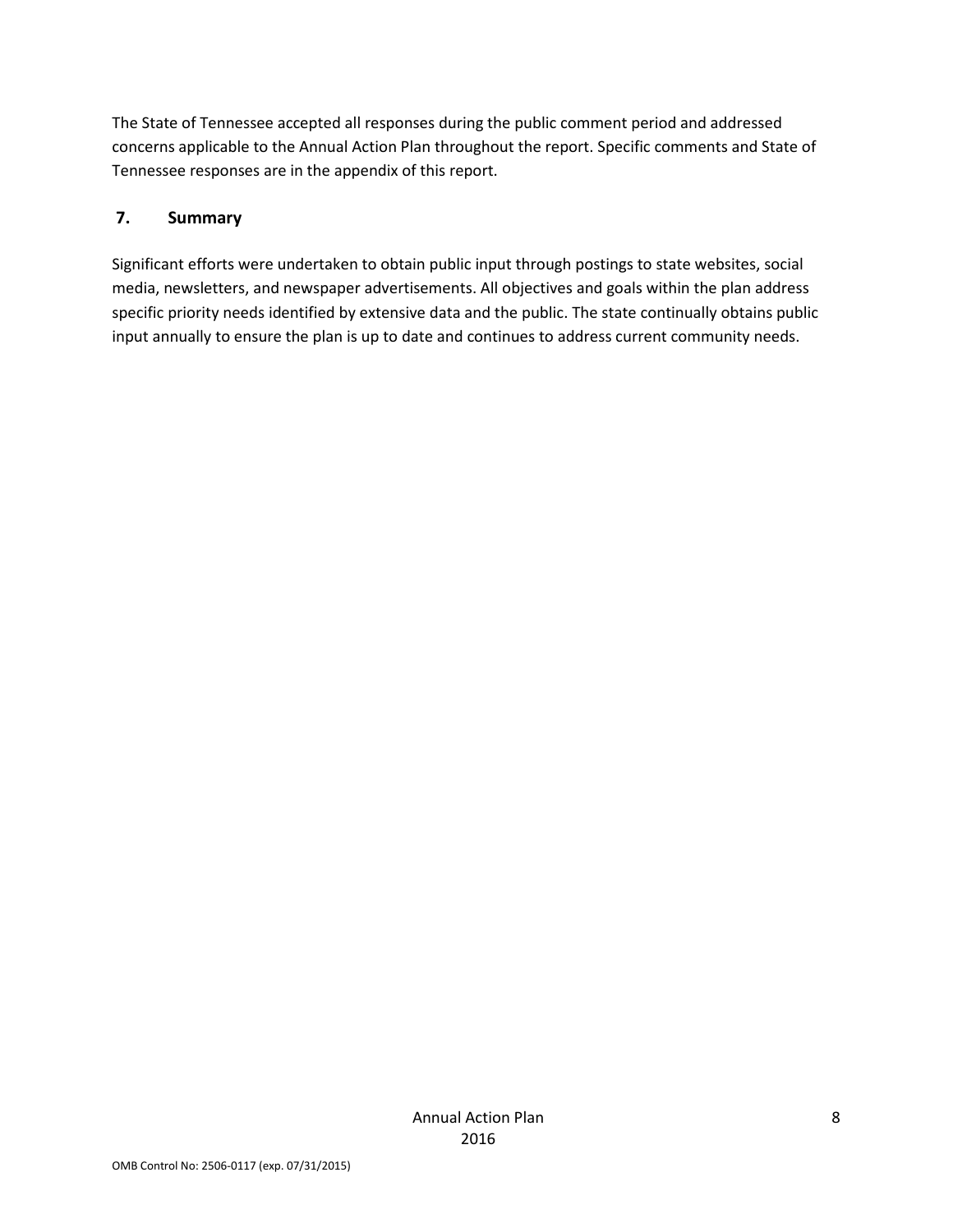The State of Tennessee accepted all responses during the public comment period and addressed concerns applicable to the Annual Action Plan throughout the report. Specific comments and State of Tennessee responses are in the appendix of this report.

## 7. Summary

Significant efforts were undertaken to obtain public input through postings to state websites, social media, newsletters, and newspaper advertisements. All objectives and goals within the plan address specific priority needs identified by extensive data and the public. The state continually obtains public input annually to ensure the plan is up to date and continues to address current community needs.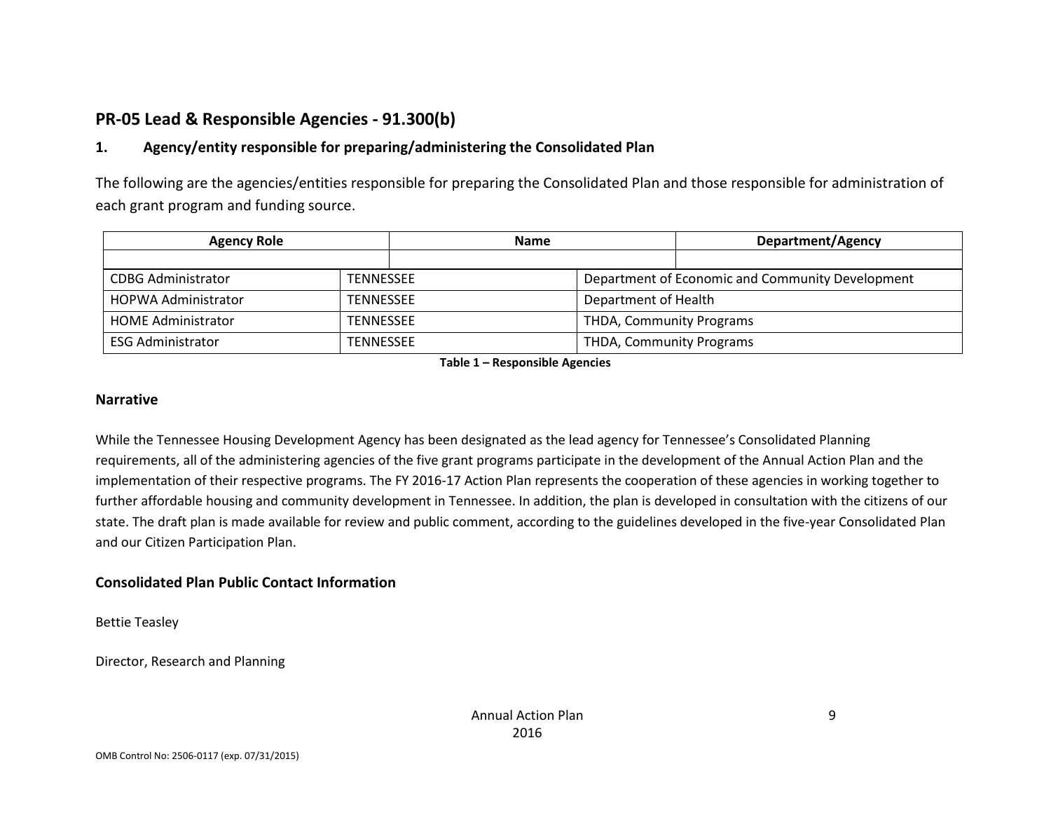## PR-05 Lead & Responsible Agencies - 91.300(b)

### 1. Agency/entity responsible for preparing/administering the Consolidated Plan

The following are the agencies/entities responsible for preparing the Consolidated Plan and those responsible for administration of each grant program and funding source.

| Agency Role | Name | Department/Agency |
|---|---|---|
| | | |
| CDBG Administrator | TENNESSEE | Department of Economic and Community Development |
| HOPWA Administrator | TENNESSEE | Department of Health |
| HOME Administrator | TENNESSEE | THDA, Community Programs |
| ESG Administrator | TENNESSEE | THDA, Community Programs |

**Table 1 – Responsible Agencies**

### Narrative

While the Tennessee Housing Development Agency has been designated as the lead agency for Tennessee's Consolidated Planning requirements, all of the administering agencies of the five grant programs participate in the development of the Annual Action Plan and the implementation of their respective programs. The FY 2016-17 Action Plan represents the cooperation of these agencies in working together to further affordable housing and community development in Tennessee. In addition, the plan is developed in consultation with the citizens of our state. The draft plan is made available for review and public comment, according to the guidelines developed in the five-year Consolidated Plan and our Citizen Participation Plan.

### Consolidated Plan Public Contact Information

Bettie Teasley

Director, Research and Planning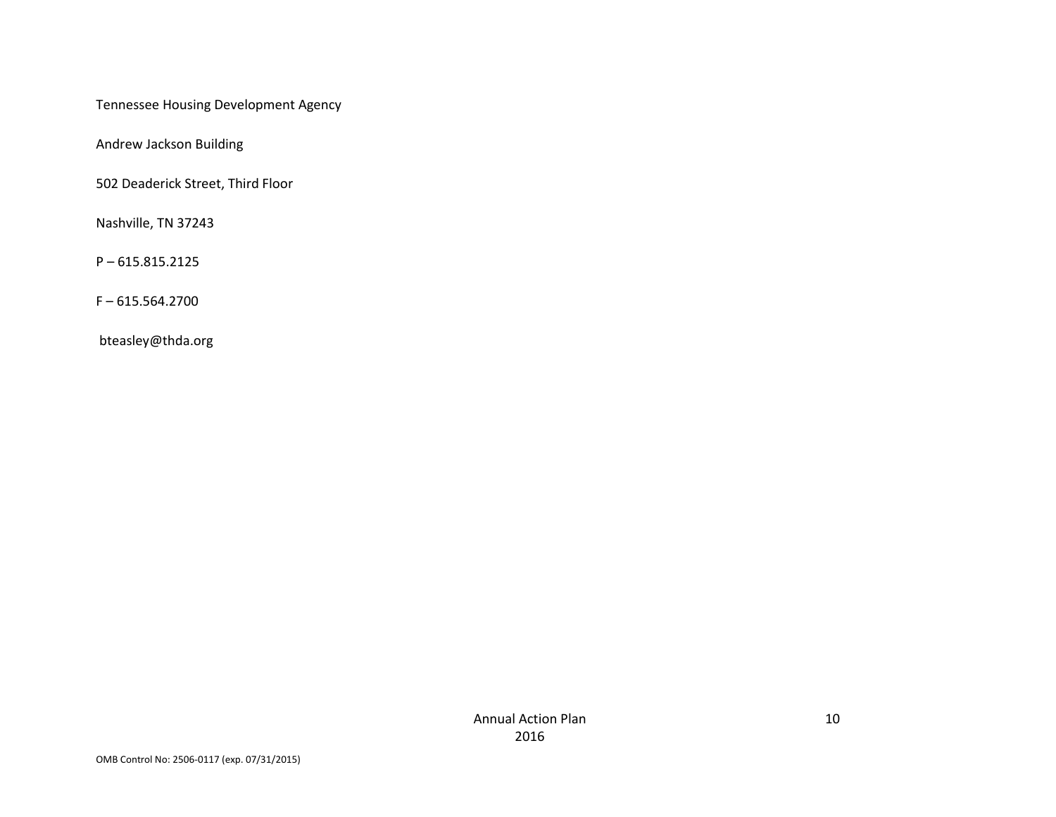Tennessee Housing Development Agency

Andrew Jackson Building

502 Deaderick Street, Third Floor

Nashville, TN 37243

P – 615.815.2125

F – 615.564.2700

bteasley@thda.org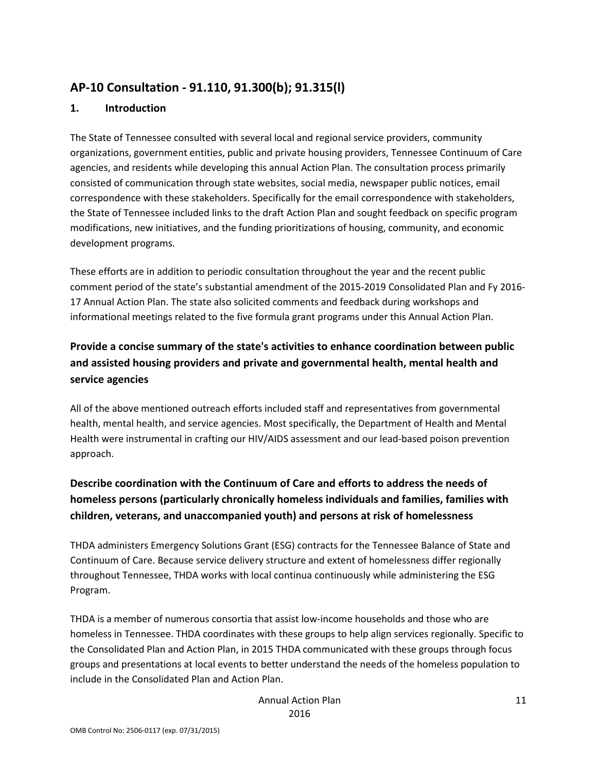## AP-10 Consultation - 91.110, 91.300(b); 91.315(l)

### 1. Introduction

The State of Tennessee consulted with several local and regional service providers, community organizations, government entities, public and private housing providers, Tennessee Continuum of Care agencies, and residents while developing this annual Action Plan. The consultation process primarily consisted of communication through state websites, social media, newspaper public notices, email correspondence with these stakeholders. Specifically for the email correspondence with stakeholders, the State of Tennessee included links to the draft Action Plan and sought feedback on specific program modifications, new initiatives, and the funding prioritizations of housing, community, and economic development programs.

These efforts are in addition to periodic consultation throughout the year and the recent public comment period of the state's substantial amendment of the 2015-2019 Consolidated Plan and Fy 2016-17 Annual Action Plan. The state also solicited comments and feedback during workshops and informational meetings related to the five formula grant programs under this Annual Action Plan.

### Provide a concise summary of the state's activities to enhance coordination between public and assisted housing providers and private and governmental health, mental health and service agencies

All of the above mentioned outreach efforts included staff and representatives from governmental health, mental health, and service agencies. Most specifically, the Department of Health and Mental Health were instrumental in crafting our HIV/AIDS assessment and our lead-based poison prevention approach.

### Describe coordination with the Continuum of Care and efforts to address the needs of homeless persons (particularly chronically homeless individuals and families, families with children, veterans, and unaccompanied youth) and persons at risk of homelessness

THDA administers Emergency Solutions Grant (ESG) contracts for the Tennessee Balance of State and Continuum of Care. Because service delivery structure and extent of homelessness differ regionally throughout Tennessee, THDA works with local continua continuously while administering the ESG Program.

THDA is a member of numerous consortia that assist low-income households and those who are homeless in Tennessee. THDA coordinates with these groups to help align services regionally. Specific to the Consolidated Plan and Action Plan, in 2015 THDA communicated with these groups through focus groups and presentations at local events to better understand the needs of the homeless population to include in the Consolidated Plan and Action Plan.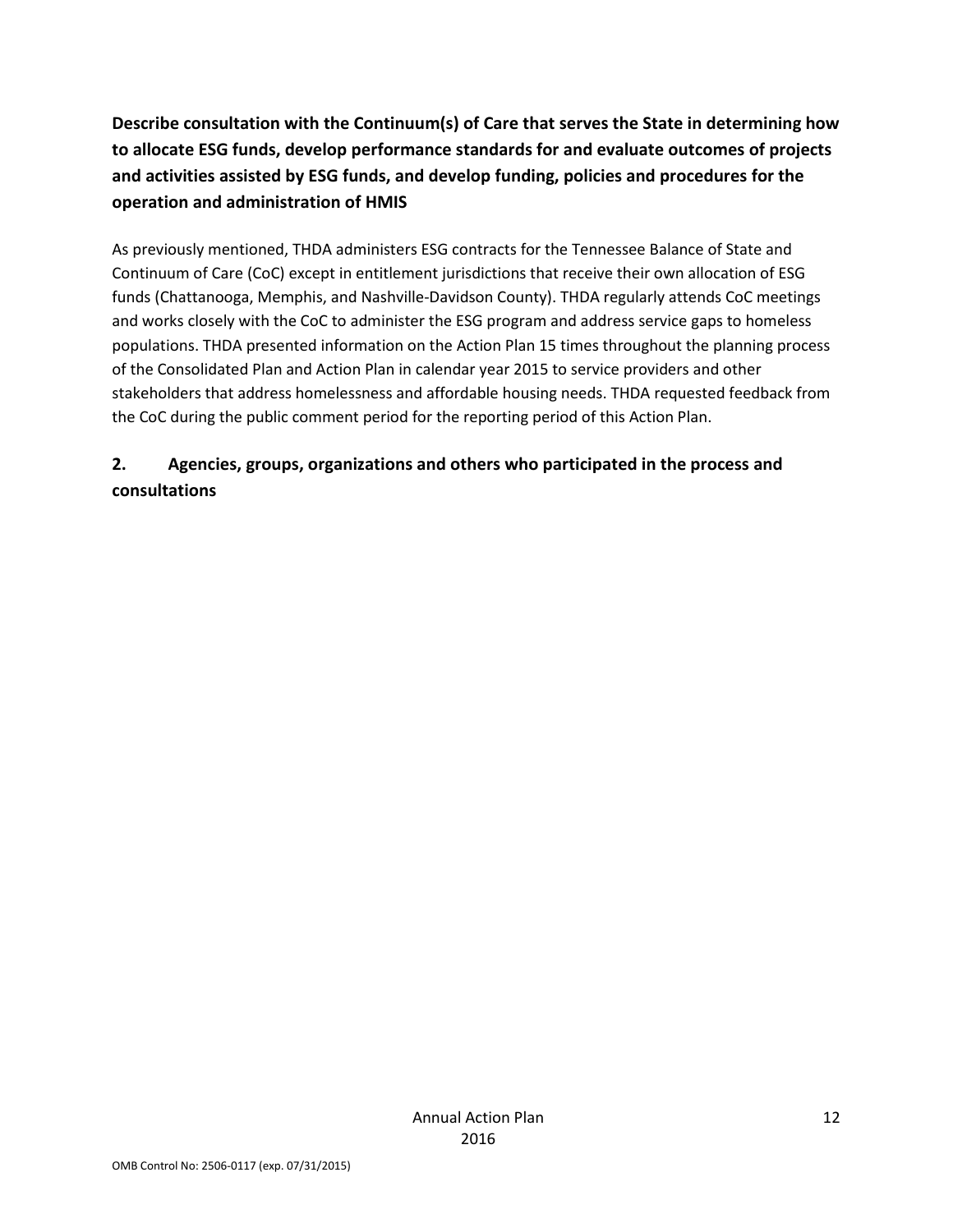**Describe consultation with the Continuum(s) of Care that serves the State in determining how to allocate ESG funds, develop performance standards for and evaluate outcomes of projects and activities assisted by ESG funds, and develop funding, policies and procedures for the operation and administration of HMIS**

As previously mentioned, THDA administers ESG contracts for the Tennessee Balance of State and Continuum of Care (CoC) except in entitlement jurisdictions that receive their own allocation of ESG funds (Chattanooga, Memphis, and Nashville-Davidson County). THDA regularly attends CoC meetings and works closely with the CoC to administer the ESG program and address service gaps to homeless populations. THDA presented information on the Action Plan 15 times throughout the planning process of the Consolidated Plan and Action Plan in calendar year 2015 to service providers and other stakeholders that address homelessness and affordable housing needs. THDA requested feedback from the CoC during the public comment period for the reporting period of this Action Plan.

**2. Agencies, groups, organizations and others who participated in the process and consultations**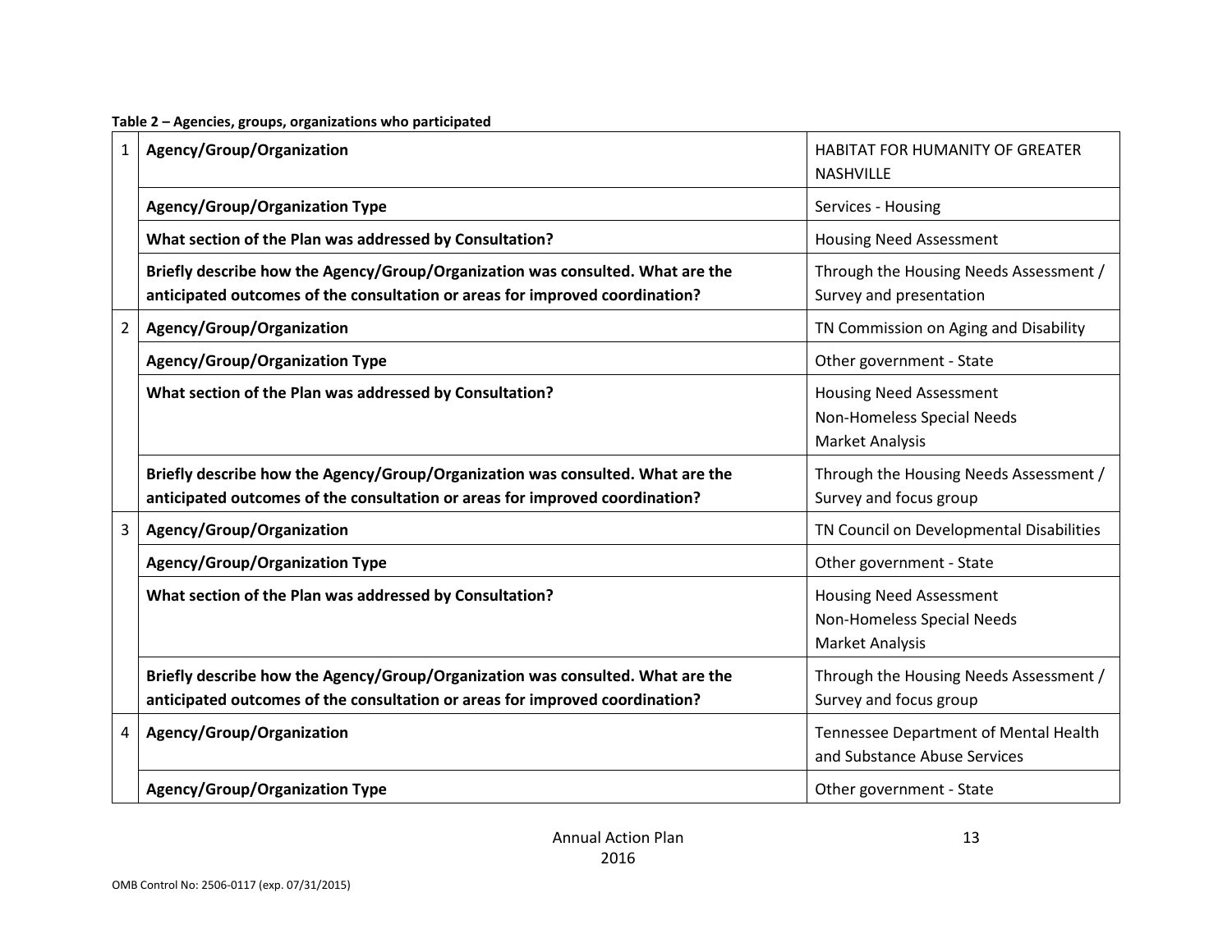**Table 2 – Agencies, groups, organizations who participated**

| | | |
|---|---|---|
| 1 | **Agency/Group/Organization** | HABITAT FOR HUMANITY OF GREATER NASHVILLE |
| | **Agency/Group/Organization Type** | Services - Housing |
| | **What section of the Plan was addressed by Consultation?** | Housing Need Assessment |
| | **Briefly describe how the Agency/Group/Organization was consulted. What are the anticipated outcomes of the consultation or areas for improved coordination?** | Through the Housing Needs Assessment / Survey and presentation |
| 2 | **Agency/Group/Organization** | TN Commission on Aging and Disability |
| | **Agency/Group/Organization Type** | Other government - State |
| | **What section of the Plan was addressed by Consultation?** | Housing Need Assessment<br>Non-Homeless Special Needs<br>Market Analysis |
| | **Briefly describe how the Agency/Group/Organization was consulted. What are the anticipated outcomes of the consultation or areas for improved coordination?** | Through the Housing Needs Assessment / Survey and focus group |
| 3 | **Agency/Group/Organization** | TN Council on Developmental Disabilities |
| | **Agency/Group/Organization Type** | Other government - State |
| | **What section of the Plan was addressed by Consultation?** | Housing Need Assessment<br>Non-Homeless Special Needs<br>Market Analysis |
| | **Briefly describe how the Agency/Group/Organization was consulted. What are the anticipated outcomes of the consultation or areas for improved coordination?** | Through the Housing Needs Assessment / Survey and focus group |
| 4 | **Agency/Group/Organization** | Tennessee Department of Mental Health and Substance Abuse Services |
| | **Agency/Group/Organization Type** | Other government - State |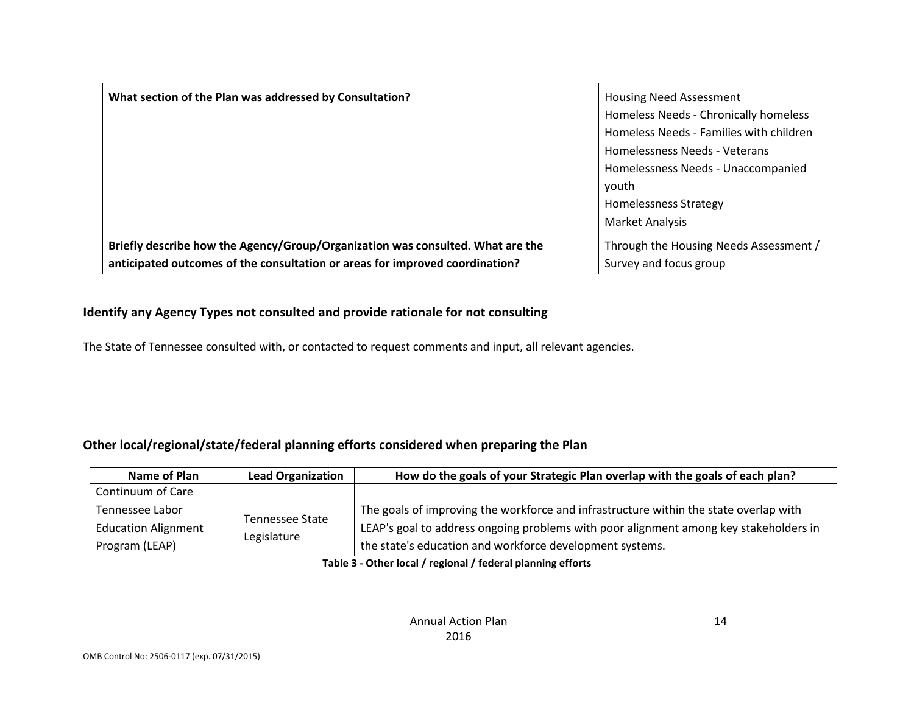| What section of the Plan was addressed by Consultation? | Housing Need Assessment<br>Homeless Needs - Chronically homeless<br>Homeless Needs - Families with children<br>Homelessness Needs - Veterans<br>Homelessness Needs - Unaccompanied youth<br>Homelessness Strategy<br>Market Analysis |
|---|---|
| Briefly describe how the Agency/Group/Organization was consulted. What are the anticipated outcomes of the consultation or areas for improved coordination? | Through the Housing Needs Assessment / Survey and focus group |

### Identify any Agency Types not consulted and provide rationale for not consulting

The State of Tennessee consulted with, or contacted to request comments and input, all relevant agencies.

### Other local/regional/state/federal planning efforts considered when preparing the Plan

| Name of Plan | Lead Organization | How do the goals of your Strategic Plan overlap with the goals of each plan? |
|---|---|---|
| Continuum of Care | | |
| Tennessee Labor Education Alignment Program (LEAP) | Tennessee State Legislature | The goals of improving the workforce and infrastructure within the state overlap with LEAP's goal to address ongoing problems with poor alignment among key stakeholders in the state's education and workforce development systems. |

**Table 3 - Other local / regional / federal planning efforts**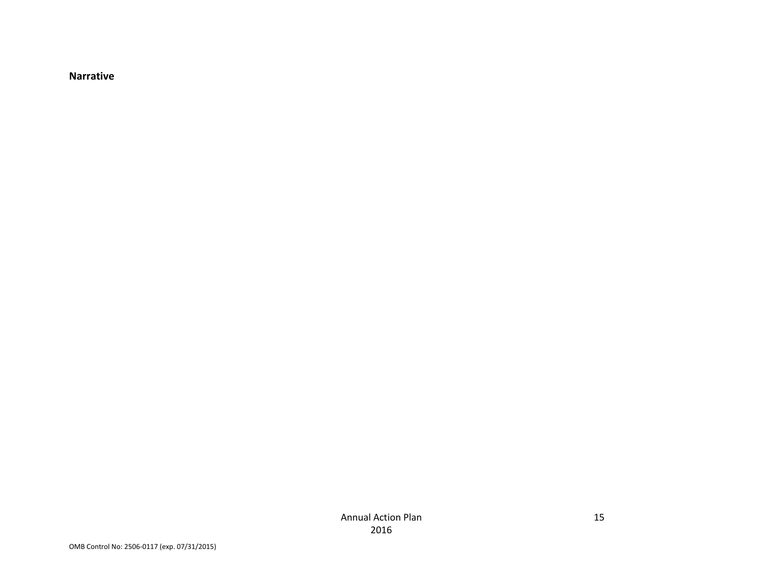**Narrative**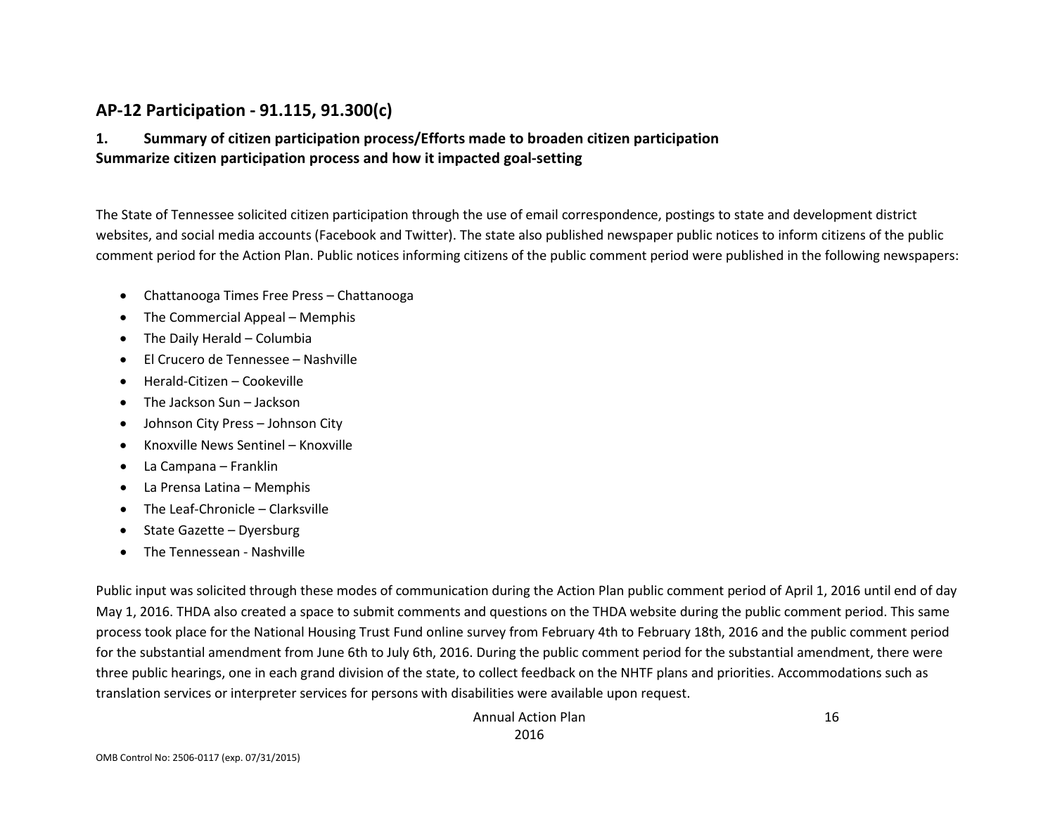## AP-12 Participation - 91.115, 91.300(c)

### 1. Summary of citizen participation process/Efforts made to broaden citizen participation

**Summarize citizen participation process and how it impacted goal-setting**

The State of Tennessee solicited citizen participation through the use of email correspondence, postings to state and development district websites, and social media accounts (Facebook and Twitter). The state also published newspaper public notices to inform citizens of the public comment period for the Action Plan. Public notices informing citizens of the public comment period were published in the following newspapers:

- Chattanooga Times Free Press – Chattanooga
- The Commercial Appeal – Memphis
- The Daily Herald – Columbia
- El Crucero de Tennessee – Nashville
- Herald-Citizen – Cookeville
- The Jackson Sun – Jackson
- Johnson City Press – Johnson City
- Knoxville News Sentinel – Knoxville
- La Campana – Franklin
- La Prensa Latina – Memphis
- The Leaf-Chronicle – Clarksville
- State Gazette – Dyersburg
- The Tennessean - Nashville

Public input was solicited through these modes of communication during the Action Plan public comment period of April 1, 2016 until end of day May 1, 2016. THDA also created a space to submit comments and questions on the THDA website during the public comment period. This same process took place for the National Housing Trust Fund online survey from February 4th to February 18th, 2016 and the public comment period for the substantial amendment from June 6th to July 6th, 2016. During the public comment period for the substantial amendment, there were three public hearings, one in each grand division of the state, to collect feedback on the NHTF plans and priorities. Accommodations such as translation services or interpreter services for persons with disabilities were available upon request.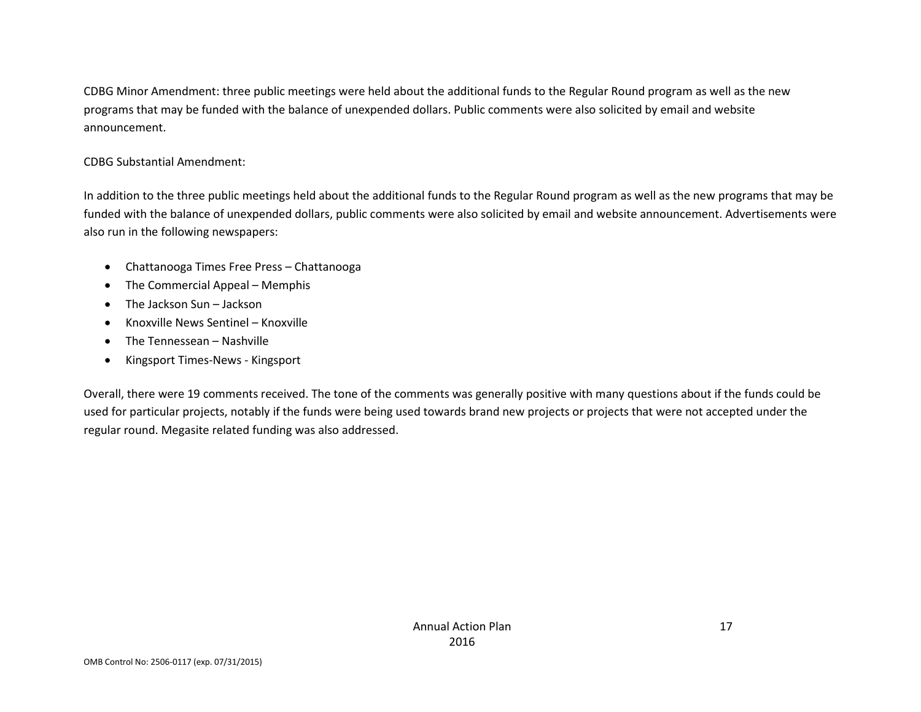CDBG Minor Amendment: three public meetings were held about the additional funds to the Regular Round program as well as the new programs that may be funded with the balance of unexpended dollars. Public comments were also solicited by email and website announcement.

CDBG Substantial Amendment:

In addition to the three public meetings held about the additional funds to the Regular Round program as well as the new programs that may be funded with the balance of unexpended dollars, public comments were also solicited by email and website announcement. Advertisements were also run in the following newspapers:

- Chattanooga Times Free Press – Chattanooga
- The Commercial Appeal – Memphis
- The Jackson Sun – Jackson
- Knoxville News Sentinel – Knoxville
- The Tennessean – Nashville
- Kingsport Times-News - Kingsport

Overall, there were 19 comments received. The tone of the comments was generally positive with many questions about if the funds could be used for particular projects, notably if the funds were being used towards brand new projects or projects that were not accepted under the regular round. Megasite related funding was also addressed.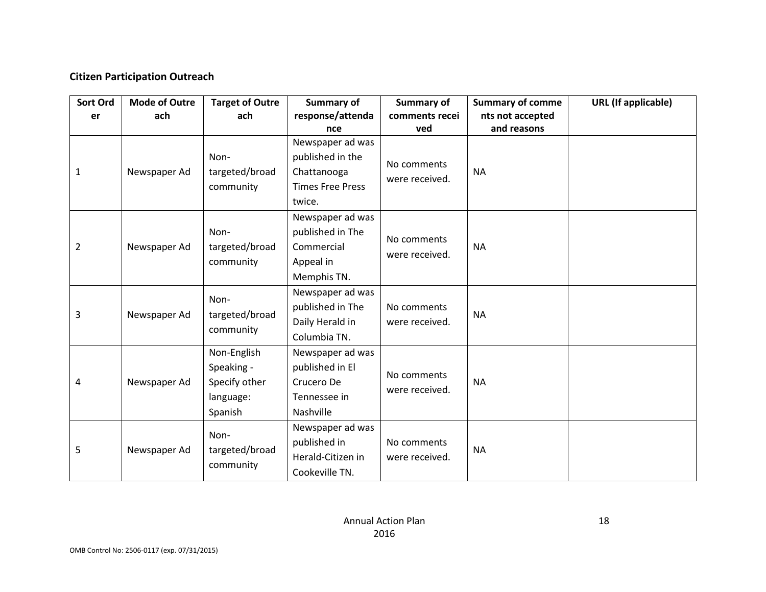**Citizen Participation Outreach**

| Sort Order | Mode of Outreach | Target of Outreach | Summary of response/attendance | Summary of comments received | Summary of comments not accepted and reasons | URL (If applicable) |
|---|---|---|---|---|---|---|
| 1 | Newspaper Ad | Non-targeted/broad community | Newspaper ad was published in the Chattanooga Times Free Press twice. | No comments were received. | NA | |
| 2 | Newspaper Ad | Non-targeted/broad community | Newspaper ad was published in The Commercial Appeal in Memphis TN. | No comments were received. | NA | |
| 3 | Newspaper Ad | Non-targeted/broad community | Newspaper ad was published in The Daily Herald in Columbia TN. | No comments were received. | NA | |
| 4 | Newspaper Ad | Non-English Speaking - Specify other language: Spanish | Newspaper ad was published in El Crucero De Tennessee in Nashville | No comments were received. | NA | |
| 5 | Newspaper Ad | Non-targeted/broad community | Newspaper ad was published in Herald-Citizen in Cookeville TN. | No comments were received. | NA | |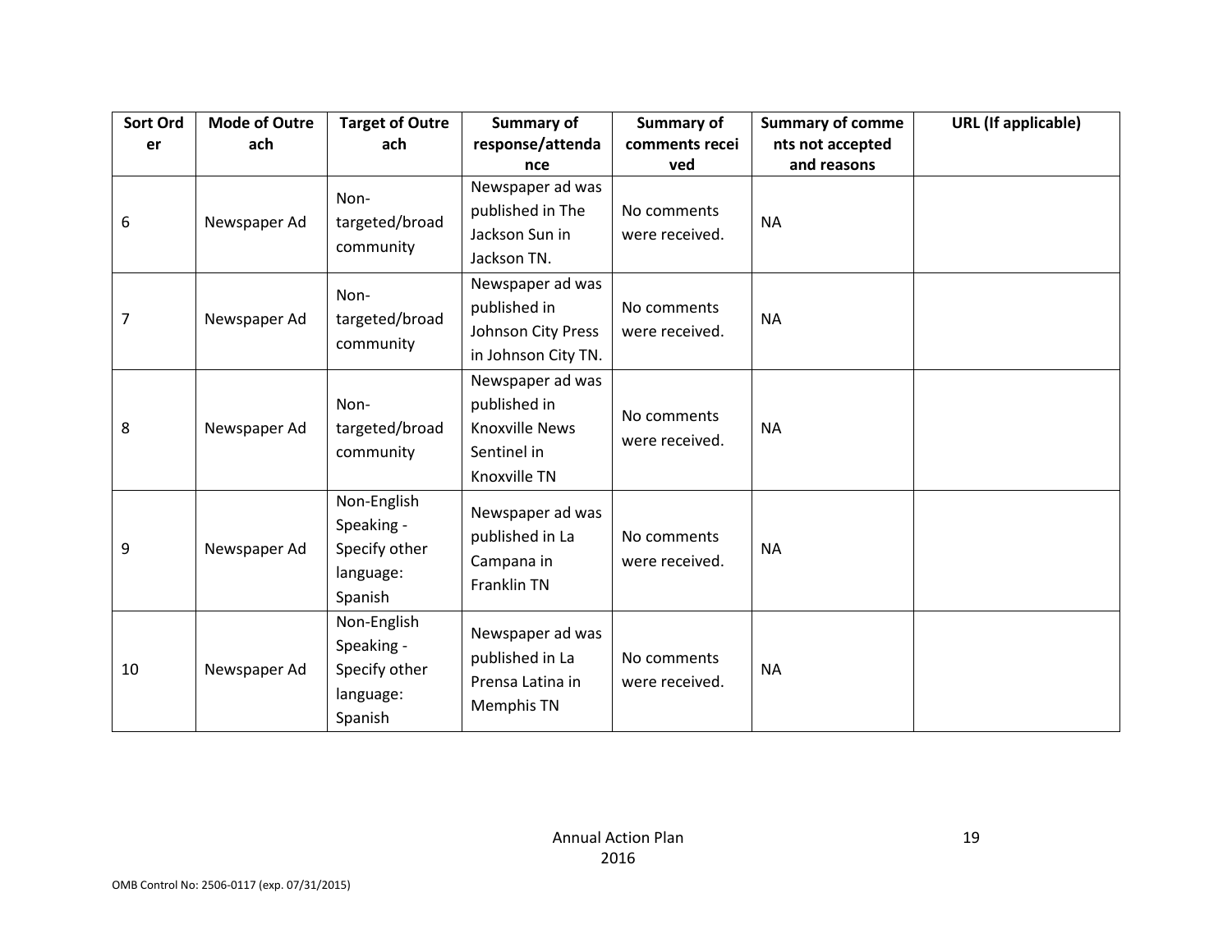| Sort Order | Mode of Outreach | Target of Outreach | Summary of response/attendance | Summary of comments received | Summary of comments not accepted and reasons | URL (If applicable) |
|---|---|---|---|---|---|---|
| 6 | Newspaper Ad | Non-targeted/broad community | Newspaper ad was published in The Jackson Sun in Jackson TN. | No comments were received. | NA | |
| 7 | Newspaper Ad | Non-targeted/broad community | Newspaper ad was published in Johnson City Press in Johnson City TN. | No comments were received. | NA | |
| 8 | Newspaper Ad | Non-targeted/broad community | Newspaper ad was published in Knoxville News Sentinel in Knoxville TN | No comments were received. | NA | |
| 9 | Newspaper Ad | Non-English Speaking - Specify other language: Spanish | Newspaper ad was published in La Campana in Franklin TN | No comments were received. | NA | |
| 10 | Newspaper Ad | Non-English Speaking - Specify other language: Spanish | Newspaper ad was published in La Prensa Latina in Memphis TN | No comments were received. | NA | |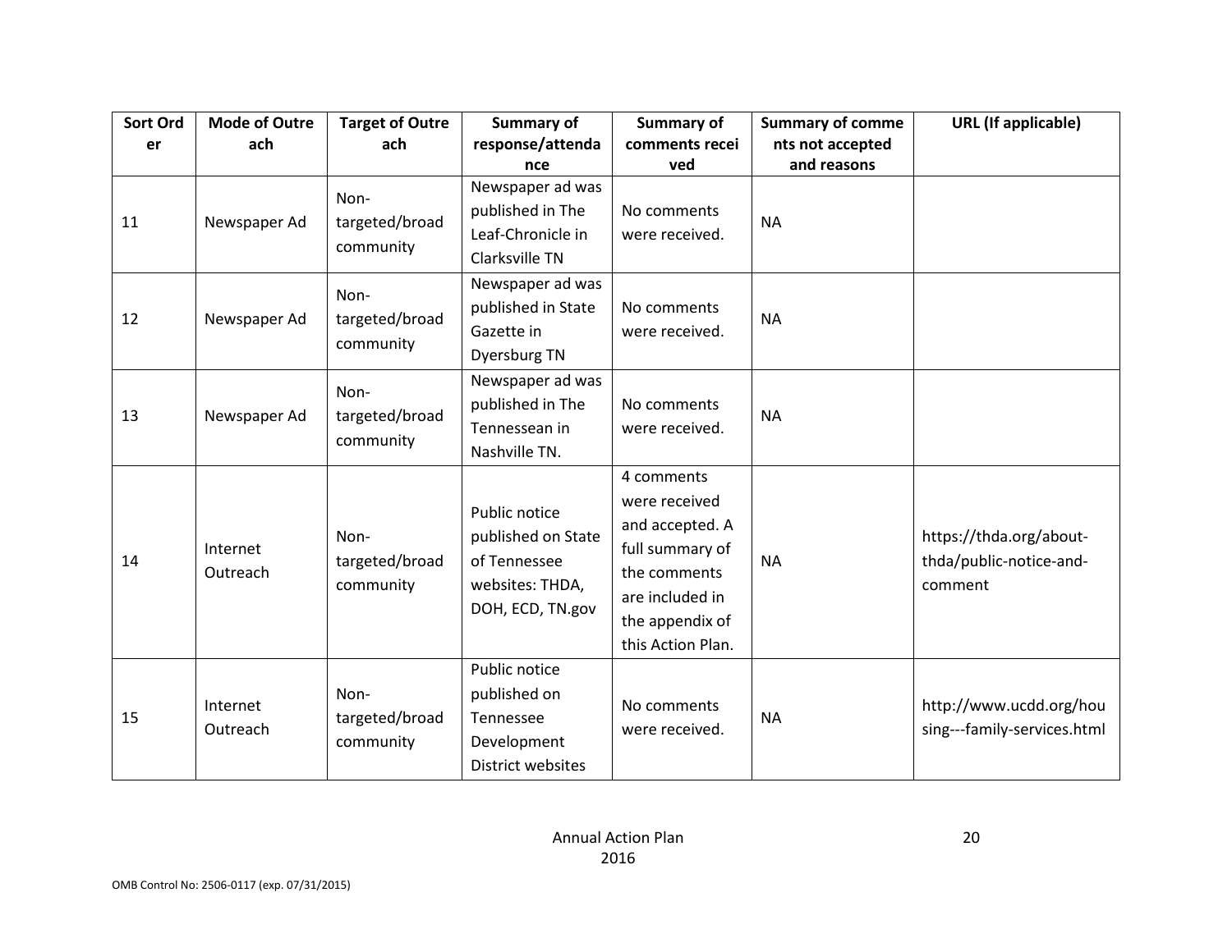| Sort Order | Mode of Outreach | Target of Outreach | Summary of response/attendance | Summary of comments received | Summary of comments not accepted and reasons | URL (If applicable) |
| --- | --- | --- | --- | --- | --- | --- |
| 11 | Newspaper Ad | Non-targeted/broad community | Newspaper ad was published in The Leaf-Chronicle in Clarksville TN | No comments were received. | NA | |
| 12 | Newspaper Ad | Non-targeted/broad community | Newspaper ad was published in State Gazette in Dyersburg TN | No comments were received. | NA | |
| 13 | Newspaper Ad | Non-targeted/broad community | Newspaper ad was published in The Tennessean in Nashville TN. | No comments were received. | NA | |
| 14 | Internet Outreach | Non-targeted/broad community | Public notice published on State of Tennessee websites: THDA, DOH, ECD, TN.gov | 4 comments were received and accepted. A full summary of the comments are included in the appendix of this Action Plan. | NA | https://thda.org/about-thda/public-notice-and-comment |
| 15 | Internet Outreach | Non-targeted/broad community | Public notice published on Tennessee Development District websites | No comments were received. | NA | http://www.ucdd.org/housing---family-services.html |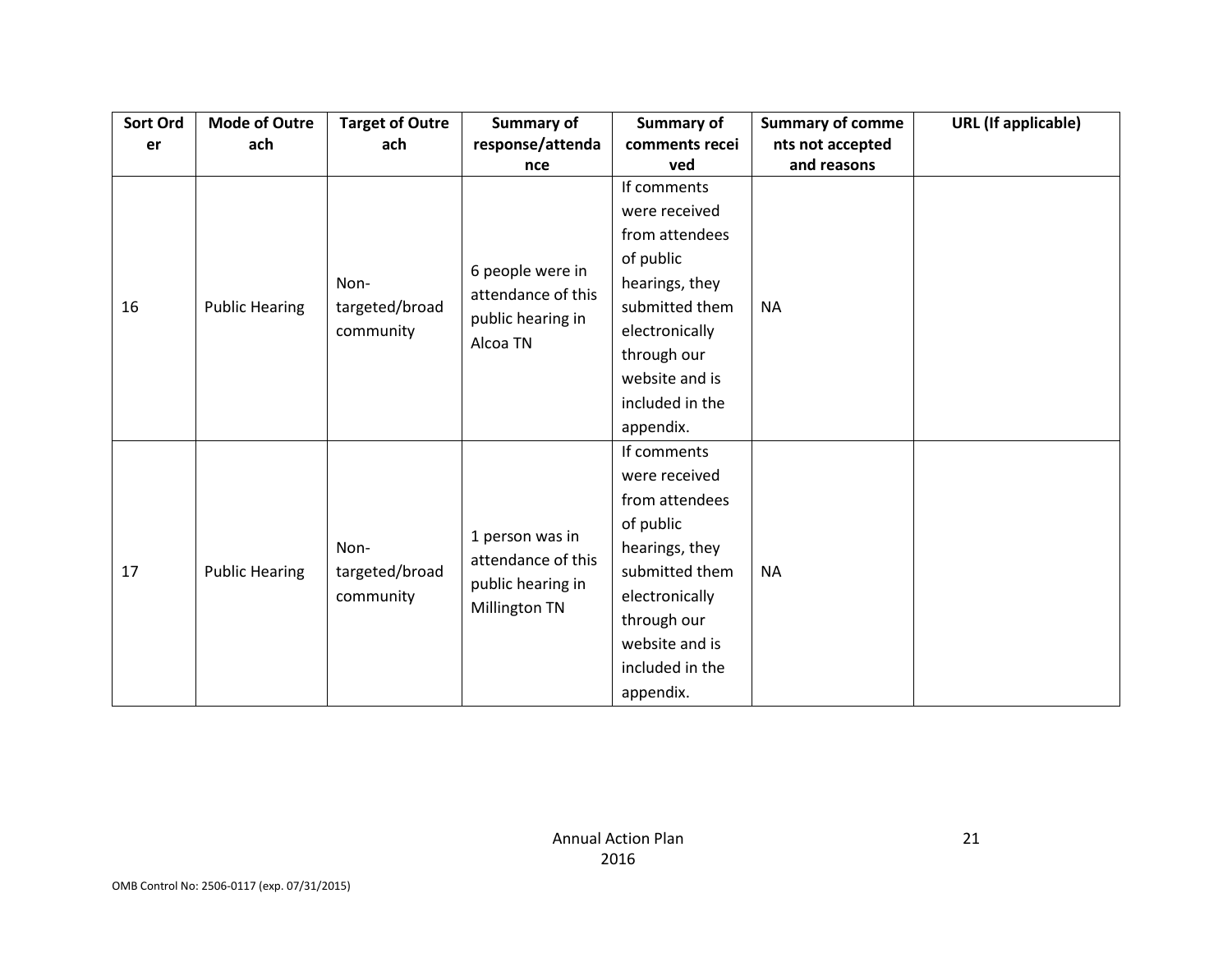| Sort Order | Mode of Outreach | Target of Outreach | Summary of response/attendance | Summary of comments received | Summary of comments not accepted and reasons | URL (If applicable) |
|---|---|---|---|---|---|---|
| 16 | Public Hearing | Non-targeted/broad community | 6 people were in attendance of this public hearing in Alcoa TN | If comments were received from attendees of public hearings, they submitted them electronically through our website and is included in the appendix. | NA | |
| 17 | Public Hearing | Non-targeted/broad community | 1 person was in attendance of this public hearing in Millington TN | If comments were received from attendees of public hearings, they submitted them electronically through our website and is included in the appendix. | NA | |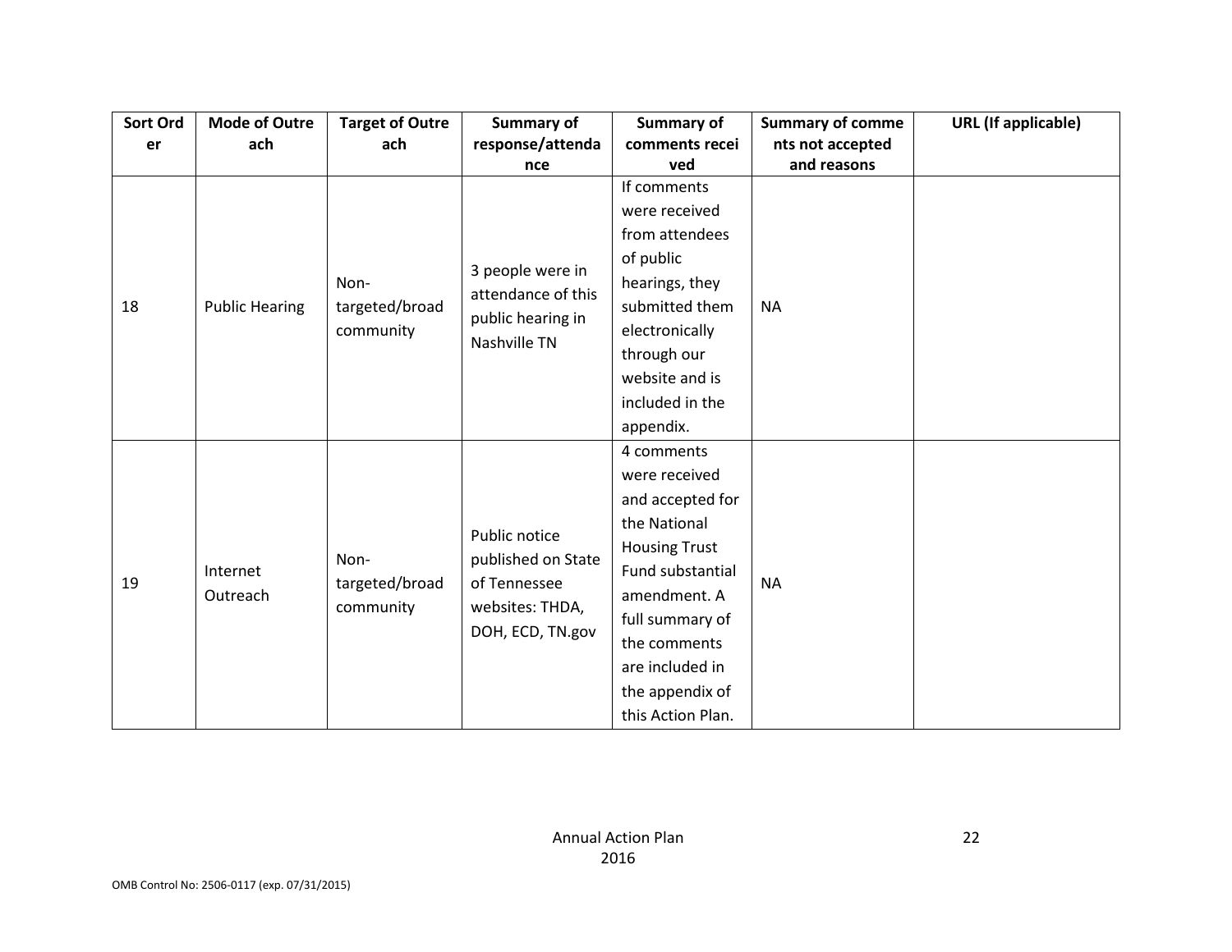| Sort Order | Mode of Outreach | Target of Outreach | Summary of response/attendance | Summary of comments received | Summary of comments not accepted and reasons | URL (If applicable) |
|---|---|---|---|---|---|---|
| 18 | Public Hearing | Non-targeted/broad community | 3 people were in attendance of this public hearing in Nashville TN | If comments were received from attendees of public hearings, they submitted them electronically through our website and is included in the appendix. | NA | |
| 19 | Internet Outreach | Non-targeted/broad community | Public notice published on State of Tennessee websites: THDA, DOH, ECD, TN.gov | 4 comments were received and accepted for the National Housing Trust Fund substantial amendment. A full summary of the comments are included in the appendix of this Action Plan. | NA | |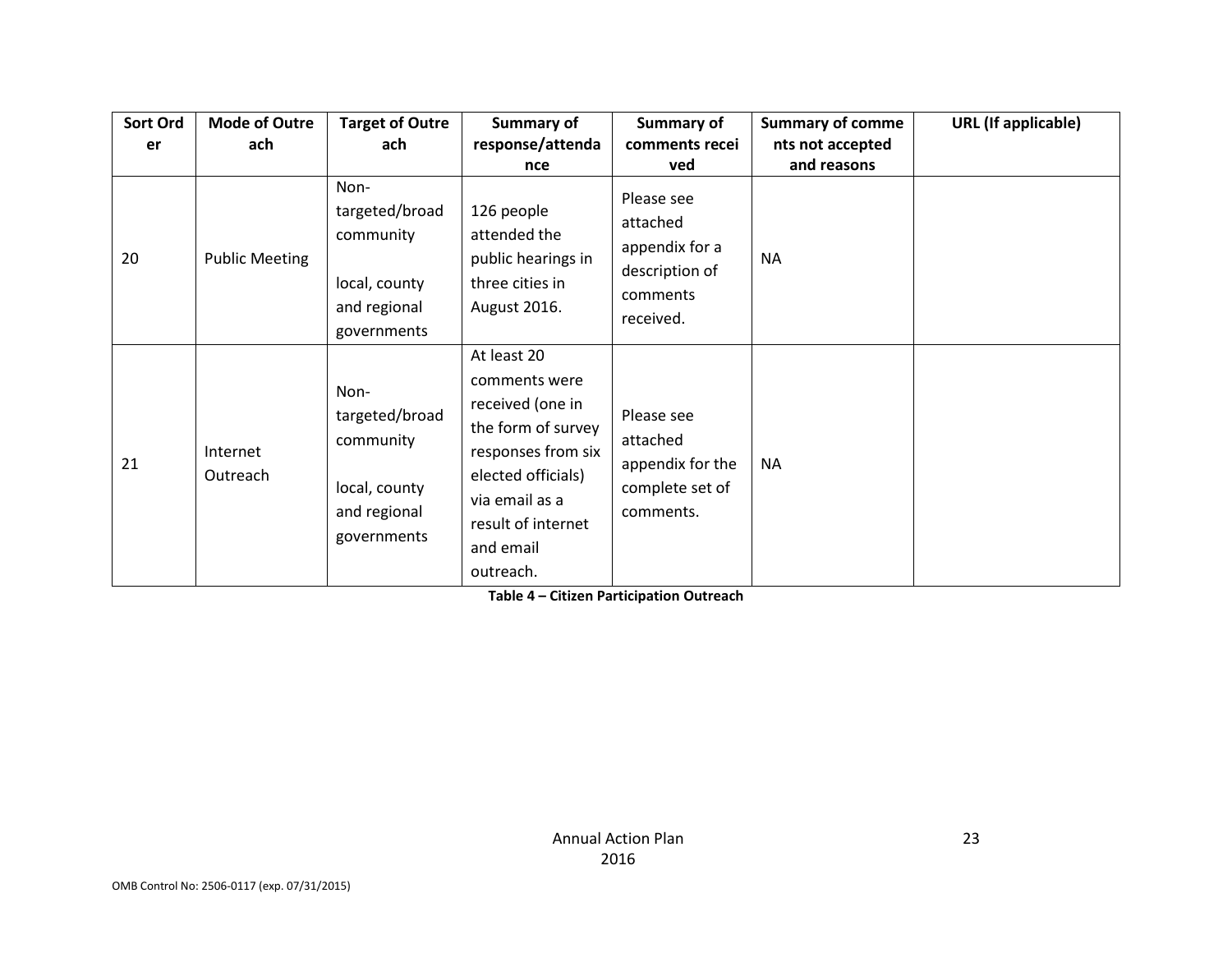| Sort Order | Mode of Outreach | Target of Outreach | Summary of response/attendance | Summary of comments received | Summary of comments not accepted and reasons | URL (If applicable) |
|---|---|---|---|---|---|---|
| 20 | Public Meeting | Non-targeted/broad community<br><br>local, county and regional governments | 126 people attended the public hearings in three cities in August 2016. | Please see attached appendix for a description of comments received. | NA | |
| 21 | Internet Outreach | Non-targeted/broad community<br><br>local, county and regional governments | At least 20 comments were received (one in the form of survey responses from six elected officials) via email as a result of internet and email outreach. | Please see attached appendix for the complete set of comments. | NA | |

**Table 4 – Citizen Participation Outreach**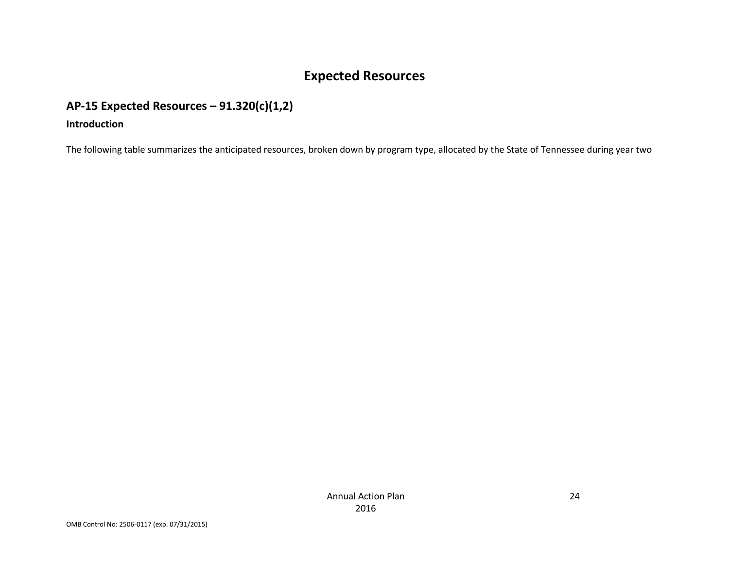# Expected Resources

## AP-15 Expected Resources – 91.320(c)(1,2)

### Introduction

The following table summarizes the anticipated resources, broken down by program type, allocated by the State of Tennessee during year two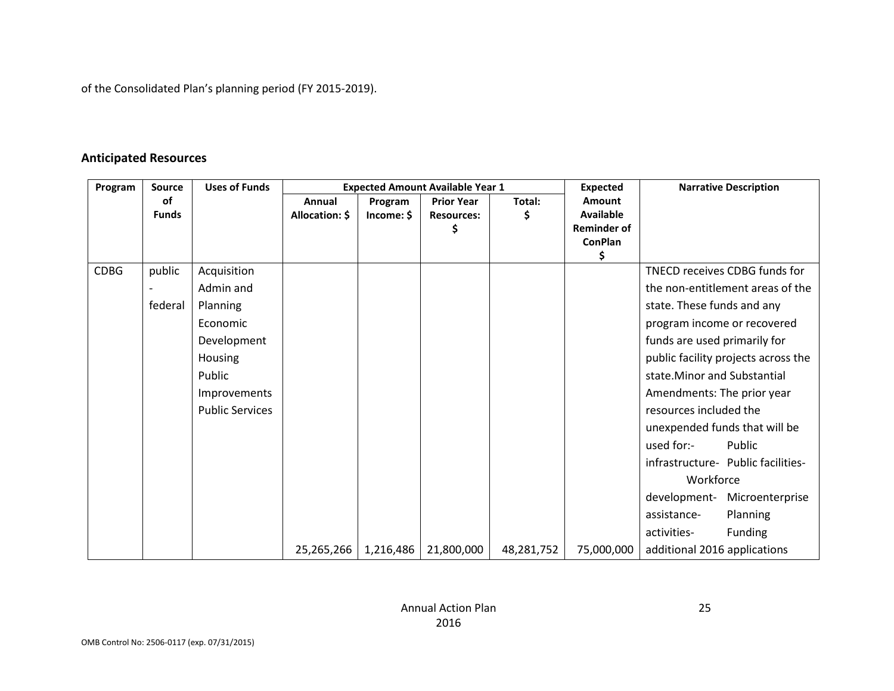of the Consolidated Plan's planning period (FY 2015-2019).

## Anticipated Resources

| Program | Source of Funds | Uses of Funds | Expected Amount Available Year 1 | | | | Expected Amount Available Reminder of ConPlan $ | Narrative Description |
|---|---|---|---|---|---|---|---|---|
| | | | Annual Allocation: $ | Program Income: $ | Prior Year Resources: $ | Total: $ | | |
| CDBG | public - federal | Acquisition Admin and Planning Economic Development Housing Public Improvements Public Services | 25,265,266 | 1,216,486 | 21,800,000 | 48,281,752 | 75,000,000 | TNECD receives CDBG funds for the non-entitlement areas of the state. These funds and any program income or recovered funds are used primarily for public facility projects across the state.Minor and Substantial Amendments: The prior year resources included the unexpended funds that will be used for:- Public infrastructure- Public facilities- Workforce development- Microenterprise assistance- Planning activities- Funding additional 2016 applications |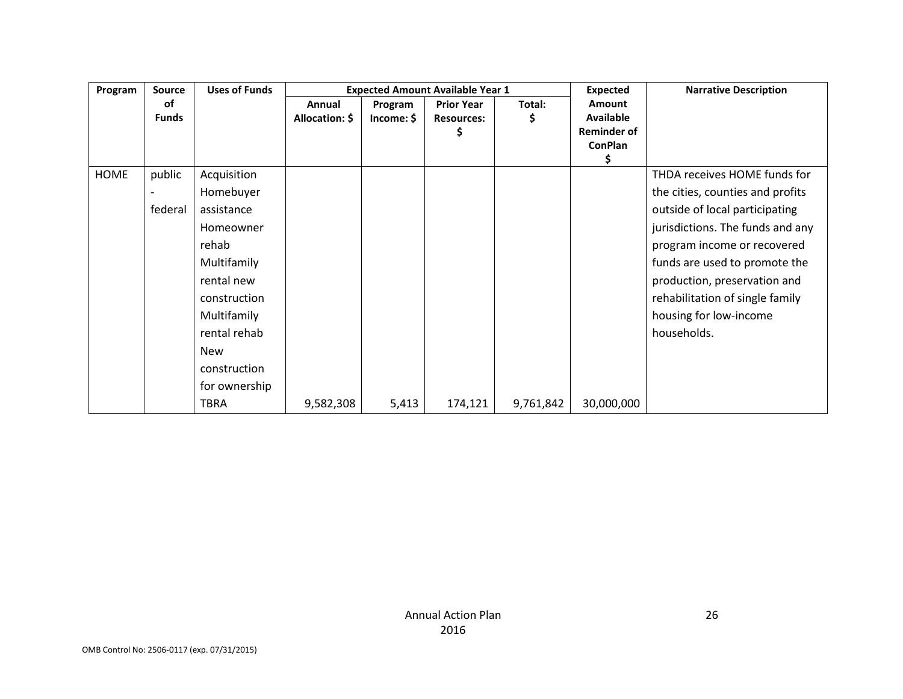| Program | Source of Funds | Uses of Funds | Expected Amount Available Year 1 | | | | Expected Amount Available Reminder of ConPlan $ | Narrative Description |
|---|---|---|---|---|---|---|---|---|
| | | | Annual Allocation: $ | Program Income: $ | Prior Year Resources: $ | Total: $ | | |
| HOME | public - federal | Acquisition Homebuyer assistance Homeowner rehab Multifamily rental new construction Multifamily rental rehab New construction for ownership TBRA | 9,582,308 | 5,413 | 174,121 | 9,761,842 | 30,000,000 | THDA receives HOME funds for the cities, counties and profits outside of local participating jurisdictions. The funds and any program income or recovered funds are used to promote the production, preservation and rehabilitation of single family housing for low-income households. |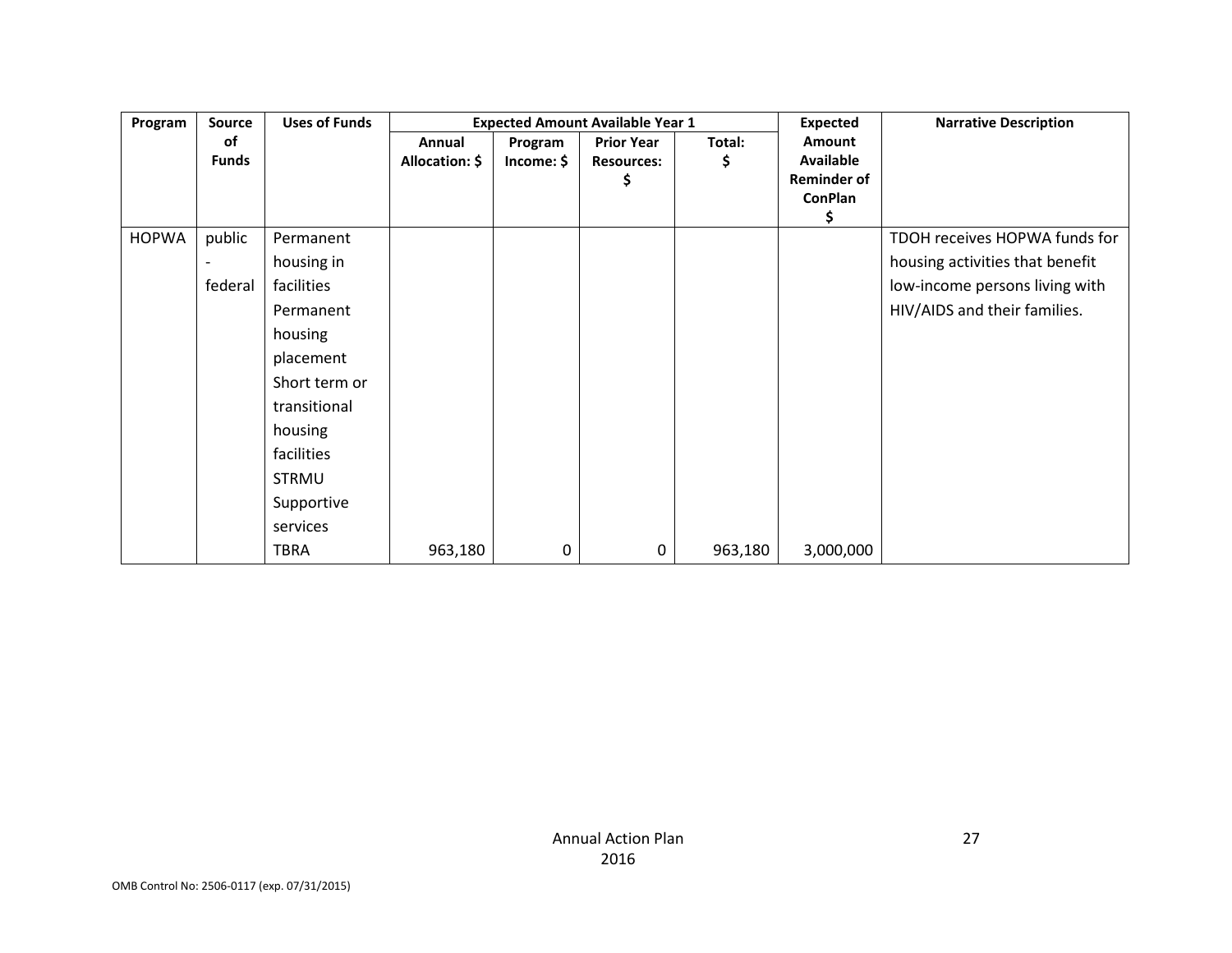| Program | Source of Funds | Uses of Funds | Expected Amount Available Year 1 | | | | Expected Amount Available Reminder of ConPlan $ | Narrative Description |
|---|---|---|---|---|---|---|---|---|
| | | | Annual Allocation: $ | Program Income: $ | Prior Year Resources: $ | Total: $ | | |
| HOPWA | public - federal | Permanent housing in facilities<br>Permanent housing placement<br>Short term or transitional housing facilities<br>STRMU<br>Supportive services<br>TBRA | 963,180 | 0 | 0 | 963,180 | 3,000,000 | TDOH receives HOPWA funds for housing activities that benefit low-income persons living with HIV/AIDS and their families. |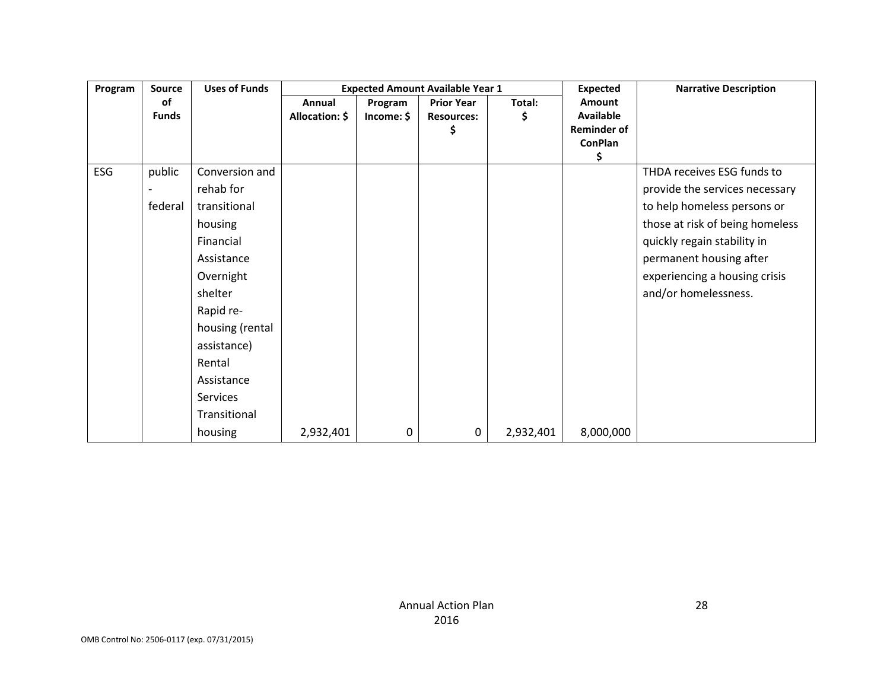| Program | Source of Funds | Uses of Funds | Expected Amount Available Year 1 | | | | Expected Amount Available Reminder of ConPlan $ | Narrative Description |
|---|---|---|---|---|---|---|---|---|
| | | | Annual Allocation: $ | Program Income: $ | Prior Year Resources: $ | Total: $ | | |
| ESG | public - federal | Conversion and rehab for transitional housing Financial Assistance Overnight shelter Rapid re-housing (rental assistance) Rental Assistance Services Transitional housing | 2,932,401 | 0 | 0 | 2,932,401 | 8,000,000 | THDA receives ESG funds to provide the services necessary to help homeless persons or those at risk of being homeless quickly regain stability in permanent housing after experiencing a housing crisis and/or homelessness. |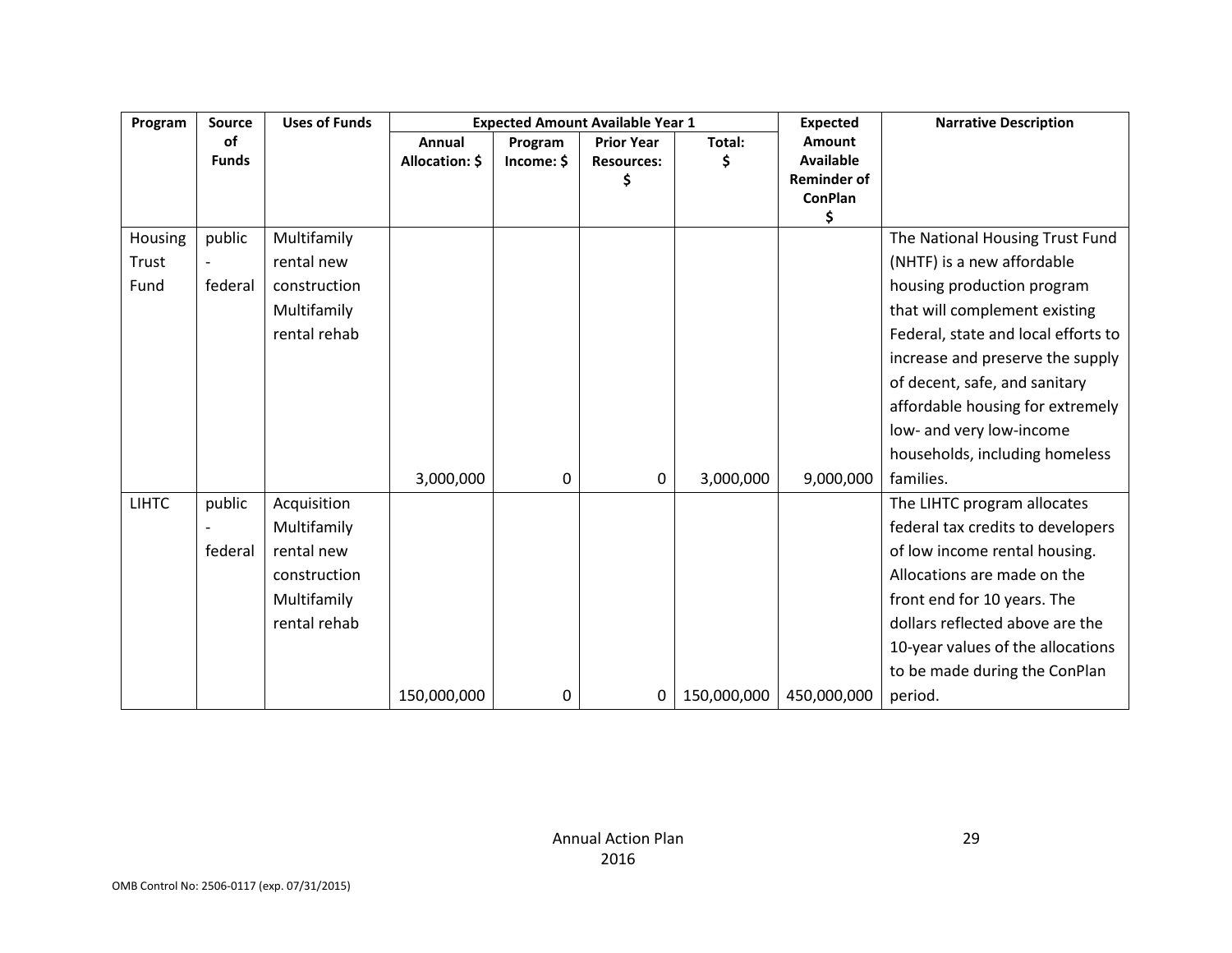| Program | Source of Funds | Uses of Funds | Expected Amount Available Year 1 | | | | Expected Amount Available Reminder of ConPlan $ | Narrative Description |
|---|---|---|---|---|---|---|---|---|
| | | | Annual Allocation: $ | Program Income: $ | Prior Year Resources: $ | Total: $ | | |
| Housing Trust Fund | public - federal | Multifamily rental new construction Multifamily rental rehab | 3,000,000 | 0 | 0 | 3,000,000 | 9,000,000 | The National Housing Trust Fund (NHTF) is a new affordable housing production program that will complement existing Federal, state and local efforts to increase and preserve the supply of decent, safe, and sanitary affordable housing for extremely low- and very low-income households, including homeless families. |
| LIHTC | public - federal | Acquisition Multifamily rental new construction Multifamily rental rehab | 150,000,000 | 0 | 0 | 150,000,000 | 450,000,000 | The LIHTC program allocates federal tax credits to developers of low income rental housing. Allocations are made on the front end for 10 years. The dollars reflected above are the 10-year values of the allocations to be made during the ConPlan period. |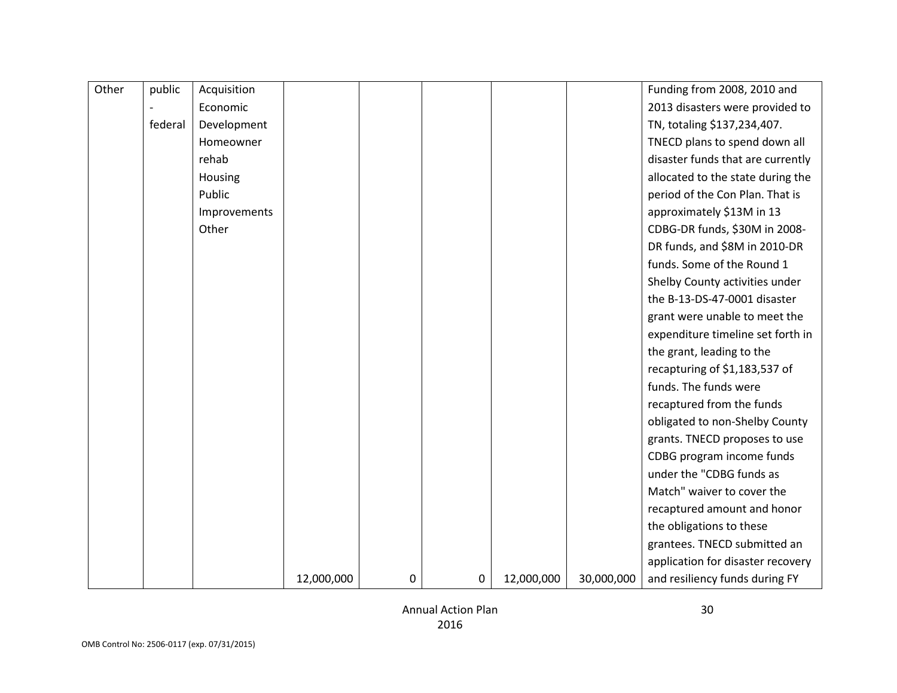| | | | | | | | | |
|---|---|---|---|---|---|---|---|---|
| Other | public - federal | Acquisition Economic Development Homeowner rehab Housing Public Improvements Other | 12,000,000 | 0 | 0 | 12,000,000 | 30,000,000 | Funding from 2008, 2010 and 2013 disasters were provided to TN, totaling $137,234,407. TNECD plans to spend down all disaster funds that are currently allocated to the state during the period of the Con Plan. That is approximately $13M in 13 CDBG-DR funds, $30M in 2008-DR funds, and $8M in 2010-DR funds. Some of the Round 1 Shelby County activities under the B-13-DS-47-0001 disaster grant were unable to meet the expenditure timeline set forth in the grant, leading to the recapturing of $1,183,537 of funds. The funds were recaptured from the funds obligated to non-Shelby County grants. TNECD proposes to use CDBG program income funds under the "CDBG funds as Match" waiver to cover the recaptured amount and honor the obligations to these grantees. TNECD submitted an application for disaster recovery and resiliency funds during FY |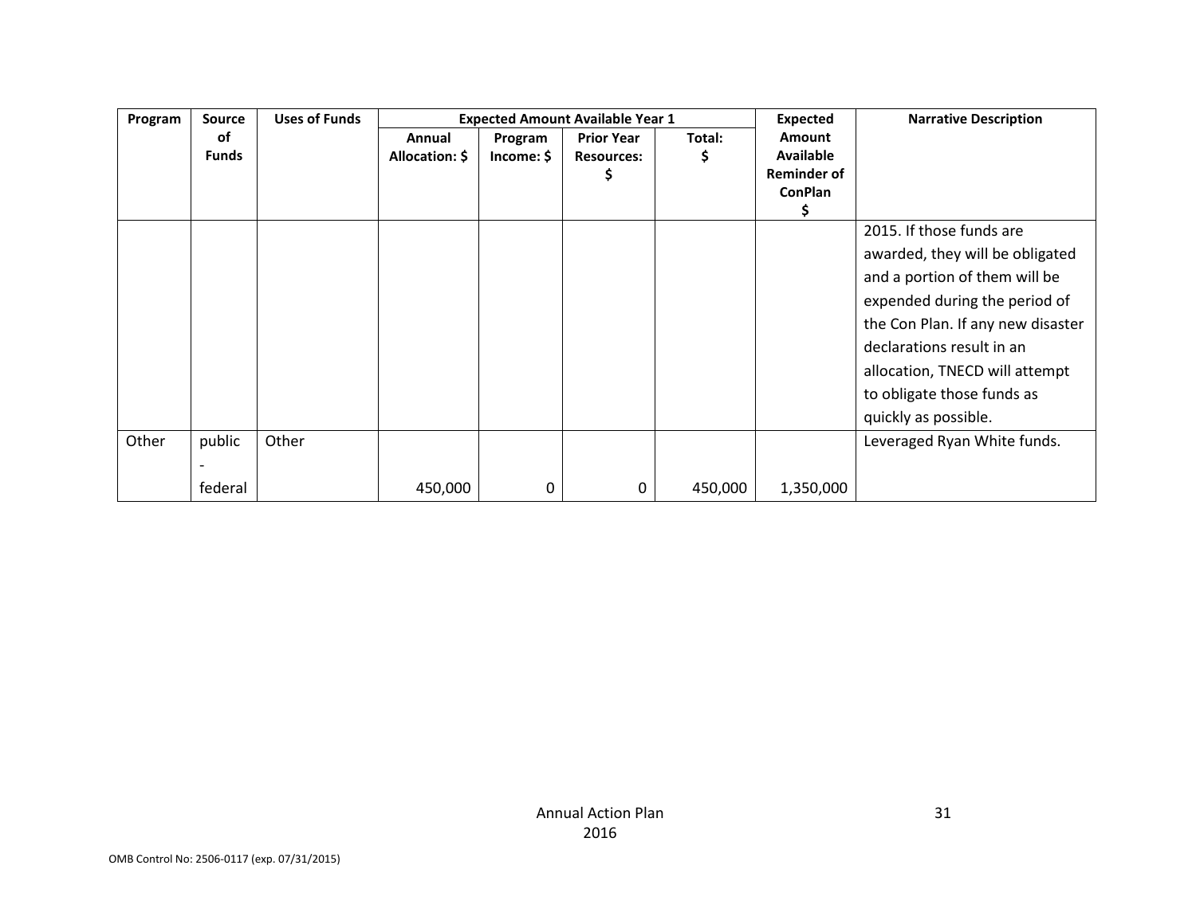| Program | Source of Funds | Uses of Funds | Expected Amount Available Year 1 | | | | Expected Amount Available Reminder of ConPlan $ | Narrative Description |
|---|---|---|---|---|---|---|---|---|
| | | | Annual Allocation: $ | Program Income: $ | Prior Year Resources: $ | Total: $ | | |
| | | | | | | | | 2015. If those funds are awarded, they will be obligated and a portion of them will be expended during the period of the Con Plan. If any new disaster declarations result in an allocation, TNECD will attempt to obligate those funds as quickly as possible. |
| Other | public - federal | Other | 450,000 | 0 | 0 | 450,000 | 1,350,000 | Leveraged Ryan White funds. |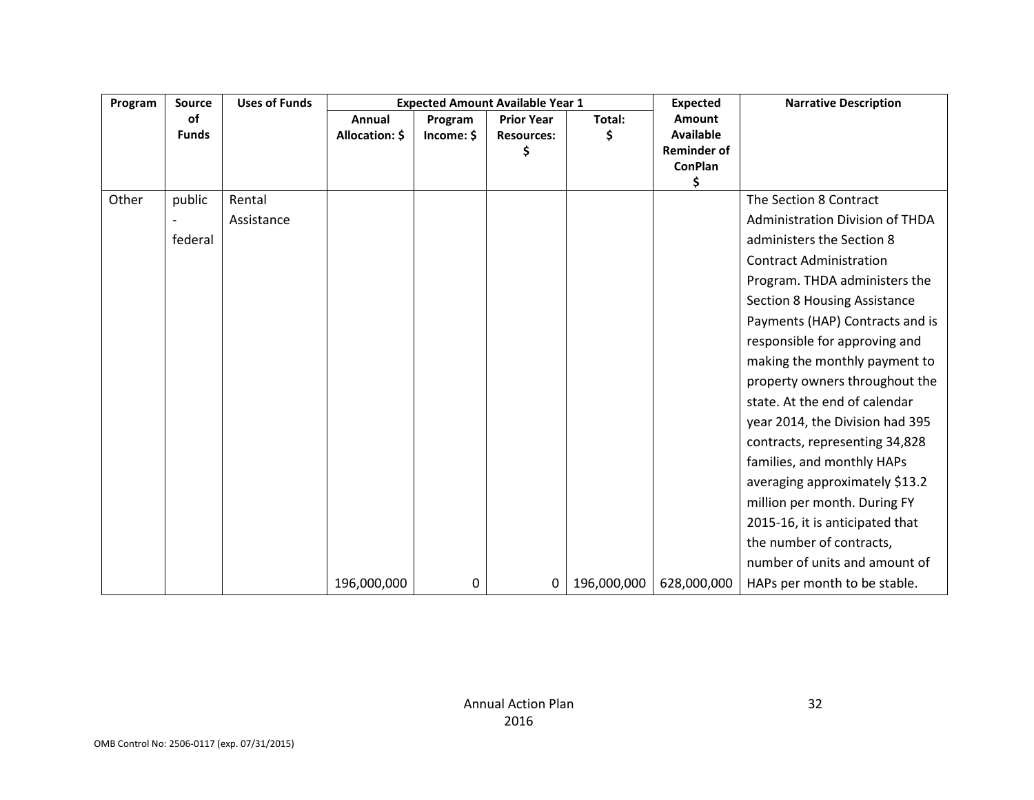| Program | Source of Funds | Uses of Funds | Expected Amount Available Year 1 | | | | Expected Amount Available Reminder of ConPlan $ | Narrative Description |
|---|---|---|---|---|---|---|---|---|
| | | | Annual Allocation: $ | Program Income: $ | Prior Year Resources: $ | Total: $ | | |
| Other | public - federal | Rental Assistance | 196,000,000 | 0 | 0 | 196,000,000 | 628,000,000 | The Section 8 Contract Administration Division of THDA administers the Section 8 Contract Administration Program. THDA administers the Section 8 Housing Assistance Payments (HAP) Contracts and is responsible for approving and making the monthly payment to property owners throughout the state. At the end of calendar year 2014, the Division had 395 contracts, representing 34,828 families, and monthly HAPs averaging approximately $13.2 million per month. During FY 2015-16, it is anticipated that the number of contracts, number of units and amount of HAPs per month to be stable. |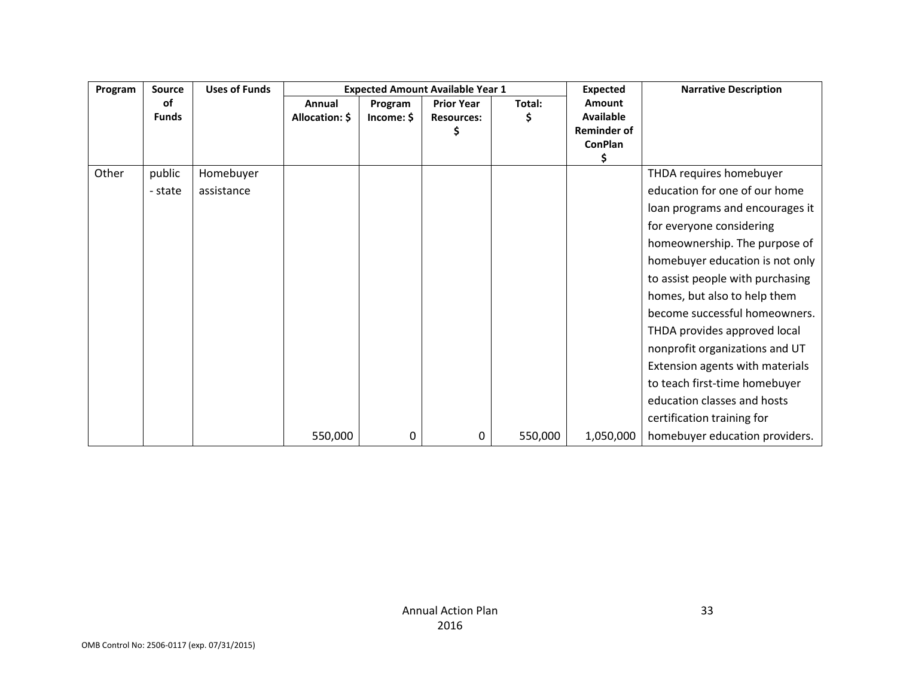| Program | Source of Funds | Uses of Funds | Expected Amount Available Year 1 | | | | Expected Amount Available Reminder of ConPlan $ | Narrative Description |
|---|---|---|---|---|---|---|---|---|
| | | | Annual Allocation: $ | Program Income: $ | Prior Year Resources: $ | Total: $ | | |
| Other | public - state | Homebuyer assistance | 550,000 | 0 | 0 | 550,000 | 1,050,000 | THDA requires homebuyer education for one of our home loan programs and encourages it for everyone considering homeownership. The purpose of homebuyer education is not only to assist people with purchasing homes, but also to help them become successful homeowners. THDA provides approved local nonprofit organizations and UT Extension agents with materials to teach first-time homebuyer education classes and hosts certification training for homebuyer education providers. |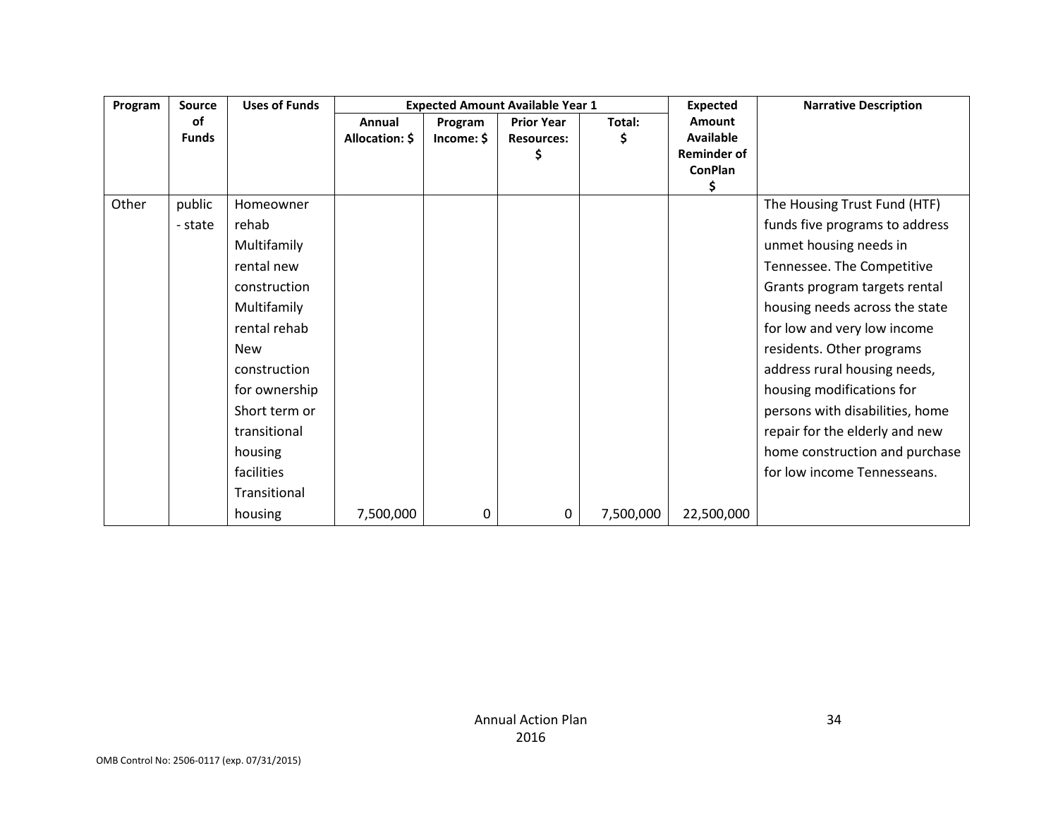| Program | Source of Funds | Uses of Funds | Expected Amount Available Year 1 | | | | Expected Amount Available Reminder of ConPlan $ | Narrative Description |
|---|---|---|---|---|---|---|---|---|
| | | | Annual Allocation: $ | Program Income: $ | Prior Year Resources: $ | Total: $ | | |
| Other | public - state | Homeowner rehab<br>Multifamily rental new construction<br>Multifamily rental rehab<br>New construction for ownership<br>Short term or transitional housing facilities<br>Transitional housing | 7,500,000 | 0 | 0 | 7,500,000 | 22,500,000 | The Housing Trust Fund (HTF) funds five programs to address unmet housing needs in Tennessee. The Competitive Grants program targets rental housing needs across the state for low and very low income residents. Other programs address rural housing needs, housing modifications for persons with disabilities, home repair for the elderly and new home construction and purchase for low income Tennesseans. |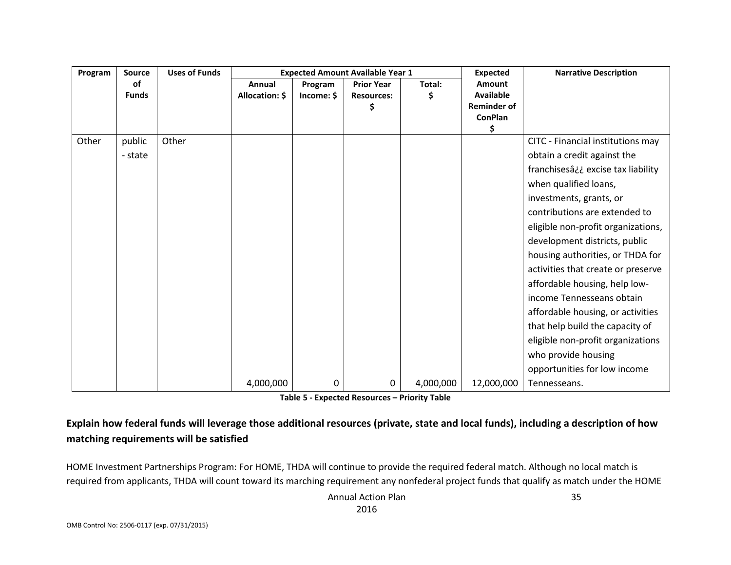| Program | Source of Funds | Uses of Funds | Expected Amount Available Year 1 | | | | Expected Amount Available Reminder of ConPlan $ | Narrative Description |
|---|---|---|---|---|---|---|---|---|
| | | | Annual Allocation: $ | Program Income: $ | Prior Year Resources: $ | Total: $ | | |
| Other | public - state | Other | 4,000,000 | 0 | 0 | 4,000,000 | 12,000,000 | CITC - Financial institutions may obtain a credit against the franchisesâ¿¿ excise tax liability when qualified loans, investments, grants, or contributions are extended to eligible non-profit organizations, development districts, public housing authorities, or THDA for activities that create or preserve affordable housing, help low-income Tennesseans obtain affordable housing, or activities that help build the capacity of eligible non-profit organizations who provide housing opportunities for low income Tennesseans. |

**Table 5 - Expected Resources – Priority Table**

## Explain how federal funds will leverage those additional resources (private, state and local funds), including a description of how matching requirements will be satisfied

HOME Investment Partnerships Program: For HOME, THDA will continue to provide the required federal match. Although no local match is required from applicants, THDA will count toward its marching requirement any nonfederal project funds that qualify as match under the HOME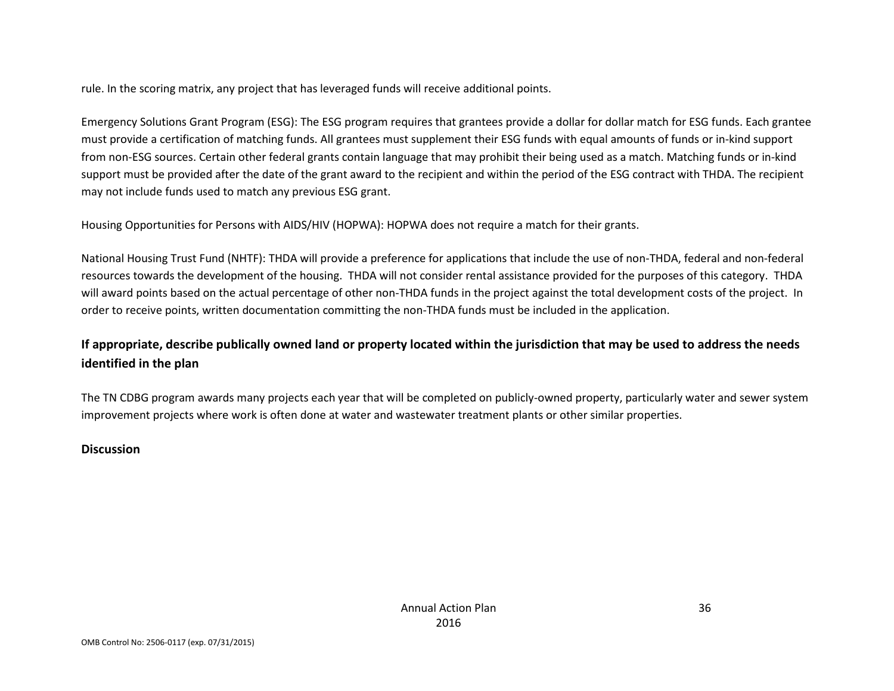rule. In the scoring matrix, any project that has leveraged funds will receive additional points.

Emergency Solutions Grant Program (ESG): The ESG program requires that grantees provide a dollar for dollar match for ESG funds. Each grantee must provide a certification of matching funds. All grantees must supplement their ESG funds with equal amounts of funds or in-kind support from non-ESG sources. Certain other federal grants contain language that may prohibit their being used as a match. Matching funds or in-kind support must be provided after the date of the grant award to the recipient and within the period of the ESG contract with THDA. The recipient may not include funds used to match any previous ESG grant.

Housing Opportunities for Persons with AIDS/HIV (HOPWA): HOPWA does not require a match for their grants.

National Housing Trust Fund (NHTF): THDA will provide a preference for applications that include the use of non-THDA, federal and non-federal resources towards the development of the housing. THDA will not consider rental assistance provided for the purposes of this category. THDA will award points based on the actual percentage of other non-THDA funds in the project against the total development costs of the project. In order to receive points, written documentation committing the non-THDA funds must be included in the application.

## If appropriate, describe publically owned land or property located within the jurisdiction that may be used to address the needs identified in the plan

The TN CDBG program awards many projects each year that will be completed on publicly-owned property, particularly water and sewer system improvement projects where work is often done at water and wastewater treatment plants or other similar properties.

## Discussion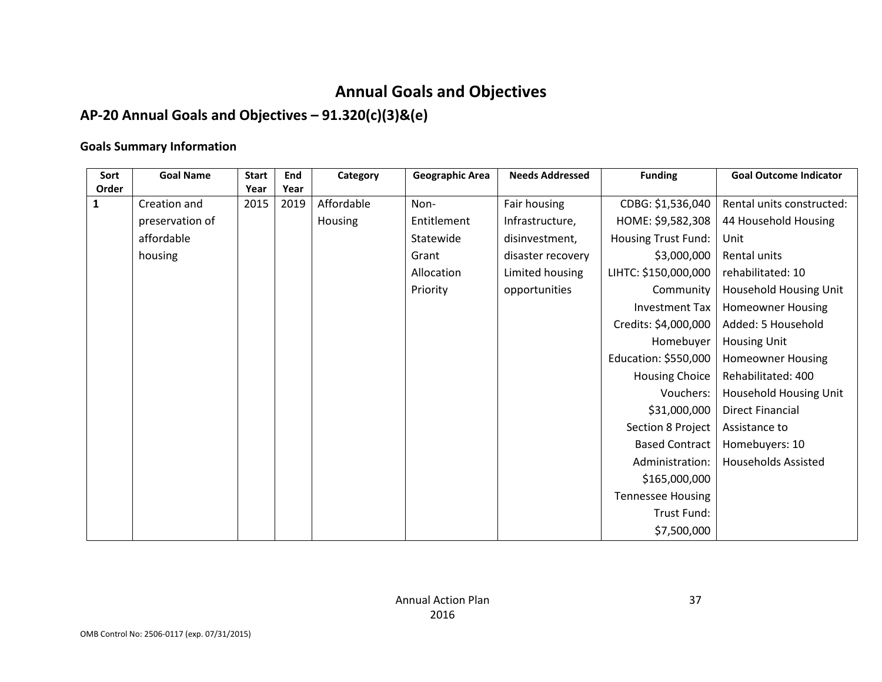# Annual Goals and Objectives

## AP-20 Annual Goals and Objectives – 91.320(c)(3)&(e)

### Goals Summary Information

| Sort Order | Goal Name | Start Year | End Year | Category | Geographic Area | Needs Addressed | Funding | Goal Outcome Indicator |
|---|---|---|---|---|---|---|---|---|
| 1 | Creation and preservation of affordable housing | 2015 | 2019 | Affordable Housing | Non-Entitlement Statewide Grant Allocation Priority | Fair housing Infrastructure, disinvestment, disaster recovery Limited housing opportunities | CDBG: $1,536,040 HOME: $9,582,308 Housing Trust Fund: $3,000,000 LIHTC: $150,000,000 Community Investment Tax Credits: $4,000,000 Homebuyer Education: $550,000 Housing Choice Vouchers: $31,000,000 Section 8 Project Based Contract Administration: $165,000,000 Tennessee Housing Trust Fund: $7,500,000 | Rental units constructed: 44 Household Housing Unit Rental units rehabilitated: 10 Household Housing Unit Homeowner Housing Added: 5 Household Housing Unit Homeowner Housing Rehabilitated: 400 Household Housing Unit Direct Financial Assistance to Homebuyers: 10 Households Assisted |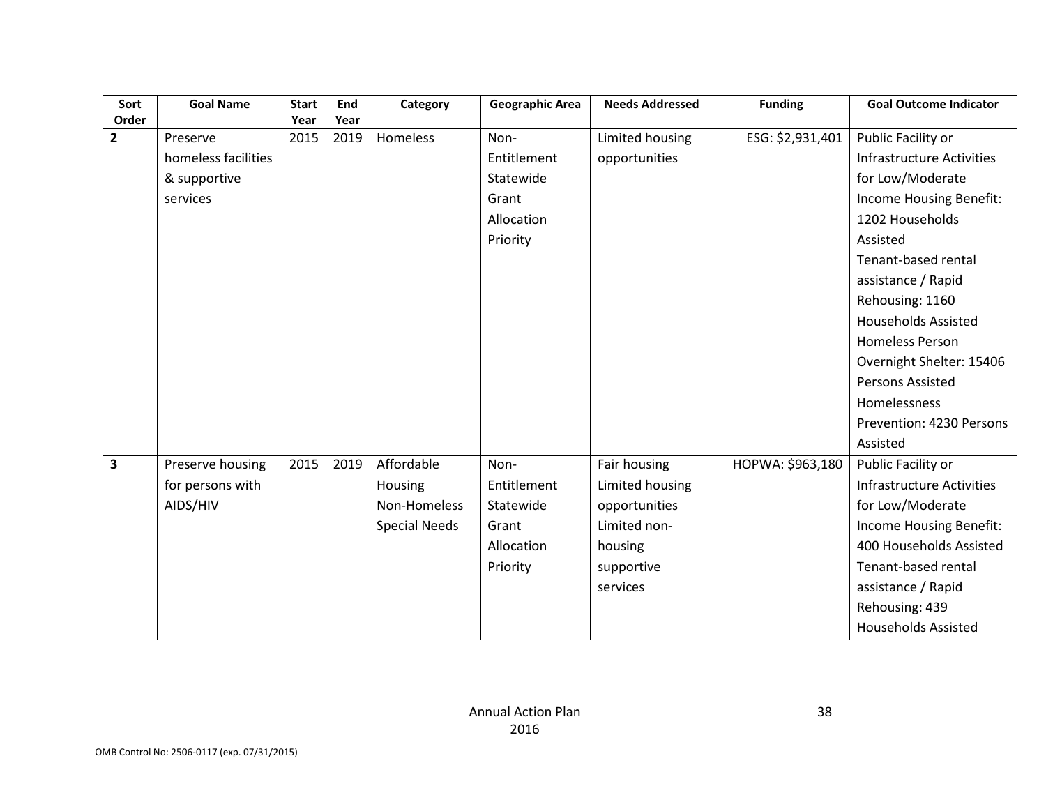| Sort Order | Goal Name | Start Year | End Year | Category | Geographic Area | Needs Addressed | Funding | Goal Outcome Indicator |
|---|---|---|---|---|---|---|---|---|
| **2** | Preserve homeless facilities & supportive services | 2015 | 2019 | Homeless | Non-Entitlement Statewide Grant Allocation Priority | Limited housing opportunities | ESG: $2,931,401 | Public Facility or Infrastructure Activities for Low/Moderate Income Housing Benefit: 1202 Households Assisted<br>Tenant-based rental assistance / Rapid Rehousing: 1160 Households Assisted<br>Homeless Person Overnight Shelter: 15406 Persons Assisted<br>Homelessness Prevention: 4230 Persons Assisted |
| **3** | Preserve housing for persons with AIDS/HIV | 2015 | 2019 | Affordable Housing<br>Non-Homeless Special Needs | Non-Entitlement Statewide Grant Allocation Priority | Fair housing<br>Limited housing opportunities<br>Limited non-housing supportive services | HOPWA: $963,180 | Public Facility or Infrastructure Activities for Low/Moderate Income Housing Benefit: 400 Households Assisted<br>Tenant-based rental assistance / Rapid Rehousing: 439 Households Assisted |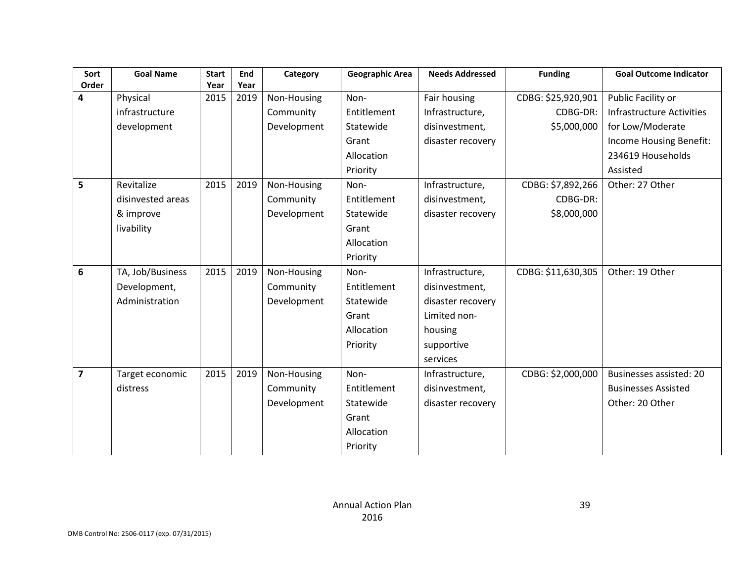| Sort Order | Goal Name | Start Year | End Year | Category | Geographic Area | Needs Addressed | Funding | Goal Outcome Indicator |
|---|---|---|---|---|---|---|---|---|
| **4** | Physical infrastructure development | 2015 | 2019 | Non-Housing Community Development | Non-Entitlement Statewide Grant Allocation Priority | Fair housing Infrastructure, disinvestment, disaster recovery | CDBG: $25,920,901 CDBG-DR: $5,000,000 | Public Facility or Infrastructure Activities for Low/Moderate Income Housing Benefit: 234619 Households Assisted |
| **5** | Revitalize disinvested areas & improve livability | 2015 | 2019 | Non-Housing Community Development | Non-Entitlement Statewide Grant Allocation Priority | Infrastructure, disinvestment, disaster recovery | CDBG: $7,892,266 CDBG-DR: $8,000,000 | Other: 27 Other |
| **6** | TA, Job/Business Development, Administration | 2015 | 2019 | Non-Housing Community Development | Non-Entitlement Statewide Grant Allocation Priority | Infrastructure, disinvestment, disaster recovery Limited non-housing supportive services | CDBG: $11,630,305 | Other: 19 Other |
| **7** | Target economic distress | 2015 | 2019 | Non-Housing Community Development | Non-Entitlement Statewide Grant Allocation Priority | Infrastructure, disinvestment, disaster recovery | CDBG: $2,000,000 | Businesses assisted: 20 Businesses Assisted Other: 20 Other |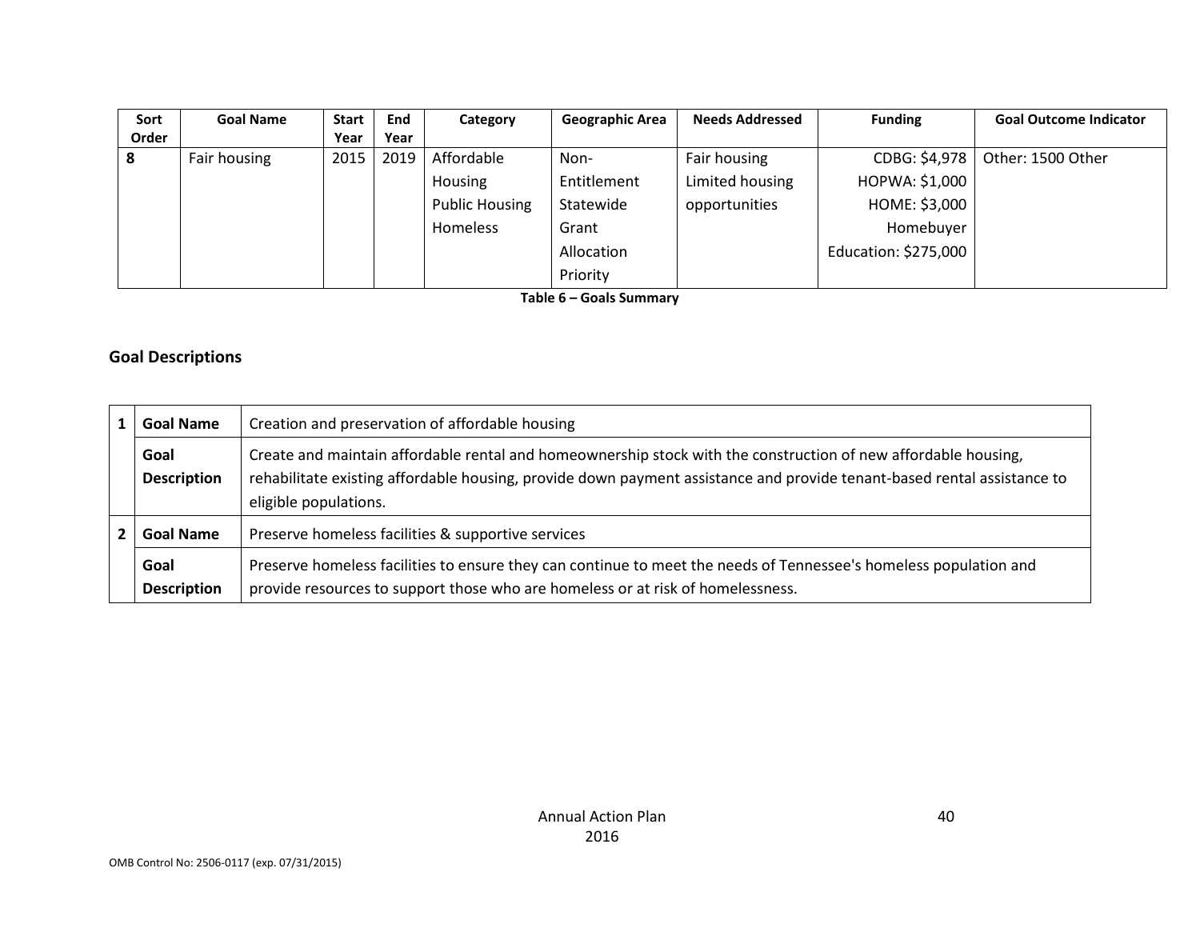| Sort Order | Goal Name | Start Year | End Year | Category | Geographic Area | Needs Addressed | Funding | Goal Outcome Indicator |
|---|---|---|---|---|---|---|---|---|
| 8 | Fair housing | 2015 | 2019 | Affordable Housing<br>Public Housing<br>Homeless | Non-Entitlement Statewide Grant Allocation Priority | Fair housing<br>Limited housing opportunities | CDBG: $4,978<br>HOPWA: $1,000<br>HOME: $3,000<br>Homebuyer Education: $275,000 | Other: 1500 Other |

**Table 6 – Goals Summary**

## Goal Descriptions

| | | |
|---|---|---|
| 1 | **Goal Name** | Creation and preservation of affordable housing |
| | **Goal Description** | Create and maintain affordable rental and homeownership stock with the construction of new affordable housing, rehabilitate existing affordable housing, provide down payment assistance and provide tenant-based rental assistance to eligible populations. |
| 2 | **Goal Name** | Preserve homeless facilities & supportive services |
| | **Goal Description** | Preserve homeless facilities to ensure they can continue to meet the needs of Tennessee's homeless population and provide resources to support those who are homeless or at risk of homelessness. |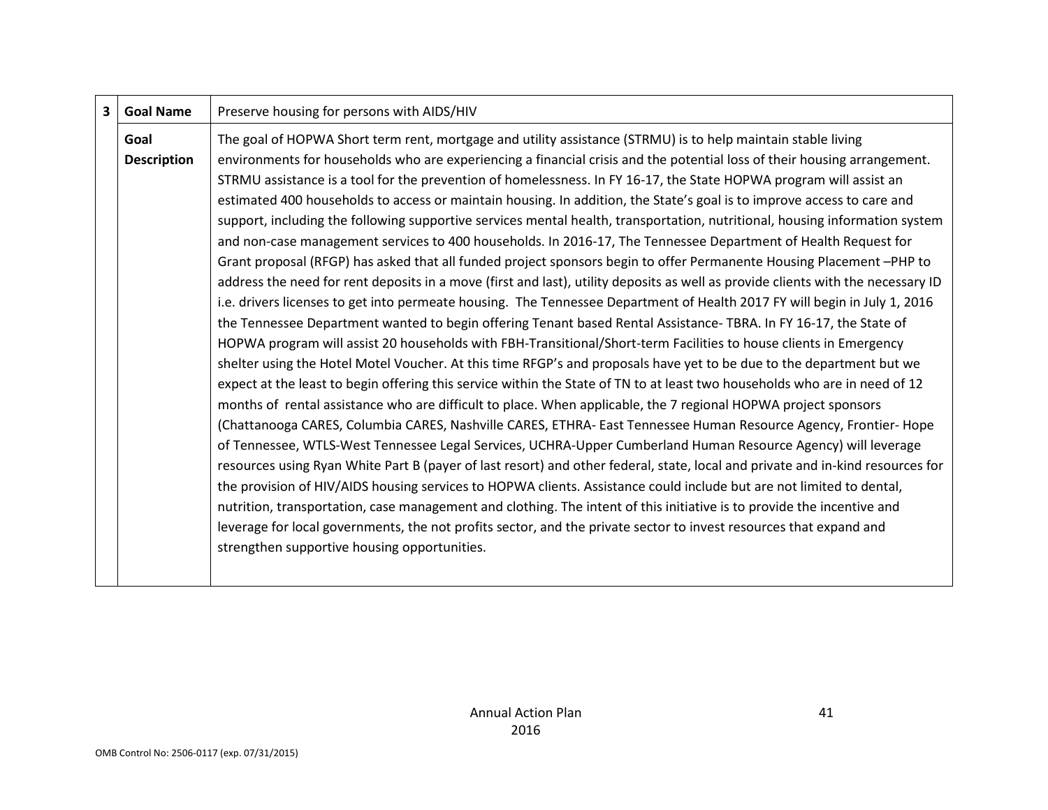| 3 | Goal Name | Preserve housing for persons with AIDS/HIV |
|---|---|---|
| | Goal Description | The goal of HOPWA Short term rent, mortgage and utility assistance (STRMU) is to help maintain stable living environments for households who are experiencing a financial crisis and the potential loss of their housing arrangement. STRMU assistance is a tool for the prevention of homelessness. In FY 16-17, the State HOPWA program will assist an estimated 400 households to access or maintain housing. In addition, the State's goal is to improve access to care and support, including the following supportive services mental health, transportation, nutritional, housing information system and non-case management services to 400 households. In 2016-17, The Tennessee Department of Health Request for Grant proposal (RFGP) has asked that all funded project sponsors begin to offer Permanente Housing Placement –PHP to address the need for rent deposits in a move (first and last), utility deposits as well as provide clients with the necessary ID i.e. drivers licenses to get into permeate housing. The Tennessee Department of Health 2017 FY will begin in July 1, 2016 the Tennessee Department wanted to begin offering Tenant based Rental Assistance- TBRA. In FY 16-17, the State of HOPWA program will assist 20 households with FBH-Transitional/Short-term Facilities to house clients in Emergency shelter using the Hotel Motel Voucher. At this time RFGP's and proposals have yet to be due to the department but we expect at the least to begin offering this service within the State of TN to at least two households who are in need of 12 months of rental assistance who are difficult to place. When applicable, the 7 regional HOPWA project sponsors (Chattanooga CARES, Columbia CARES, Nashville CARES, ETHRA- East Tennessee Human Resource Agency, Frontier- Hope of Tennessee, WTLS-West Tennessee Legal Services, UCHRA-Upper Cumberland Human Resource Agency) will leverage resources using Ryan White Part B (payer of last resort) and other federal, state, local and private and in-kind resources for the provision of HIV/AIDS housing services to HOPWA clients. Assistance could include but are not limited to dental, nutrition, transportation, case management and clothing. The intent of this initiative is to provide the incentive and leverage for local governments, the not profits sector, and the private sector to invest resources that expand and strengthen supportive housing opportunities. |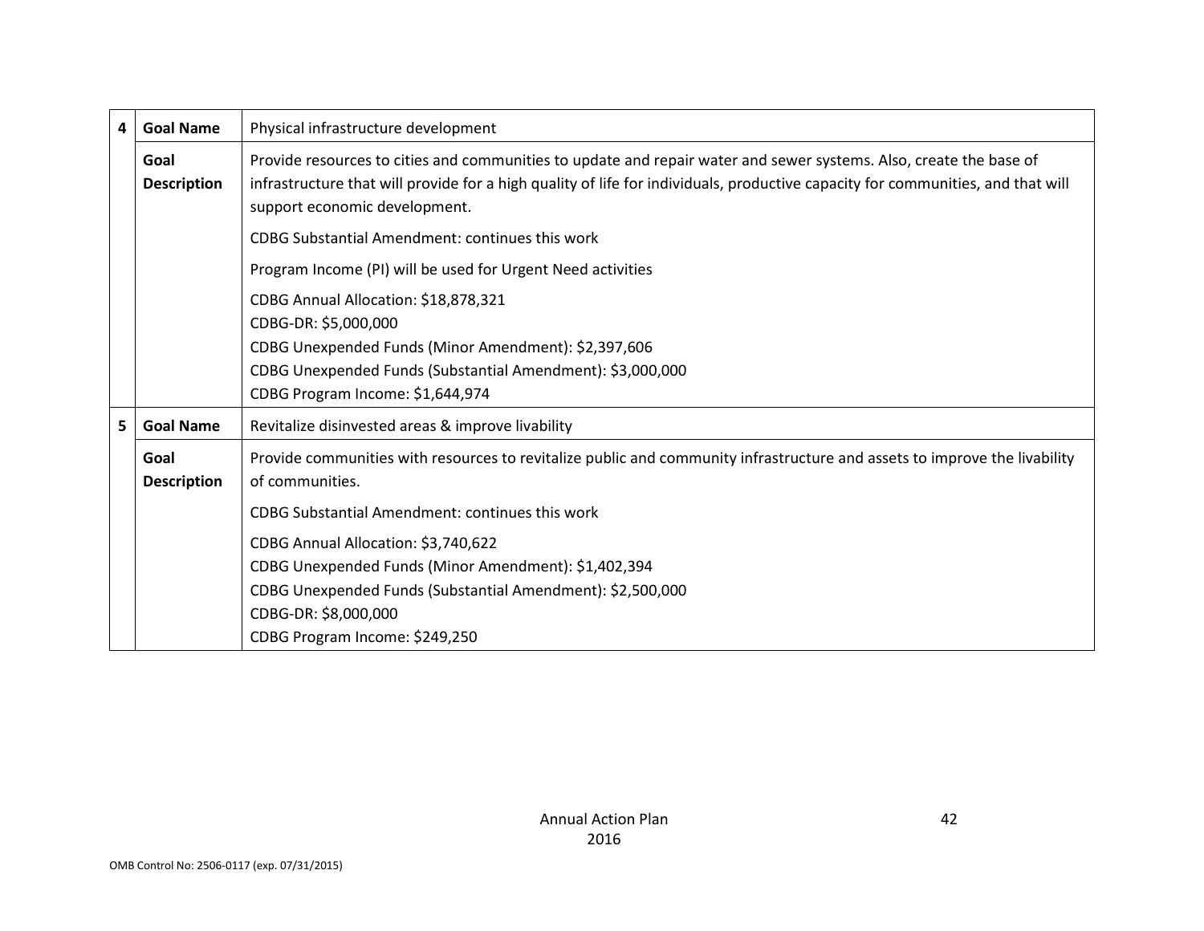| | | |
|---|---|---|
| 4 | **Goal Name** | Physical infrastructure development |
| | **Goal Description** | Provide resources to cities and communities to update and repair water and sewer systems. Also, create the base of infrastructure that will provide for a high quality of life for individuals, productive capacity for communities, and that will support economic development.<br><br>CDBG Substantial Amendment: continues this work<br><br>Program Income (PI) will be used for Urgent Need activities<br><br>CDBG Annual Allocation: $18,878,321<br>CDBG-DR: $5,000,000<br>CDBG Unexpended Funds (Minor Amendment): $2,397,606<br>CDBG Unexpended Funds (Substantial Amendment): $3,000,000<br>CDBG Program Income: $1,644,974 |
| 5 | **Goal Name** | Revitalize disinvested areas & improve livability |
| | **Goal Description** | Provide communities with resources to revitalize public and community infrastructure and assets to improve the livability of communities.<br><br>CDBG Substantial Amendment: continues this work<br><br>CDBG Annual Allocation: $3,740,622<br>CDBG Unexpended Funds (Minor Amendment): $1,402,394<br>CDBG Unexpended Funds (Substantial Amendment): $2,500,000<br>CDBG-DR: $8,000,000<br>CDBG Program Income: $249,250 |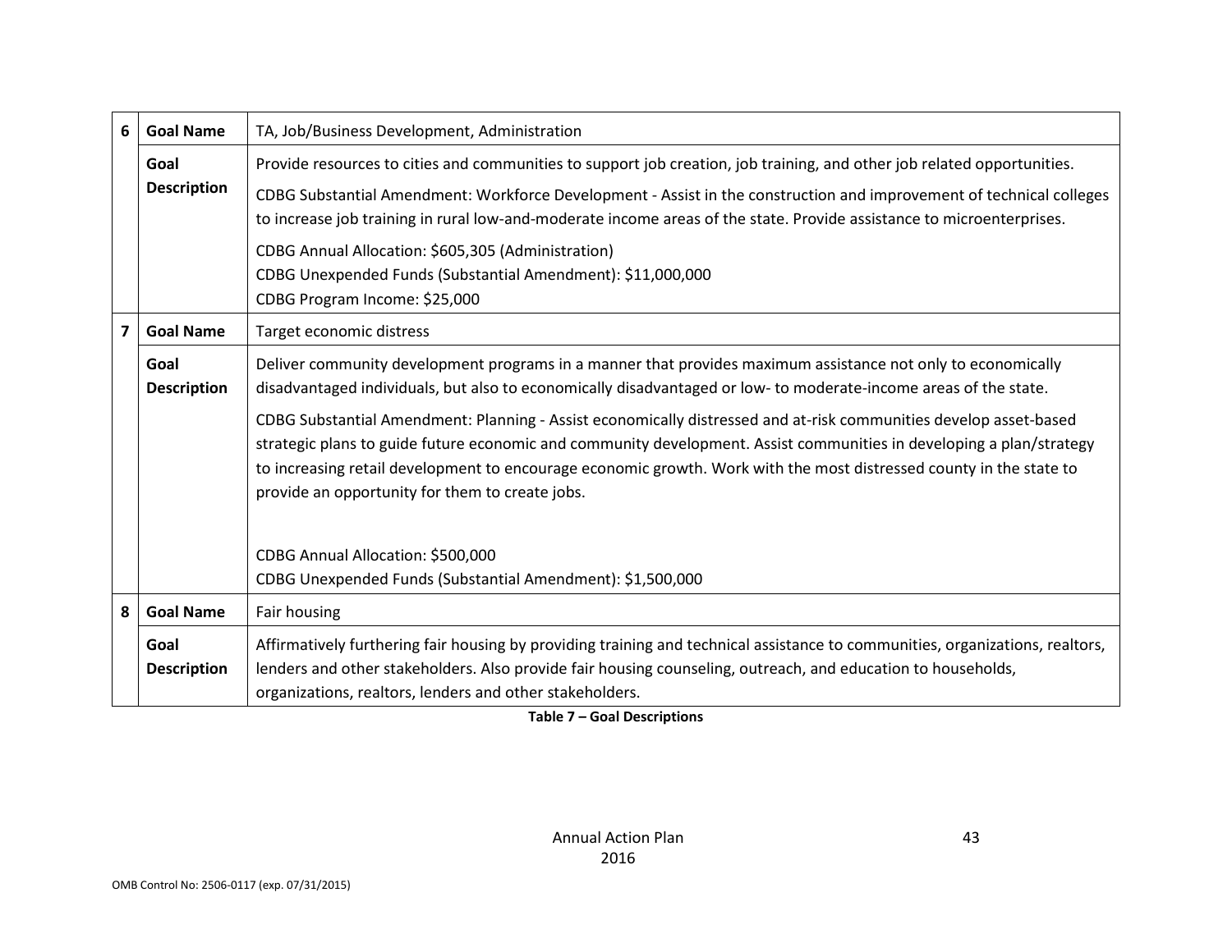| | | |
|---|---|---|
| 6 | **Goal Name** | TA, Job/Business Development, Administration |
| | **Goal Description** | Provide resources to cities and communities to support job creation, job training, and other job related opportunities.<br><br>CDBG Substantial Amendment: Workforce Development - Assist in the construction and improvement of technical colleges to increase job training in rural low-and-moderate income areas of the state. Provide assistance to microenterprises.<br><br>CDBG Annual Allocation: $605,305 (Administration)<br>CDBG Unexpended Funds (Substantial Amendment): $11,000,000<br>CDBG Program Income: $25,000 |
| 7 | **Goal Name** | Target economic distress |
| | **Goal Description** | Deliver community development programs in a manner that provides maximum assistance not only to economically disadvantaged individuals, but also to economically disadvantaged or low- to moderate-income areas of the state.<br><br>CDBG Substantial Amendment: Planning - Assist economically distressed and at-risk communities develop asset-based strategic plans to guide future economic and community development. Assist communities in developing a plan/strategy to increasing retail development to encourage economic growth. Work with the most distressed county in the state to provide an opportunity for them to create jobs.<br><br>CDBG Annual Allocation: $500,000<br>CDBG Unexpended Funds (Substantial Amendment): $1,500,000 |
| 8 | **Goal Name** | Fair housing |
| | **Goal Description** | Affirmatively furthering fair housing by providing training and technical assistance to communities, organizations, realtors, lenders and other stakeholders. Also provide fair housing counseling, outreach, and education to households, organizations, realtors, lenders and other stakeholders. |

**Table 7 – Goal Descriptions**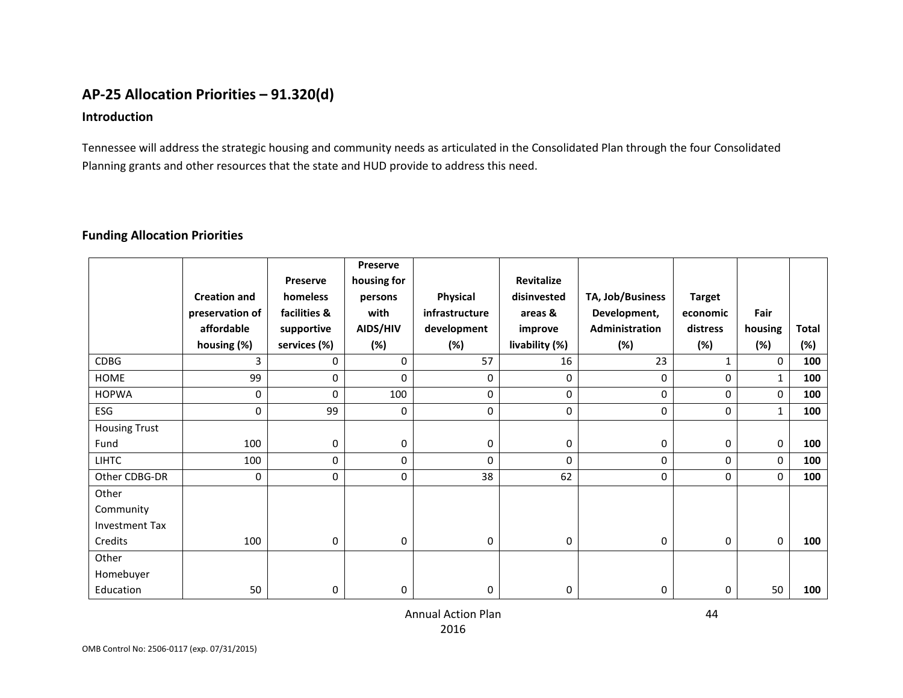## AP-25 Allocation Priorities – 91.320(d)

### Introduction

Tennessee will address the strategic housing and community needs as articulated in the Consolidated Plan through the four Consolidated Planning grants and other resources that the state and HUD provide to address this need.

### Funding Allocation Priorities

| | Creation and preservation of affordable housing (%) | Preserve homeless facilities & supportive services (%) | Preserve housing for persons with AIDS/HIV (%) | Physical infrastructure development (%) | Revitalize disinvested areas & improve livability (%) | TA, Job/Business Development, Administration (%) | Target economic distress (%) | Fair housing (%) | Total (%) |
|---|---|---|---|---|---|---|---|---|---|
| CDBG | 3 | 0 | 0 | 57 | 16 | 23 | 1 | 0 | **100** |
| HOME | 99 | 0 | 0 | 0 | 0 | 0 | 0 | 1 | **100** |
| HOPWA | 0 | 0 | 100 | 0 | 0 | 0 | 0 | 0 | **100** |
| ESG | 0 | 99 | 0 | 0 | 0 | 0 | 0 | 1 | **100** |
| Housing Trust Fund | 100 | 0 | 0 | 0 | 0 | 0 | 0 | 0 | **100** |
| LIHTC | 100 | 0 | 0 | 0 | 0 | 0 | 0 | 0 | **100** |
| Other CDBG-DR | 0 | 0 | 0 | 38 | 62 | 0 | 0 | 0 | **100** |
| Other Community Investment Tax Credits | 100 | 0 | 0 | 0 | 0 | 0 | 0 | 0 | **100** |
| Other Homebuyer Education | 50 | 0 | 0 | 0 | 0 | 0 | 0 | 50 | **100** |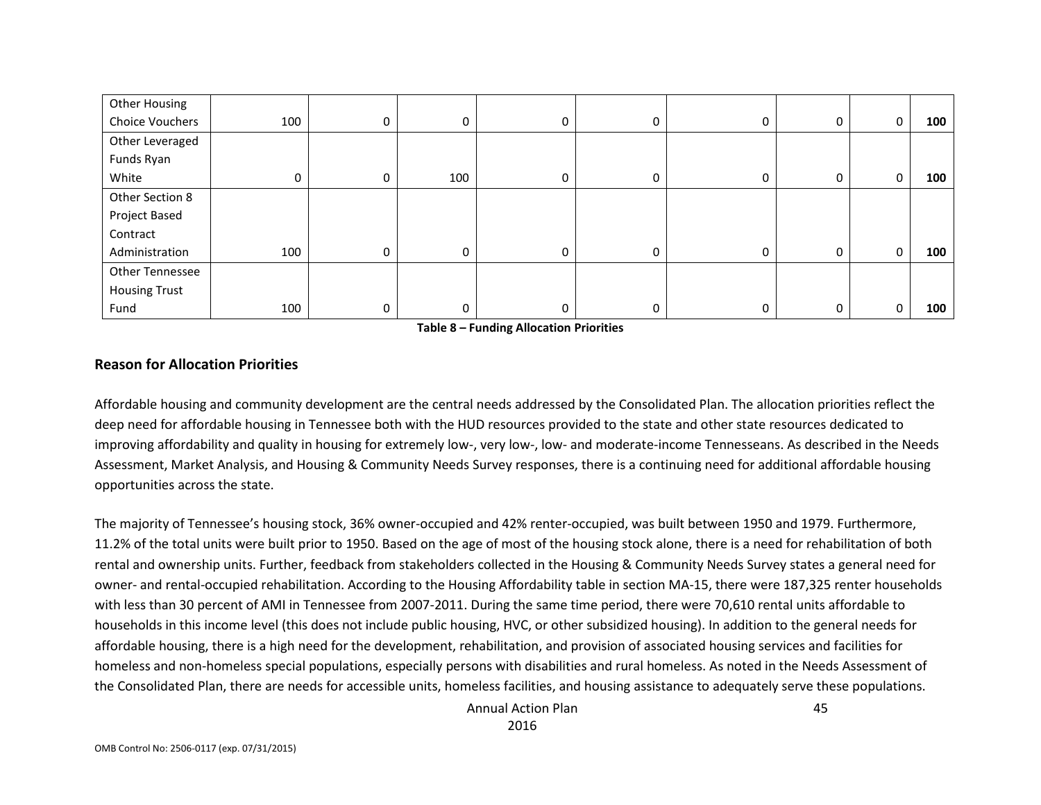| | | | | | | | | | |
|---|---|---|---|---|---|---|---|---|---|
| Other Housing Choice Vouchers | 100 | 0 | 0 | 0 | 0 | 0 | 0 | 0 | **100** |
| Other Leveraged Funds Ryan White | 0 | 0 | 100 | 0 | 0 | 0 | 0 | 0 | **100** |
| Other Section 8 Project Based Contract Administration | 100 | 0 | 0 | 0 | 0 | 0 | 0 | 0 | **100** |
| Other Tennessee Housing Trust Fund | 100 | 0 | 0 | 0 | 0 | 0 | 0 | 0 | **100** |

**Table 8 – Funding Allocation Priorities**

### Reason for Allocation Priorities

Affordable housing and community development are the central needs addressed by the Consolidated Plan. The allocation priorities reflect the deep need for affordable housing in Tennessee both with the HUD resources provided to the state and other state resources dedicated to improving affordability and quality in housing for extremely low-, very low-, low- and moderate-income Tennesseans. As described in the Needs Assessment, Market Analysis, and Housing & Community Needs Survey responses, there is a continuing need for additional affordable housing opportunities across the state.

The majority of Tennessee's housing stock, 36% owner-occupied and 42% renter-occupied, was built between 1950 and 1979. Furthermore, 11.2% of the total units were built prior to 1950. Based on the age of most of the housing stock alone, there is a need for rehabilitation of both rental and ownership units. Further, feedback from stakeholders collected in the Housing & Community Needs Survey states a general need for owner- and rental-occupied rehabilitation. According to the Housing Affordability table in section MA-15, there were 187,325 renter households with less than 30 percent of AMI in Tennessee from 2007-2011. During the same time period, there were 70,610 rental units affordable to households in this income level (this does not include public housing, HVC, or other subsidized housing). In addition to the general needs for affordable housing, there is a high need for the development, rehabilitation, and provision of associated housing services and facilities for homeless and non-homeless special populations, especially persons with disabilities and rural homeless. As noted in the Needs Assessment of the Consolidated Plan, there are needs for accessible units, homeless facilities, and housing assistance to adequately serve these populations.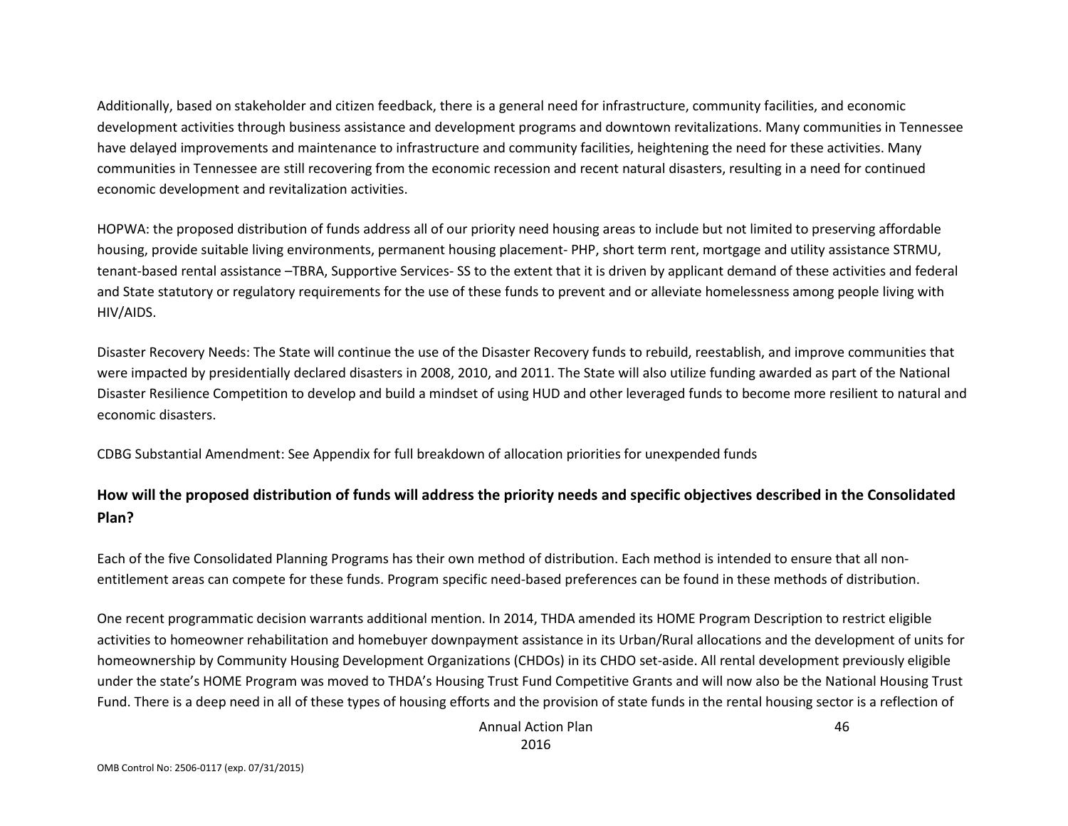Additionally, based on stakeholder and citizen feedback, there is a general need for infrastructure, community facilities, and economic development activities through business assistance and development programs and downtown revitalizations. Many communities in Tennessee have delayed improvements and maintenance to infrastructure and community facilities, heightening the need for these activities. Many communities in Tennessee are still recovering from the economic recession and recent natural disasters, resulting in a need for continued economic development and revitalization activities.

HOPWA: the proposed distribution of funds address all of our priority need housing areas to include but not limited to preserving affordable housing, provide suitable living environments, permanent housing placement- PHP, short term rent, mortgage and utility assistance STRMU, tenant-based rental assistance –TBRA, Supportive Services- SS to the extent that it is driven by applicant demand of these activities and federal and State statutory or regulatory requirements for the use of these funds to prevent and or alleviate homelessness among people living with HIV/AIDS.

Disaster Recovery Needs: The State will continue the use of the Disaster Recovery funds to rebuild, reestablish, and improve communities that were impacted by presidentially declared disasters in 2008, 2010, and 2011. The State will also utilize funding awarded as part of the National Disaster Resilience Competition to develop and build a mindset of using HUD and other leveraged funds to become more resilient to natural and economic disasters.

CDBG Substantial Amendment: See Appendix for full breakdown of allocation priorities for unexpended funds

**How will the proposed distribution of funds will address the priority needs and specific objectives described in the Consolidated Plan?**

Each of the five Consolidated Planning Programs has their own method of distribution. Each method is intended to ensure that all non-entitlement areas can compete for these funds. Program specific need-based preferences can be found in these methods of distribution.

One recent programmatic decision warrants additional mention. In 2014, THDA amended its HOME Program Description to restrict eligible activities to homeowner rehabilitation and homebuyer downpayment assistance in its Urban/Rural allocations and the development of units for homeownership by Community Housing Development Organizations (CHDOs) in its CHDO set-aside. All rental development previously eligible under the state's HOME Program was moved to THDA's Housing Trust Fund Competitive Grants and will now also be the National Housing Trust Fund. There is a deep need in all of these types of housing efforts and the provision of state funds in the rental housing sector is a reflection of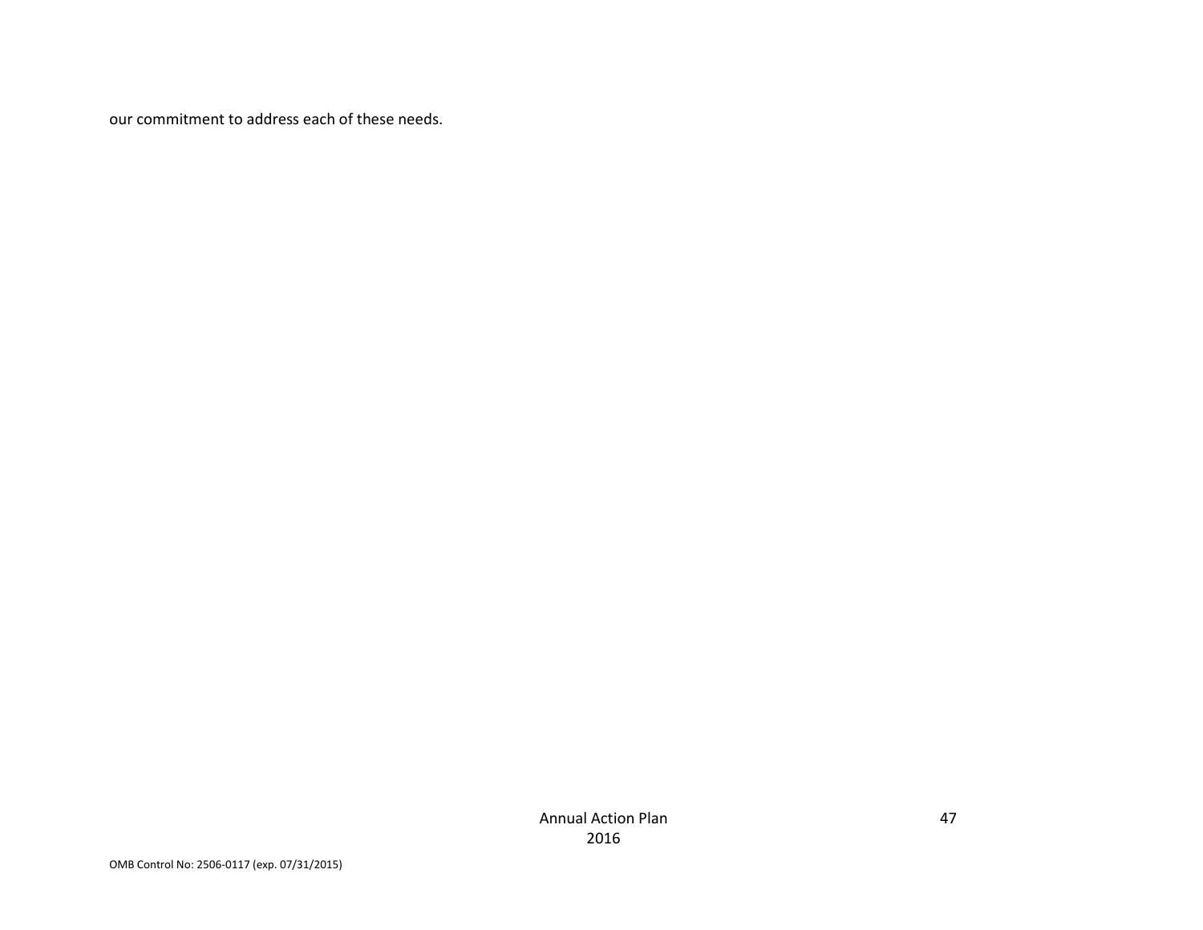our commitment to address each of these needs.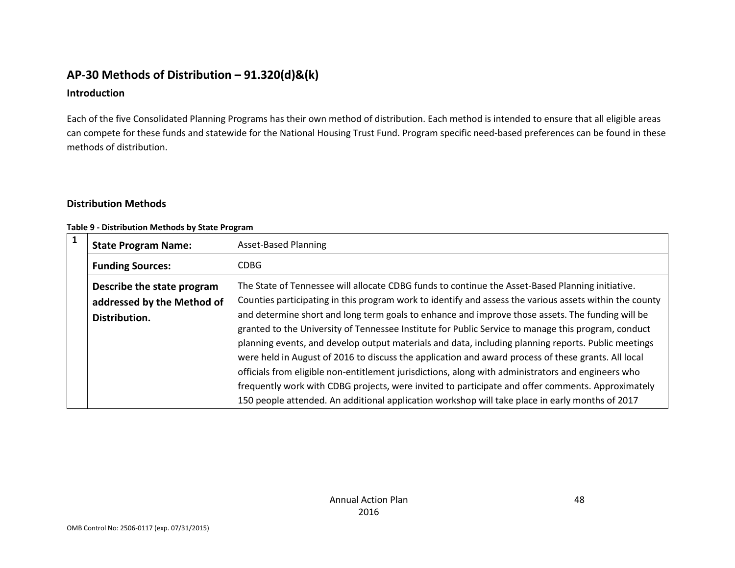## AP-30 Methods of Distribution – 91.320(d)&(k)

### Introduction

Each of the five Consolidated Planning Programs has their own method of distribution. Each method is intended to ensure that all eligible areas can compete for these funds and statewide for the National Housing Trust Fund. Program specific need-based preferences can be found in these methods of distribution.

### Distribution Methods

**Table 9 - Distribution Methods by State Program**

| | | |
|---|---|---|
| 1 | **State Program Name:** | Asset-Based Planning |
| | **Funding Sources:** | CDBG |
| | **Describe the state program addressed by the Method of Distribution.** | The State of Tennessee will allocate CDBG funds to continue the Asset-Based Planning initiative. Counties participating in this program work to identify and assess the various assets within the county and determine short and long term goals to enhance and improve those assets. The funding will be granted to the University of Tennessee Institute for Public Service to manage this program, conduct planning events, and develop output materials and data, including planning reports. Public meetings were held in August of 2016 to discuss the application and award process of these grants. All local officials from eligible non-entitlement jurisdictions, along with administrators and engineers who frequently work with CDBG projects, were invited to participate and offer comments. Approximately 150 people attended. An additional application workshop will take place in early months of 2017 |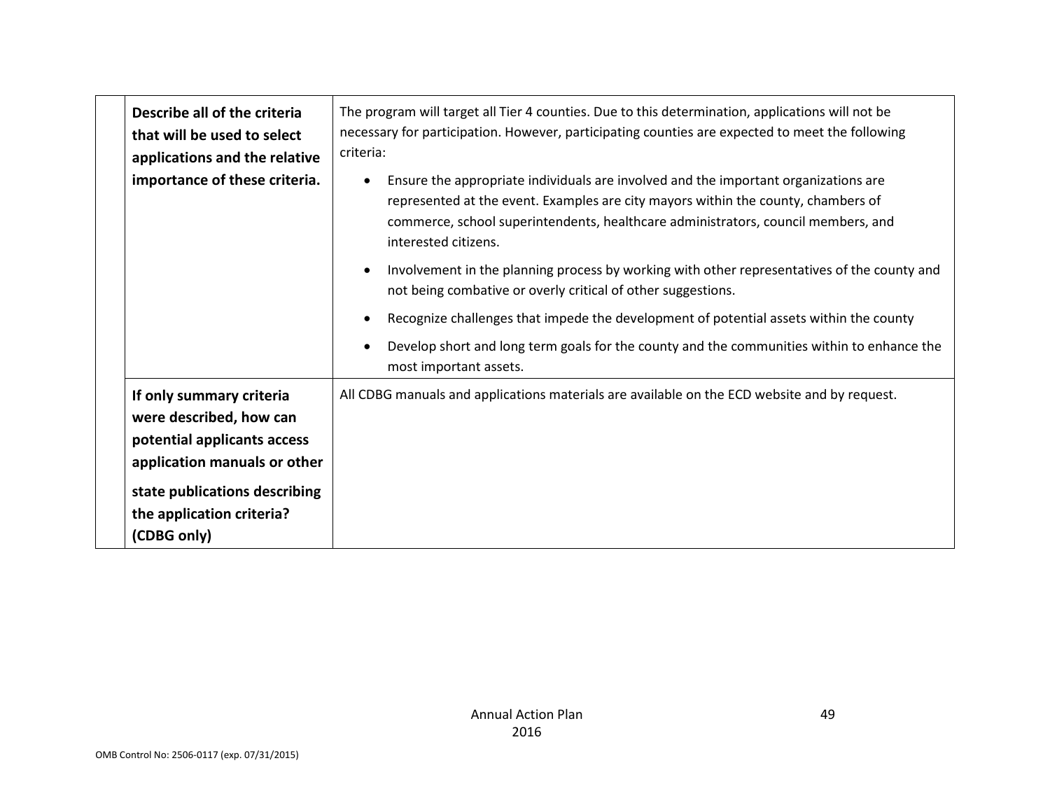| | | |
|---|---|---|
| | **Describe all of the criteria that will be used to select applications and the relative importance of these criteria.** | The program will target all Tier 4 counties. Due to this determination, applications will not be necessary for participation. However, participating counties are expected to meet the following criteria:<br><br>• Ensure the appropriate individuals are involved and the important organizations are represented at the event. Examples are city mayors within the county, chambers of commerce, school superintendents, healthcare administrators, council members, and interested citizens.<br>• Involvement in the planning process by working with other representatives of the county and not being combative or overly critical of other suggestions.<br>• Recognize challenges that impede the development of potential assets within the county<br>• Develop short and long term goals for the county and the communities within to enhance the most important assets. |
| | **If only summary criteria were described, how can potential applicants access application manuals or other state publications describing the application criteria? (CDBG only)** | All CDBG manuals and applications materials are available on the ECD website and by request. |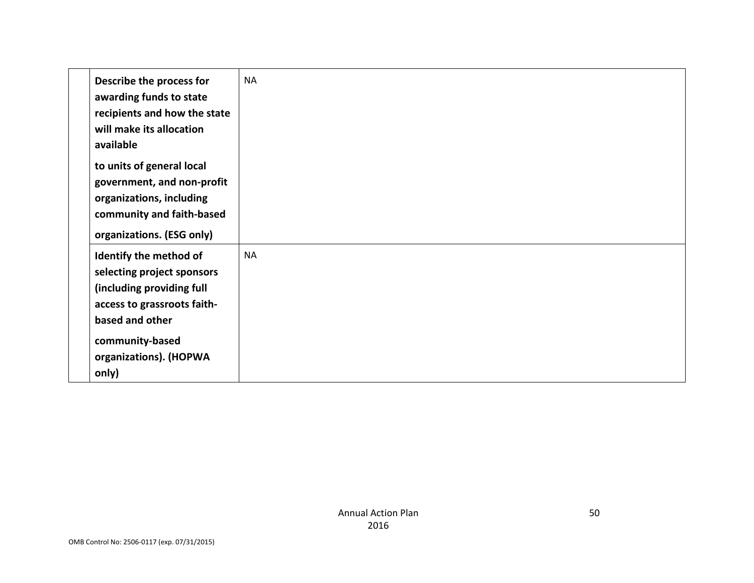| | | |
|---|---|---|
| | **Describe the process for awarding funds to state recipients and how the state will make its allocation available to units of general local government, and non-profit organizations, including community and faith-based organizations. (ESG only)** | NA |
| | **Identify the method of selecting project sponsors (including providing full access to grassroots faith-based and other community-based organizations). (HOPWA only)** | NA |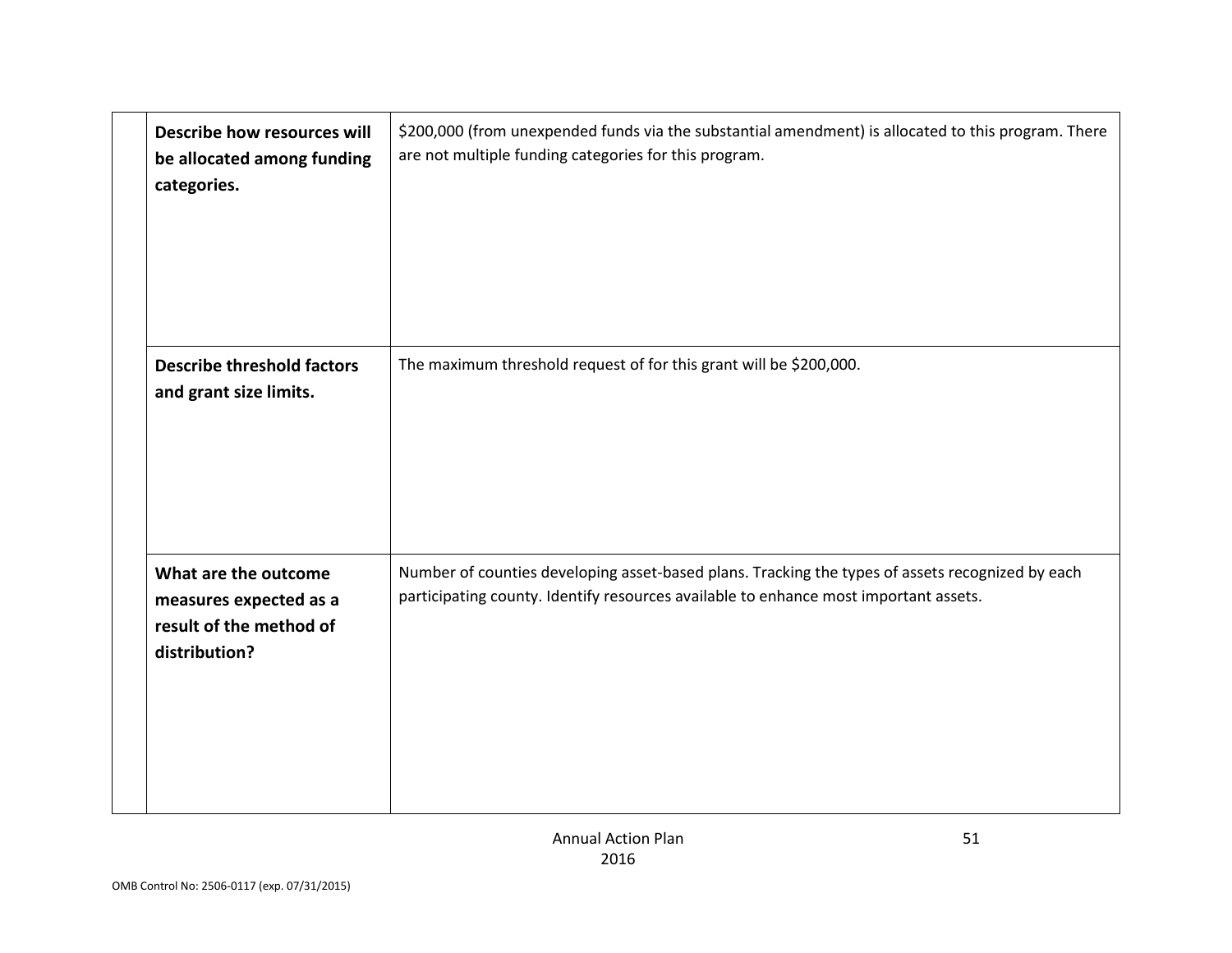| | | |
|---|---|---|
| | **Describe how resources will be allocated among funding categories.** | $200,000 (from unexpended funds via the substantial amendment) is allocated to this program. There are not multiple funding categories for this program. |
| | **Describe threshold factors and grant size limits.** | The maximum threshold request of for this grant will be $200,000. |
| | **What are the outcome measures expected as a result of the method of distribution?** | Number of counties developing asset-based plans. Tracking the types of assets recognized by each participating county. Identify resources available to enhance most important assets. |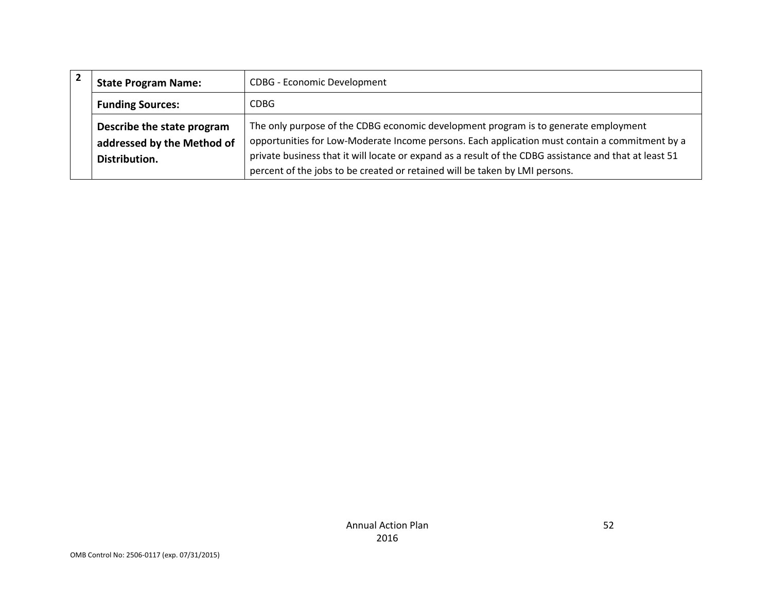| 2 | State Program Name: | CDBG - Economic Development |
|---|---|---|
| | **Funding Sources:** | CDBG |
| | **Describe the state program addressed by the Method of Distribution.** | The only purpose of the CDBG economic development program is to generate employment opportunities for Low-Moderate Income persons. Each application must contain a commitment by a private business that it will locate or expand as a result of the CDBG assistance and that at least 51 percent of the jobs to be created or retained will be taken by LMI persons. |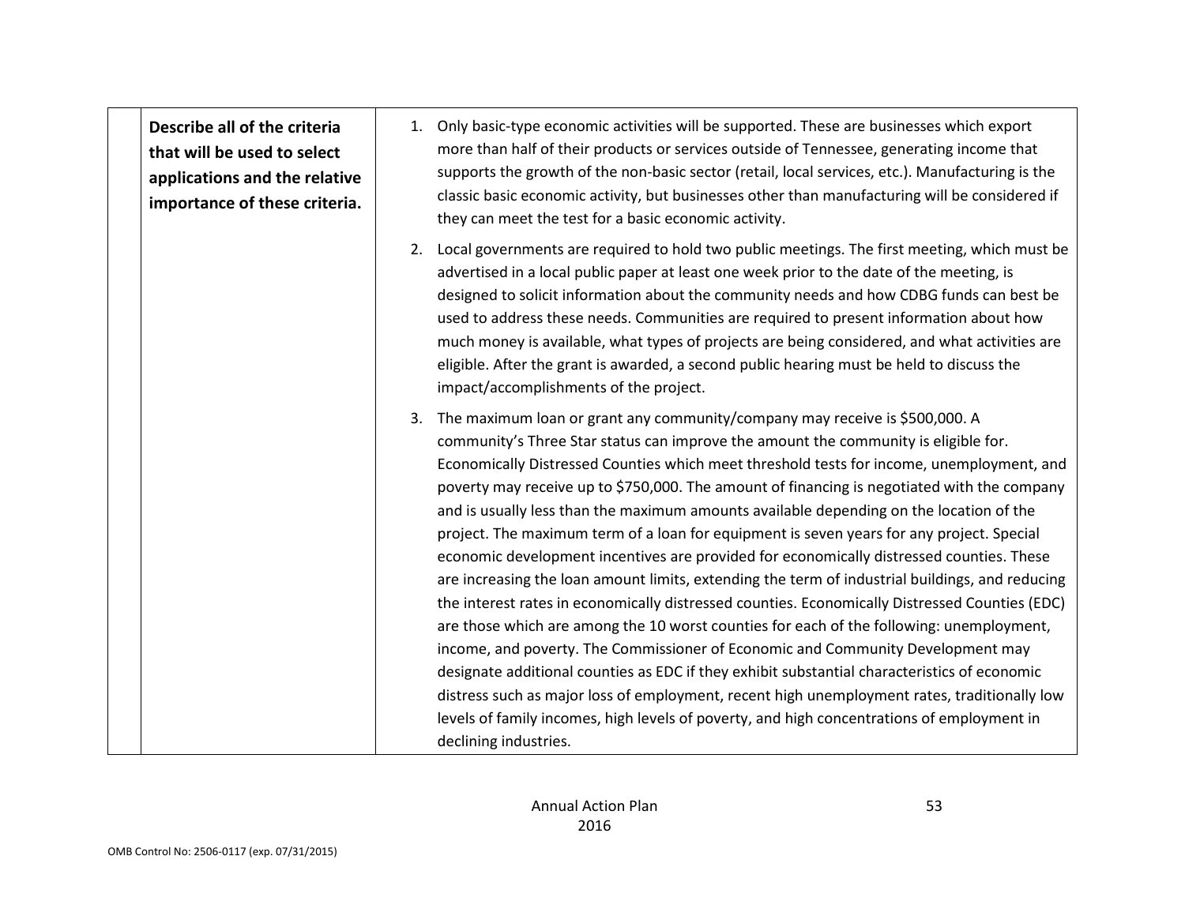| | Describe all of the criteria that will be used to select applications and the relative importance of these criteria. | 1. Only basic-type economic activities will be supported. These are businesses which export more than half of their products or services outside of Tennessee, generating income that supports the growth of the non-basic sector (retail, local services, etc.). Manufacturing is the classic basic economic activity, but businesses other than manufacturing will be considered if they can meet the test for a basic economic activity.<br><br>2. Local governments are required to hold two public meetings. The first meeting, which must be advertised in a local public paper at least one week prior to the date of the meeting, is designed to solicit information about the community needs and how CDBG funds can best be used to address these needs. Communities are required to present information about how much money is available, what types of projects are being considered, and what activities are eligible. After the grant is awarded, a second public hearing must be held to discuss the impact/accomplishments of the project.<br><br>3. The maximum loan or grant any community/company may receive is $500,000. A community's Three Star status can improve the amount the community is eligible for. Economically Distressed Counties which meet threshold tests for income, unemployment, and poverty may receive up to $750,000. The amount of financing is negotiated with the company and is usually less than the maximum amounts available depending on the location of the project. The maximum term of a loan for equipment is seven years for any project. Special economic development incentives are provided for economically distressed counties. These are increasing the loan amount limits, extending the term of industrial buildings, and reducing the interest rates in economically distressed counties. Economically Distressed Counties (EDC) are those which are among the 10 worst counties for each of the following: unemployment, income, and poverty. The Commissioner of Economic and Community Development may designate additional counties as EDC if they exhibit substantial characteristics of economic distress such as major loss of employment, recent high unemployment rates, traditionally low levels of family incomes, high levels of poverty, and high concentrations of employment in declining industries. |
|---|---|---|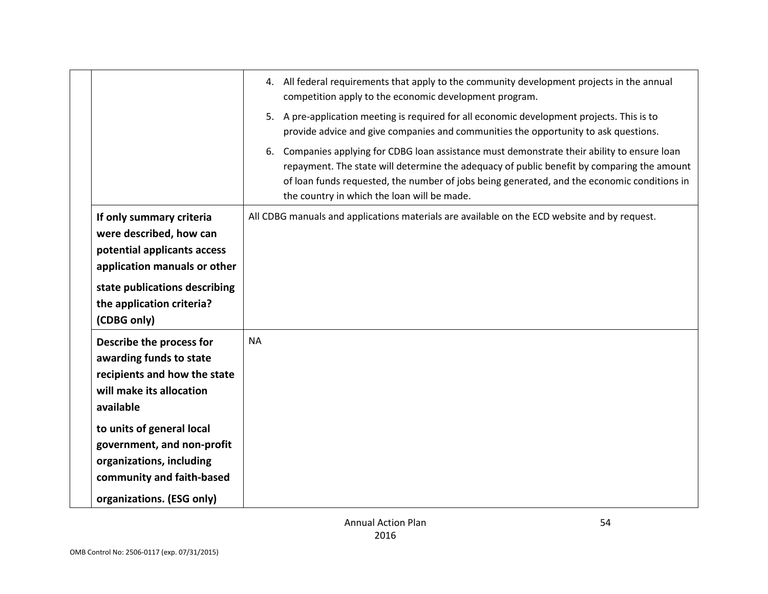| | | |
|---|---|---|
| | | 4. All federal requirements that apply to the community development projects in the annual competition apply to the economic development program.<br><br>5. A pre-application meeting is required for all economic development projects. This is to provide advice and give companies and communities the opportunity to ask questions.<br><br>6. Companies applying for CDBG loan assistance must demonstrate their ability to ensure loan repayment. The state will determine the adequacy of public benefit by comparing the amount of loan funds requested, the number of jobs being generated, and the economic conditions in the country in which the loan will be made. |
| | **If only summary criteria were described, how can potential applicants access application manuals or other state publications describing the application criteria? (CDBG only)** | All CDBG manuals and applications materials are available on the ECD website and by request. |
| | **Describe the process for awarding funds to state recipients and how the state will make its allocation available to units of general local government, and non-profit organizations, including community and faith-based organizations. (ESG only)** | NA |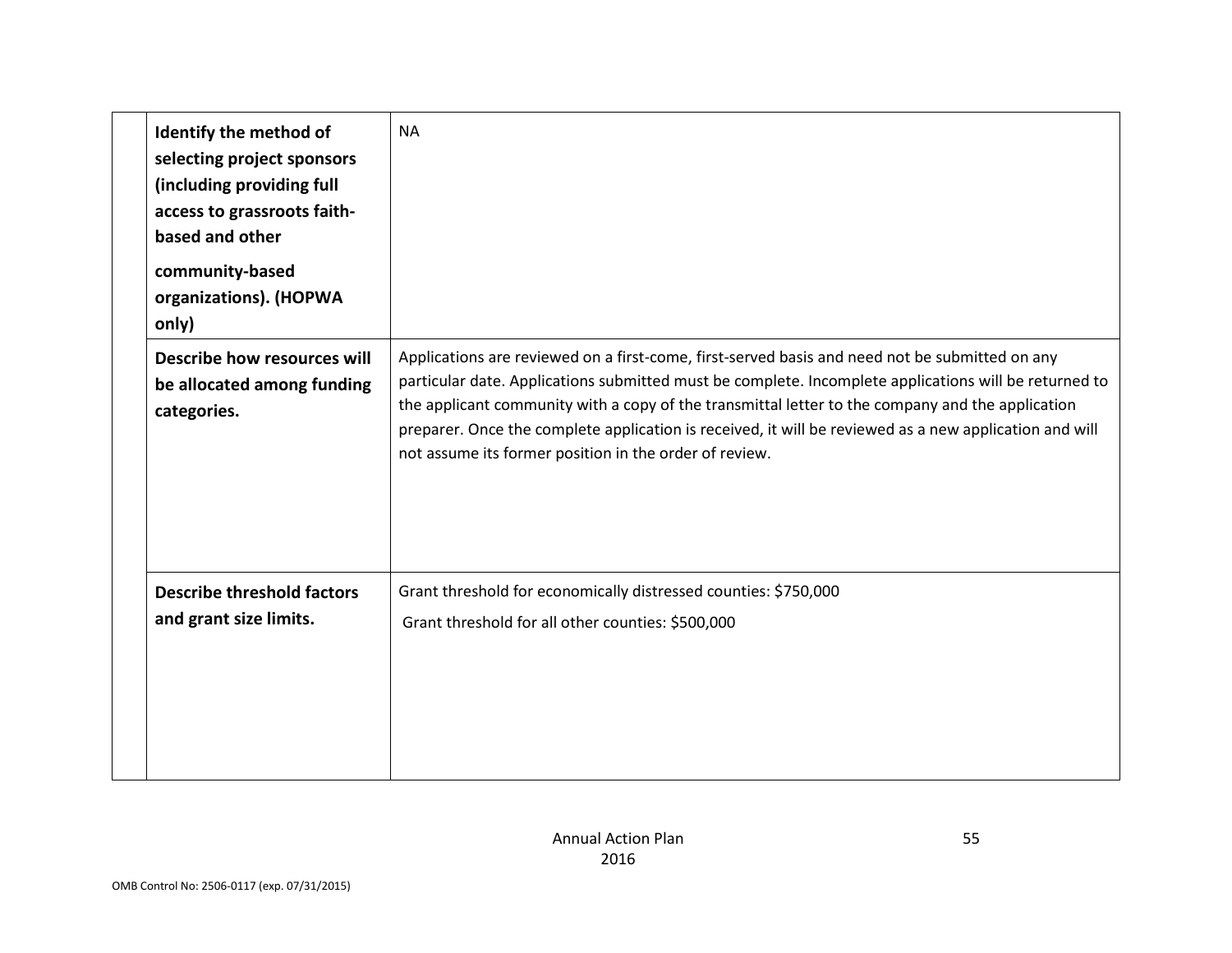| | | |
|---|---|---|
| | **Identify the method of selecting project sponsors (including providing full access to grassroots faith-based and other community-based organizations). (HOPWA only)** | NA |
| | **Describe how resources will be allocated among funding categories.** | Applications are reviewed on a first-come, first-served basis and need not be submitted on any particular date. Applications submitted must be complete. Incomplete applications will be returned to the applicant community with a copy of the transmittal letter to the company and the application preparer. Once the complete application is received, it will be reviewed as a new application and will not assume its former position in the order of review. |
| | **Describe threshold factors and grant size limits.** | Grant threshold for economically distressed counties: $750,000<br>Grant threshold for all other counties: $500,000 |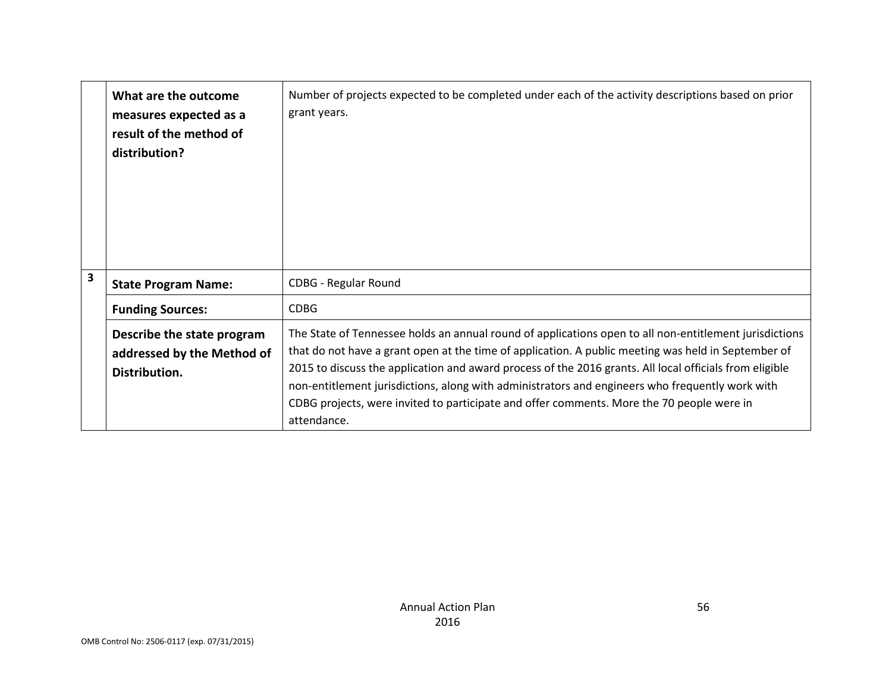| | | |
|---|---|---|
| | **What are the outcome measures expected as a result of the method of distribution?** | Number of projects expected to be completed under each of the activity descriptions based on prior grant years. |
| **3** | **State Program Name:** | CDBG - Regular Round |
| | **Funding Sources:** | CDBG |
| | **Describe the state program addressed by the Method of Distribution.** | The State of Tennessee holds an annual round of applications open to all non-entitlement jurisdictions that do not have a grant open at the time of application. A public meeting was held in September of 2015 to discuss the application and award process of the 2016 grants. All local officials from eligible non-entitlement jurisdictions, along with administrators and engineers who frequently work with CDBG projects, were invited to participate and offer comments. More the 70 people were in attendance. |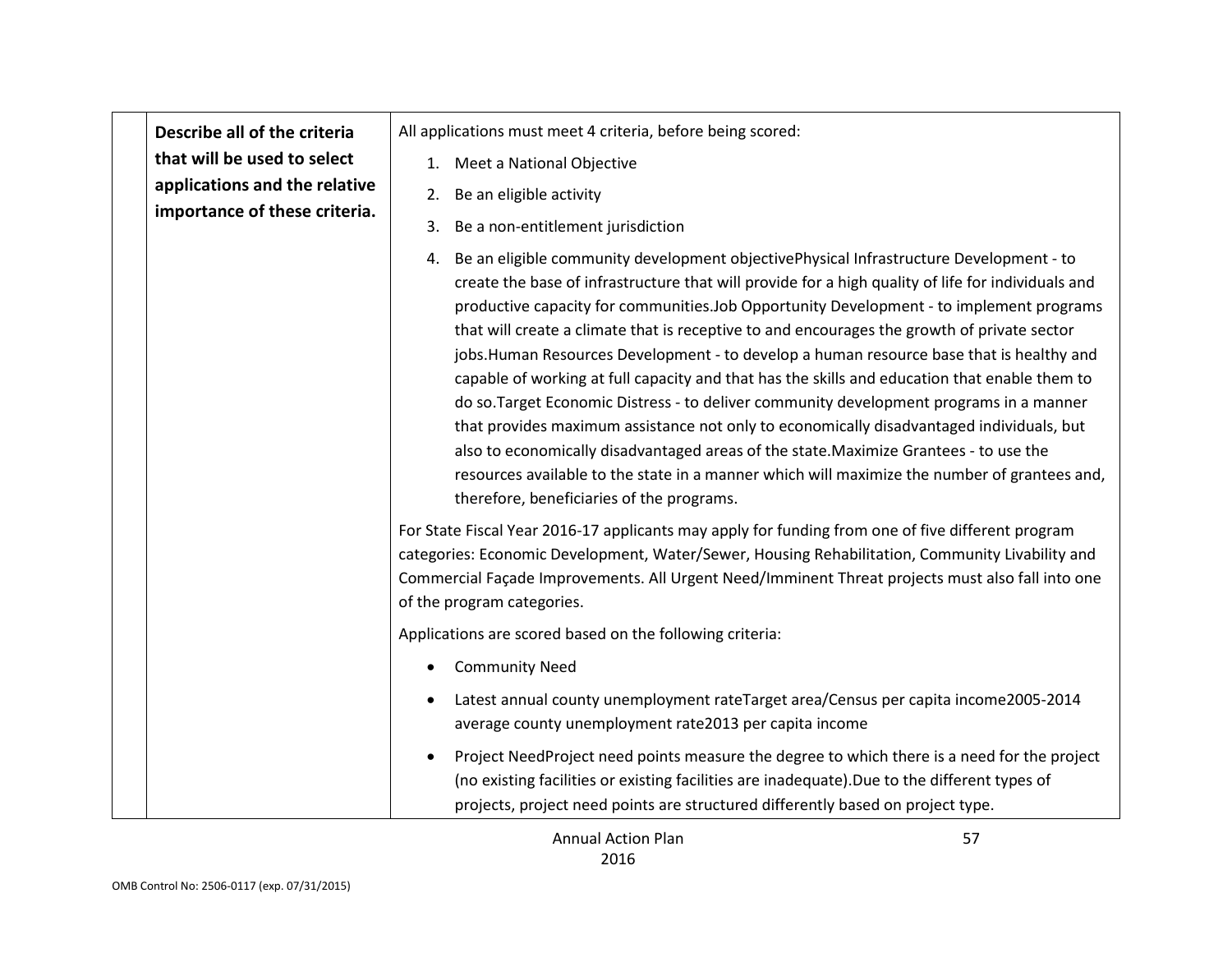| | Describe all of the criteria that will be used to select applications and the relative importance of these criteria. | All applications must meet 4 criteria, before being scored:<br><br>1. Meet a National Objective<br>2. Be an eligible activity<br>3. Be a non-entitlement jurisdiction<br>4. Be an eligible community development objectivePhysical Infrastructure Development - to create the base of infrastructure that will provide for a high quality of life for individuals and productive capacity for communities.Job Opportunity Development - to implement programs that will create a climate that is receptive to and encourages the growth of private sector jobs.Human Resources Development - to develop a human resource base that is healthy and capable of working at full capacity and that has the skills and education that enable them to do so.Target Economic Distress - to deliver community development programs in a manner that provides maximum assistance not only to economically disadvantaged individuals, but also to economically disadvantaged areas of the state.Maximize Grantees - to use the resources available to the state in a manner which will maximize the number of grantees and, therefore, beneficiaries of the programs.<br><br>For State Fiscal Year 2016-17 applicants may apply for funding from one of five different program categories: Economic Development, Water/Sewer, Housing Rehabilitation, Community Livability and Commercial Façade Improvements. All Urgent Need/Imminent Threat projects must also fall into one of the program categories.<br><br>Applications are scored based on the following criteria:<br><br>• Community Need<br>• Latest annual county unemployment rateTarget area/Census per capita income2005-2014 average county unemployment rate2013 per capita income<br>• Project NeedProject need points measure the degree to which there is a need for the project (no existing facilities or existing facilities are inadequate).Due to the different types of projects, project need points are structured differently based on project type. |
|---|---|---|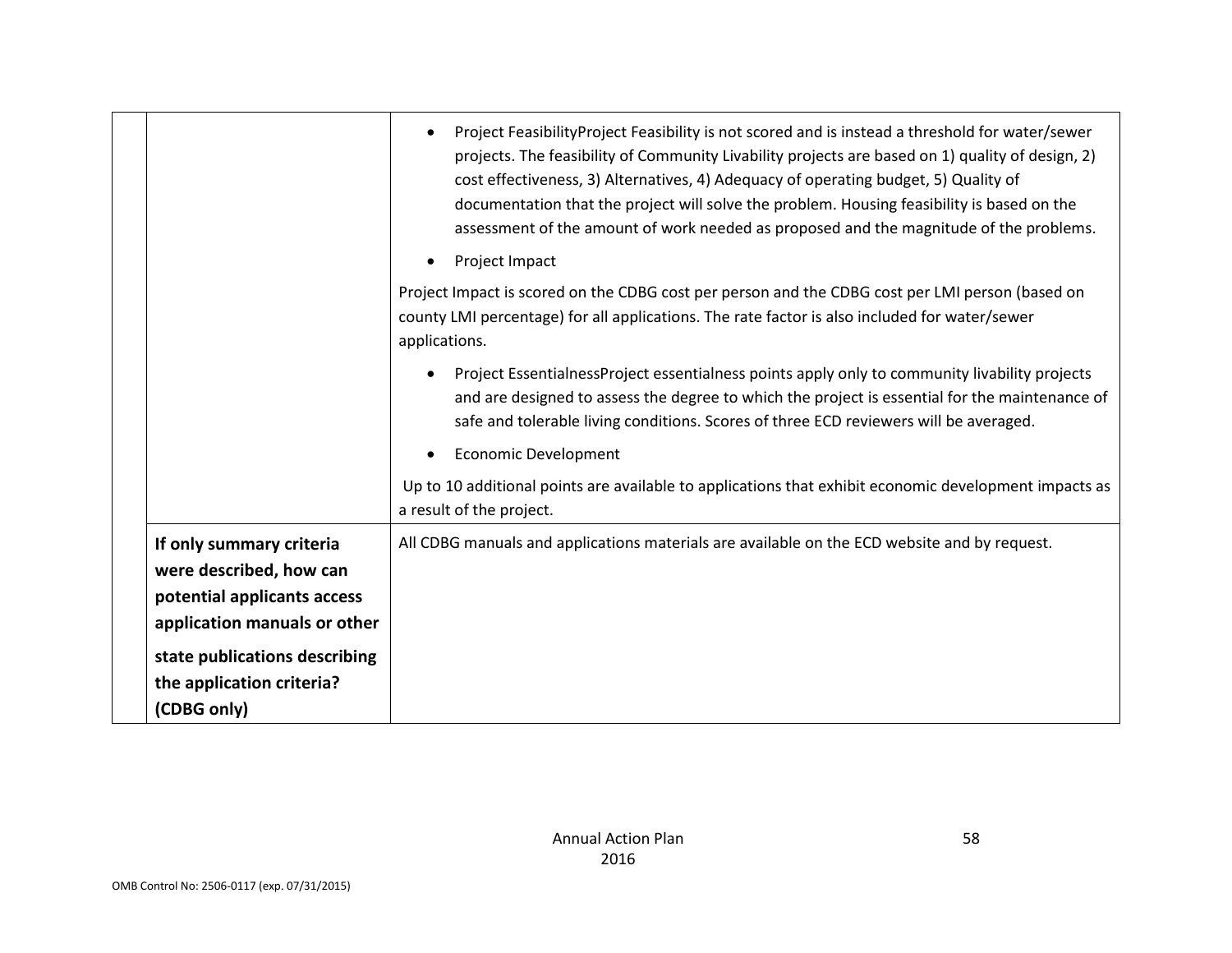| | | |
|---|---|---|
| | | • Project FeasibilityProject Feasibility is not scored and is instead a threshold for water/sewer projects. The feasibility of Community Livability projects are based on 1) quality of design, 2) cost effectiveness, 3) Alternatives, 4) Adequacy of operating budget, 5) Quality of documentation that the project will solve the problem. Housing feasibility is based on the assessment of the amount of work needed as proposed and the magnitude of the problems.<br><br>• Project Impact<br><br>Project Impact is scored on the CDBG cost per person and the CDBG cost per LMI person (based on county LMI percentage) for all applications. The rate factor is also included for water/sewer applications.<br><br>• Project EssentialnessProject essentialness points apply only to community livability projects and are designed to assess the degree to which the project is essential for the maintenance of safe and tolerable living conditions. Scores of three ECD reviewers will be averaged.<br><br>• Economic Development<br><br>Up to 10 additional points are available to applications that exhibit economic development impacts as a result of the project. |
| | **If only summary criteria were described, how can potential applicants access application manuals or other state publications describing the application criteria? (CDBG only)** | All CDBG manuals and applications materials are available on the ECD website and by request. |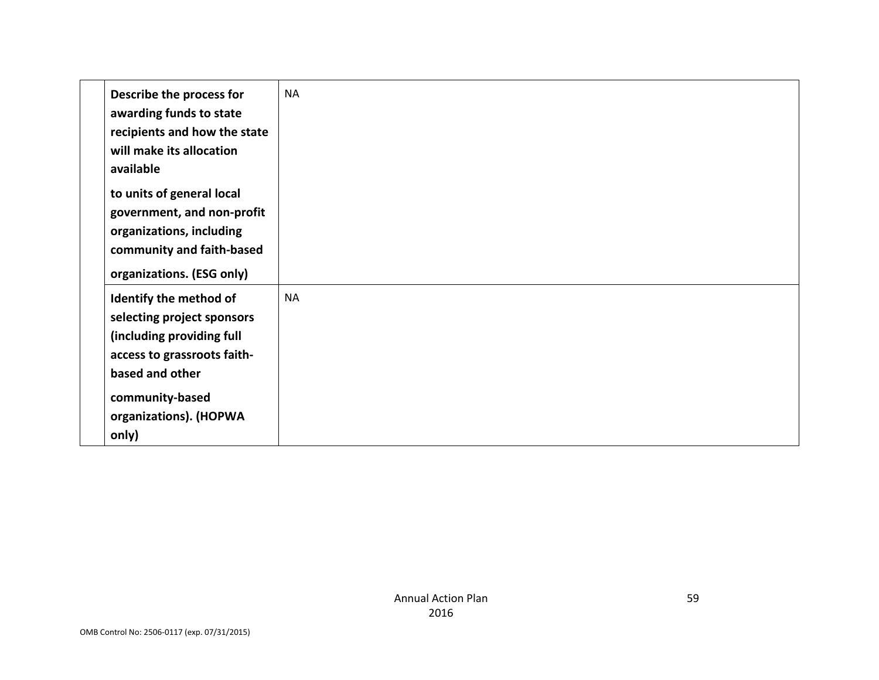| | | |
|---|---|---|
| | **Describe the process for awarding funds to state recipients and how the state will make its allocation available to units of general local government, and non-profit organizations, including community and faith-based organizations. (ESG only)** | NA |
| | **Identify the method of selecting project sponsors (including providing full access to grassroots faith-based and other community-based organizations). (HOPWA only)** | NA |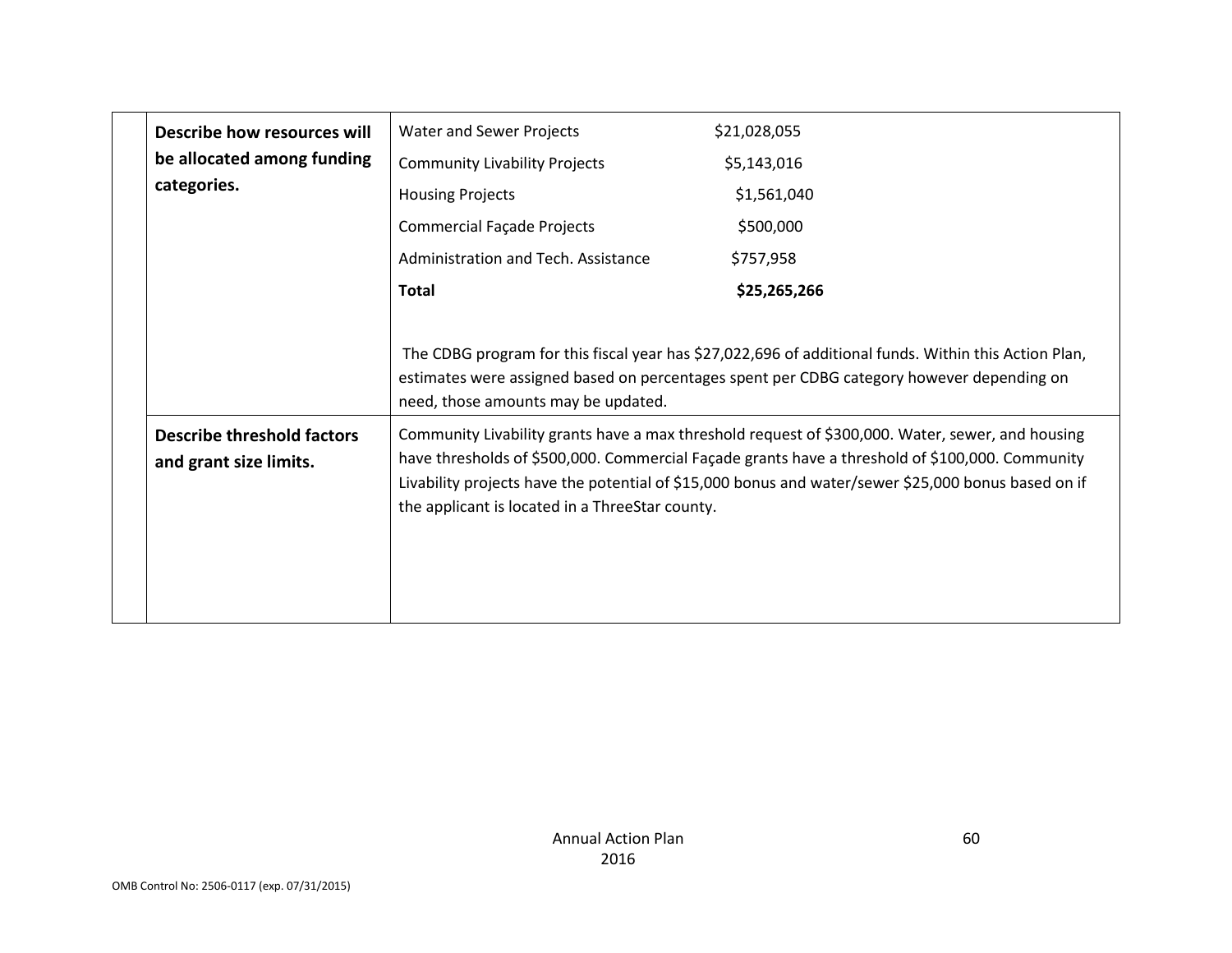| | | |
|---|---|---|
| | **Describe how resources will be allocated among funding categories.** | Water and Sewer Projects $21,028,055<br><br>Community Livability Projects $5,143,016<br><br>Housing Projects $1,561,040<br><br>Commercial Façade Projects $500,000<br><br>Administration and Tech. Assistance $757,958<br><br>**Total** **$25,265,266**<br><br>The CDBG program for this fiscal year has $27,022,696 of additional funds. Within this Action Plan, estimates were assigned based on percentages spent per CDBG category however depending on need, those amounts may be updated. |
| | **Describe threshold factors and grant size limits.** | Community Livability grants have a max threshold request of $300,000. Water, sewer, and housing have thresholds of $500,000. Commercial Façade grants have a threshold of $100,000. Community Livability projects have the potential of $15,000 bonus and water/sewer $25,000 bonus based on if the applicant is located in a ThreeStar county. |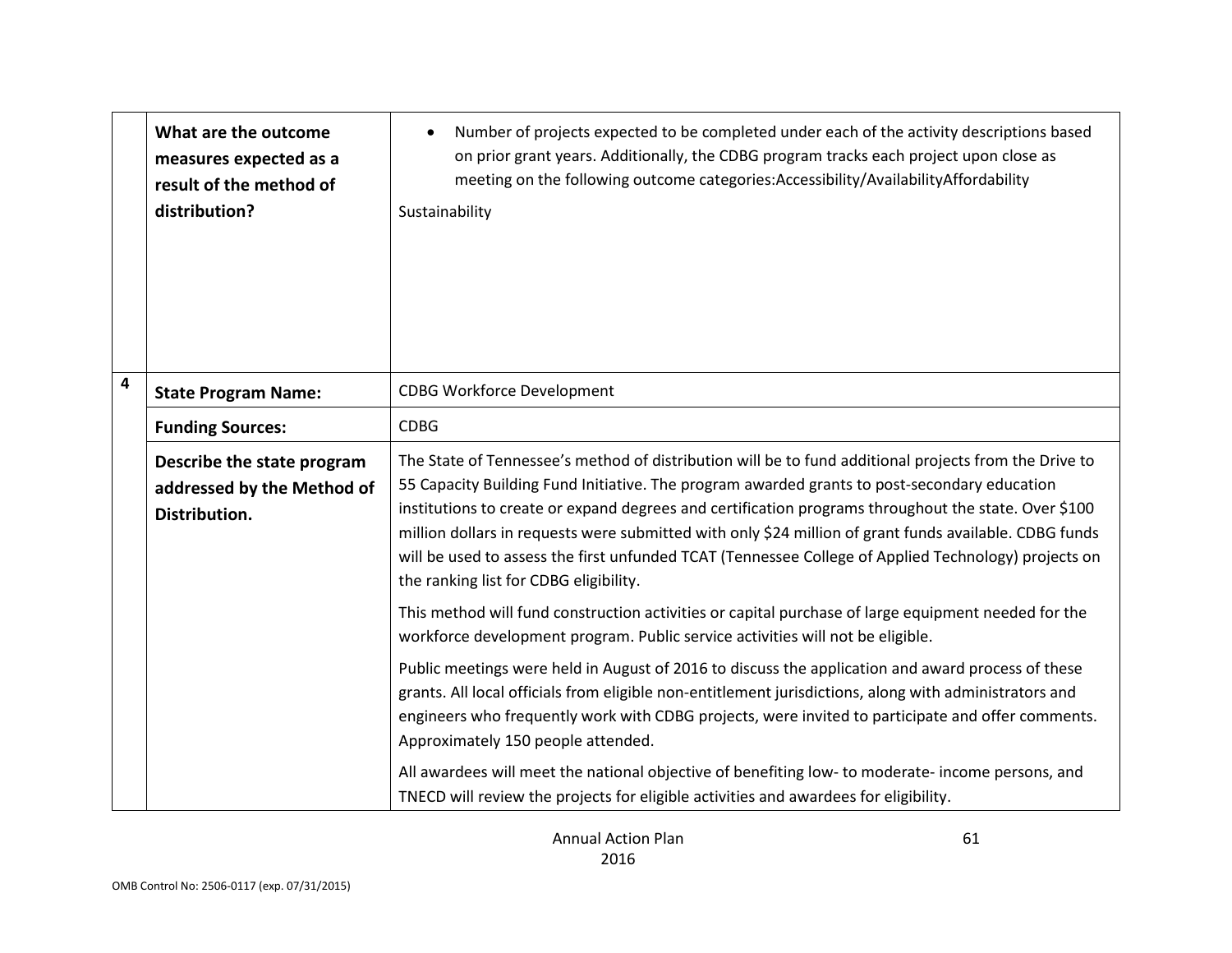| | | |
|---|---|---|
| | **What are the outcome measures expected as a result of the method of distribution?** | • Number of projects expected to be completed under each of the activity descriptions based on prior grant years. Additionally, the CDBG program tracks each project upon close as meeting on the following outcome categories:Accessibility/AvailabilityAffordability<br><br>Sustainability |
| **4** | **State Program Name:** | CDBG Workforce Development |
| | **Funding Sources:** | CDBG |
| | **Describe the state program addressed by the Method of Distribution.** | The State of Tennessee's method of distribution will be to fund additional projects from the Drive to 55 Capacity Building Fund Initiative. The program awarded grants to post-secondary education institutions to create or expand degrees and certification programs throughout the state. Over $100 million dollars in requests were submitted with only $24 million of grant funds available. CDBG funds will be used to assess the first unfunded TCAT (Tennessee College of Applied Technology) projects on the ranking list for CDBG eligibility.<br><br>This method will fund construction activities or capital purchase of large equipment needed for the workforce development program. Public service activities will not be eligible.<br><br>Public meetings were held in August of 2016 to discuss the application and award process of these grants. All local officials from eligible non-entitlement jurisdictions, along with administrators and engineers who frequently work with CDBG projects, were invited to participate and offer comments. Approximately 150 people attended.<br><br>All awardees will meet the national objective of benefiting low- to moderate- income persons, and TNECD will review the projects for eligible activities and awardees for eligibility. |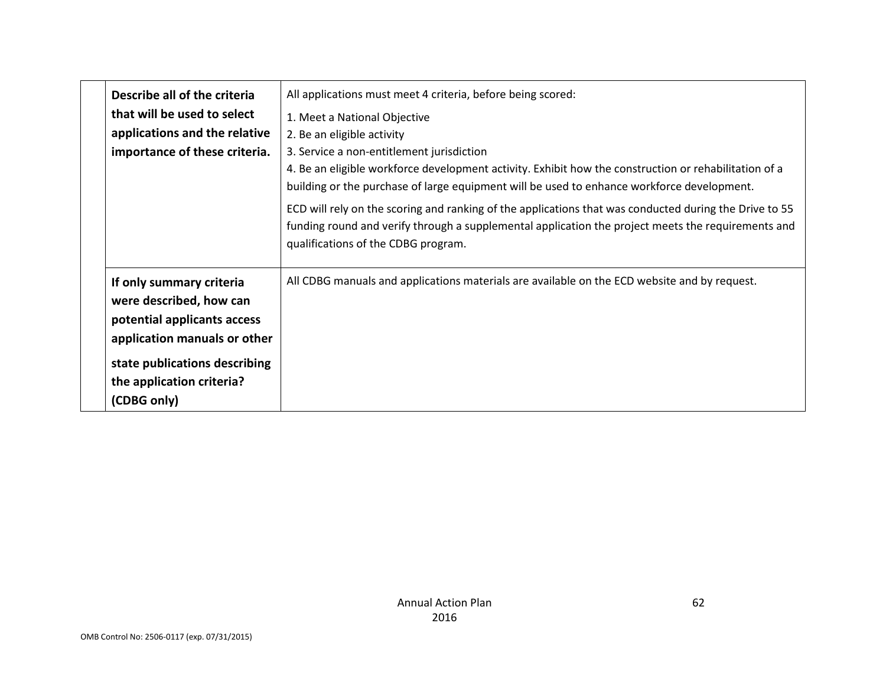| | | |
|---|---|---|
| | **Describe all of the criteria that will be used to select applications and the relative importance of these criteria.** | All applications must meet 4 criteria, before being scored:<br><br>1. Meet a National Objective<br>2. Be an eligible activity<br>3. Service a non-entitlement jurisdiction<br>4. Be an eligible workforce development activity. Exhibit how the construction or rehabilitation of a building or the purchase of large equipment will be used to enhance workforce development.<br><br>ECD will rely on the scoring and ranking of the applications that was conducted during the Drive to 55 funding round and verify through a supplemental application the project meets the requirements and qualifications of the CDBG program. |
| | **If only summary criteria were described, how can potential applicants access application manuals or other state publications describing the application criteria? (CDBG only)** | All CDBG manuals and applications materials are available on the ECD website and by request. |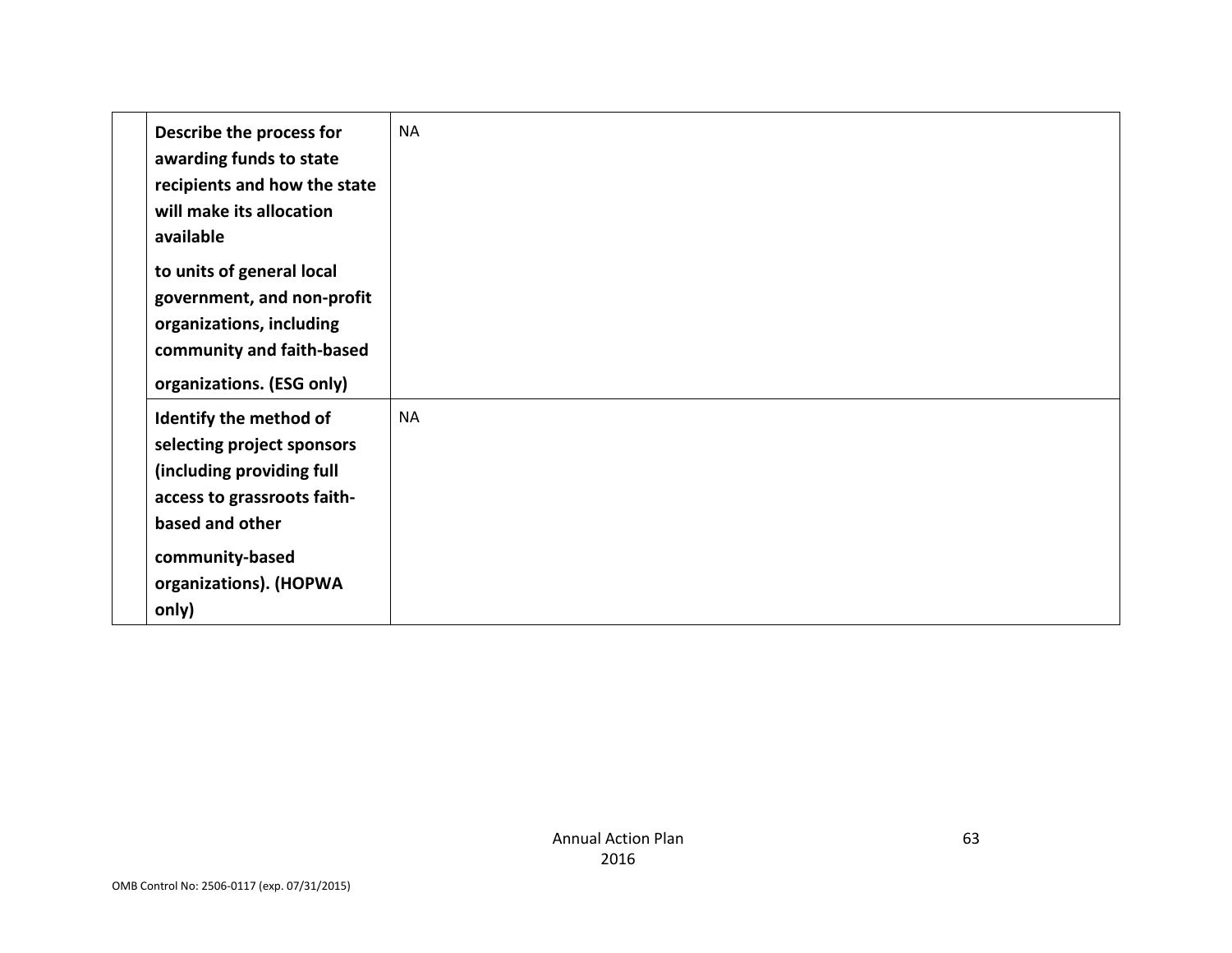| | | |
|---|---|---|
| | **Describe the process for awarding funds to state recipients and how the state will make its allocation available to units of general local government, and non-profit organizations, including community and faith-based organizations. (ESG only)** | NA |
| | **Identify the method of selecting project sponsors (including providing full access to grassroots faith-based and other community-based organizations). (HOPWA only)** | NA |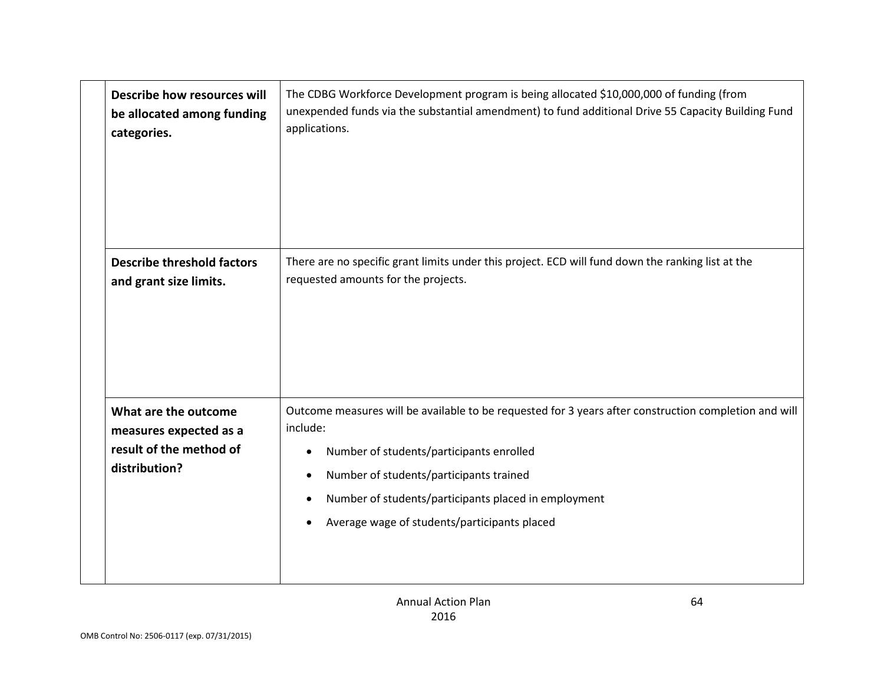| | | |
|---|---|---|
| | **Describe how resources will be allocated among funding categories.** | The CDBG Workforce Development program is being allocated $10,000,000 of funding (from unexpended funds via the substantial amendment) to fund additional Drive 55 Capacity Building Fund applications. |
| | **Describe threshold factors and grant size limits.** | There are no specific grant limits under this project. ECD will fund down the ranking list at the requested amounts for the projects. |
| | **What are the outcome measures expected as a result of the method of distribution?** | Outcome measures will be available to be requested for 3 years after construction completion and will include:<br>• Number of students/participants enrolled<br>• Number of students/participants trained<br>• Number of students/participants placed in employment<br>• Average wage of students/participants placed |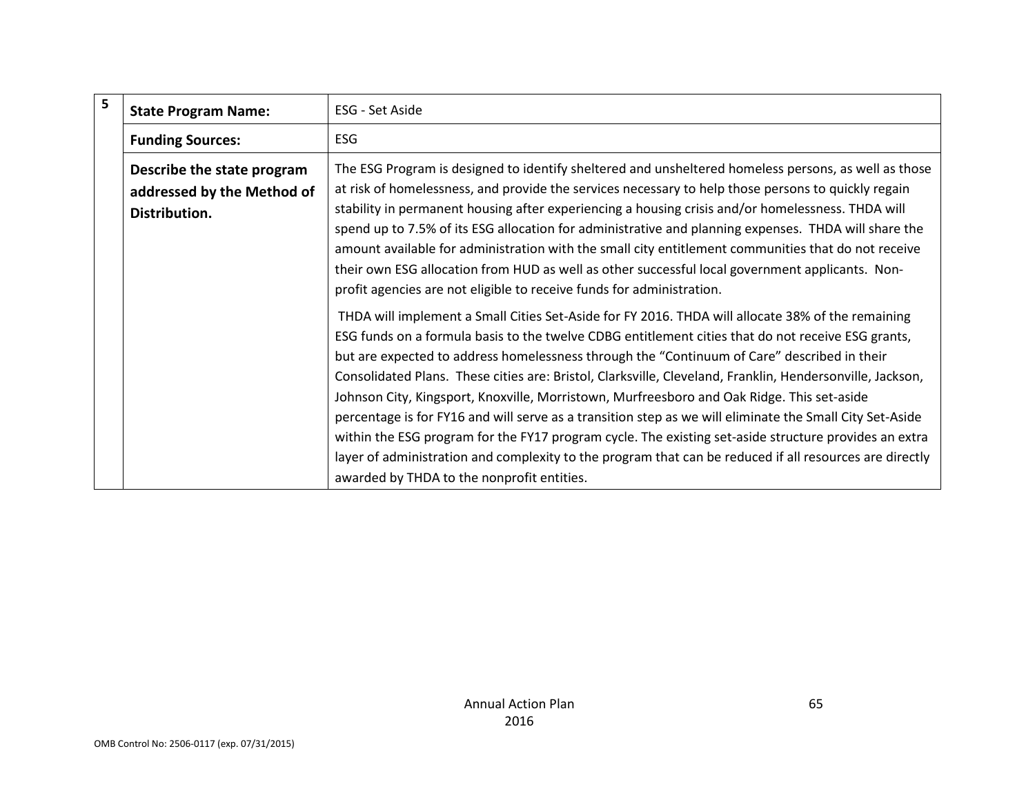| 5 | | |
|---|---|---|
| | **State Program Name:** | ESG - Set Aside |
| | **Funding Sources:** | ESG |
| | **Describe the state program addressed by the Method of Distribution.** | The ESG Program is designed to identify sheltered and unsheltered homeless persons, as well as those at risk of homelessness, and provide the services necessary to help those persons to quickly regain stability in permanent housing after experiencing a housing crisis and/or homelessness. THDA will spend up to 7.5% of its ESG allocation for administrative and planning expenses. THDA will share the amount available for administration with the small city entitlement communities that do not receive their own ESG allocation from HUD as well as other successful local government applicants. Non-profit agencies are not eligible to receive funds for administration.<br><br>THDA will implement a Small Cities Set-Aside for FY 2016. THDA will allocate 38% of the remaining ESG funds on a formula basis to the twelve CDBG entitlement cities that do not receive ESG grants, but are expected to address homelessness through the "Continuum of Care" described in their Consolidated Plans. These cities are: Bristol, Clarksville, Cleveland, Franklin, Hendersonville, Jackson, Johnson City, Kingsport, Knoxville, Morristown, Murfreesboro and Oak Ridge. This set-aside percentage is for FY16 and will serve as a transition step as we will eliminate the Small City Set-Aside within the ESG program for the FY17 program cycle. The existing set-aside structure provides an extra layer of administration and complexity to the program that can be reduced if all resources are directly awarded by THDA to the nonprofit entities. |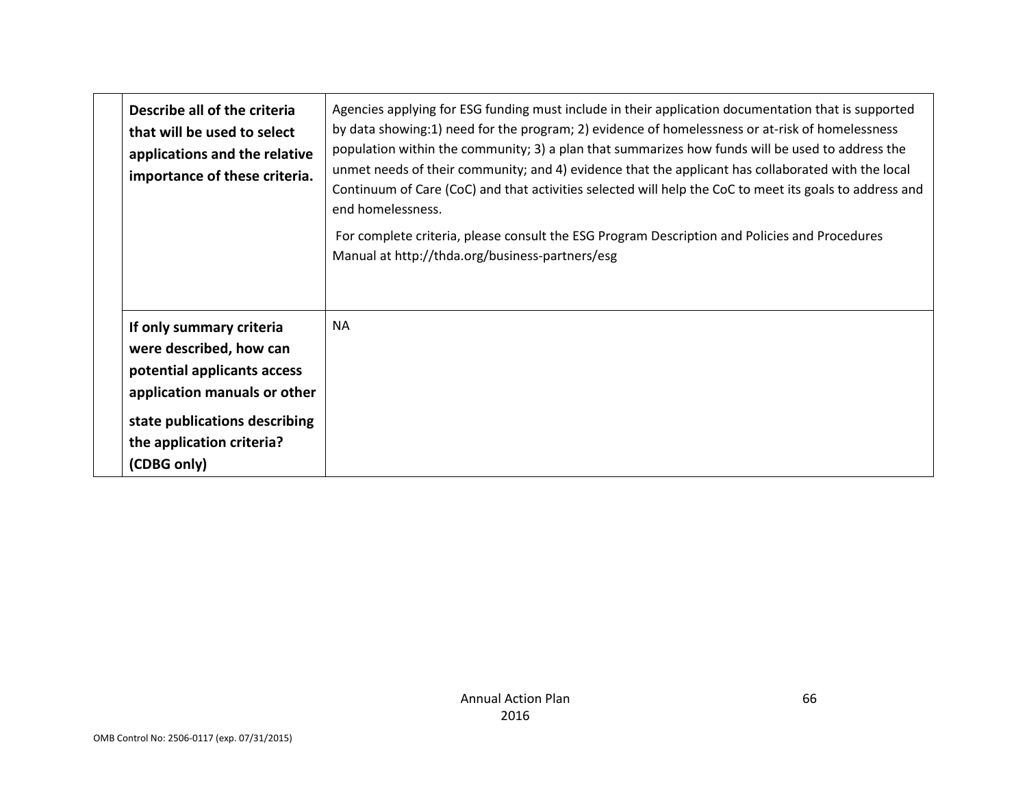| | | |
|---|---|---|
| | **Describe all of the criteria that will be used to select applications and the relative importance of these criteria.** | Agencies applying for ESG funding must include in their application documentation that is supported by data showing:1) need for the program; 2) evidence of homelessness or at-risk of homelessness population within the community; 3) a plan that summarizes how funds will be used to address the unmet needs of their community; and 4) evidence that the applicant has collaborated with the local Continuum of Care (CoC) and that activities selected will help the CoC to meet its goals to address and end homelessness.<br><br>For complete criteria, please consult the ESG Program Description and Policies and Procedures Manual at http://thda.org/business-partners/esg |
| | **If only summary criteria were described, how can potential applicants access application manuals or other state publications describing the application criteria? (CDBG only)** | NA |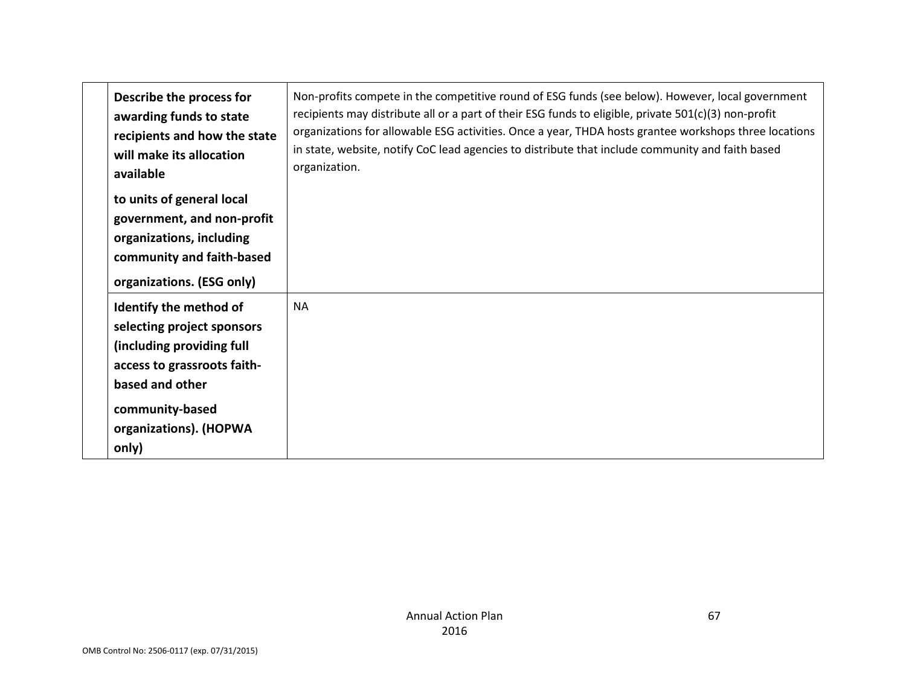| | | |
|---|---|---|
| | **Describe the process for awarding funds to state recipients and how the state will make its allocation available to units of general local government, and non-profit organizations, including community and faith-based organizations. (ESG only)** | Non-profits compete in the competitive round of ESG funds (see below). However, local government recipients may distribute all or a part of their ESG funds to eligible, private 501(c)(3) non-profit organizations for allowable ESG activities. Once a year, THDA hosts grantee workshops three locations in state, website, notify CoC lead agencies to distribute that include community and faith based organization. |
| | **Identify the method of selecting project sponsors (including providing full access to grassroots faith-based and other community-based organizations). (HOPWA only)** | NA |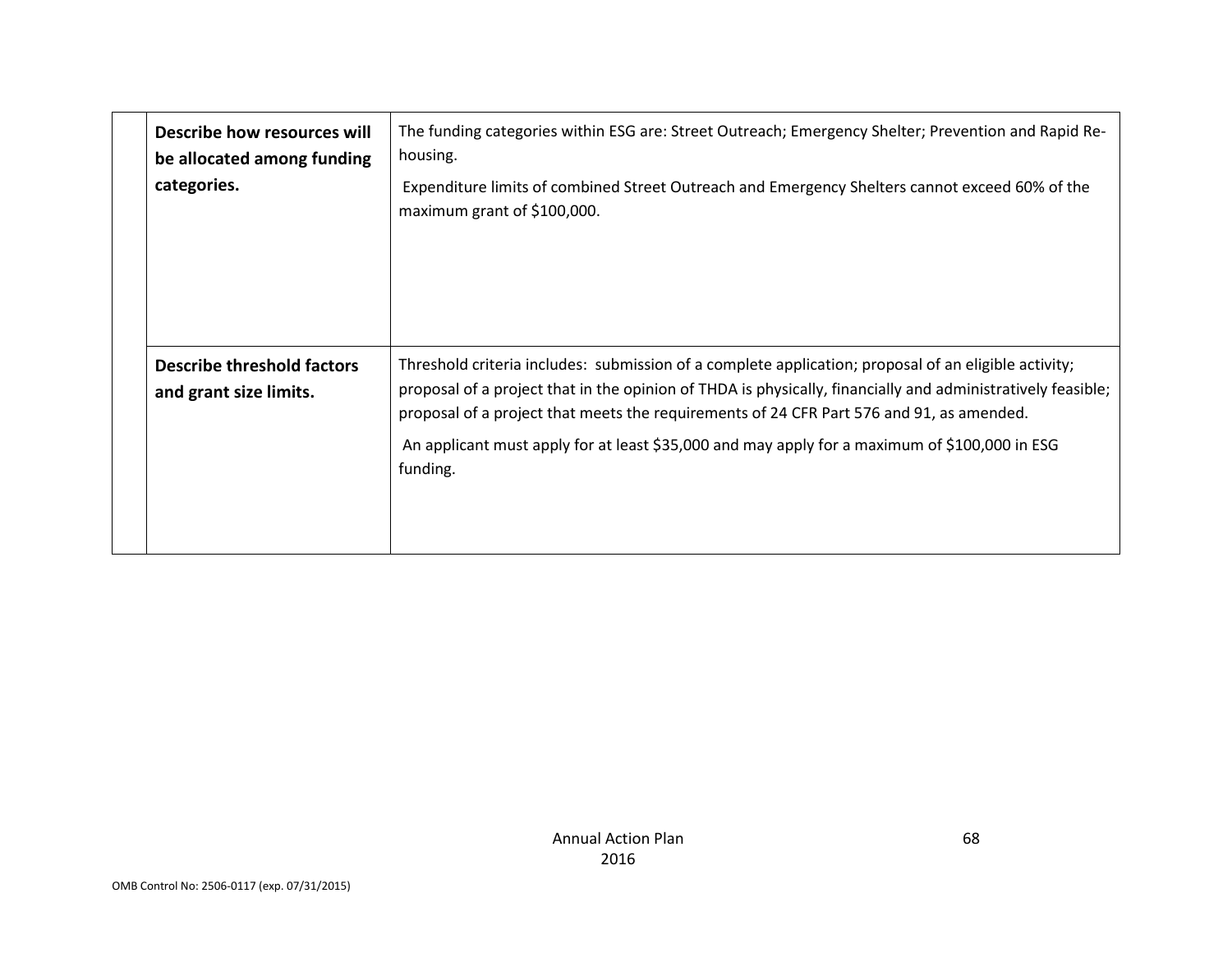| | | |
|---|---|---|
| | **Describe how resources will be allocated among funding categories.** | The funding categories within ESG are: Street Outreach; Emergency Shelter; Prevention and Rapid Re-housing.<br><br>Expenditure limits of combined Street Outreach and Emergency Shelters cannot exceed 60% of the maximum grant of $100,000. |
| | **Describe threshold factors and grant size limits.** | Threshold criteria includes: submission of a complete application; proposal of an eligible activity; proposal of a project that in the opinion of THDA is physically, financially and administratively feasible; proposal of a project that meets the requirements of 24 CFR Part 576 and 91, as amended.<br><br>An applicant must apply for at least $35,000 and may apply for a maximum of $100,000 in ESG funding. |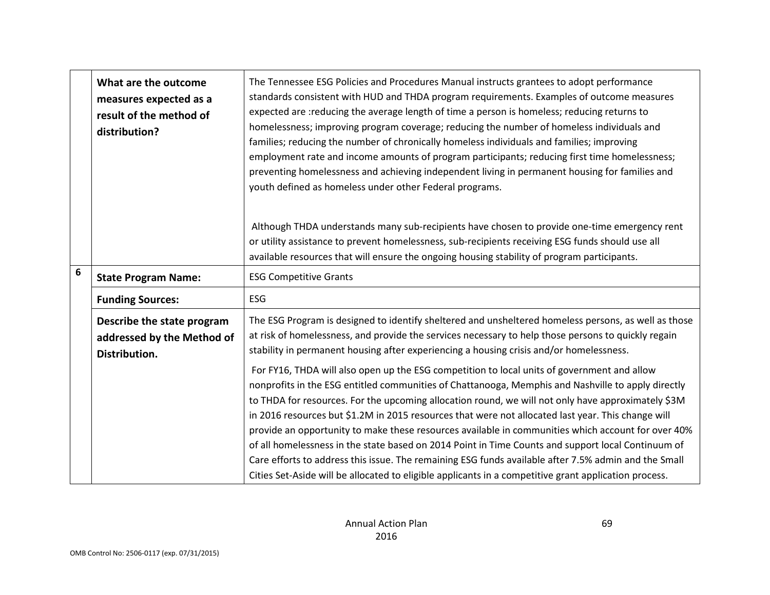|   |   |   |
|---|---|---|
|   | **What are the outcome measures expected as a result of the method of distribution?** | The Tennessee ESG Policies and Procedures Manual instructs grantees to adopt performance standards consistent with HUD and THDA program requirements. Examples of outcome measures expected are :reducing the average length of time a person is homeless; reducing returns to homelessness; improving program coverage; reducing the number of homeless individuals and families; reducing the number of chronically homeless individuals and families; improving employment rate and income amounts of program participants; reducing first time homelessness; preventing homelessness and achieving independent living in permanent housing for families and youth defined as homeless under other Federal programs.<br><br>Although THDA understands many sub-recipients have chosen to provide one-time emergency rent or utility assistance to prevent homelessness, sub-recipients receiving ESG funds should use all available resources that will ensure the ongoing housing stability of program participants. |
| 6 | **State Program Name:** | ESG Competitive Grants |
|   | **Funding Sources:** | ESG |
|   | **Describe the state program addressed by the Method of Distribution.** | The ESG Program is designed to identify sheltered and unsheltered homeless persons, as well as those at risk of homelessness, and provide the services necessary to help those persons to quickly regain stability in permanent housing after experiencing a housing crisis and/or homelessness.<br><br>For FY16, THDA will also open up the ESG competition to local units of government and allow nonprofits in the ESG entitled communities of Chattanooga, Memphis and Nashville to apply directly to THDA for resources. For the upcoming allocation round, we will not only have approximately $3M in 2016 resources but $1.2M in 2015 resources that were not allocated last year. This change will provide an opportunity to make these resources available in communities which account for over 40% of all homelessness in the state based on 2014 Point in Time Counts and support local Continuum of Care efforts to address this issue. The remaining ESG funds available after 7.5% admin and the Small Cities Set-Aside will be allocated to eligible applicants in a competitive grant application process. |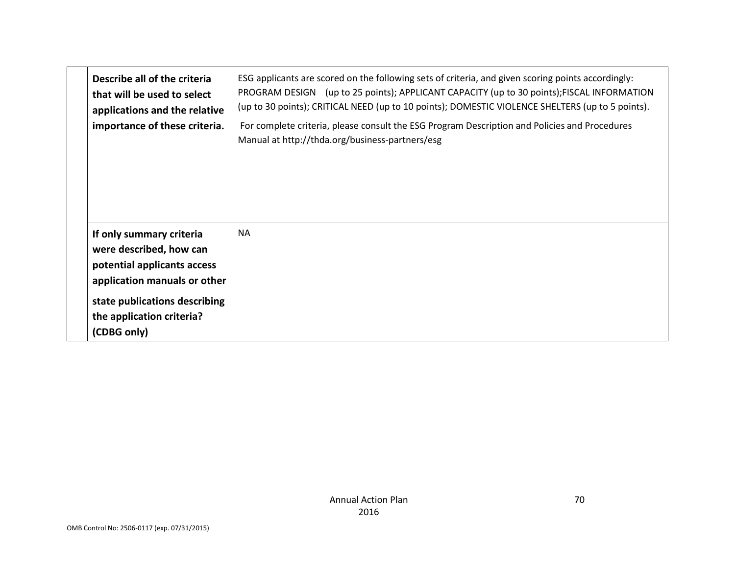| | | |
|---|---|---|
| | **Describe all of the criteria that will be used to select applications and the relative importance of these criteria.** | ESG applicants are scored on the following sets of criteria, and given scoring points accordingly: PROGRAM DESIGN (up to 25 points); APPLICANT CAPACITY (up to 30 points);FISCAL INFORMATION (up to 30 points); CRITICAL NEED (up to 10 points); DOMESTIC VIOLENCE SHELTERS (up to 5 points).<br><br>For complete criteria, please consult the ESG Program Description and Policies and Procedures Manual at http://thda.org/business-partners/esg |
| | **If only summary criteria were described, how can potential applicants access application manuals or other state publications describing the application criteria? (CDBG only)** | NA |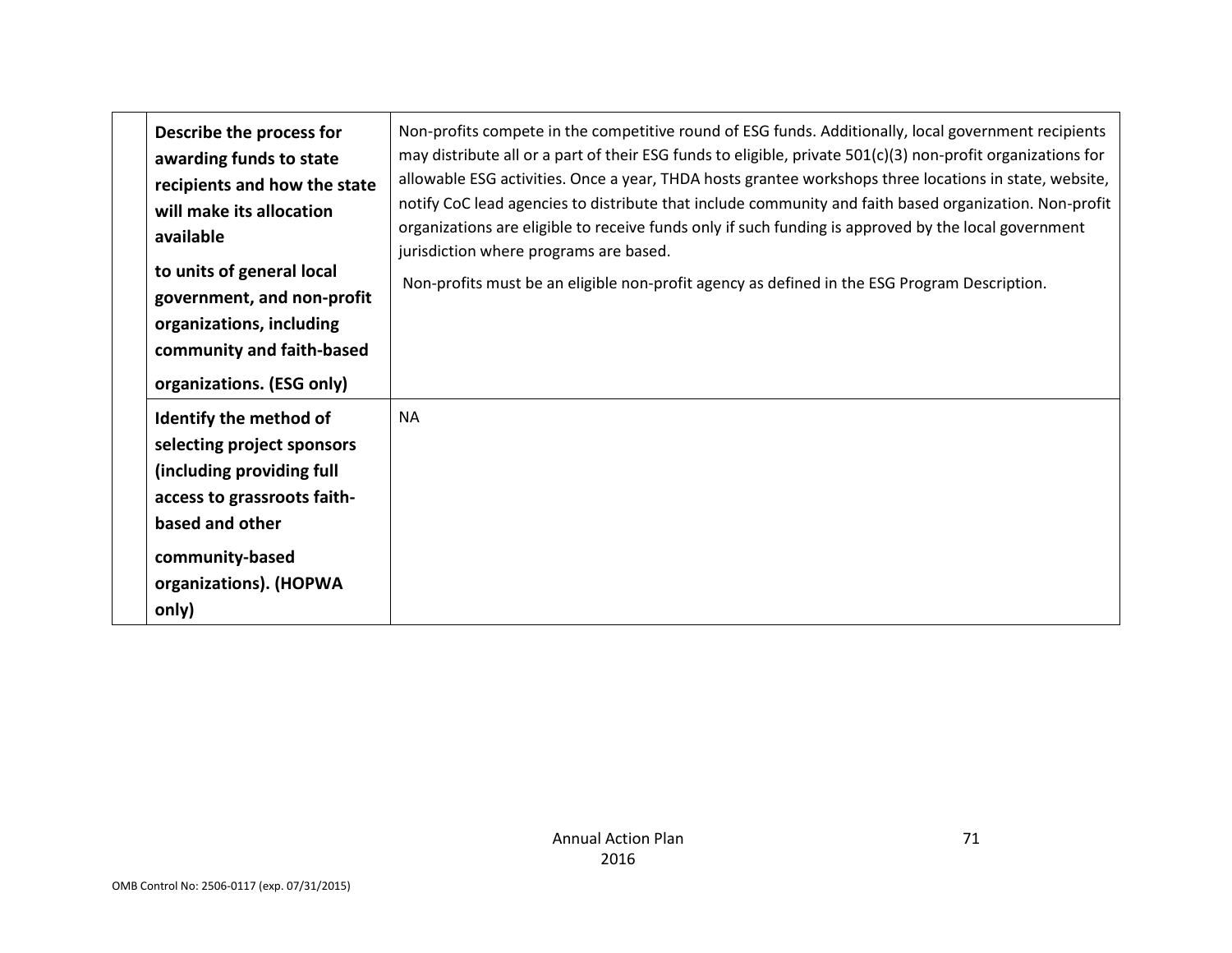| | | |
|---|---|---|
| | **Describe the process for awarding funds to state recipients and how the state will make its allocation available to units of general local government, and non-profit organizations, including community and faith-based organizations. (ESG only)** | Non-profits compete in the competitive round of ESG funds. Additionally, local government recipients may distribute all or a part of their ESG funds to eligible, private 501(c)(3) non-profit organizations for allowable ESG activities. Once a year, THDA hosts grantee workshops three locations in state, website, notify CoC lead agencies to distribute that include community and faith based organization. Non-profit organizations are eligible to receive funds only if such funding is approved by the local government jurisdiction where programs are based.<br><br>Non-profits must be an eligible non-profit agency as defined in the ESG Program Description. |
| | **Identify the method of selecting project sponsors (including providing full access to grassroots faith-based and other community-based organizations). (HOPWA only)** | NA |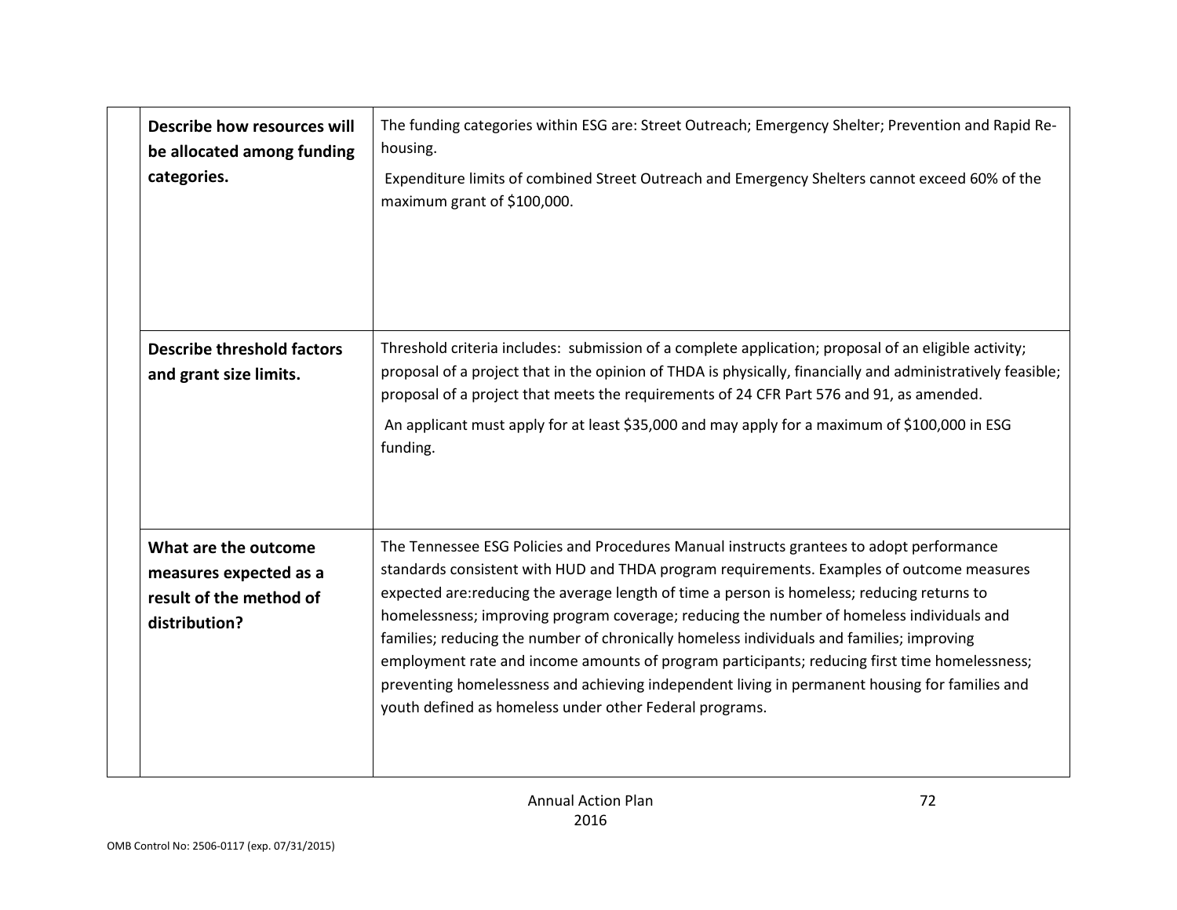| | |
|---|---|
| **Describe how resources will be allocated among funding categories.** | The funding categories within ESG are: Street Outreach; Emergency Shelter; Prevention and Rapid Re-housing.<br><br>Expenditure limits of combined Street Outreach and Emergency Shelters cannot exceed 60% of the maximum grant of $100,000. |
| **Describe threshold factors and grant size limits.** | Threshold criteria includes: submission of a complete application; proposal of an eligible activity; proposal of a project that in the opinion of THDA is physically, financially and administratively feasible; proposal of a project that meets the requirements of 24 CFR Part 576 and 91, as amended.<br><br>An applicant must apply for at least $35,000 and may apply for a maximum of $100,000 in ESG funding. |
| **What are the outcome measures expected as a result of the method of distribution?** | The Tennessee ESG Policies and Procedures Manual instructs grantees to adopt performance standards consistent with HUD and THDA program requirements. Examples of outcome measures expected are:reducing the average length of time a person is homeless; reducing returns to homelessness; improving program coverage; reducing the number of homeless individuals and families; reducing the number of chronically homeless individuals and families; improving employment rate and income amounts of program participants; reducing first time homelessness; preventing homelessness and achieving independent living in permanent housing for families and youth defined as homeless under other Federal programs. |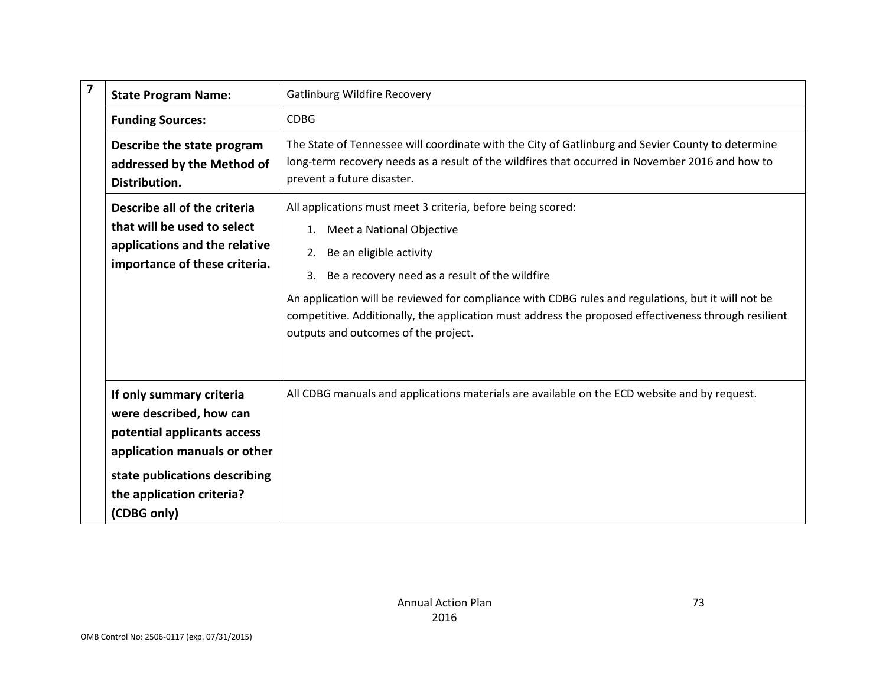| 7 | | |
|---|---|---|
| | **State Program Name:** | Gatlinburg Wildfire Recovery |
| | **Funding Sources:** | CDBG |
| | **Describe the state program addressed by the Method of Distribution.** | The State of Tennessee will coordinate with the City of Gatlinburg and Sevier County to determine long-term recovery needs as a result of the wildfires that occurred in November 2016 and how to prevent a future disaster. |
| | **Describe all of the criteria that will be used to select applications and the relative importance of these criteria.** | All applications must meet 3 criteria, before being scored:<br>1. Meet a National Objective<br>2. Be an eligible activity<br>3. Be a recovery need as a result of the wildfire<br>An application will be reviewed for compliance with CDBG rules and regulations, but it will not be competitive. Additionally, the application must address the proposed effectiveness through resilient outputs and outcomes of the project. |
| | **If only summary criteria were described, how can potential applicants access application manuals or other state publications describing the application criteria? (CDBG only)** | All CDBG manuals and applications materials are available on the ECD website and by request. |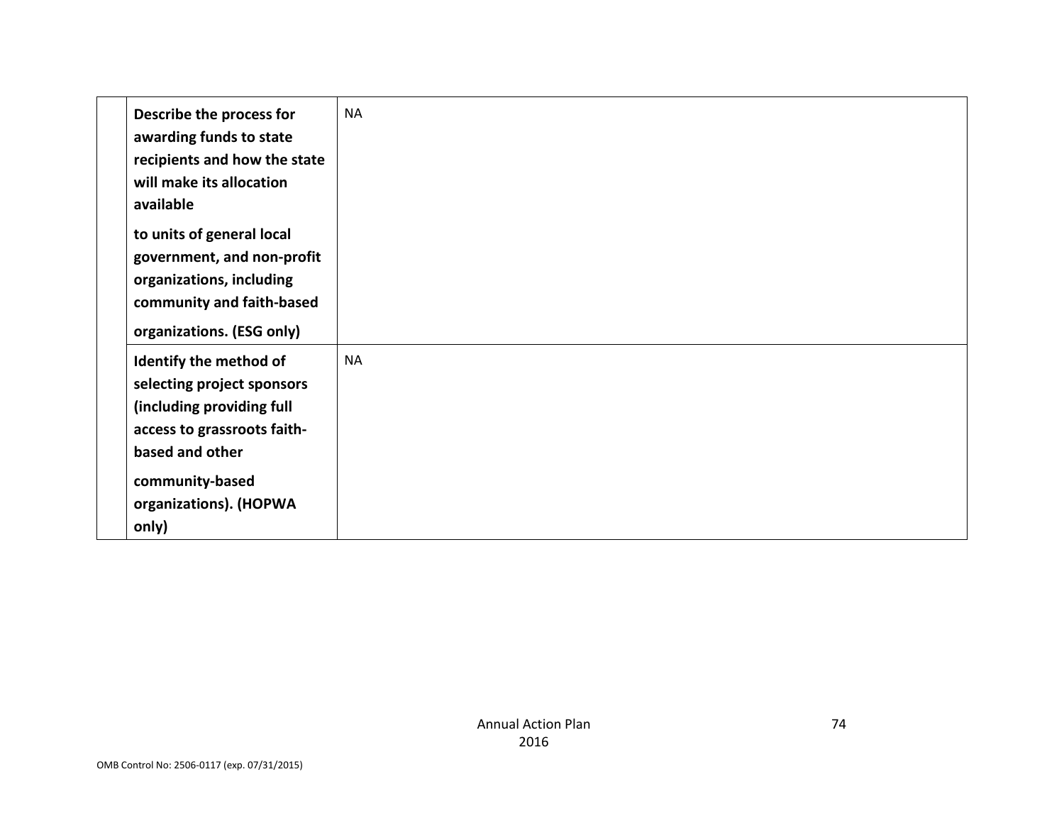| | | |
|---|---|---|
| | **Describe the process for awarding funds to state recipients and how the state will make its allocation available to units of general local government, and non-profit organizations, including community and faith-based organizations. (ESG only)** | NA |
| | **Identify the method of selecting project sponsors (including providing full access to grassroots faith-based and other community-based organizations). (HOPWA only)** | NA |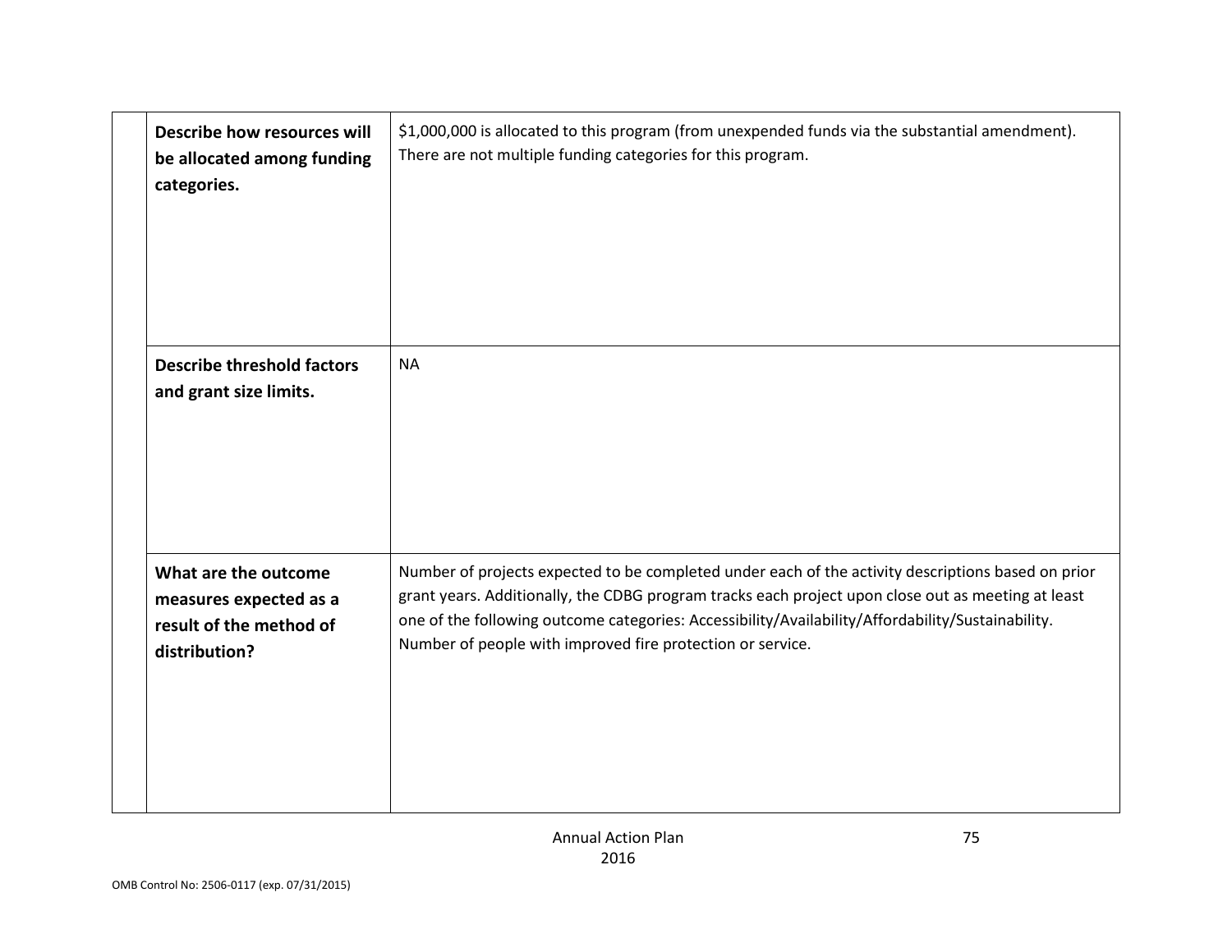| | | |
|---|---|---|
| | **Describe how resources will be allocated among funding categories.** | $1,000,000 is allocated to this program (from unexpended funds via the substantial amendment). There are not multiple funding categories for this program. |
| | **Describe threshold factors and grant size limits.** | NA |
| | **What are the outcome measures expected as a result of the method of distribution?** | Number of projects expected to be completed under each of the activity descriptions based on prior grant years. Additionally, the CDBG program tracks each project upon close out as meeting at least one of the following outcome categories: Accessibility/Availability/Affordability/Sustainability. Number of people with improved fire protection or service. |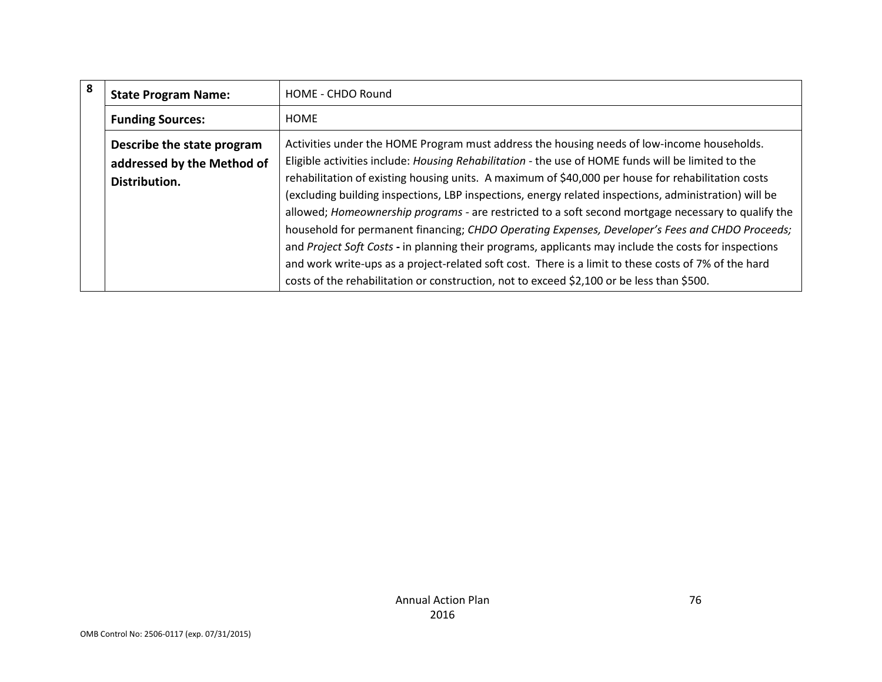| 8 | State Program Name: | HOME - CHDO Round |
|---|---|---|
| | **Funding Sources:** | HOME |
| | **Describe the state program addressed by the Method of Distribution.** | Activities under the HOME Program must address the housing needs of low-income households. Eligible activities include: *Housing Rehabilitation* - the use of HOME funds will be limited to the rehabilitation of existing housing units. A maximum of $40,000 per house for rehabilitation costs (excluding building inspections, LBP inspections, energy related inspections, administration) will be allowed; *Homeownership programs* - are restricted to a soft second mortgage necessary to qualify the household for permanent financing; *CHDO Operating Expenses, Developer's Fees and CHDO Proceeds;* and *Project Soft Costs* **-** in planning their programs, applicants may include the costs for inspections and work write-ups as a project-related soft cost. There is a limit to these costs of 7% of the hard costs of the rehabilitation or construction, not to exceed $2,100 or be less than $500. |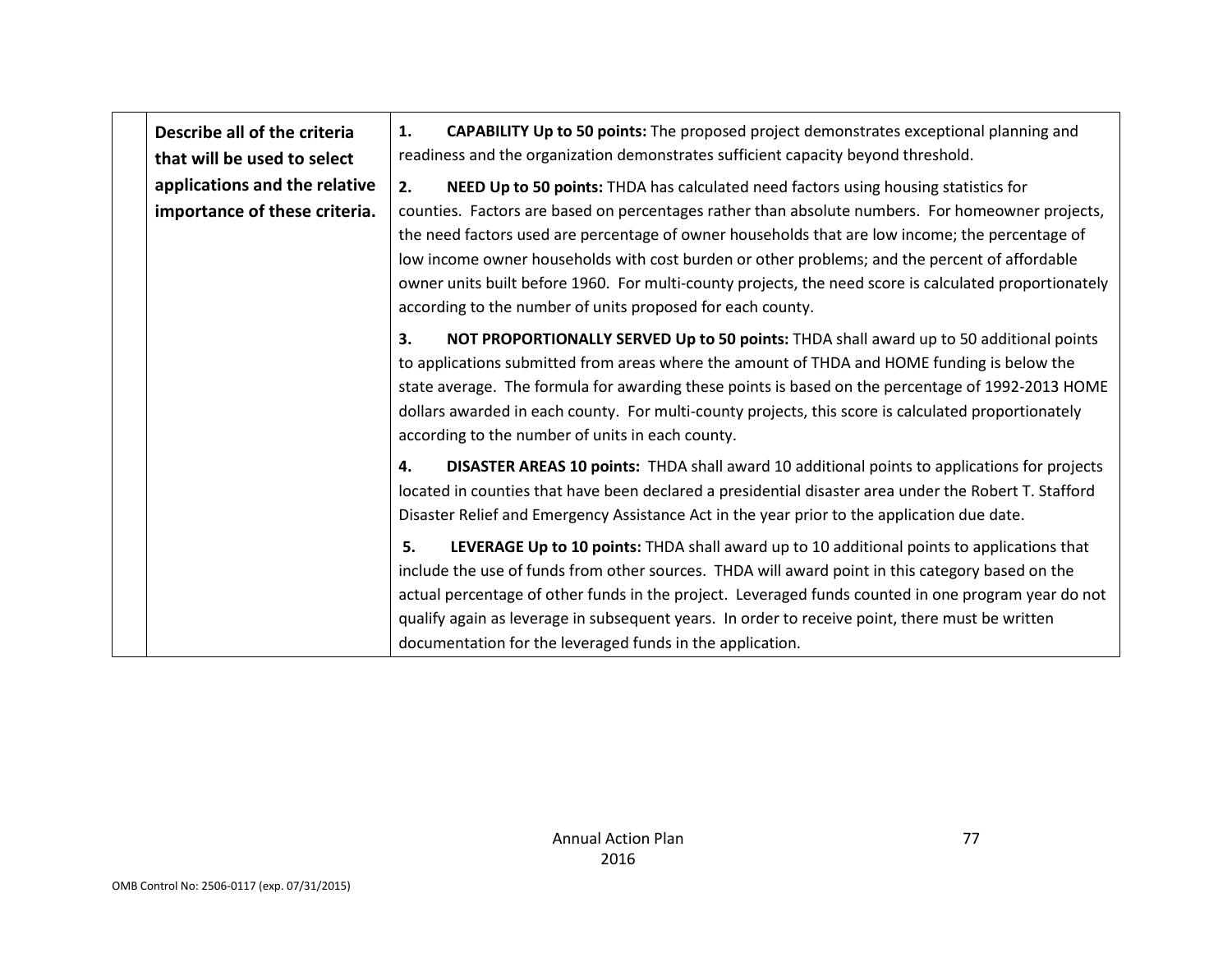| | Describe all of the criteria that will be used to select applications and the relative importance of these criteria. | 1. **CAPABILITY Up to 50 points:** The proposed project demonstrates exceptional planning and readiness and the organization demonstrates sufficient capacity beyond threshold.<br><br>2. **NEED Up to 50 points:** THDA has calculated need factors using housing statistics for counties. Factors are based on percentages rather than absolute numbers. For homeowner projects, the need factors used are percentage of owner households that are low income; the percentage of low income owner households with cost burden or other problems; and the percent of affordable owner units built before 1960. For multi-county projects, the need score is calculated proportionately according to the number of units proposed for each county.<br><br>3. **NOT PROPORTIONALLY SERVED Up to 50 points:** THDA shall award up to 50 additional points to applications submitted from areas where the amount of THDA and HOME funding is below the state average. The formula for awarding these points is based on the percentage of 1992-2013 HOME dollars awarded in each county. For multi-county projects, this score is calculated proportionately according to the number of units in each county.<br><br>4. **DISASTER AREAS 10 points:** THDA shall award 10 additional points to applications for projects located in counties that have been declared a presidential disaster area under the Robert T. Stafford Disaster Relief and Emergency Assistance Act in the year prior to the application due date.<br><br>5. **LEVERAGE Up to 10 points:** THDA shall award up to 10 additional points to applications that include the use of funds from other sources. THDA will award point in this category based on the actual percentage of other funds in the project. Leveraged funds counted in one program year do not qualify again as leverage in subsequent years. In order to receive point, there must be written documentation for the leveraged funds in the application. |
|---|---|---|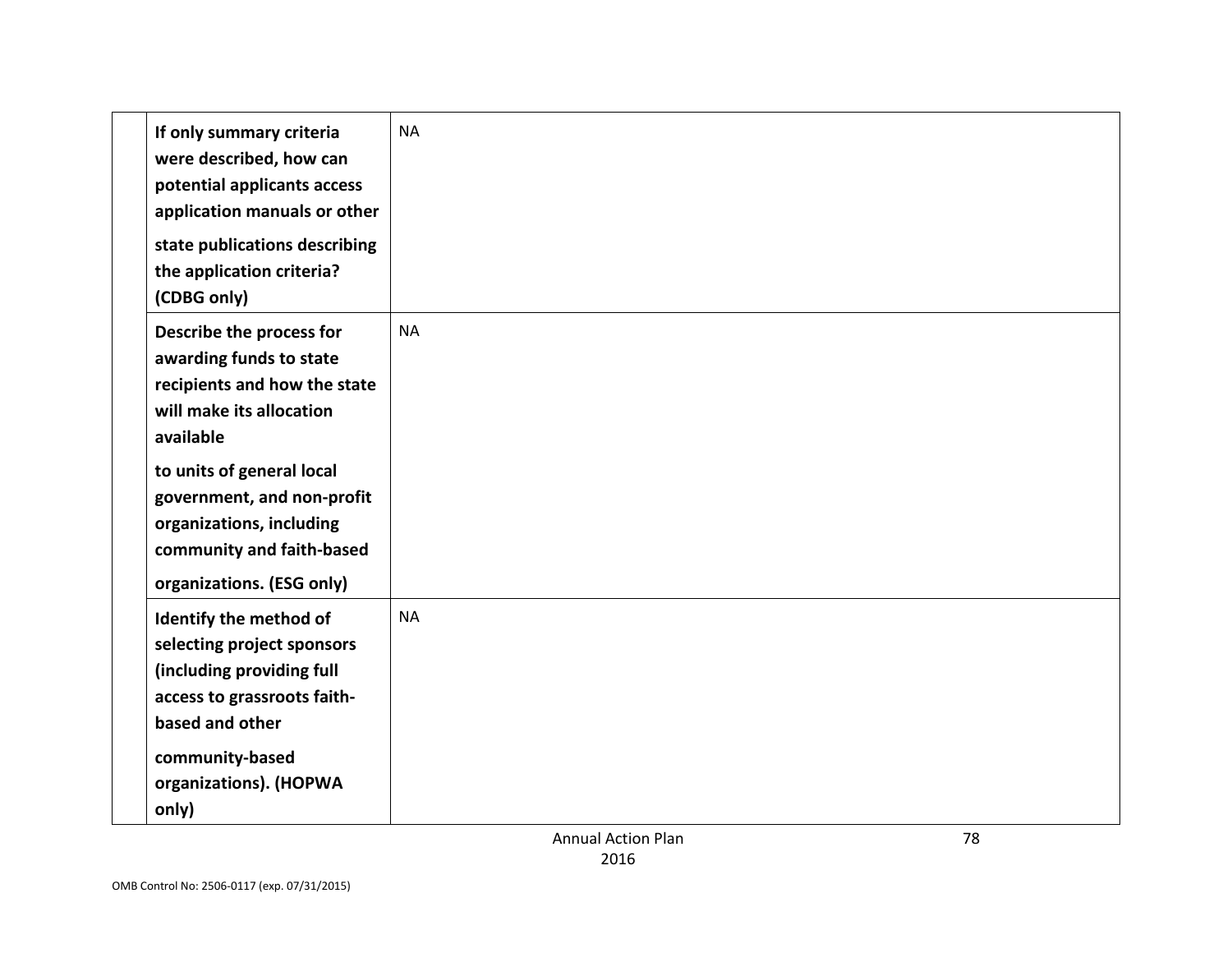| | | |
|---|---|---|
| | **If only summary criteria were described, how can potential applicants access application manuals or other state publications describing the application criteria? (CDBG only)** | NA |
| | **Describe the process for awarding funds to state recipients and how the state will make its allocation available to units of general local government, and non-profit organizations, including community and faith-based organizations. (ESG only)** | NA |
| | **Identify the method of selecting project sponsors (including providing full access to grassroots faith-based and other community-based organizations). (HOPWA only)** | NA |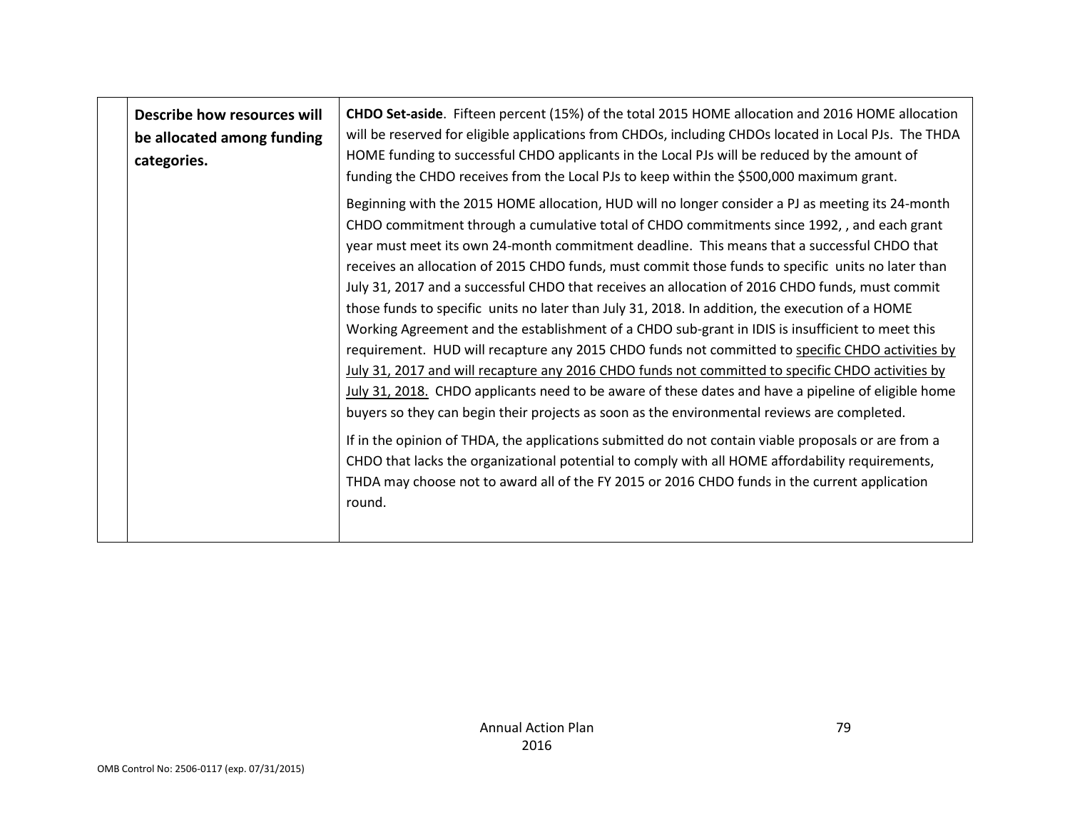| | Describe how resources will be allocated among funding categories. | **CHDO Set-aside**. Fifteen percent (15%) of the total 2015 HOME allocation and 2016 HOME allocation will be reserved for eligible applications from CHDOs, including CHDOs located in Local PJs. The THDA HOME funding to successful CHDO applicants in the Local PJs will be reduced by the amount of funding the CHDO receives from the Local PJs to keep within the $500,000 maximum grant.<br><br>Beginning with the 2015 HOME allocation, HUD will no longer consider a PJ as meeting its 24-month CHDO commitment through a cumulative total of CHDO commitments since 1992, , and each grant year must meet its own 24-month commitment deadline. This means that a successful CHDO that receives an allocation of 2015 CHDO funds, must commit those funds to specific units no later than July 31, 2017 and a successful CHDO that receives an allocation of 2016 CHDO funds, must commit those funds to specific units no later than July 31, 2018. In addition, the execution of a HOME Working Agreement and the establishment of a CHDO sub-grant in IDIS is insufficient to meet this requirement. HUD will recapture any 2015 CHDO funds not committed to specific CHDO activities by July 31, 2017 and will recapture any 2016 CHDO funds not committed to specific CHDO activities by July 31, 2018. CHDO applicants need to be aware of these dates and have a pipeline of eligible home buyers so they can begin their projects as soon as the environmental reviews are completed.<br><br>If in the opinion of THDA, the applications submitted do not contain viable proposals or are from a CHDO that lacks the organizational potential to comply with all HOME affordability requirements, THDA may choose not to award all of the FY 2015 or 2016 CHDO funds in the current application round. |
|---|---|---|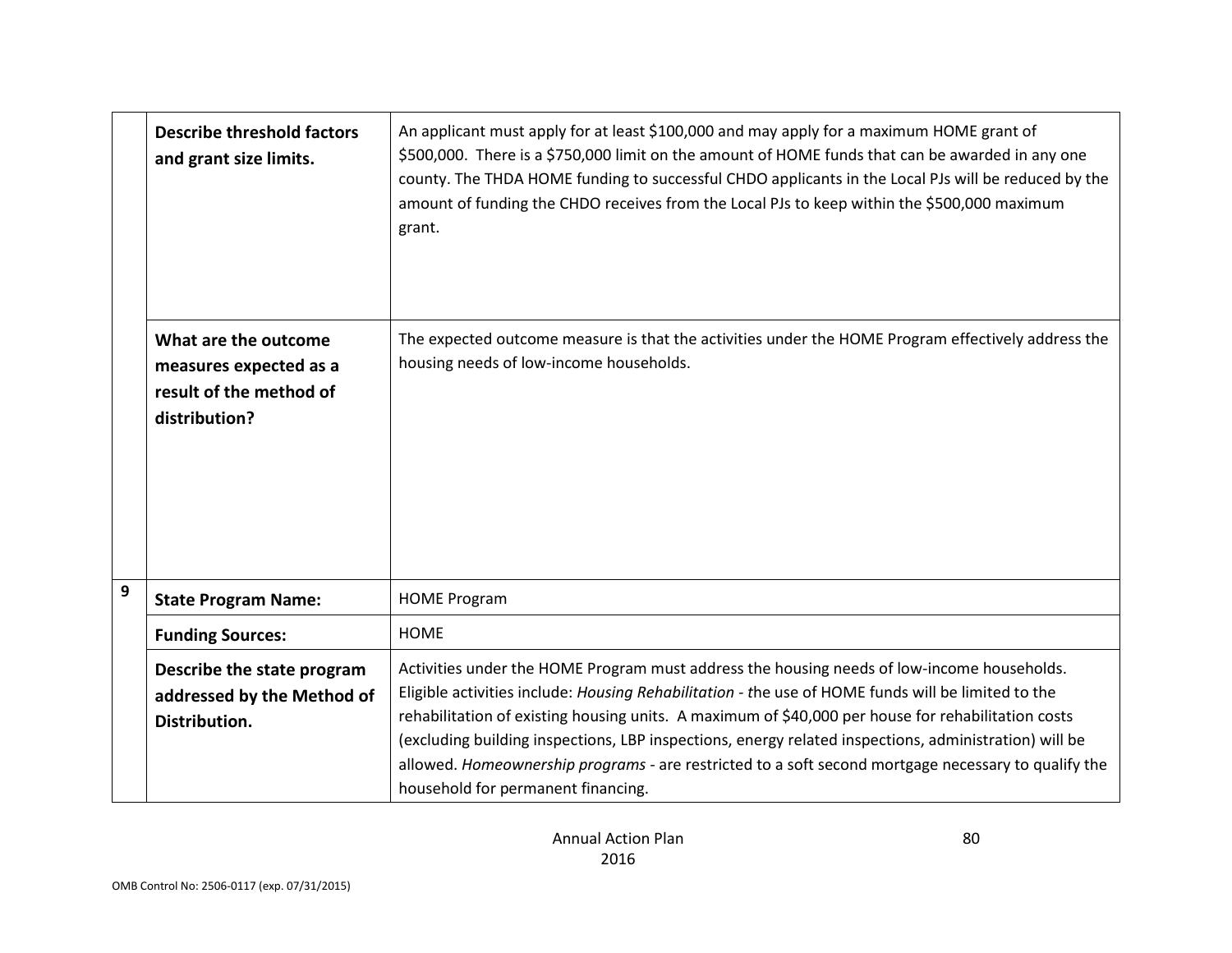| | | |
|---|---|---|
| | **Describe threshold factors and grant size limits.** | An applicant must apply for at least $100,000 and may apply for a maximum HOME grant of $500,000. There is a $750,000 limit on the amount of HOME funds that can be awarded in any one county. The THDA HOME funding to successful CHDO applicants in the Local PJs will be reduced by the amount of funding the CHDO receives from the Local PJs to keep within the $500,000 maximum grant. |
| | **What are the outcome measures expected as a result of the method of distribution?** | The expected outcome measure is that the activities under the HOME Program effectively address the housing needs of low-income households. |
| **9** | **State Program Name:** | HOME Program |
| | **Funding Sources:** | HOME |
| | **Describe the state program addressed by the Method of Distribution.** | Activities under the HOME Program must address the housing needs of low-income households. Eligible activities include: *Housing Rehabilitation - t*he use of HOME funds will be limited to the rehabilitation of existing housing units. A maximum of $40,000 per house for rehabilitation costs (excluding building inspections, LBP inspections, energy related inspections, administration) will be allowed. *Homeownership programs* - are restricted to a soft second mortgage necessary to qualify the household for permanent financing. |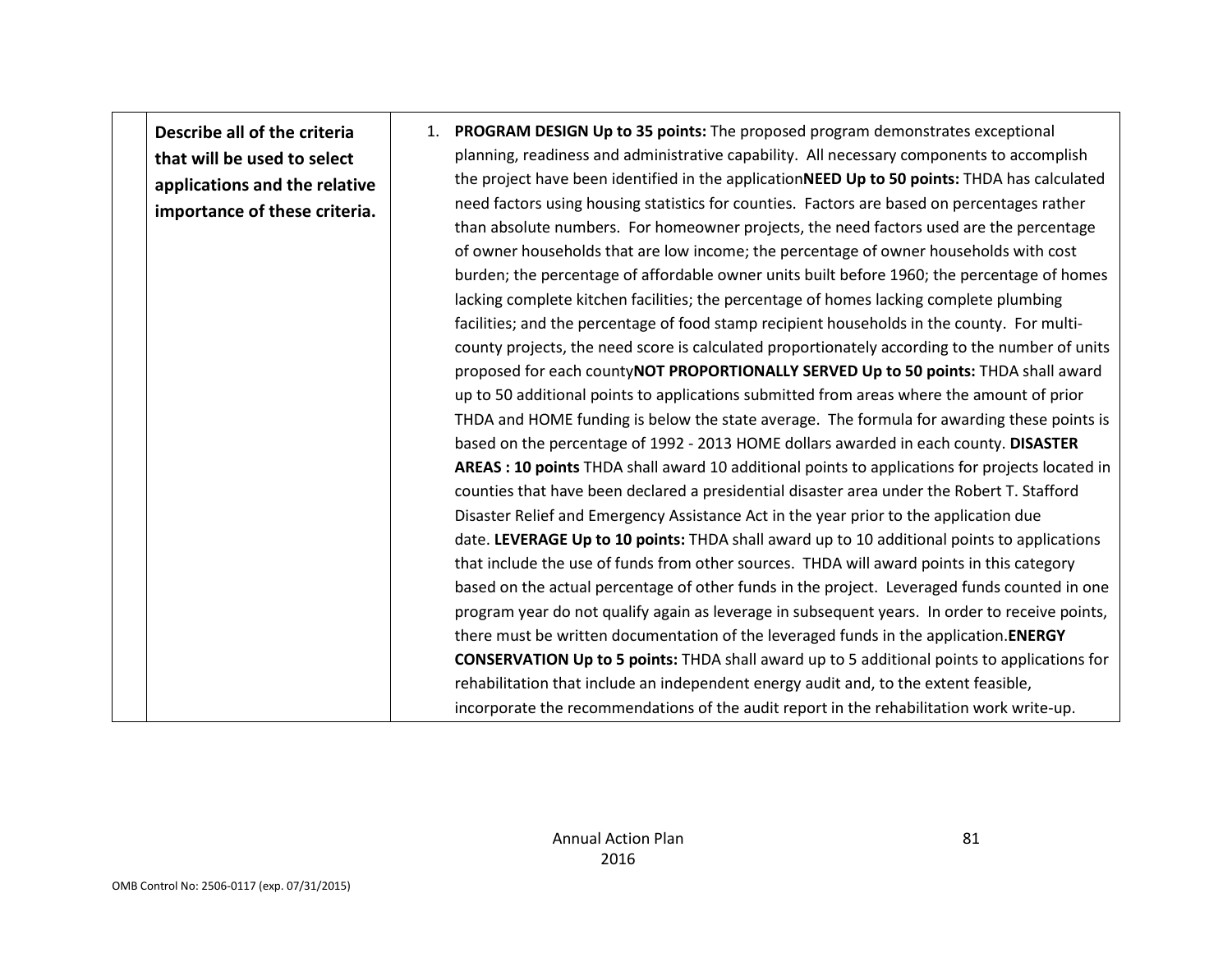| | Describe all of the criteria that will be used to select applications and the relative importance of these criteria. | 1. **PROGRAM DESIGN Up to 35 points:** The proposed program demonstrates exceptional planning, readiness and administrative capability. All necessary components to accomplish the project have been identified in the application**NEED Up to 50 points:** THDA has calculated need factors using housing statistics for counties. Factors are based on percentages rather than absolute numbers. For homeowner projects, the need factors used are the percentage of owner households that are low income; the percentage of owner households with cost burden; the percentage of affordable owner units built before 1960; the percentage of homes lacking complete kitchen facilities; the percentage of homes lacking complete plumbing facilities; and the percentage of food stamp recipient households in the county. For multi-county projects, the need score is calculated proportionately according to the number of units proposed for each county**NOT PROPORTIONALLY SERVED Up to 50 points:** THDA shall award up to 50 additional points to applications submitted from areas where the amount of prior THDA and HOME funding is below the state average. The formula for awarding these points is based on the percentage of 1992 - 2013 HOME dollars awarded in each county. **DISASTER AREAS : 10 points** THDA shall award 10 additional points to applications for projects located in counties that have been declared a presidential disaster area under the Robert T. Stafford Disaster Relief and Emergency Assistance Act in the year prior to the application due date. **LEVERAGE Up to 10 points:** THDA shall award up to 10 additional points to applications that include the use of funds from other sources. THDA will award points in this category based on the actual percentage of other funds in the project. Leveraged funds counted in one program year do not qualify again as leverage in subsequent years. In order to receive points, there must be written documentation of the leveraged funds in the application.**ENERGY CONSERVATION Up to 5 points:** THDA shall award up to 5 additional points to applications for rehabilitation that include an independent energy audit and, to the extent feasible, incorporate the recommendations of the audit report in the rehabilitation work write-up. |
|---|---|---|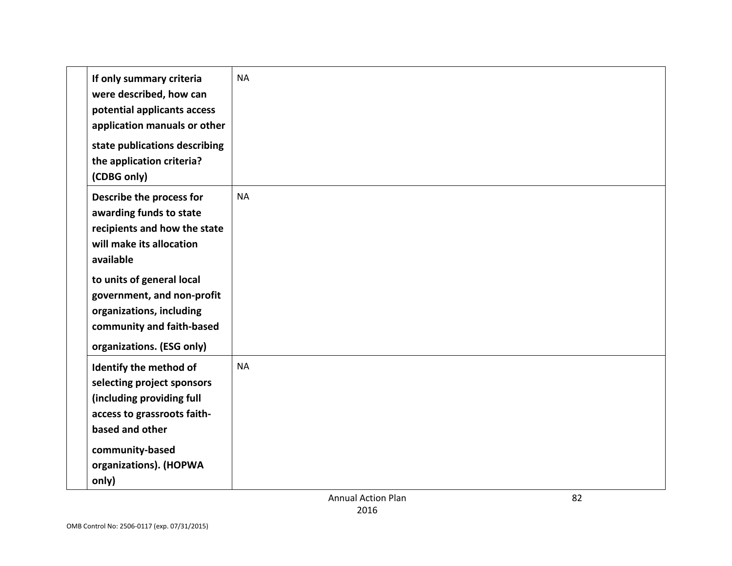| | | |
|---|---|---|
| | **If only summary criteria were described, how can potential applicants access application manuals or other state publications describing the application criteria? (CDBG only)** | NA |
| | **Describe the process for awarding funds to state recipients and how the state will make its allocation available to units of general local government, and non-profit organizations, including community and faith-based organizations. (ESG only)** | NA |
| | **Identify the method of selecting project sponsors (including providing full access to grassroots faith-based and other community-based organizations). (HOPWA only)** | NA |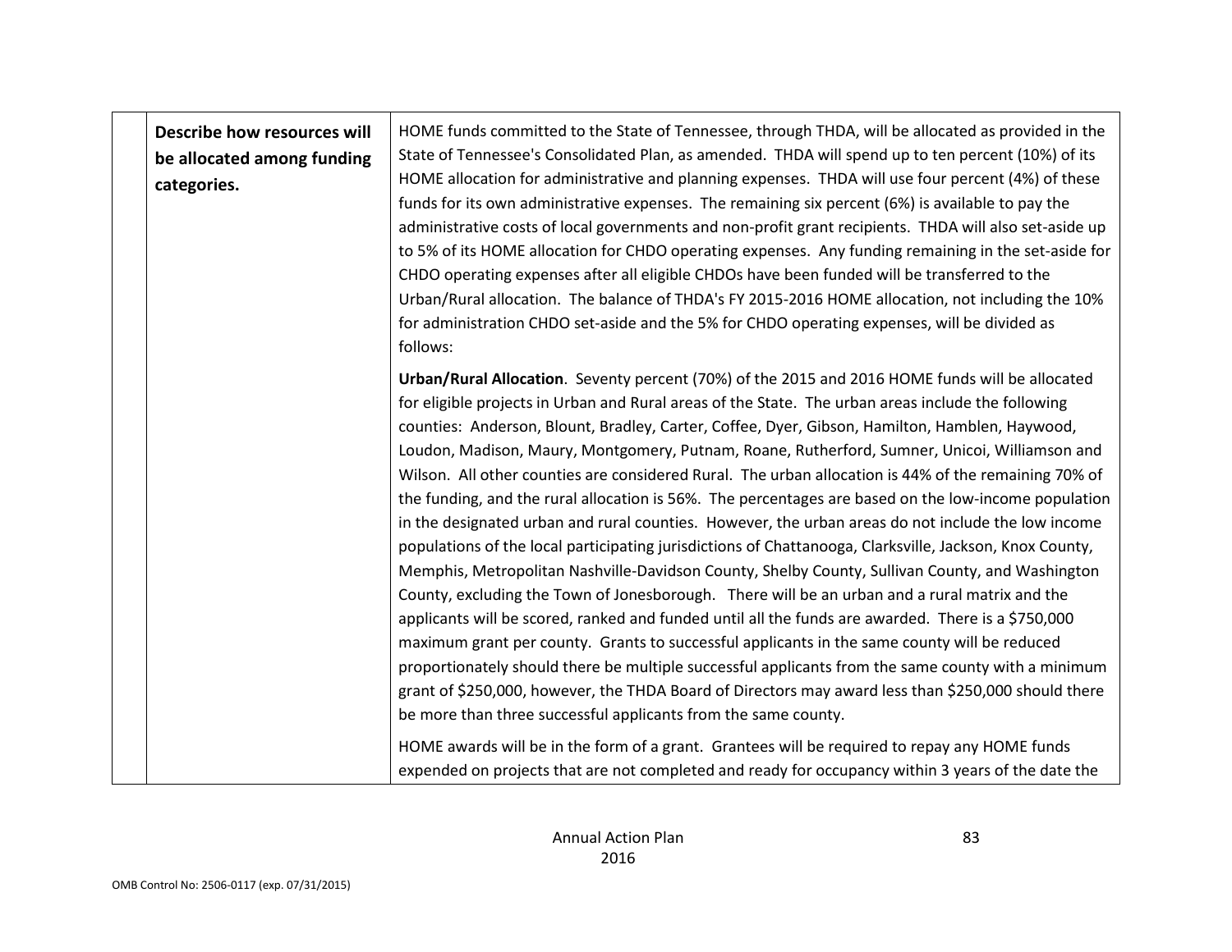| | Describe how resources will be allocated among funding categories. | HOME funds committed to the State of Tennessee, through THDA, will be allocated as provided in the State of Tennessee's Consolidated Plan, as amended. THDA will spend up to ten percent (10%) of its HOME allocation for administrative and planning expenses. THDA will use four percent (4%) of these funds for its own administrative expenses. The remaining six percent (6%) is available to pay the administrative costs of local governments and non-profit grant recipients. THDA will also set-aside up to 5% of its HOME allocation for CHDO operating expenses. Any funding remaining in the set-aside for CHDO operating expenses after all eligible CHDOs have been funded will be transferred to the Urban/Rural allocation. The balance of THDA's FY 2015-2016 HOME allocation, not including the 10% for administration CHDO set-aside and the 5% for CHDO operating expenses, will be divided as follows:<br><br>**Urban/Rural Allocation**. Seventy percent (70%) of the 2015 and 2016 HOME funds will be allocated for eligible projects in Urban and Rural areas of the State. The urban areas include the following counties: Anderson, Blount, Bradley, Carter, Coffee, Dyer, Gibson, Hamilton, Hamblen, Haywood, Loudon, Madison, Maury, Montgomery, Putnam, Roane, Rutherford, Sumner, Unicoi, Williamson and Wilson. All other counties are considered Rural. The urban allocation is 44% of the remaining 70% of the funding, and the rural allocation is 56%. The percentages are based on the low-income population in the designated urban and rural counties. However, the urban areas do not include the low income populations of the local participating jurisdictions of Chattanooga, Clarksville, Jackson, Knox County, Memphis, Metropolitan Nashville-Davidson County, Shelby County, Sullivan County, and Washington County, excluding the Town of Jonesborough. There will be an urban and a rural matrix and the applicants will be scored, ranked and funded until all the funds are awarded. There is a $750,000 maximum grant per county. Grants to successful applicants in the same county will be reduced proportionately should there be multiple successful applicants from the same county with a minimum grant of $250,000, however, the THDA Board of Directors may award less than $250,000 should there be more than three successful applicants from the same county.<br><br>HOME awards will be in the form of a grant. Grantees will be required to repay any HOME funds expended on projects that are not completed and ready for occupancy within 3 years of the date the |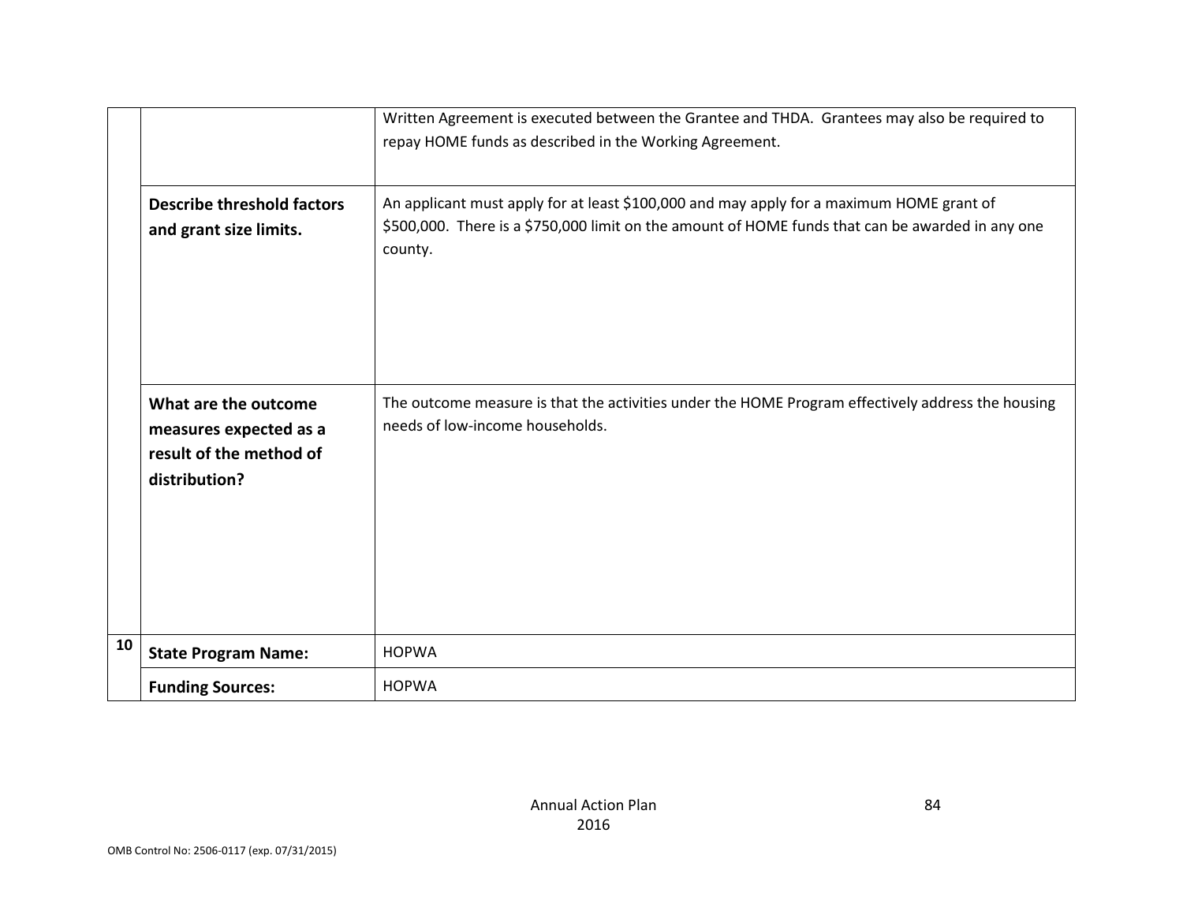| | | |
|---|---|---|
| | | Written Agreement is executed between the Grantee and THDA. Grantees may also be required to repay HOME funds as described in the Working Agreement. |
| | **Describe threshold factors and grant size limits.** | An applicant must apply for at least $100,000 and may apply for a maximum HOME grant of $500,000. There is a $750,000 limit on the amount of HOME funds that can be awarded in any one county. |
| | **What are the outcome measures expected as a result of the method of distribution?** | The outcome measure is that the activities under the HOME Program effectively address the housing needs of low-income households. |
| **10** | **State Program Name:** | HOPWA |
| | **Funding Sources:** | HOPWA |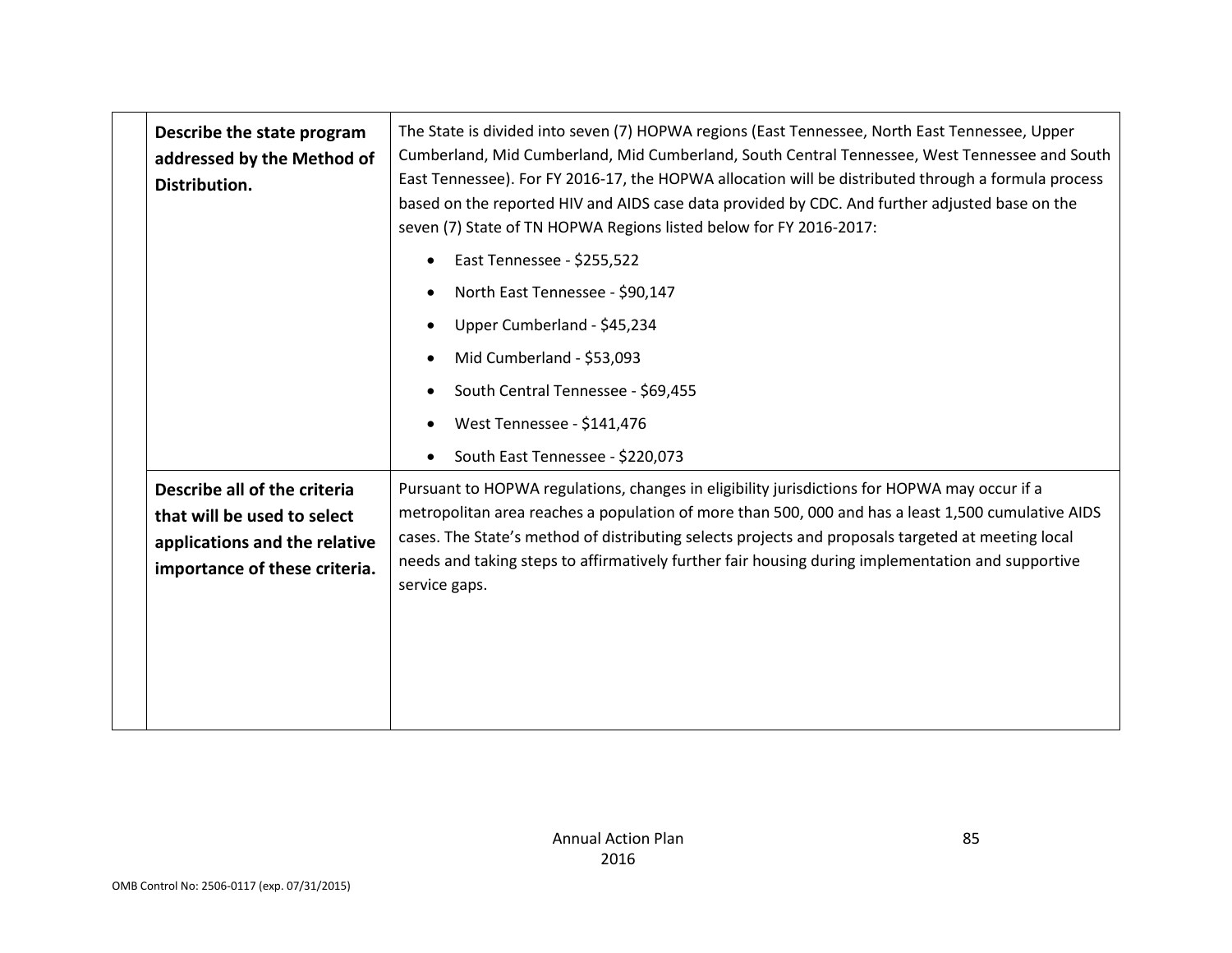| | Describe the state program addressed by the Method of Distribution. | The State is divided into seven (7) HOPWA regions (East Tennessee, North East Tennessee, Upper Cumberland, Mid Cumberland, Mid Cumberland, South Central Tennessee, West Tennessee and South East Tennessee). For FY 2016-17, the HOPWA allocation will be distributed through a formula process based on the reported HIV and AIDS case data provided by CDC. And further adjusted base on the seven (7) State of TN HOPWA Regions listed below for FY 2016-2017:<br>• East Tennessee - $255,522<br>• North East Tennessee - $90,147<br>• Upper Cumberland - $45,234<br>• Mid Cumberland - $53,093<br>• South Central Tennessee - $69,455<br>• West Tennessee - $141,476<br>• South East Tennessee - $220,073 |
|---|---|---|
| | **Describe all of the criteria that will be used to select applications and the relative importance of these criteria.** | Pursuant to HOPWA regulations, changes in eligibility jurisdictions for HOPWA may occur if a metropolitan area reaches a population of more than 500, 000 and has a least 1,500 cumulative AIDS cases. The State's method of distributing selects projects and proposals targeted at meeting local needs and taking steps to affirmatively further fair housing during implementation and supportive service gaps. |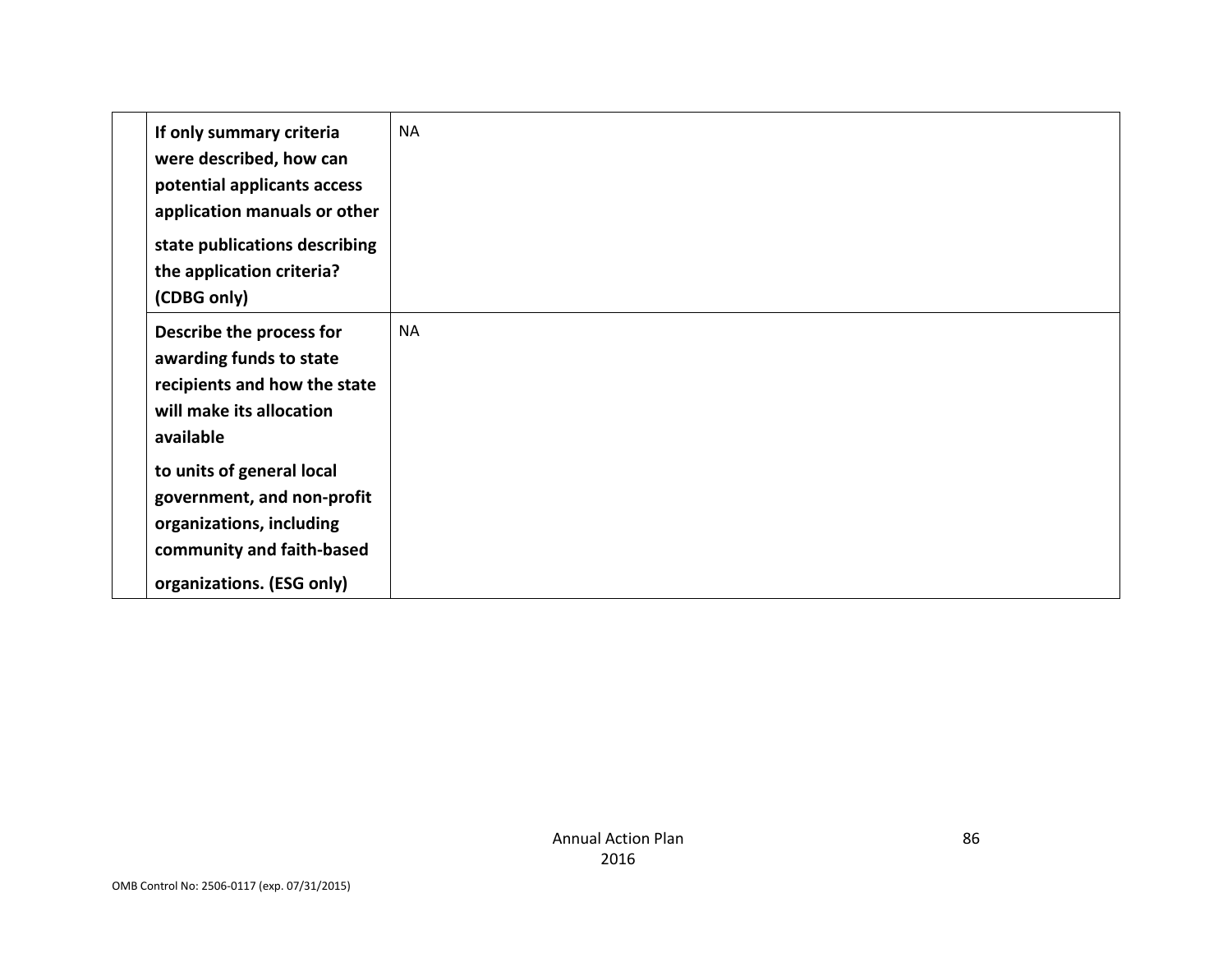| | | |
|---|---|---|
| | **If only summary criteria were described, how can potential applicants access application manuals or other state publications describing the application criteria? (CDBG only)** | NA |
| | **Describe the process for awarding funds to state recipients and how the state will make its allocation available to units of general local government, and non-profit organizations, including community and faith-based organizations. (ESG only)** | NA |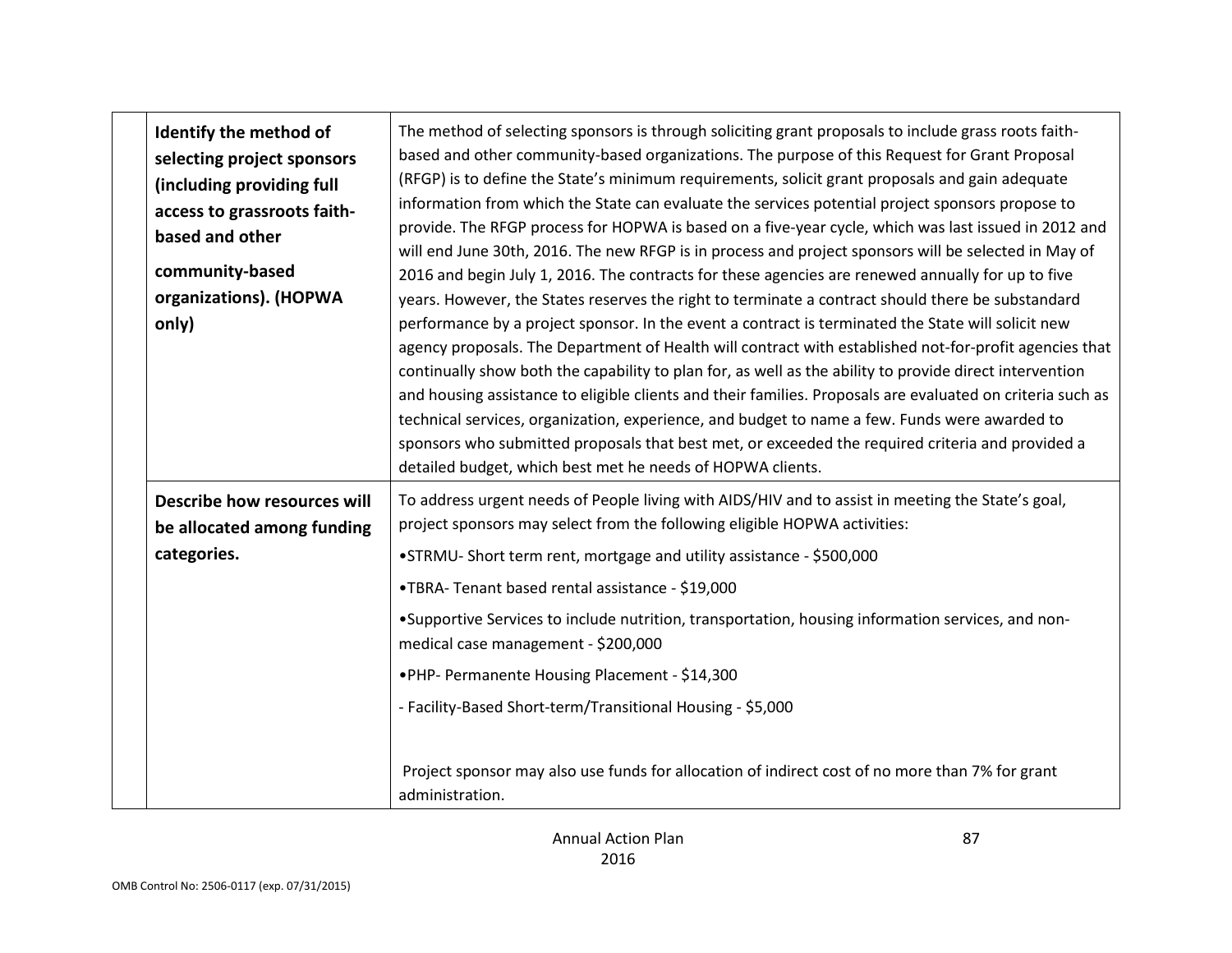| | |
|---|---|
| **Identify the method of selecting project sponsors (including providing full access to grassroots faith-based and other community-based organizations). (HOPWA only)** | The method of selecting sponsors is through soliciting grant proposals to include grass roots faith-based and other community-based organizations. The purpose of this Request for Grant Proposal (RFGP) is to define the State's minimum requirements, solicit grant proposals and gain adequate information from which the State can evaluate the services potential project sponsors propose to provide. The RFGP process for HOPWA is based on a five-year cycle, which was last issued in 2012 and will end June 30th, 2016. The new RFGP is in process and project sponsors will be selected in May of 2016 and begin July 1, 2016. The contracts for these agencies are renewed annually for up to five years. However, the States reserves the right to terminate a contract should there be substandard performance by a project sponsor. In the event a contract is terminated the State will solicit new agency proposals. The Department of Health will contract with established not-for-profit agencies that continually show both the capability to plan for, as well as the ability to provide direct intervention and housing assistance to eligible clients and their families. Proposals are evaluated on criteria such as technical services, organization, experience, and budget to name a few. Funds were awarded to sponsors who submitted proposals that best met, or exceeded the required criteria and provided a detailed budget, which best met he needs of HOPWA clients. |
| **Describe how resources will be allocated among funding categories.** | To address urgent needs of People living with AIDS/HIV and to assist in meeting the State's goal, project sponsors may select from the following eligible HOPWA activities:<br>•STRMU- Short term rent, mortgage and utility assistance - $500,000<br>•TBRA- Tenant based rental assistance - $19,000<br>•Supportive Services to include nutrition, transportation, housing information services, and non-medical case management - $200,000<br>•PHP- Permanente Housing Placement - $14,300<br>- Facility-Based Short-term/Transitional Housing - $5,000<br><br>Project sponsor may also use funds for allocation of indirect cost of no more than 7% for grant administration. |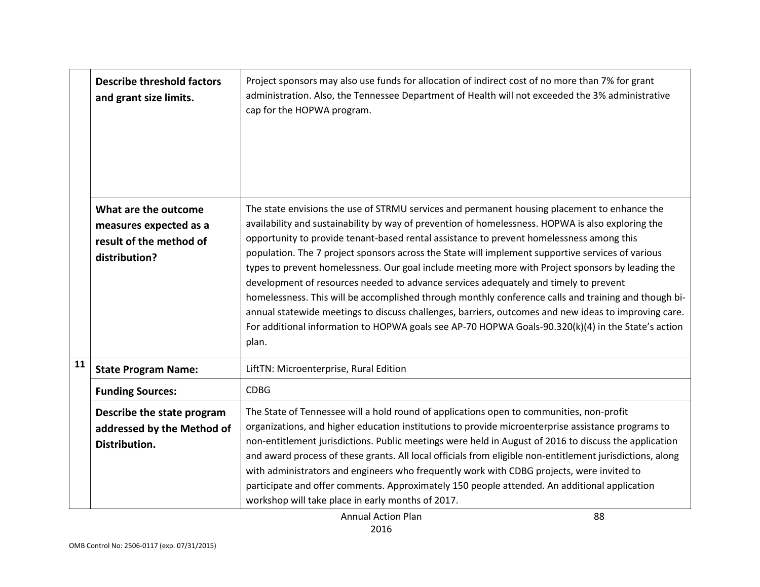| | | |
|---|---|---|
| | **Describe threshold factors and grant size limits.** | Project sponsors may also use funds for allocation of indirect cost of no more than 7% for grant administration. Also, the Tennessee Department of Health will not exceeded the 3% administrative cap for the HOPWA program. |
| | **What are the outcome measures expected as a result of the method of distribution?** | The state envisions the use of STRMU services and permanent housing placement to enhance the availability and sustainability by way of prevention of homelessness. HOPWA is also exploring the opportunity to provide tenant-based rental assistance to prevent homelessness among this population. The 7 project sponsors across the State will implement supportive services of various types to prevent homelessness. Our goal include meeting more with Project sponsors by leading the development of resources needed to advance services adequately and timely to prevent homelessness. This will be accomplished through monthly conference calls and training and though bi-annual statewide meetings to discuss challenges, barriers, outcomes and new ideas to improving care. For additional information to HOPWA goals see AP-70 HOPWA Goals-90.320(k)(4) in the State's action plan. |
| **11** | **State Program Name:** | LiftTN: Microenterprise, Rural Edition |
| | **Funding Sources:** | CDBG |
| | **Describe the state program addressed by the Method of Distribution.** | The State of Tennessee will a hold round of applications open to communities, non-profit organizations, and higher education institutions to provide microenterprise assistance programs to non-entitlement jurisdictions. Public meetings were held in August of 2016 to discuss the application and award process of these grants. All local officials from eligible non-entitlement jurisdictions, along with administrators and engineers who frequently work with CDBG projects, were invited to participate and offer comments. Approximately 150 people attended. An additional application workshop will take place in early months of 2017. |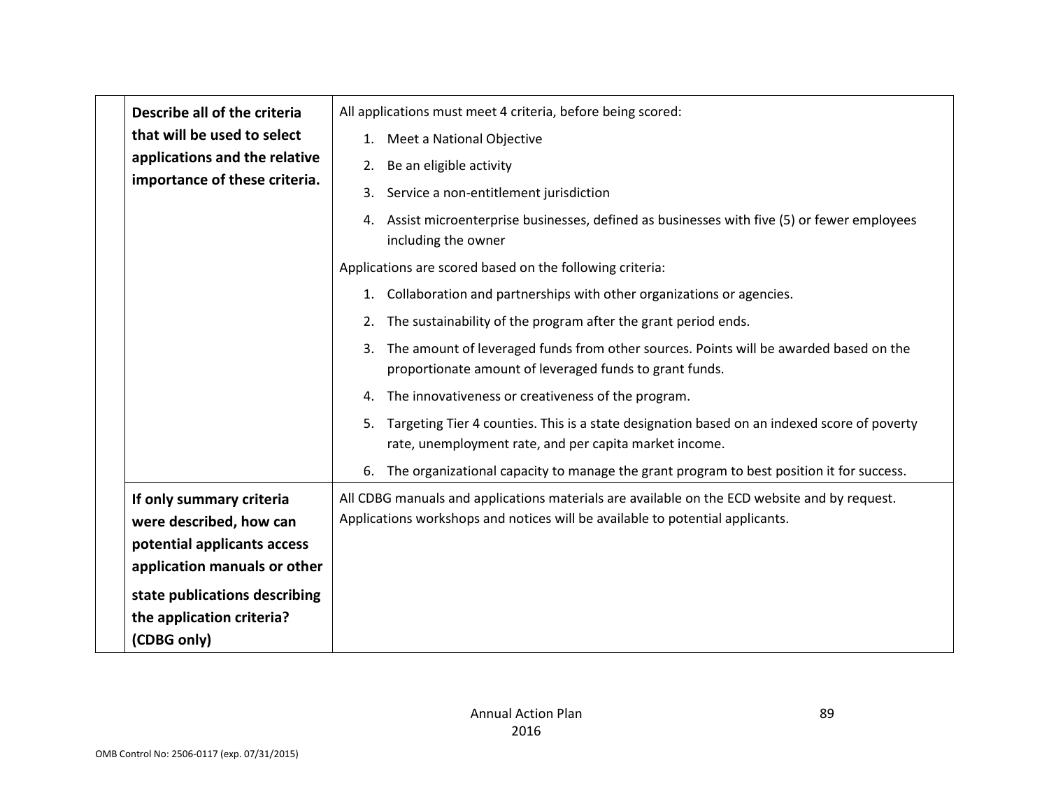| | | |
|---|---|---|
| | **Describe all of the criteria that will be used to select applications and the relative importance of these criteria.** | All applications must meet 4 criteria, before being scored:<br>1. Meet a National Objective<br>2. Be an eligible activity<br>3. Service a non-entitlement jurisdiction<br>4. Assist microenterprise businesses, defined as businesses with five (5) or fewer employees including the owner<br><br>Applications are scored based on the following criteria:<br>1. Collaboration and partnerships with other organizations or agencies.<br>2. The sustainability of the program after the grant period ends.<br>3. The amount of leveraged funds from other sources. Points will be awarded based on the proportionate amount of leveraged funds to grant funds.<br>4. The innovativeness or creativeness of the program.<br>5. Targeting Tier 4 counties. This is a state designation based on an indexed score of poverty rate, unemployment rate, and per capita market income.<br>6. The organizational capacity to manage the grant program to best position it for success. |
| | **If only summary criteria were described, how can potential applicants access application manuals or other state publications describing the application criteria? (CDBG only)** | All CDBG manuals and applications materials are available on the ECD website and by request. Applications workshops and notices will be available to potential applicants. |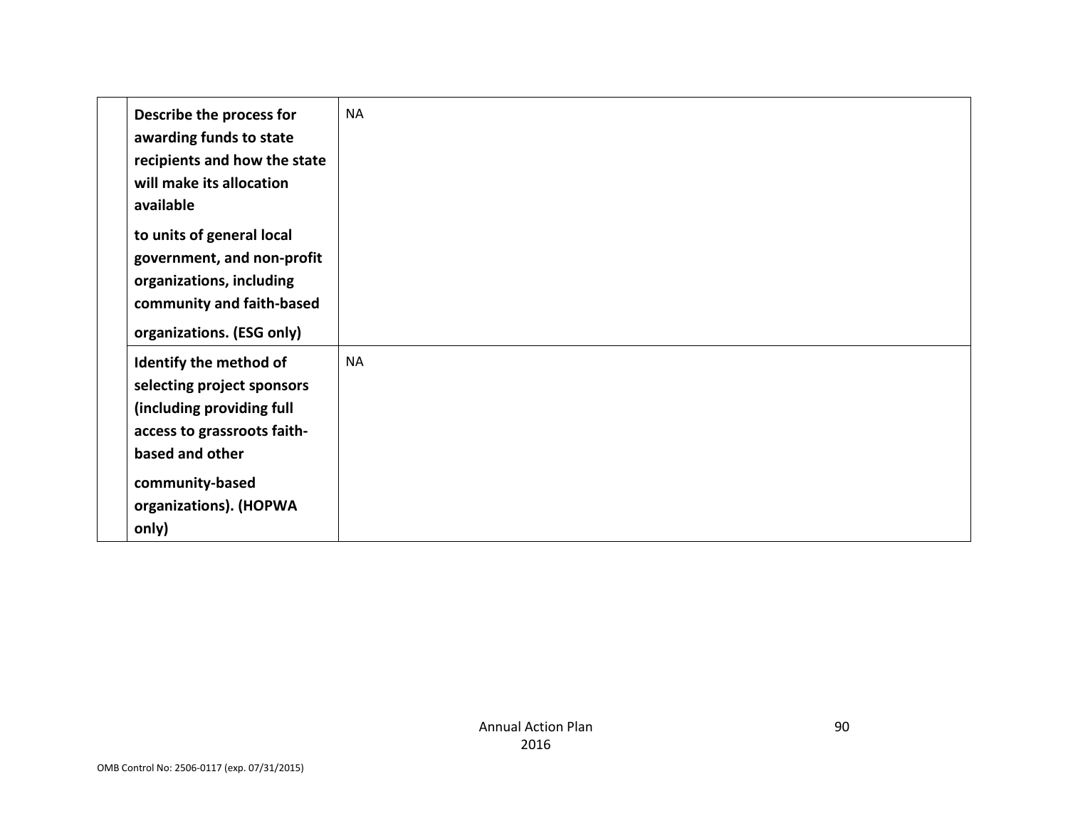|  | Describe the process for awarding funds to state recipients and how the state will make its allocation available to units of general local government, and non-profit organizations, including community and faith-based organizations. (ESG only) | NA |
| --- | --- | --- |
|  | Identify the method of selecting project sponsors (including providing full access to grassroots faith-based and other community-based organizations). (HOPWA only) | NA |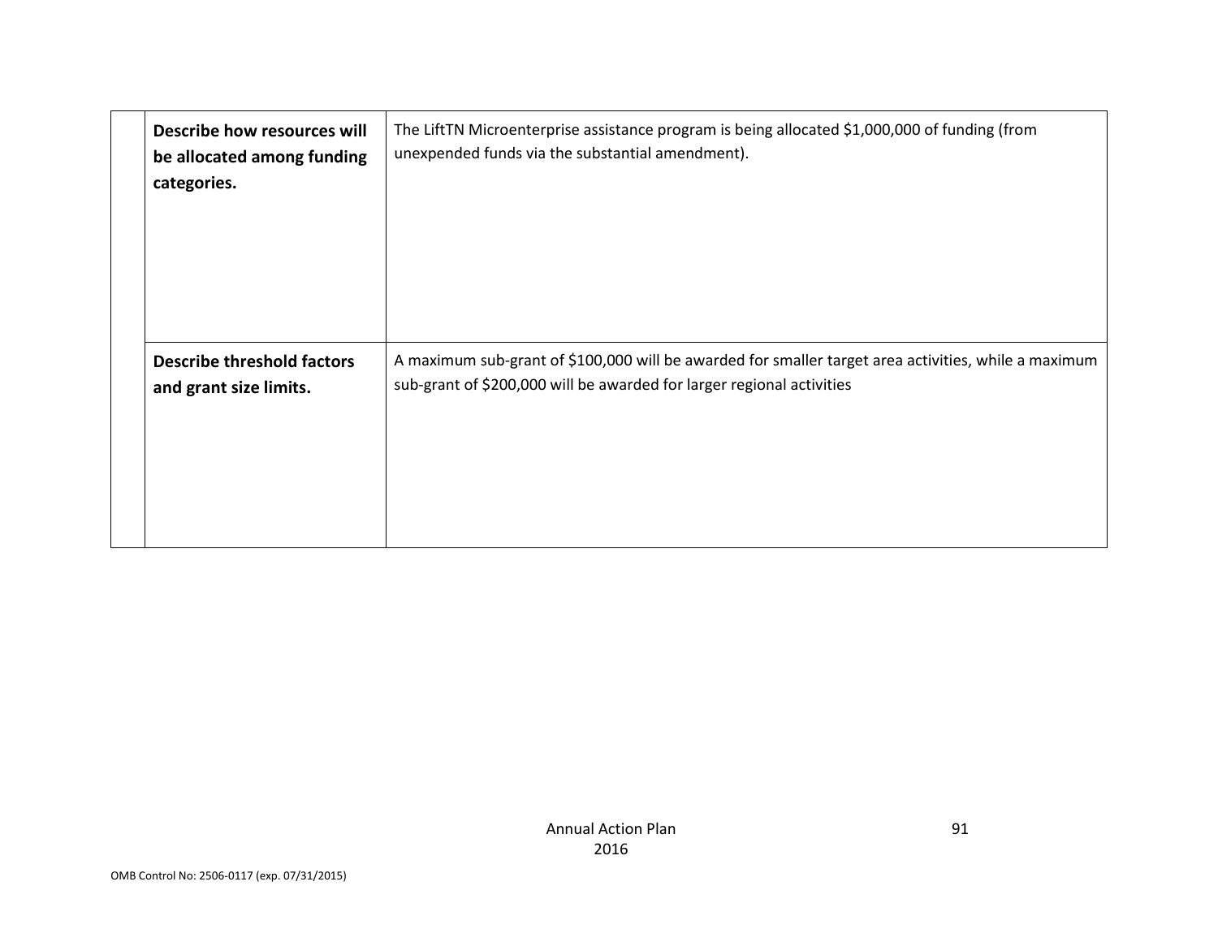| | | |
|---|---|---|
| | **Describe how resources will be allocated among funding categories.** | The LiftTN Microenterprise assistance program is being allocated $1,000,000 of funding (from unexpended funds via the substantial amendment). |
| | **Describe threshold factors and grant size limits.** | A maximum sub-grant of $100,000 will be awarded for smaller target area activities, while a maximum sub-grant of $200,000 will be awarded for larger regional activities |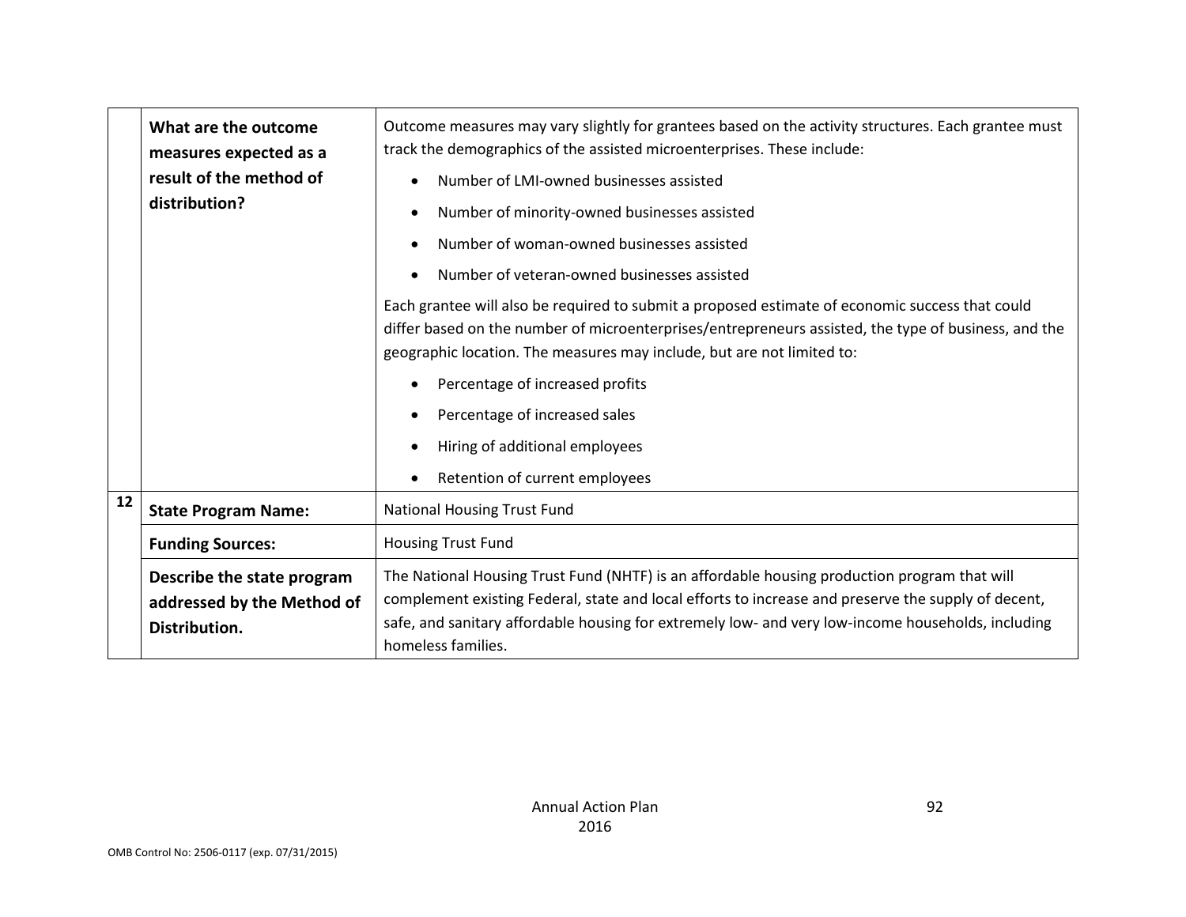| | | |
|---|---|---|
| | **What are the outcome measures expected as a result of the method of distribution?** | Outcome measures may vary slightly for grantees based on the activity structures. Each grantee must track the demographics of the assisted microenterprises. These include:<br>• Number of LMI-owned businesses assisted<br>• Number of minority-owned businesses assisted<br>• Number of woman-owned businesses assisted<br>• Number of veteran-owned businesses assisted<br>Each grantee will also be required to submit a proposed estimate of economic success that could differ based on the number of microenterprises/entrepreneurs assisted, the type of business, and the geographic location. The measures may include, but are not limited to:<br>• Percentage of increased profits<br>• Percentage of increased sales<br>• Hiring of additional employees<br>• Retention of current employees |
| **12** | **State Program Name:** | National Housing Trust Fund |
| | **Funding Sources:** | Housing Trust Fund |
| | **Describe the state program addressed by the Method of Distribution.** | The National Housing Trust Fund (NHTF) is an affordable housing production program that will complement existing Federal, state and local efforts to increase and preserve the supply of decent, safe, and sanitary affordable housing for extremely low- and very low-income households, including homeless families. |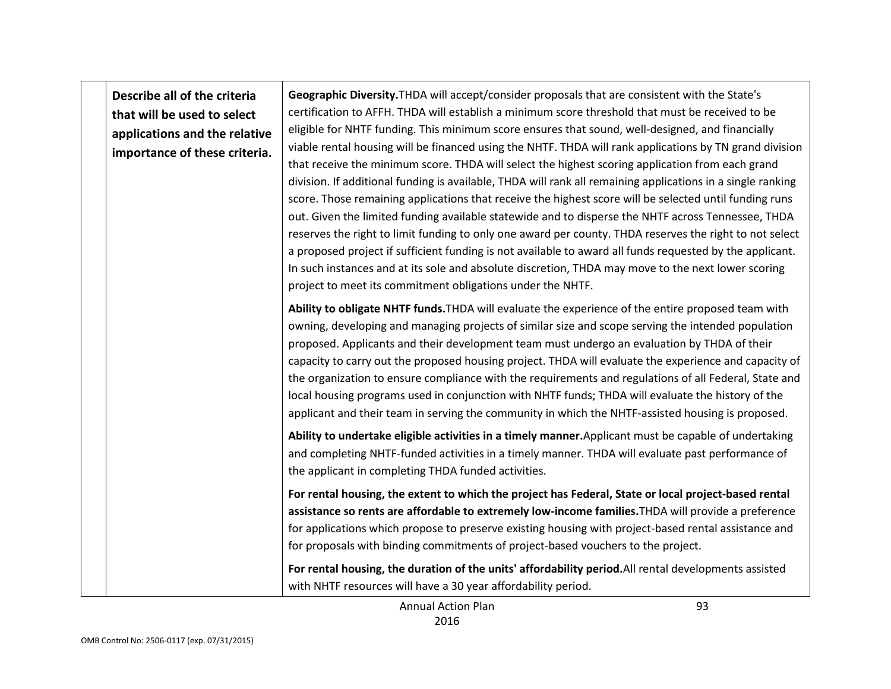| | Describe all of the criteria that will be used to select applications and the relative importance of these criteria. | **Geographic Diversity.**THDA will accept/consider proposals that are consistent with the State's certification to AFFH. THDA will establish a minimum score threshold that must be received to be eligible for NHTF funding. This minimum score ensures that sound, well-designed, and financially viable rental housing will be financed using the NHTF. THDA will rank applications by TN grand division that receive the minimum score. THDA will select the highest scoring application from each grand division. If additional funding is available, THDA will rank all remaining applications in a single ranking score. Those remaining applications that receive the highest score will be selected until funding runs out. Given the limited funding available statewide and to disperse the NHTF across Tennessee, THDA reserves the right to limit funding to only one award per county. THDA reserves the right to not select a proposed project if sufficient funding is not available to award all funds requested by the applicant. In such instances and at its sole and absolute discretion, THDA may move to the next lower scoring project to meet its commitment obligations under the NHTF.<br><br>**Ability to obligate NHTF funds.**THDA will evaluate the experience of the entire proposed team with owning, developing and managing projects of similar size and scope serving the intended population proposed. Applicants and their development team must undergo an evaluation by THDA of their capacity to carry out the proposed housing project. THDA will evaluate the experience and capacity of the organization to ensure compliance with the requirements and regulations of all Federal, State and local housing programs used in conjunction with NHTF funds; THDA will evaluate the history of the applicant and their team in serving the community in which the NHTF-assisted housing is proposed.<br><br>**Ability to undertake eligible activities in a timely manner.**Applicant must be capable of undertaking and completing NHTF-funded activities in a timely manner. THDA will evaluate past performance of the applicant in completing THDA funded activities.<br><br>**For rental housing, the extent to which the project has Federal, State or local project-based rental assistance so rents are affordable to extremely low-income families.**THDA will provide a preference for applications which propose to preserve existing housing with project-based rental assistance and for proposals with binding commitments of project-based vouchers to the project.<br><br>**For rental housing, the duration of the units' affordability period.**All rental developments assisted with NHTF resources will have a 30 year affordability period. |
|---|---|---|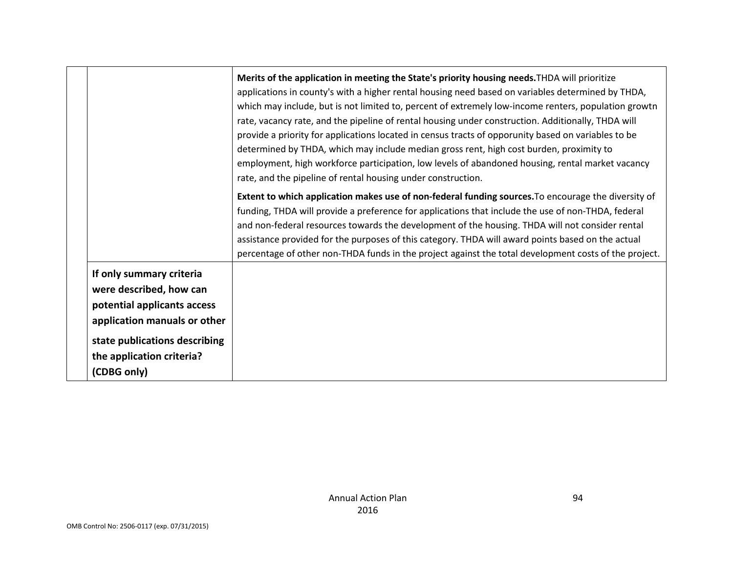| | | |
|---|---|---|
| | | **Merits of the application in meeting the State's priority housing needs.** THDA will prioritize applications in county's with a higher rental housing need based on variables determined by THDA, which may include, but is not limited to, percent of extremely low-income renters, population growtn rate, vacancy rate, and the pipeline of rental housing under construction. Additionally, THDA will provide a priority for applications located in census tracts of opporunity based on variables to be determined by THDA, which may include median gross rent, high cost burden, proximity to employment, high workforce participation, low levels of abandoned housing, rental market vacancy rate, and the pipeline of rental housing under construction.<br><br>**Extent to which application makes use of non-federal funding sources.** To encourage the diversity of funding, THDA will provide a preference for applications that include the use of non-THDA, federal and non-federal resources towards the development of the housing. THDA will not consider rental assistance provided for the purposes of this category. THDA will award points based on the actual percentage of other non-THDA funds in the project against the total development costs of the project. |
| | **If only summary criteria were described, how can potential applicants access application manuals or other state publications describing the application criteria? (CDBG only)** | |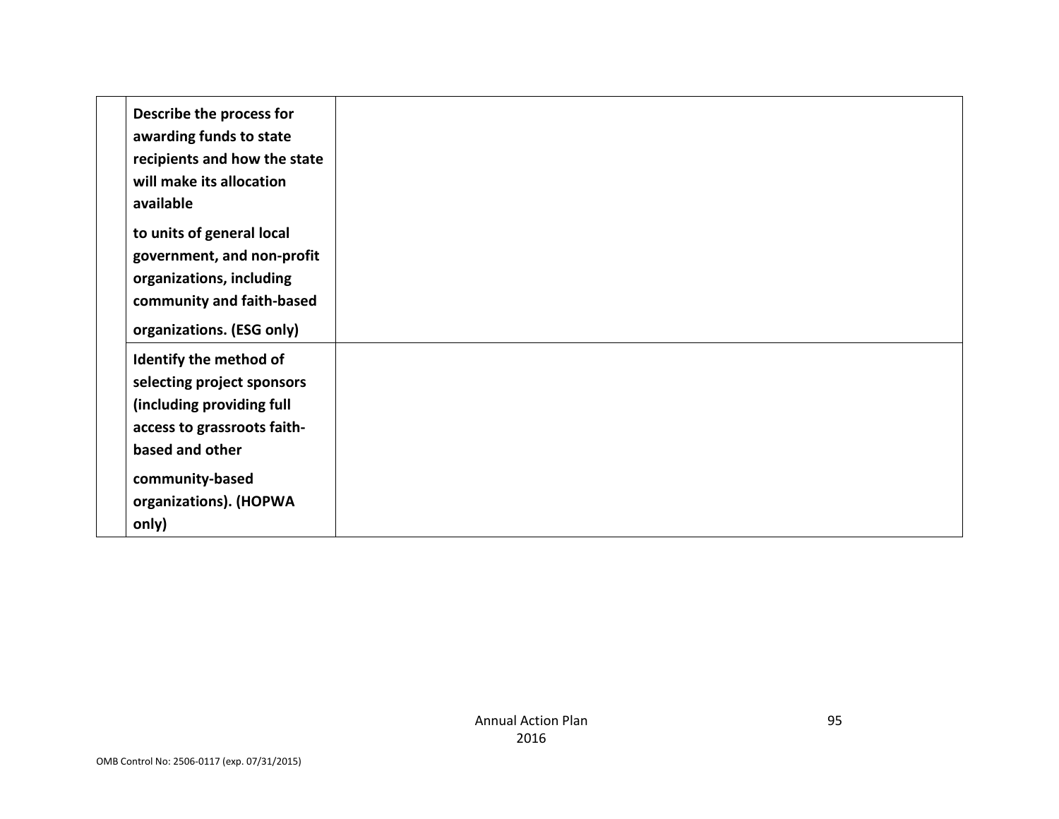| | | |
|---|---|---|
| | **Describe the process for awarding funds to state recipients and how the state will make its allocation available to units of general local government, and non-profit organizations, including community and faith-based organizations. (ESG only)** | |
| | **Identify the method of selecting project sponsors (including providing full access to grassroots faith-based and other community-based organizations). (HOPWA only)** | |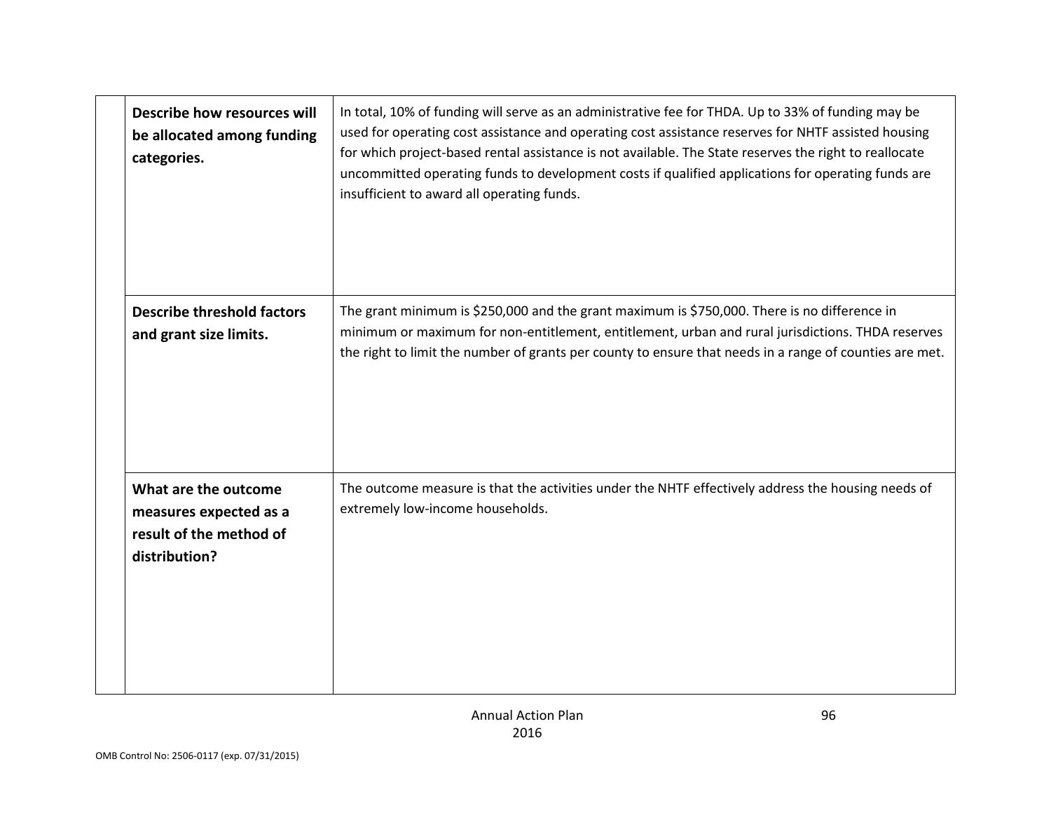| | | |
|---|---|---|
| | **Describe how resources will be allocated among funding categories.** | In total, 10% of funding will serve as an administrative fee for THDA. Up to 33% of funding may be used for operating cost assistance and operating cost assistance reserves for NHTF assisted housing for which project-based rental assistance is not available. The State reserves the right to reallocate uncommitted operating funds to development costs if qualified applications for operating funds are insufficient to award all operating funds. |
| | **Describe threshold factors and grant size limits.** | The grant minimum is $250,000 and the grant maximum is $750,000. There is no difference in minimum or maximum for non-entitlement, entitlement, urban and rural jurisdictions. THDA reserves the right to limit the number of grants per county to ensure that needs in a range of counties are met. |
| | **What are the outcome measures expected as a result of the method of distribution?** | The outcome measure is that the activities under the NHTF effectively address the housing needs of extremely low-income households. |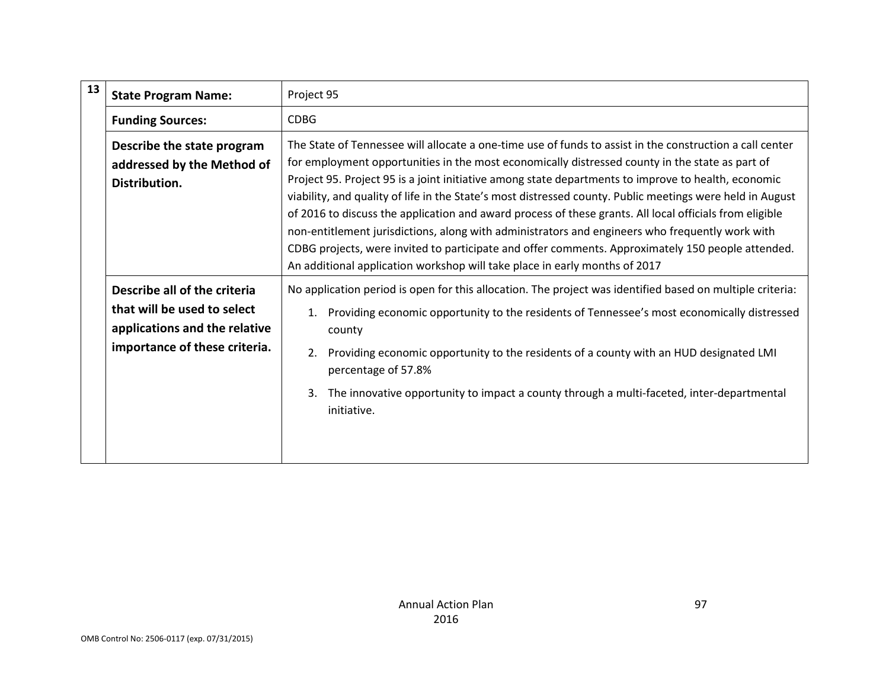| 13 | | |
|---|---|---|
| | **State Program Name:** | Project 95 |
| | **Funding Sources:** | CDBG |
| | **Describe the state program addressed by the Method of Distribution.** | The State of Tennessee will allocate a one-time use of funds to assist in the construction a call center for employment opportunities in the most economically distressed county in the state as part of Project 95. Project 95 is a joint initiative among state departments to improve to health, economic viability, and quality of life in the State's most distressed county. Public meetings were held in August of 2016 to discuss the application and award process of these grants. All local officials from eligible non-entitlement jurisdictions, along with administrators and engineers who frequently work with CDBG projects, were invited to participate and offer comments. Approximately 150 people attended. An additional application workshop will take place in early months of 2017 |
| | **Describe all of the criteria that will be used to select applications and the relative importance of these criteria.** | No application period is open for this allocation. The project was identified based on multiple criteria:<br>1. Providing economic opportunity to the residents of Tennessee's most economically distressed county<br>2. Providing economic opportunity to the residents of a county with an HUD designated LMI percentage of 57.8%<br>3. The innovative opportunity to impact a county through a multi-faceted, inter-departmental initiative. |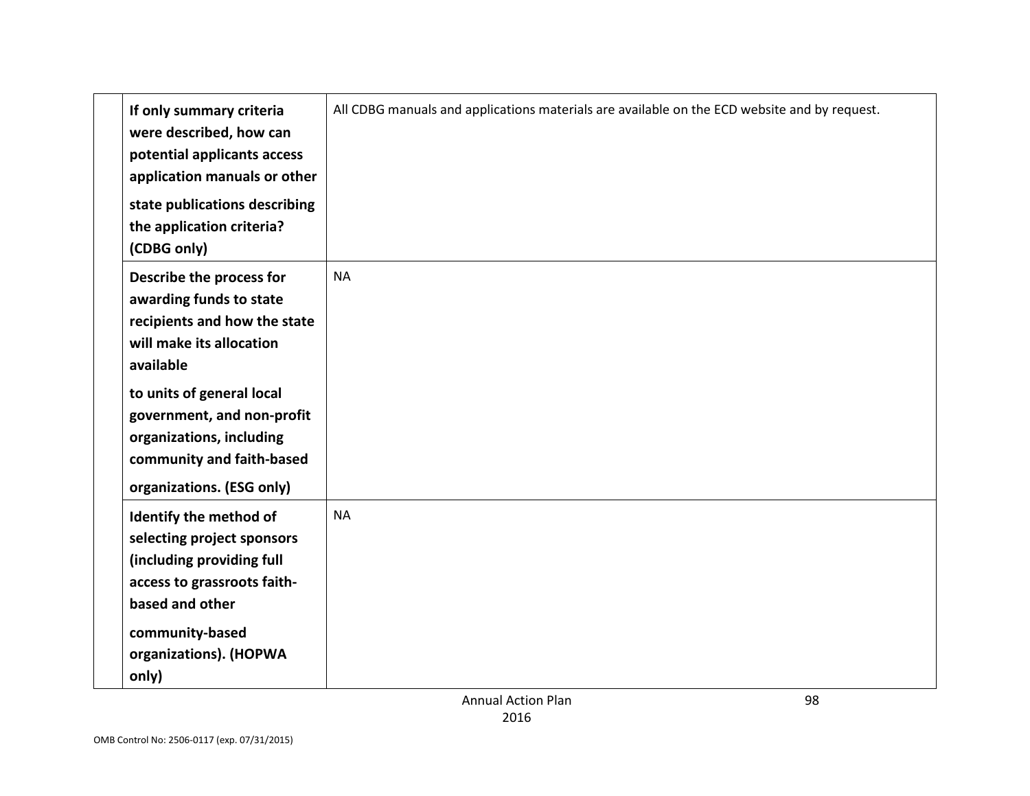| | | |
|---|---|---|
| | **If only summary criteria were described, how can potential applicants access application manuals or other state publications describing the application criteria? (CDBG only)** | All CDBG manuals and applications materials are available on the ECD website and by request. |
| | **Describe the process for awarding funds to state recipients and how the state will make its allocation available to units of general local government, and non-profit organizations, including community and faith-based organizations. (ESG only)** | NA |
| | **Identify the method of selecting project sponsors (including providing full access to grassroots faith-based and other community-based organizations). (HOPWA only)** | NA |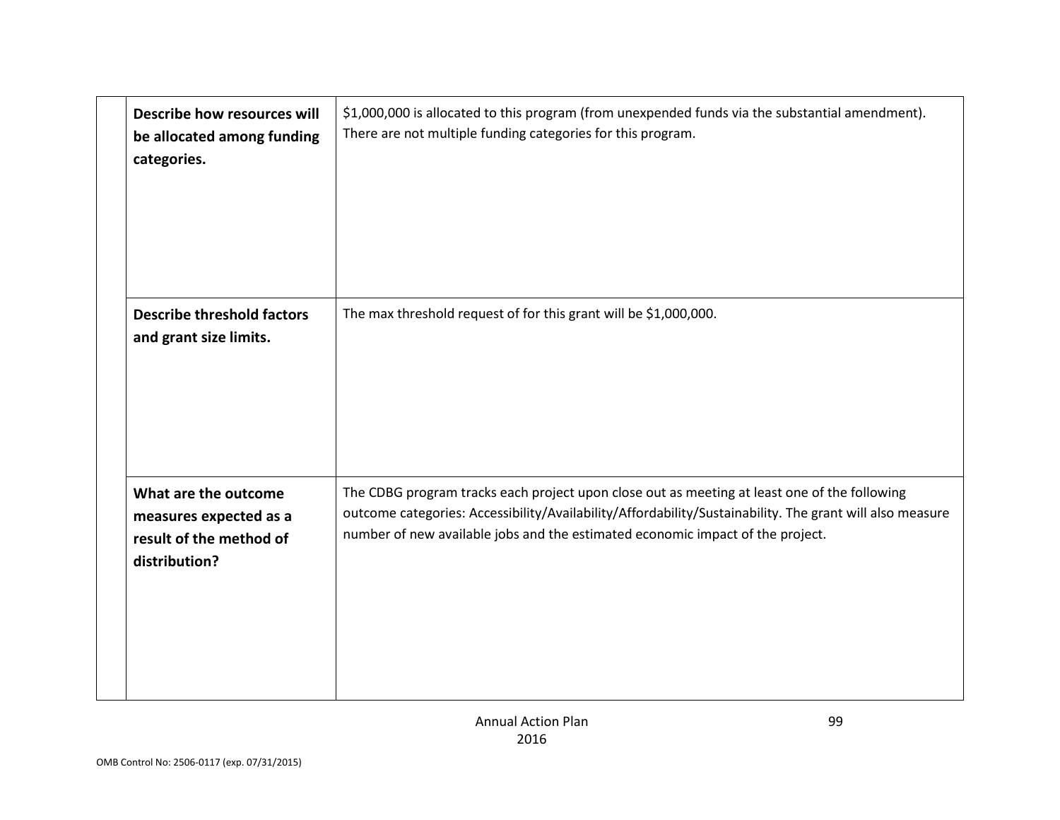| | | |
|---|---|---|
| | **Describe how resources will be allocated among funding categories.** | $1,000,000 is allocated to this program (from unexpended funds via the substantial amendment). There are not multiple funding categories for this program. |
| | **Describe threshold factors and grant size limits.** | The max threshold request of for this grant will be $1,000,000. |
| | **What are the outcome measures expected as a result of the method of distribution?** | The CDBG program tracks each project upon close out as meeting at least one of the following outcome categories: Accessibility/Availability/Affordability/Sustainability. The grant will also measure number of new available jobs and the estimated economic impact of the project. |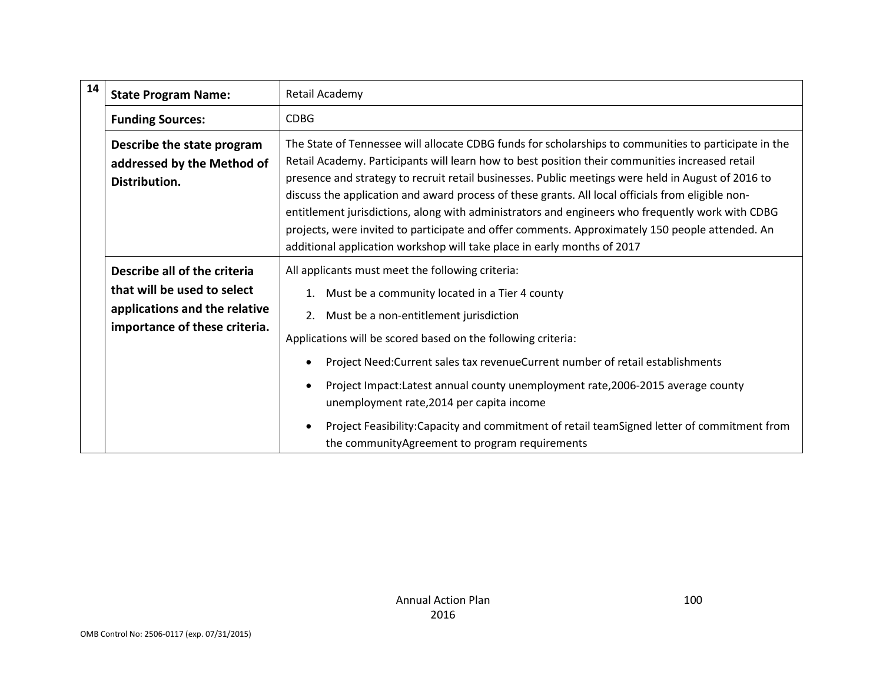| 14 | | |
|---|---|---|
| | **State Program Name:** | Retail Academy |
| | **Funding Sources:** | CDBG |
| | **Describe the state program addressed by the Method of Distribution.** | The State of Tennessee will allocate CDBG funds for scholarships to communities to participate in the Retail Academy. Participants will learn how to best position their communities increased retail presence and strategy to recruit retail businesses. Public meetings were held in August of 2016 to discuss the application and award process of these grants. All local officials from eligible non-entitlement jurisdictions, along with administrators and engineers who frequently work with CDBG projects, were invited to participate and offer comments. Approximately 150 people attended. An additional application workshop will take place in early months of 2017 |
| | **Describe all of the criteria that will be used to select applications and the relative importance of these criteria.** | All applicants must meet the following criteria:<br>1. Must be a community located in a Tier 4 county<br>2. Must be a non-entitlement jurisdiction<br>Applications will be scored based on the following criteria:<br>• Project Need:Current sales tax revenueCurrent number of retail establishments<br>• Project Impact:Latest annual county unemployment rate,2006-2015 average county unemployment rate,2014 per capita income<br>• Project Feasibility:Capacity and commitment of retail teamSigned letter of commitment from the communityAgreement to program requirements |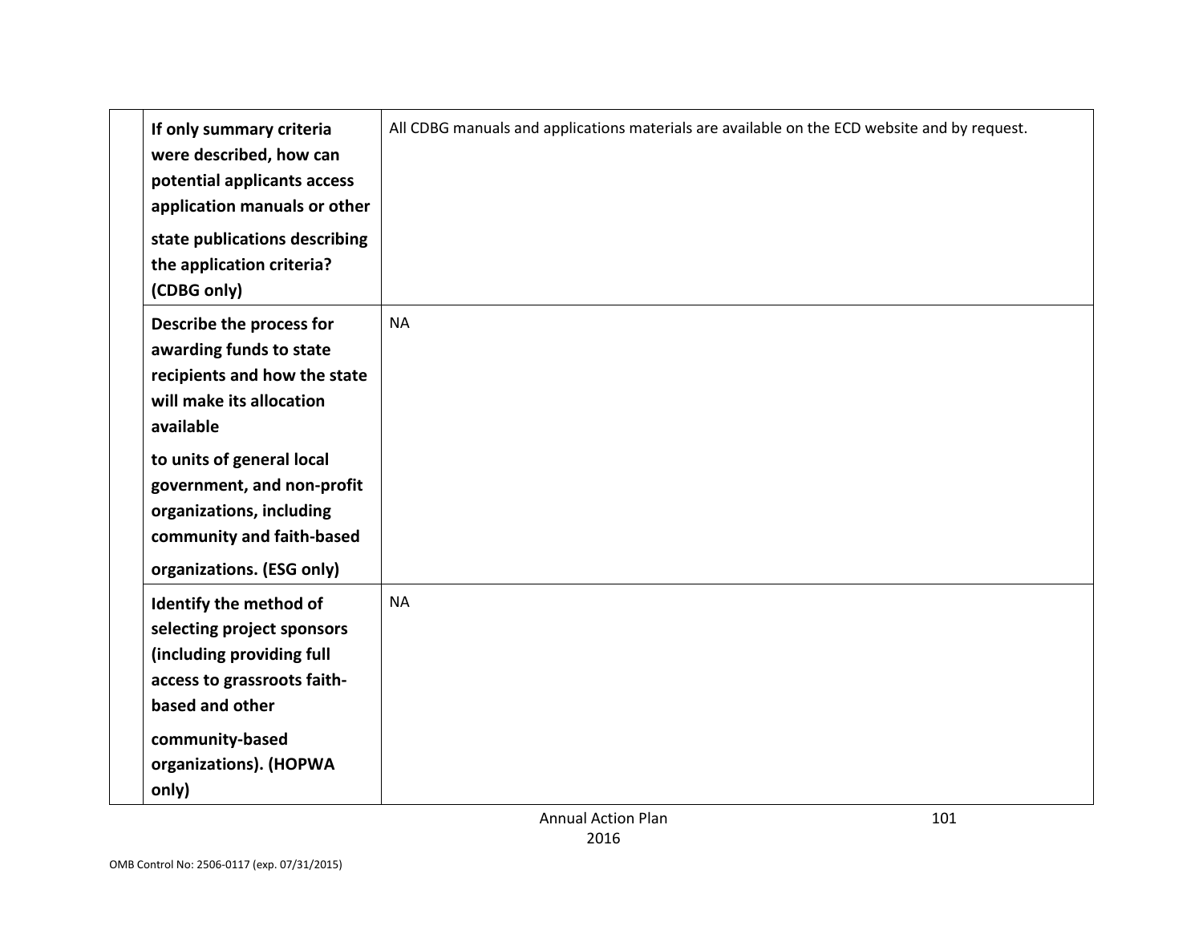| | | |
|---|---|---|
| | **If only summary criteria were described, how can potential applicants access application manuals or other state publications describing the application criteria? (CDBG only)** | All CDBG manuals and applications materials are available on the ECD website and by request. |
| | **Describe the process for awarding funds to state recipients and how the state will make its allocation available to units of general local government, and non-profit organizations, including community and faith-based organizations. (ESG only)** | NA |
| | **Identify the method of selecting project sponsors (including providing full access to grassroots faith-based and other community-based organizations). (HOPWA only)** | NA |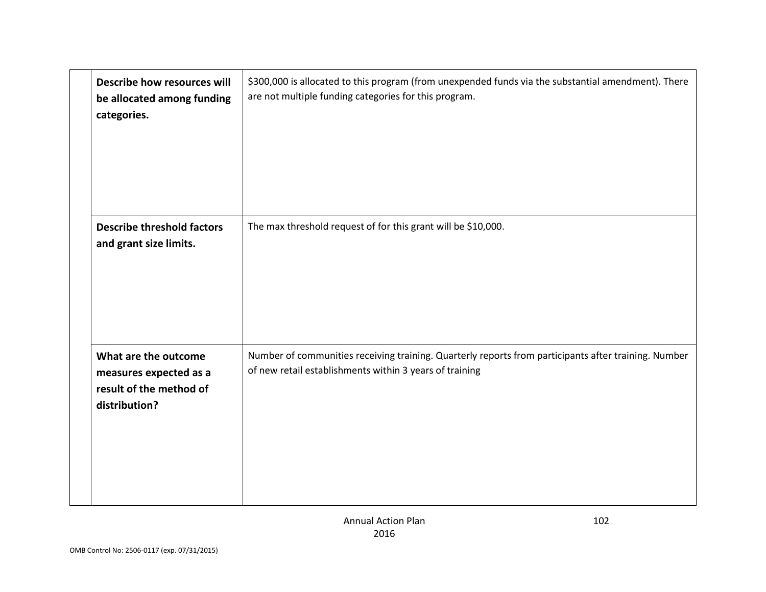| | | |
|---|---|---|
| | **Describe how resources will be allocated among funding categories.** | $300,000 is allocated to this program (from unexpended funds via the substantial amendment). There are not multiple funding categories for this program. |
| | **Describe threshold factors and grant size limits.** | The max threshold request of for this grant will be $10,000. |
| | **What are the outcome measures expected as a result of the method of distribution?** | Number of communities receiving training. Quarterly reports from participants after training. Number of new retail establishments within 3 years of training |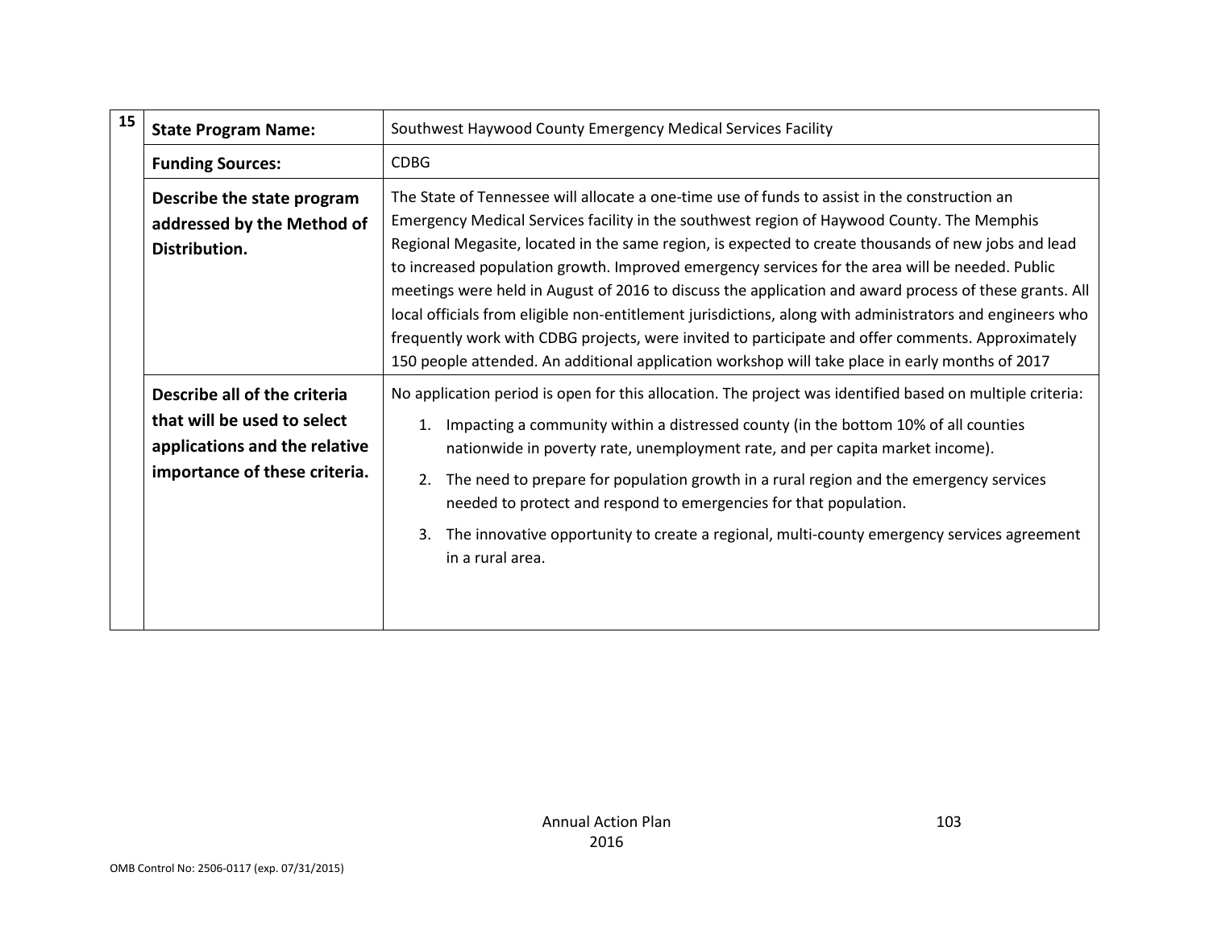| 15 | | |
|---|---|---|
| | **State Program Name:** | Southwest Haywood County Emergency Medical Services Facility |
| | **Funding Sources:** | CDBG |
| | **Describe the state program addressed by the Method of Distribution.** | The State of Tennessee will allocate a one-time use of funds to assist in the construction an Emergency Medical Services facility in the southwest region of Haywood County. The Memphis Regional Megasite, located in the same region, is expected to create thousands of new jobs and lead to increased population growth. Improved emergency services for the area will be needed. Public meetings were held in August of 2016 to discuss the application and award process of these grants. All local officials from eligible non-entitlement jurisdictions, along with administrators and engineers who frequently work with CDBG projects, were invited to participate and offer comments. Approximately 150 people attended. An additional application workshop will take place in early months of 2017 |
| | **Describe all of the criteria that will be used to select applications and the relative importance of these criteria.** | No application period is open for this allocation. The project was identified based on multiple criteria:<br>1. Impacting a community within a distressed county (in the bottom 10% of all counties nationwide in poverty rate, unemployment rate, and per capita market income).<br>2. The need to prepare for population growth in a rural region and the emergency services needed to protect and respond to emergencies for that population.<br>3. The innovative opportunity to create a regional, multi-county emergency services agreement in a rural area. |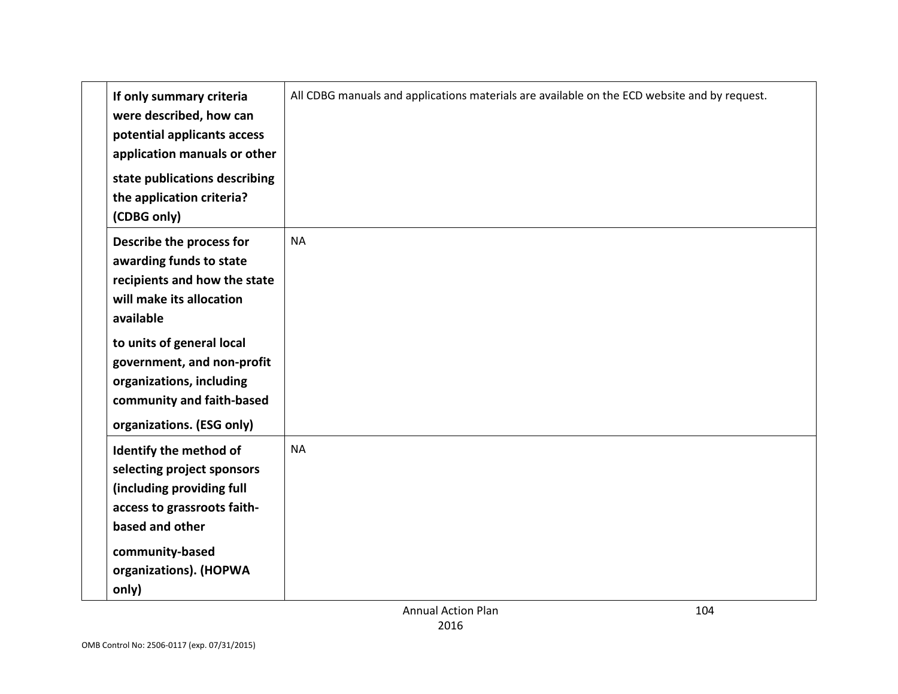| | | |
|---|---|---|
| | **If only summary criteria were described, how can potential applicants access application manuals or other state publications describing the application criteria? (CDBG only)** | All CDBG manuals and applications materials are available on the ECD website and by request. |
| | **Describe the process for awarding funds to state recipients and how the state will make its allocation available to units of general local government, and non-profit organizations, including community and faith-based organizations. (ESG only)** | NA |
| | **Identify the method of selecting project sponsors (including providing full access to grassroots faith-based and other community-based organizations). (HOPWA only)** | NA |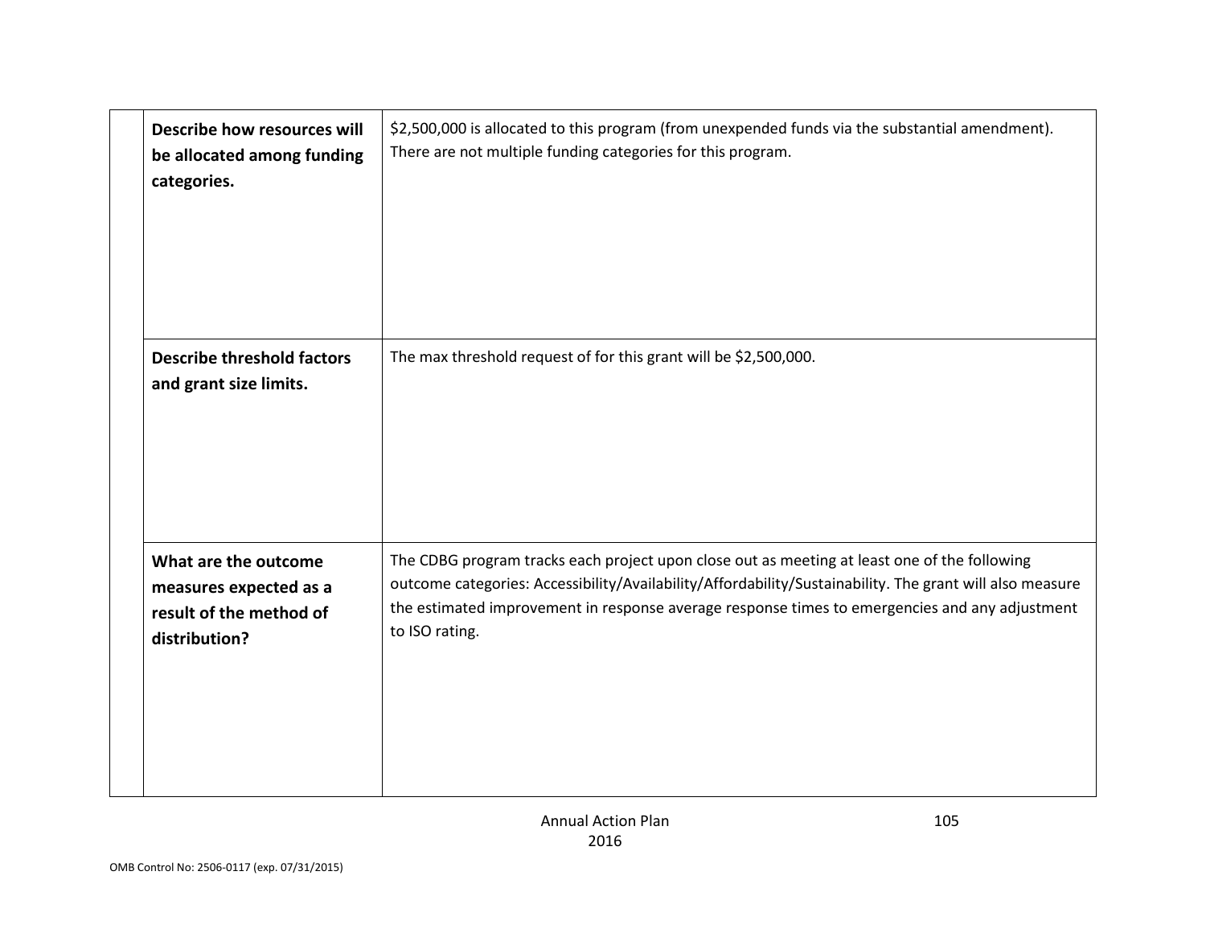| | | |
|---|---|---|
| | **Describe how resources will be allocated among funding categories.** | $2,500,000 is allocated to this program (from unexpended funds via the substantial amendment). There are not multiple funding categories for this program. |
| | **Describe threshold factors and grant size limits.** | The max threshold request of for this grant will be $2,500,000. |
| | **What are the outcome measures expected as a result of the method of distribution?** | The CDBG program tracks each project upon close out as meeting at least one of the following outcome categories: Accessibility/Availability/Affordability/Sustainability. The grant will also measure the estimated improvement in response average response times to emergencies and any adjustment to ISO rating. |

Annual Action Plan
2016

OMB Control No: 2506-0117 (exp. 07/31/2015)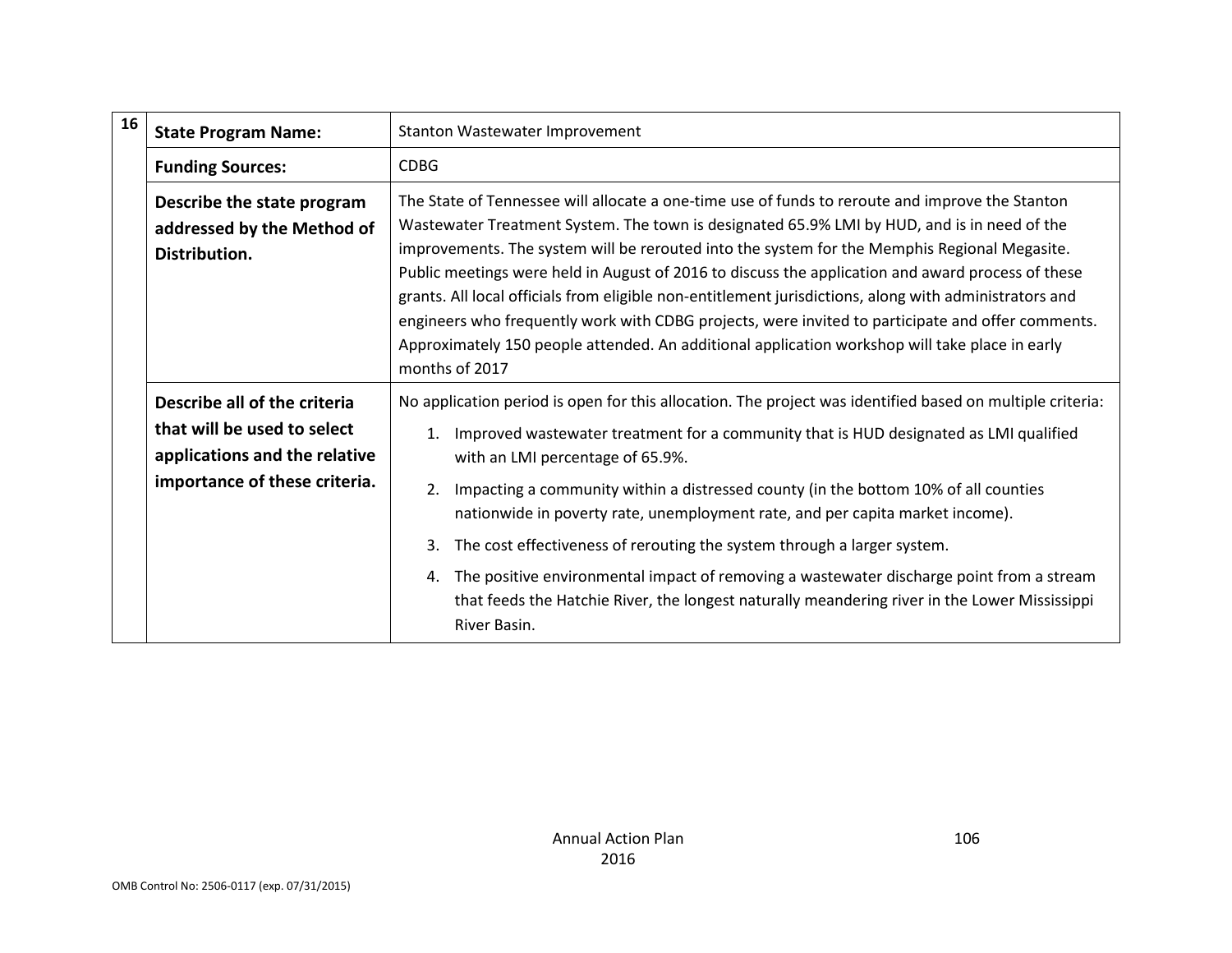| 16 | | |
|---|---|---|
| | **State Program Name:** | Stanton Wastewater Improvement |
| | **Funding Sources:** | CDBG |
| | **Describe the state program addressed by the Method of Distribution.** | The State of Tennessee will allocate a one-time use of funds to reroute and improve the Stanton Wastewater Treatment System. The town is designated 65.9% LMI by HUD, and is in need of the improvements. The system will be rerouted into the system for the Memphis Regional Megasite. Public meetings were held in August of 2016 to discuss the application and award process of these grants. All local officials from eligible non-entitlement jurisdictions, along with administrators and engineers who frequently work with CDBG projects, were invited to participate and offer comments. Approximately 150 people attended. An additional application workshop will take place in early months of 2017 |
| | **Describe all of the criteria that will be used to select applications and the relative importance of these criteria.** | No application period is open for this allocation. The project was identified based on multiple criteria:<br>1. Improved wastewater treatment for a community that is HUD designated as LMI qualified with an LMI percentage of 65.9%.<br>2. Impacting a community within a distressed county (in the bottom 10% of all counties nationwide in poverty rate, unemployment rate, and per capita market income).<br>3. The cost effectiveness of rerouting the system through a larger system.<br>4. The positive environmental impact of removing a wastewater discharge point from a stream that feeds the Hatchie River, the longest naturally meandering river in the Lower Mississippi River Basin. |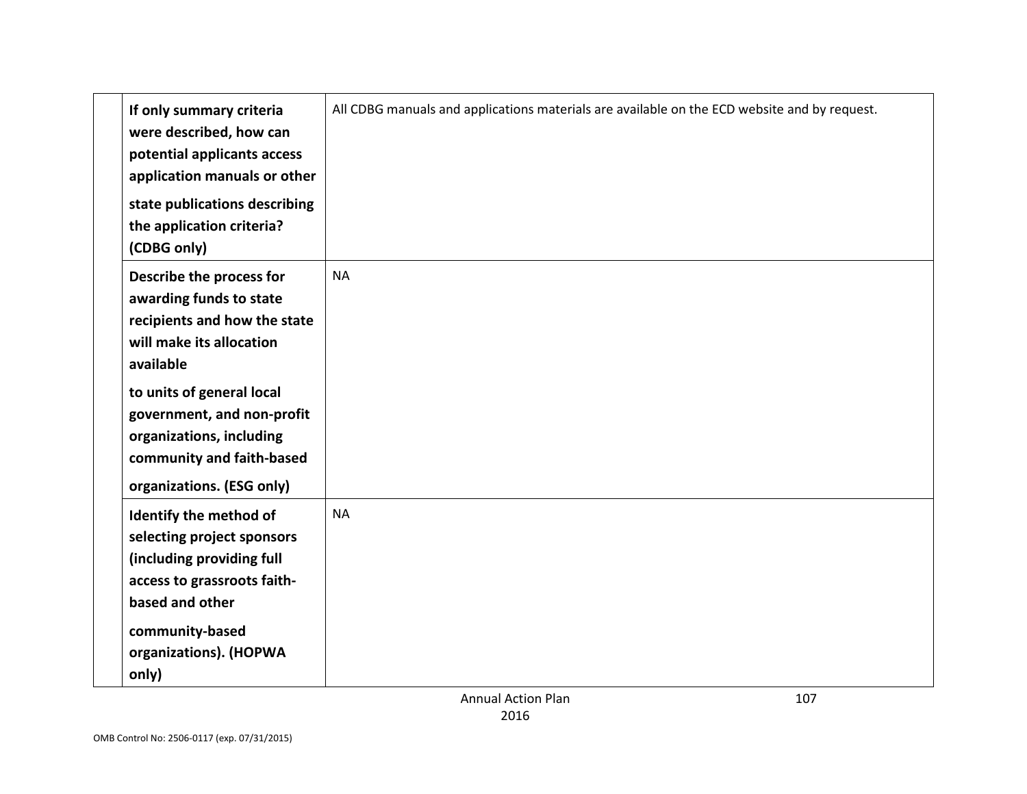| | | |
|---|---|---|
| | **If only summary criteria were described, how can potential applicants access application manuals or other state publications describing the application criteria? (CDBG only)** | All CDBG manuals and applications materials are available on the ECD website and by request. |
| | **Describe the process for awarding funds to state recipients and how the state will make its allocation available to units of general local government, and non-profit organizations, including community and faith-based organizations. (ESG only)** | NA |
| | **Identify the method of selecting project sponsors (including providing full access to grassroots faith-based and other community-based organizations). (HOPWA only)** | NA |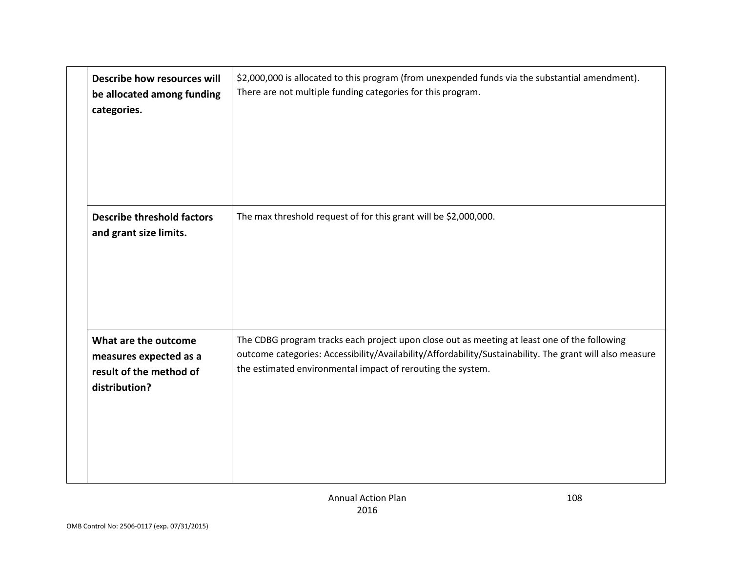| | | |
|---|---|---|
| | **Describe how resources will be allocated among funding categories.** | $2,000,000 is allocated to this program (from unexpended funds via the substantial amendment). There are not multiple funding categories for this program. |
| | **Describe threshold factors and grant size limits.** | The max threshold request of for this grant will be $2,000,000. |
| | **What are the outcome measures expected as a result of the method of distribution?** | The CDBG program tracks each project upon close out as meeting at least one of the following outcome categories: Accessibility/Availability/Affordability/Sustainability. The grant will also measure the estimated environmental impact of rerouting the system. |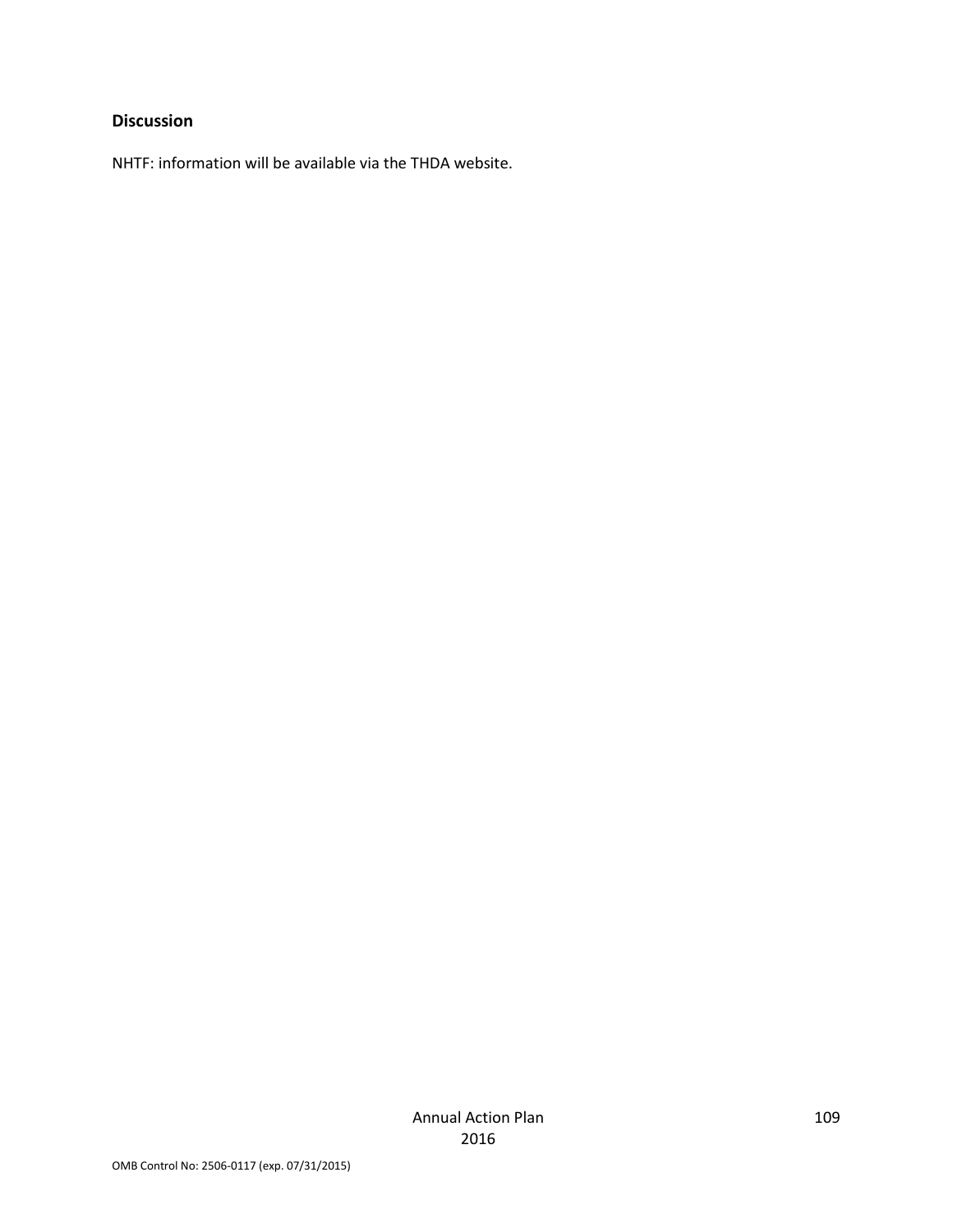**Discussion**

NHTF: information will be available via the THDA website.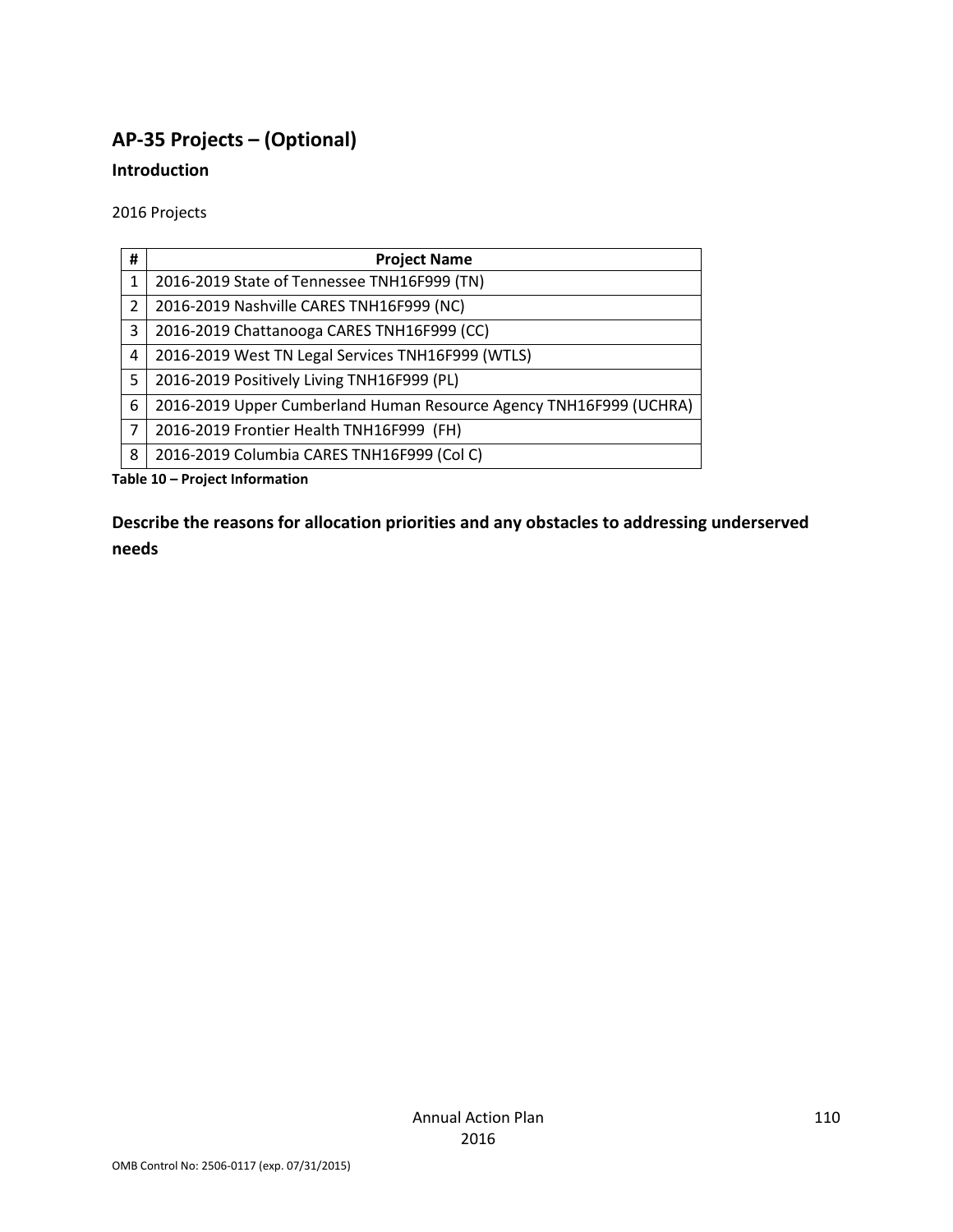## AP-35 Projects – (Optional)

### Introduction

2016 Projects

| # | Project Name |
|---|---|
| 1 | 2016-2019 State of Tennessee TNH16F999 (TN) |
| 2 | 2016-2019 Nashville CARES TNH16F999 (NC) |
| 3 | 2016-2019 Chattanooga CARES TNH16F999 (CC) |
| 4 | 2016-2019 West TN Legal Services TNH16F999 (WTLS) |
| 5 | 2016-2019 Positively Living TNH16F999 (PL) |
| 6 | 2016-2019 Upper Cumberland Human Resource Agency TNH16F999 (UCHRA) |
| 7 | 2016-2019 Frontier Health TNH16F999 (FH) |
| 8 | 2016-2019 Columbia CARES TNH16F999 (Col C) |

**Table 10 – Project Information**

### Describe the reasons for allocation priorities and any obstacles to addressing underserved needs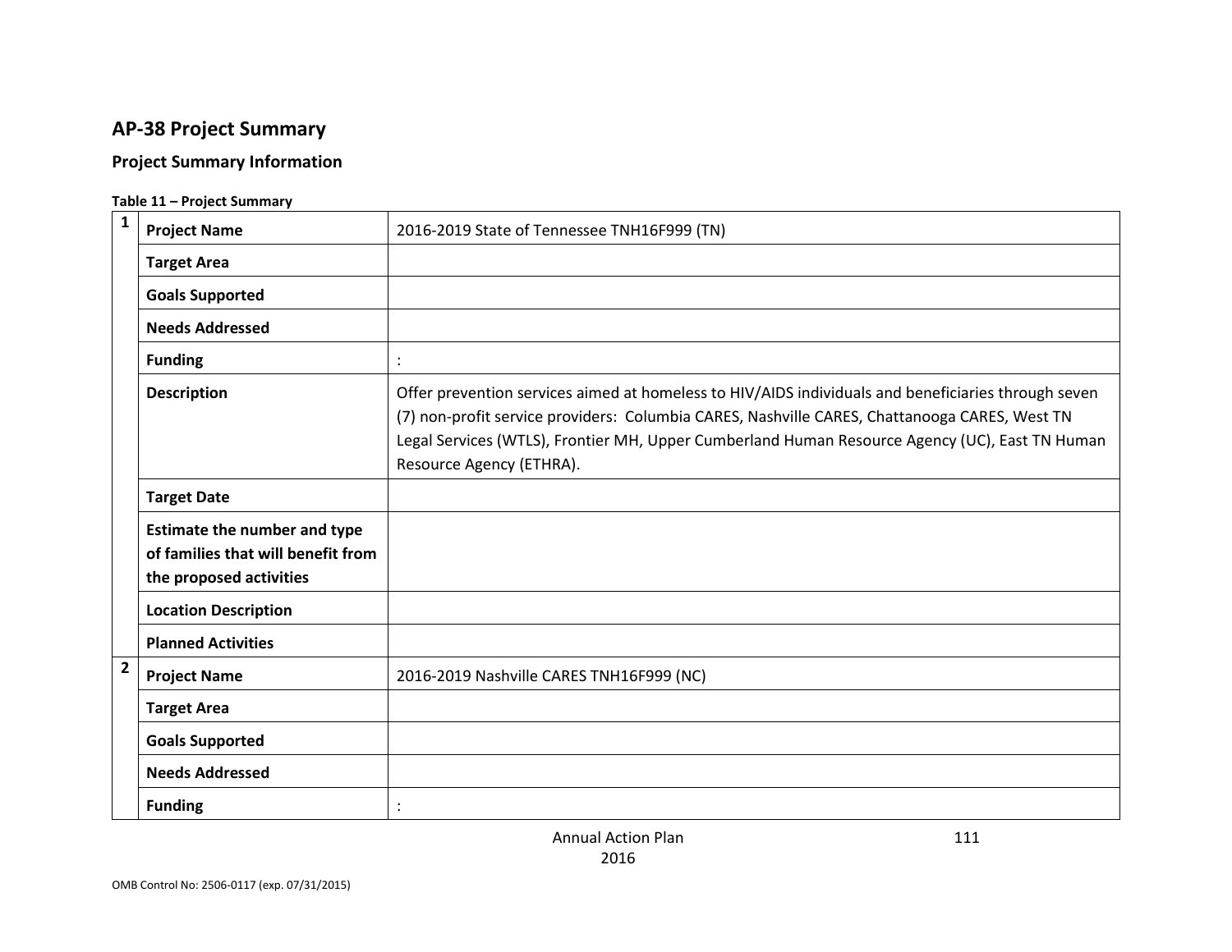## AP-38 Project Summary

### Project Summary Information

**Table 11 – Project Summary**

| | | |
|---|---|---|
| **1** | **Project Name** | 2016-2019 State of Tennessee TNH16F999 (TN) |
| | **Target Area** | |
| | **Goals Supported** | |
| | **Needs Addressed** | |
| | **Funding** | : |
| | **Description** | Offer prevention services aimed at homeless to HIV/AIDS individuals and beneficiaries through seven (7) non-profit service providers: Columbia CARES, Nashville CARES, Chattanooga CARES, West TN Legal Services (WTLS), Frontier MH, Upper Cumberland Human Resource Agency (UC), East TN Human Resource Agency (ETHRA). |
| | **Target Date** | |
| | **Estimate the number and type of families that will benefit from the proposed activities** | |
| | **Location Description** | |
| | **Planned Activities** | |
| **2** | **Project Name** | 2016-2019 Nashville CARES TNH16F999 (NC) |
| | **Target Area** | |
| | **Goals Supported** | |
| | **Needs Addressed** | |
| | **Funding** | : |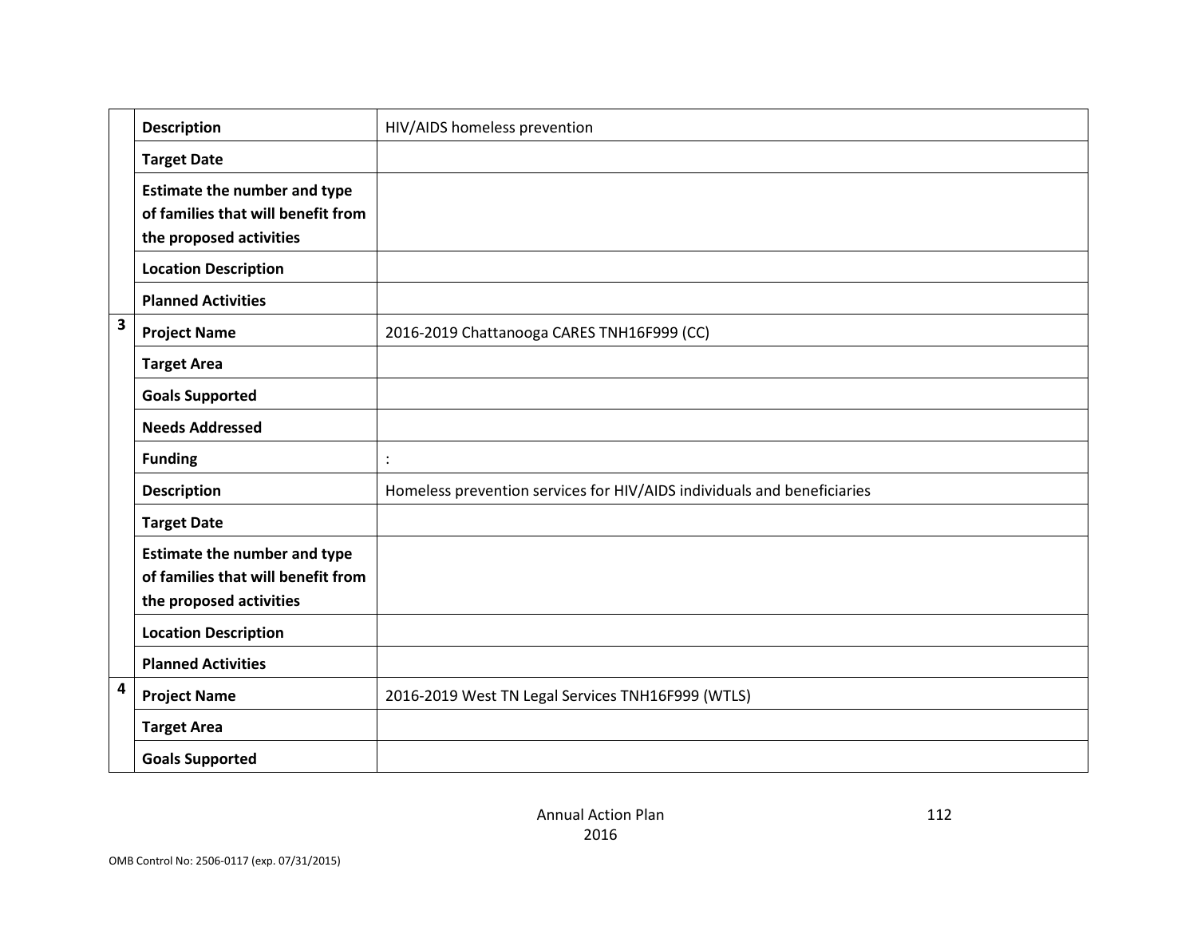| | | |
|---|---|---|
| | **Description** | HIV/AIDS homeless prevention |
| | **Target Date** | |
| | **Estimate the number and type of families that will benefit from the proposed activities** | |
| | **Location Description** | |
| | **Planned Activities** | |
| **3** | **Project Name** | 2016-2019 Chattanooga CARES TNH16F999 (CC) |
| | **Target Area** | |
| | **Goals Supported** | |
| | **Needs Addressed** | |
| | **Funding** | : |
| | **Description** | Homeless prevention services for HIV/AIDS individuals and beneficiaries |
| | **Target Date** | |
| | **Estimate the number and type of families that will benefit from the proposed activities** | |
| | **Location Description** | |
| | **Planned Activities** | |
| **4** | **Project Name** | 2016-2019 West TN Legal Services TNH16F999 (WTLS) |
| | **Target Area** | |
| | **Goals Supported** | |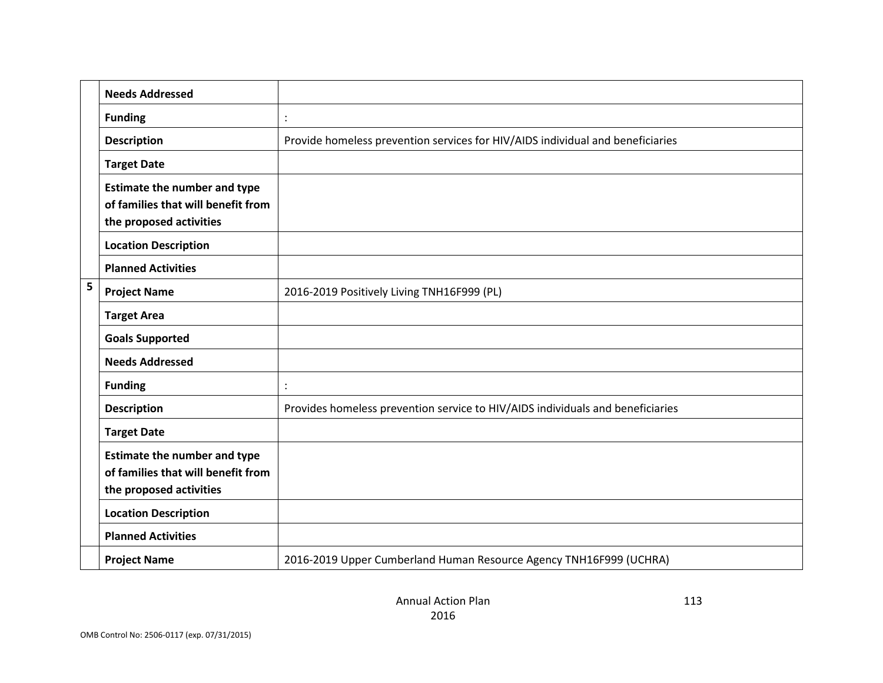| | | |
|---|---|---|
| | **Needs Addressed** | |
| | **Funding** | : |
| | **Description** | Provide homeless prevention services for HIV/AIDS individual and beneficiaries |
| | **Target Date** | |
| | **Estimate the number and type of families that will benefit from the proposed activities** | |
| | **Location Description** | |
| | **Planned Activities** | |
| 5 | **Project Name** | 2016-2019 Positively Living TNH16F999 (PL) |
| | **Target Area** | |
| | **Goals Supported** | |
| | **Needs Addressed** | |
| | **Funding** | : |
| | **Description** | Provides homeless prevention service to HIV/AIDS individuals and beneficiaries |
| | **Target Date** | |
| | **Estimate the number and type of families that will benefit from the proposed activities** | |
| | **Location Description** | |
| | **Planned Activities** | |
| | **Project Name** | 2016-2019 Upper Cumberland Human Resource Agency TNH16F999 (UCHRA) |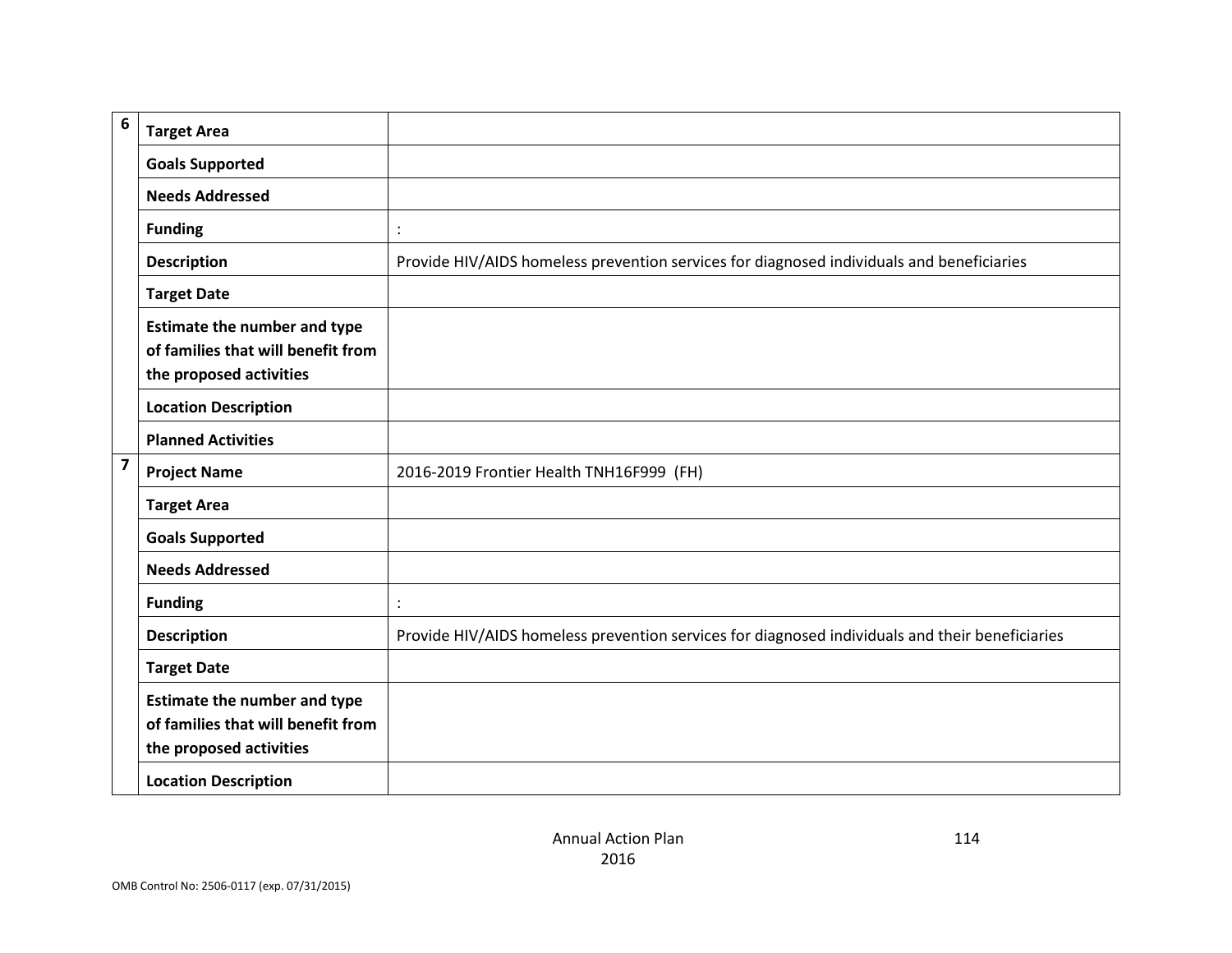| | | |
|---|---|---|
| 6 | **Target Area** | |
| | **Goals Supported** | |
| | **Needs Addressed** | |
| | **Funding** | : |
| | **Description** | Provide HIV/AIDS homeless prevention services for diagnosed individuals and beneficiaries |
| | **Target Date** | |
| | **Estimate the number and type of families that will benefit from the proposed activities** | |
| | **Location Description** | |
| | **Planned Activities** | |
| 7 | **Project Name** | 2016-2019 Frontier Health TNH16F999 (FH) |
| | **Target Area** | |
| | **Goals Supported** | |
| | **Needs Addressed** | |
| | **Funding** | : |
| | **Description** | Provide HIV/AIDS homeless prevention services for diagnosed individuals and their beneficiaries |
| | **Target Date** | |
| | **Estimate the number and type of families that will benefit from the proposed activities** | |
| | **Location Description** | |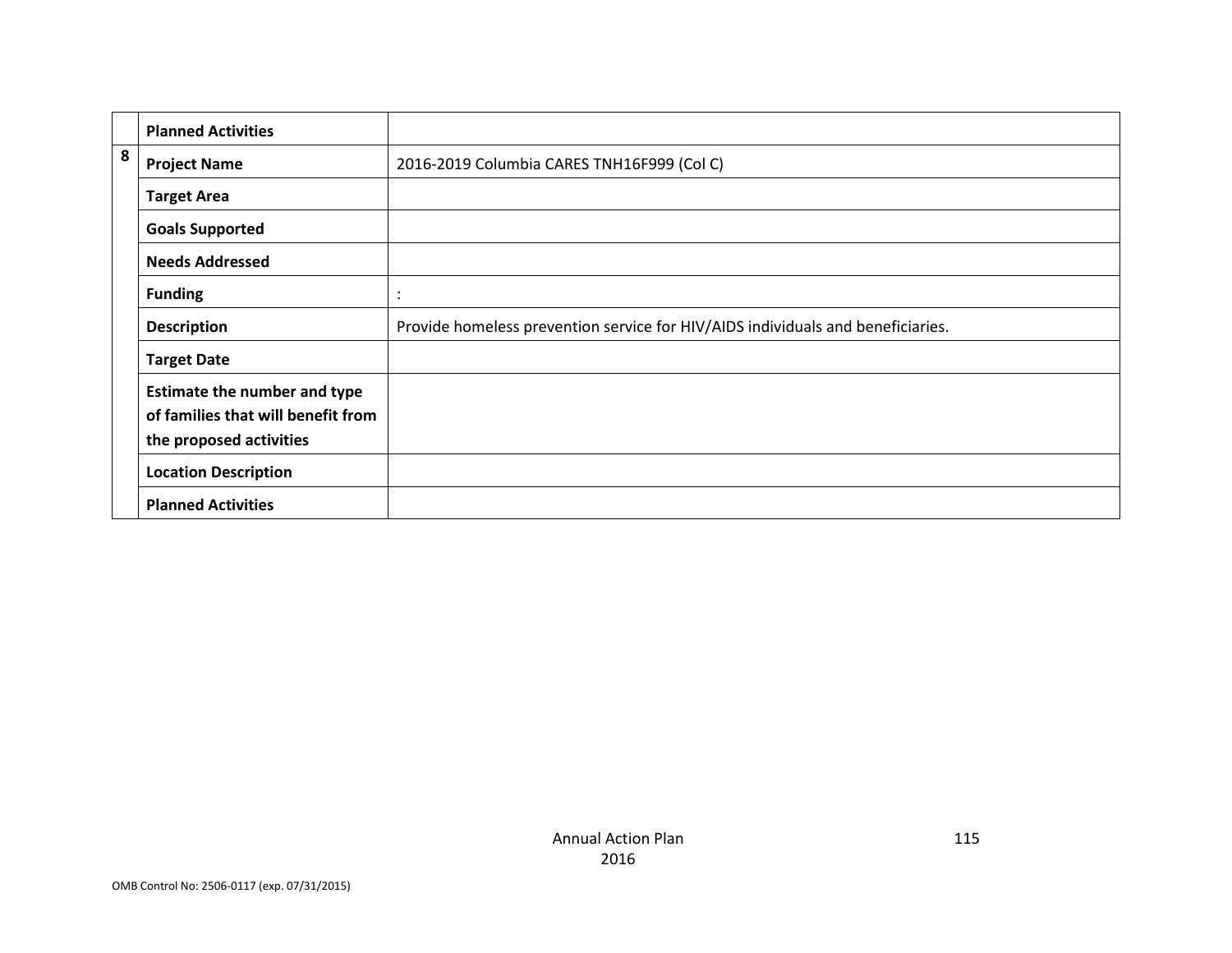| | | |
|---|---|---|
| | **Planned Activities** | |
| **8** | **Project Name** | 2016-2019 Columbia CARES TNH16F999 (Col C) |
| | **Target Area** | |
| | **Goals Supported** | |
| | **Needs Addressed** | |
| | **Funding** | : |
| | **Description** | Provide homeless prevention service for HIV/AIDS individuals and beneficiaries. |
| | **Target Date** | |
| | **Estimate the number and type of families that will benefit from the proposed activities** | |
| | **Location Description** | |
| | **Planned Activities** | |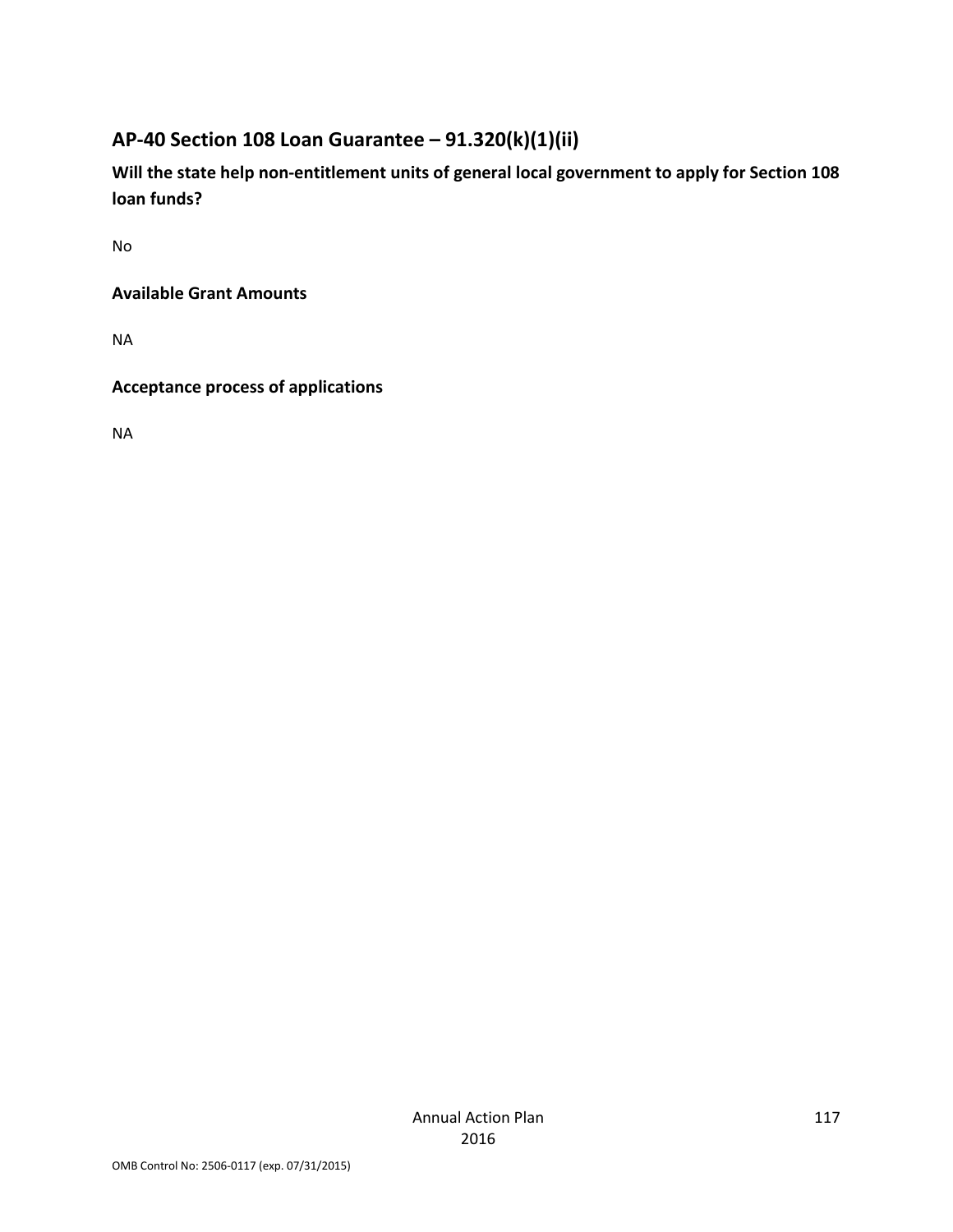## AP-40 Section 108 Loan Guarantee – 91.320(k)(1)(ii)

**Will the state help non-entitlement units of general local government to apply for Section 108 loan funds?**

No

**Available Grant Amounts**

NA

**Acceptance process of applications**

NA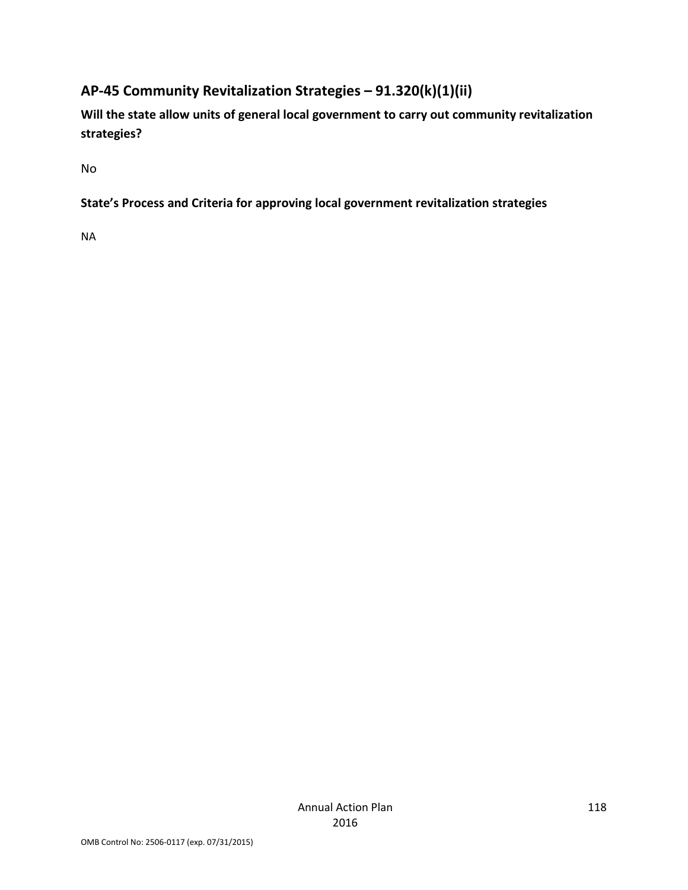## AP-45 Community Revitalization Strategies – 91.320(k)(1)(ii)

**Will the state allow units of general local government to carry out community revitalization strategies?**

No

**State's Process and Criteria for approving local government revitalization strategies**

NA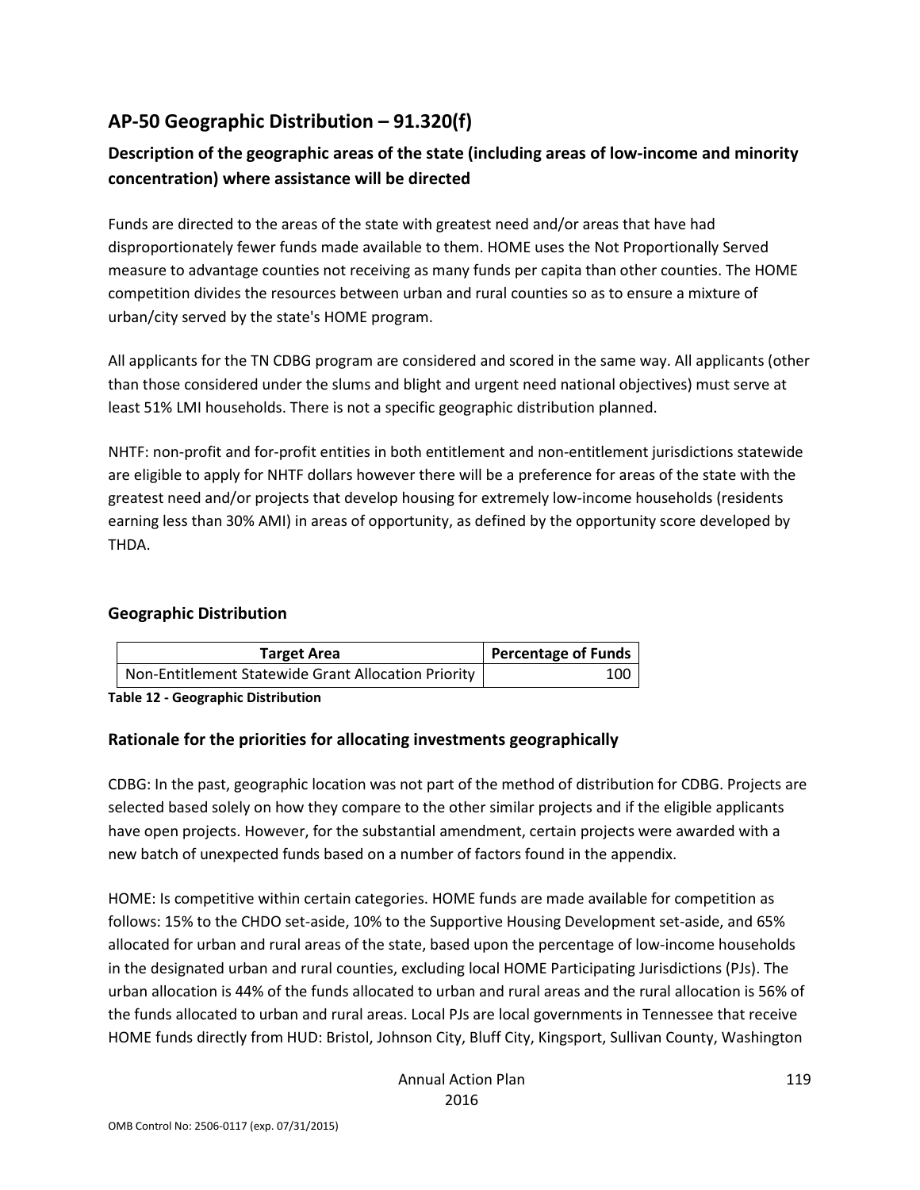## AP-50 Geographic Distribution – 91.320(f)

### Description of the geographic areas of the state (including areas of low-income and minority concentration) where assistance will be directed

Funds are directed to the areas of the state with greatest need and/or areas that have had disproportionately fewer funds made available to them. HOME uses the Not Proportionally Served measure to advantage counties not receiving as many funds per capita than other counties. The HOME competition divides the resources between urban and rural counties so as to ensure a mixture of urban/city served by the state's HOME program.

All applicants for the TN CDBG program are considered and scored in the same way. All applicants (other than those considered under the slums and blight and urgent need national objectives) must serve at least 51% LMI households. There is not a specific geographic distribution planned.

NHTF: non-profit and for-profit entities in both entitlement and non-entitlement jurisdictions statewide are eligible to apply for NHTF dollars however there will be a preference for areas of the state with the greatest need and/or projects that develop housing for extremely low-income households (residents earning less than 30% AMI) in areas of opportunity, as defined by the opportunity score developed by THDA.

### Geographic Distribution

| Target Area | Percentage of Funds |
| --- | --- |
| Non-Entitlement Statewide Grant Allocation Priority | 100 |

**Table 12 - Geographic Distribution**

### Rationale for the priorities for allocating investments geographically

CDBG: In the past, geographic location was not part of the method of distribution for CDBG. Projects are selected based solely on how they compare to the other similar projects and if the eligible applicants have open projects. However, for the substantial amendment, certain projects were awarded with a new batch of unexpected funds based on a number of factors found in the appendix.

HOME: Is competitive within certain categories. HOME funds are made available for competition as follows: 15% to the CHDO set-aside, 10% to the Supportive Housing Development set-aside, and 65% allocated for urban and rural areas of the state, based upon the percentage of low-income households in the designated urban and rural counties, excluding local HOME Participating Jurisdictions (PJs). The urban allocation is 44% of the funds allocated to urban and rural areas and the rural allocation is 56% of the funds allocated to urban and rural areas. Local PJs are local governments in Tennessee that receive HOME funds directly from HUD: Bristol, Johnson City, Bluff City, Kingsport, Sullivan County, Washington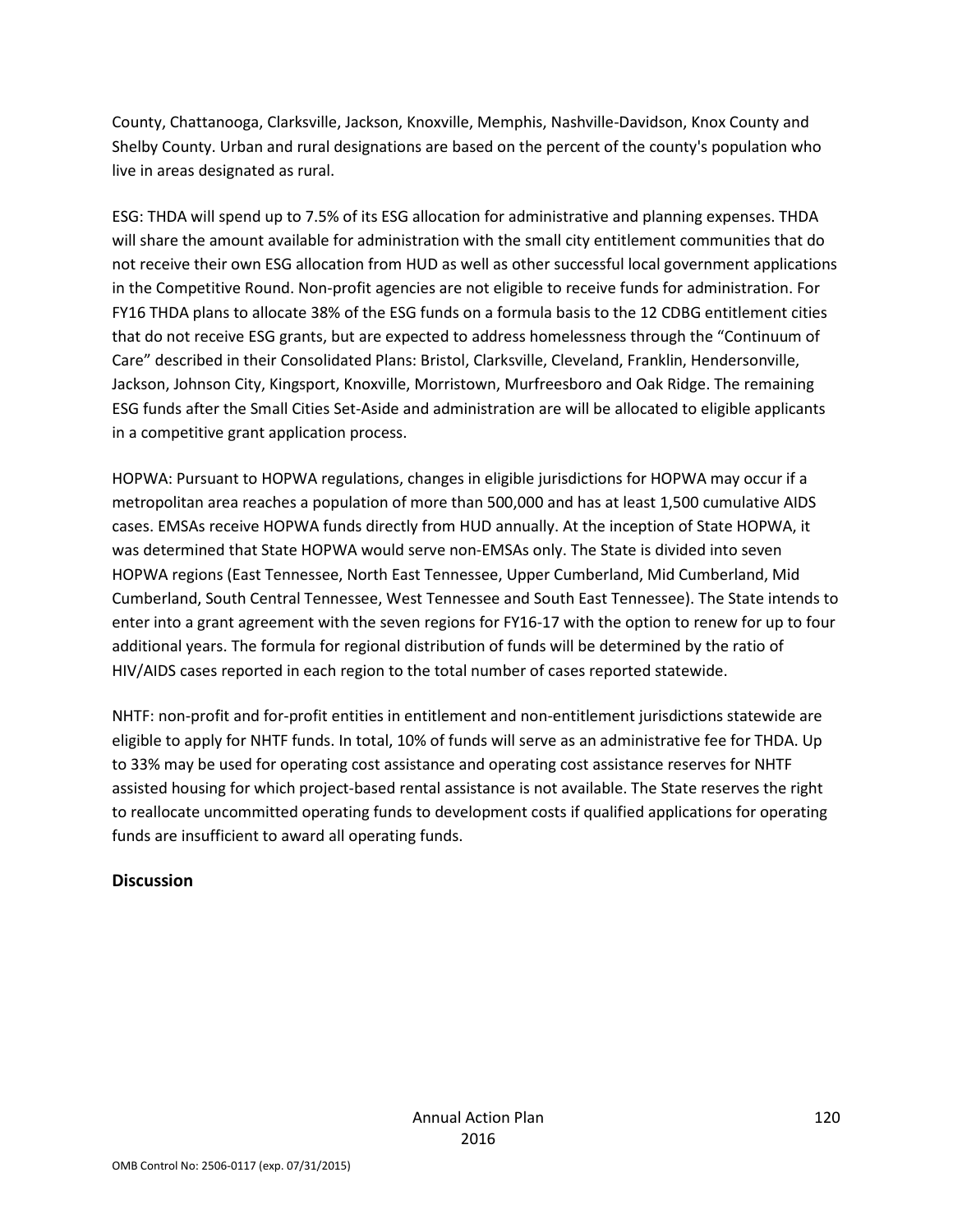County, Chattanooga, Clarksville, Jackson, Knoxville, Memphis, Nashville-Davidson, Knox County and Shelby County. Urban and rural designations are based on the percent of the county's population who live in areas designated as rural.

ESG: THDA will spend up to 7.5% of its ESG allocation for administrative and planning expenses. THDA will share the amount available for administration with the small city entitlement communities that do not receive their own ESG allocation from HUD as well as other successful local government applications in the Competitive Round. Non-profit agencies are not eligible to receive funds for administration. For FY16 THDA plans to allocate 38% of the ESG funds on a formula basis to the 12 CDBG entitlement cities that do not receive ESG grants, but are expected to address homelessness through the "Continuum of Care" described in their Consolidated Plans: Bristol, Clarksville, Cleveland, Franklin, Hendersonville, Jackson, Johnson City, Kingsport, Knoxville, Morristown, Murfreesboro and Oak Ridge. The remaining ESG funds after the Small Cities Set-Aside and administration are will be allocated to eligible applicants in a competitive grant application process.

HOPWA: Pursuant to HOPWA regulations, changes in eligible jurisdictions for HOPWA may occur if a metropolitan area reaches a population of more than 500,000 and has at least 1,500 cumulative AIDS cases. EMSAs receive HOPWA funds directly from HUD annually. At the inception of State HOPWA, it was determined that State HOPWA would serve non-EMSAs only. The State is divided into seven HOPWA regions (East Tennessee, North East Tennessee, Upper Cumberland, Mid Cumberland, Mid Cumberland, South Central Tennessee, West Tennessee and South East Tennessee). The State intends to enter into a grant agreement with the seven regions for FY16-17 with the option to renew for up to four additional years. The formula for regional distribution of funds will be determined by the ratio of HIV/AIDS cases reported in each region to the total number of cases reported statewide.

NHTF: non-profit and for-profit entities in entitlement and non-entitlement jurisdictions statewide are eligible to apply for NHTF funds. In total, 10% of funds will serve as an administrative fee for THDA. Up to 33% may be used for operating cost assistance and operating cost assistance reserves for NHTF assisted housing for which project-based rental assistance is not available. The State reserves the right to reallocate uncommitted operating funds to development costs if qualified applications for operating funds are insufficient to award all operating funds.

**Discussion**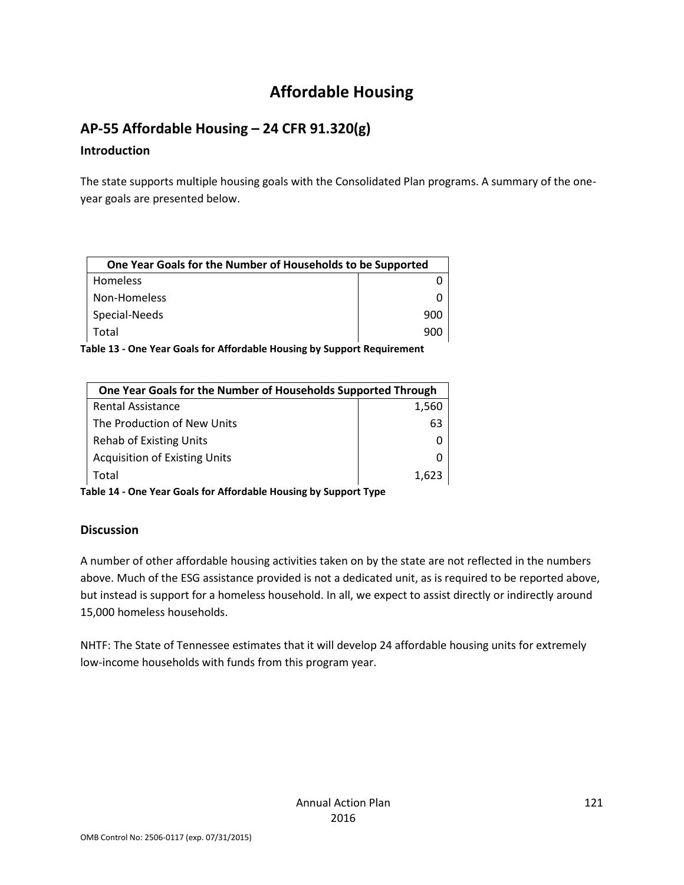# Affordable Housing

## AP-55 Affordable Housing – 24 CFR 91.320(g)

### Introduction

The state supports multiple housing goals with the Consolidated Plan programs. A summary of the one-year goals are presented below.

| One Year Goals for the Number of Households to be Supported | |
|---|---|
| Homeless | 0 |
| Non-Homeless | 0 |
| Special-Needs | 900 |
| Total | 900 |

**Table 13 - One Year Goals for Affordable Housing by Support Requirement**

| One Year Goals for the Number of Households Supported Through | |
|---|---|
| Rental Assistance | 1,560 |
| The Production of New Units | 63 |
| Rehab of Existing Units | 0 |
| Acquisition of Existing Units | 0 |
| Total | 1,623 |

**Table 14 - One Year Goals for Affordable Housing by Support Type**

### Discussion

A number of other affordable housing activities taken on by the state are not reflected in the numbers above. Much of the ESG assistance provided is not a dedicated unit, as is required to be reported above, but instead is support for a homeless household. In all, we expect to assist directly or indirectly around 15,000 homeless households.

NHTF: The State of Tennessee estimates that it will develop 24 affordable housing units for extremely low-income households with funds from this program year.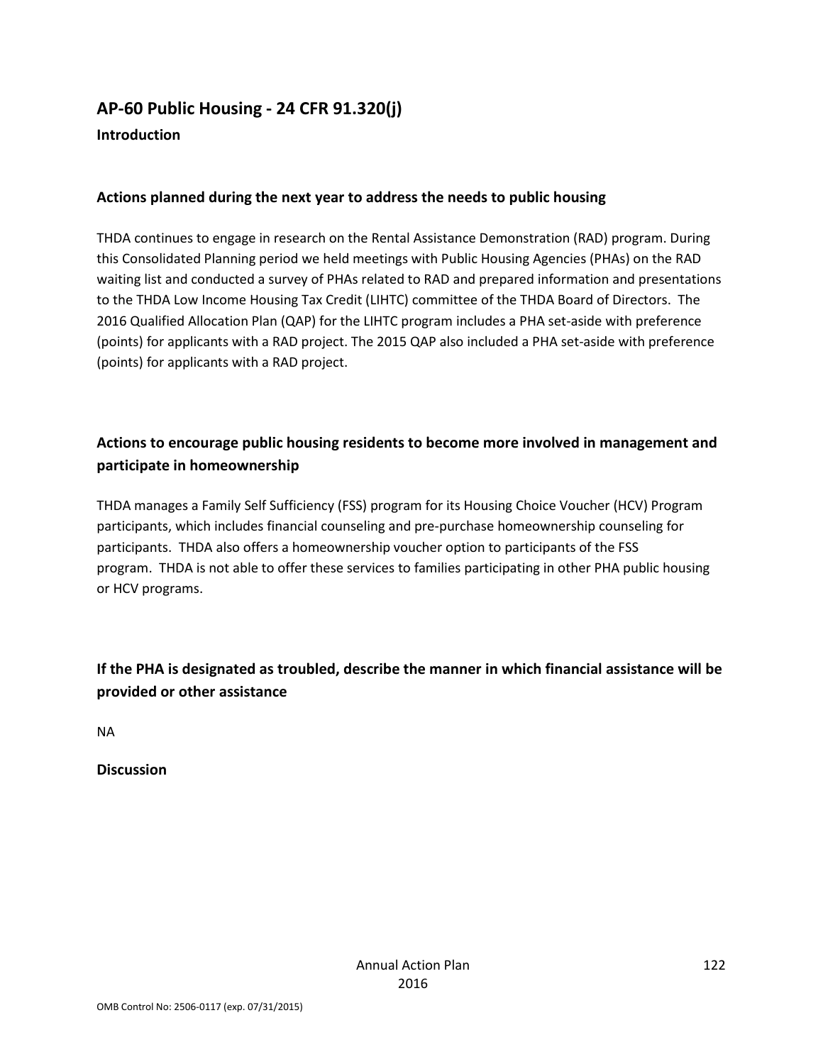## AP-60 Public Housing - 24 CFR 91.320(j)

**Introduction**

**Actions planned during the next year to address the needs to public housing**

THDA continues to engage in research on the Rental Assistance Demonstration (RAD) program. During this Consolidated Planning period we held meetings with Public Housing Agencies (PHAs) on the RAD waiting list and conducted a survey of PHAs related to RAD and prepared information and presentations to the THDA Low Income Housing Tax Credit (LIHTC) committee of the THDA Board of Directors. The 2016 Qualified Allocation Plan (QAP) for the LIHTC program includes a PHA set-aside with preference (points) for applicants with a RAD project. The 2015 QAP also included a PHA set-aside with preference (points) for applicants with a RAD project.

**Actions to encourage public housing residents to become more involved in management and participate in homeownership**

THDA manages a Family Self Sufficiency (FSS) program for its Housing Choice Voucher (HCV) Program participants, which includes financial counseling and pre-purchase homeownership counseling for participants. THDA also offers a homeownership voucher option to participants of the FSS program. THDA is not able to offer these services to families participating in other PHA public housing or HCV programs.

**If the PHA is designated as troubled, describe the manner in which financial assistance will be provided or other assistance**

NA

**Discussion**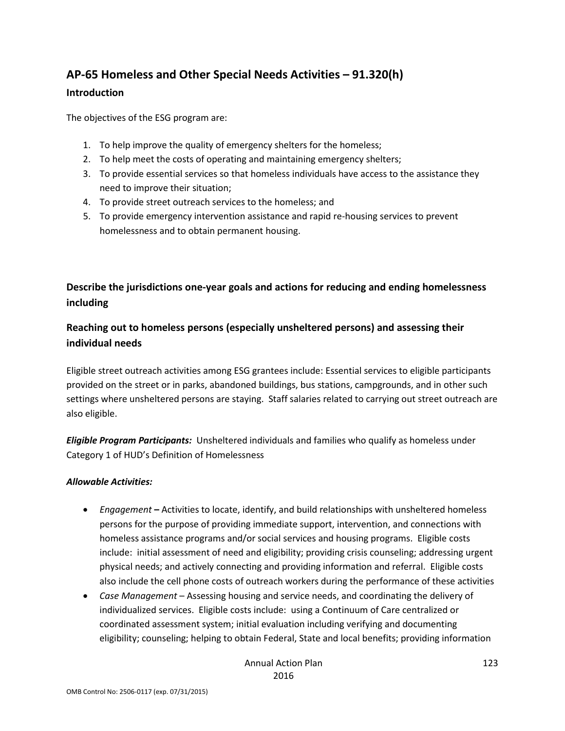## AP-65 Homeless and Other Special Needs Activities – 91.320(h)

### Introduction

The objectives of the ESG program are:

1. To help improve the quality of emergency shelters for the homeless;
2. To help meet the costs of operating and maintaining emergency shelters;
3. To provide essential services so that homeless individuals have access to the assistance they need to improve their situation;
4. To provide street outreach services to the homeless; and
5. To provide emergency intervention assistance and rapid re-housing services to prevent homelessness and to obtain permanent housing.

### Describe the jurisdictions one-year goals and actions for reducing and ending homelessness including

### Reaching out to homeless persons (especially unsheltered persons) and assessing their individual needs

Eligible street outreach activities among ESG grantees include: Essential services to eligible participants provided on the street or in parks, abandoned buildings, bus stations, campgrounds, and in other such settings where unsheltered persons are staying. Staff salaries related to carrying out street outreach are also eligible.

***Eligible Program Participants:*** Unsheltered individuals and families who qualify as homeless under Category 1 of HUD's Definition of Homelessness

***Allowable Activities:***

- *Engagement* **–** Activities to locate, identify, and build relationships with unsheltered homeless persons for the purpose of providing immediate support, intervention, and connections with homeless assistance programs and/or social services and housing programs. Eligible costs include: initial assessment of need and eligibility; providing crisis counseling; addressing urgent physical needs; and actively connecting and providing information and referral. Eligible costs also include the cell phone costs of outreach workers during the performance of these activities
- *Case Management* – Assessing housing and service needs, and coordinating the delivery of individualized services. Eligible costs include: using a Continuum of Care centralized or coordinated assessment system; initial evaluation including verifying and documenting eligibility; counseling; helping to obtain Federal, State and local benefits; providing information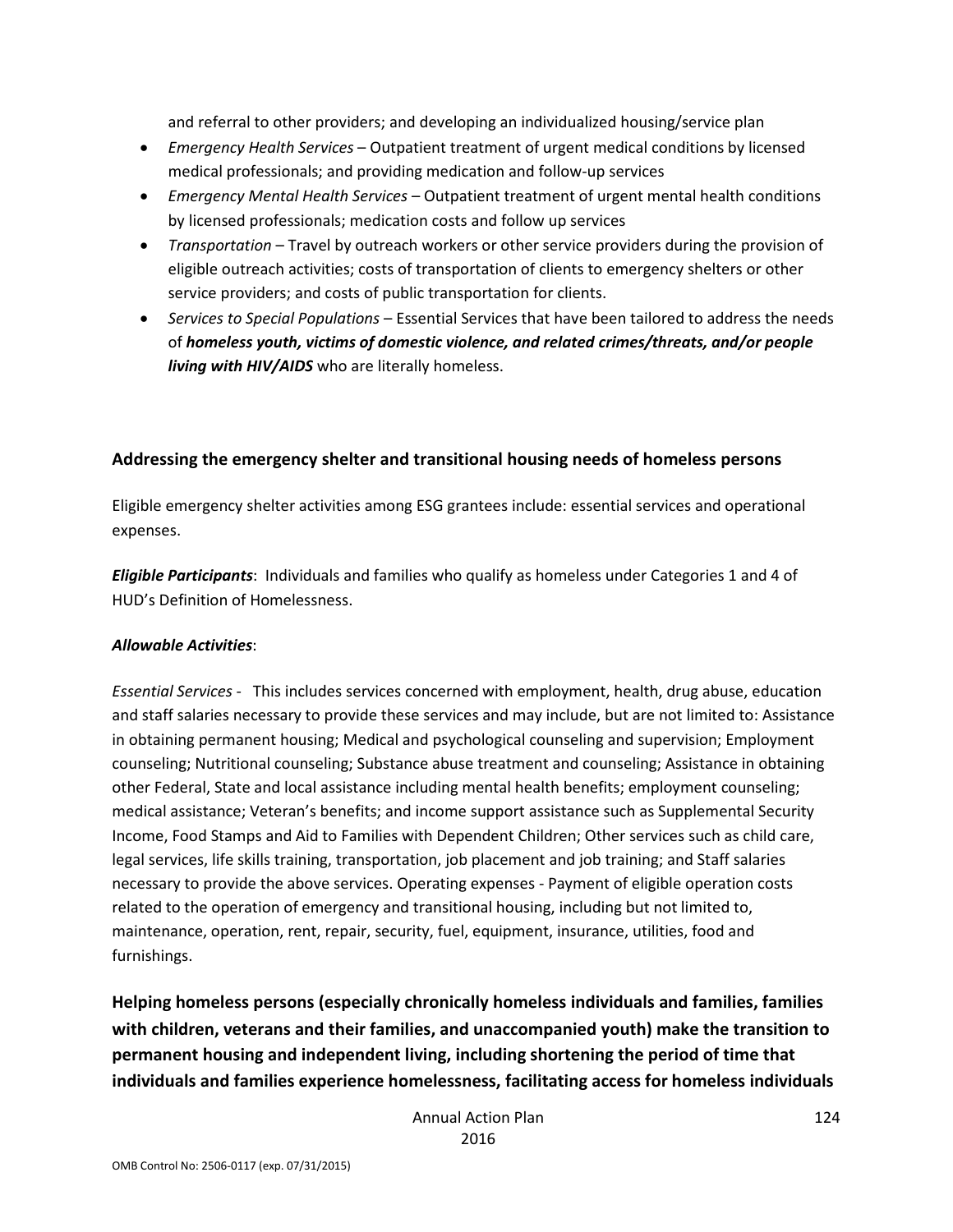and referral to other providers; and developing an individualized housing/service plan

- *Emergency Health Services* – Outpatient treatment of urgent medical conditions by licensed medical professionals; and providing medication and follow-up services
- *Emergency Mental Health Services* – Outpatient treatment of urgent mental health conditions by licensed professionals; medication costs and follow up services
- *Transportation* – Travel by outreach workers or other service providers during the provision of eligible outreach activities; costs of transportation of clients to emergency shelters or other service providers; and costs of public transportation for clients.
- *Services to Special Populations* – Essential Services that have been tailored to address the needs of ***homeless youth, victims of domestic violence, and related crimes/threats, and/or people living with HIV/AIDS*** who are literally homeless.

**Addressing the emergency shelter and transitional housing needs of homeless persons**

Eligible emergency shelter activities among ESG grantees include: essential services and operational expenses.

***Eligible Participants***: Individuals and families who qualify as homeless under Categories 1 and 4 of HUD's Definition of Homelessness.

***Allowable Activities***:

*Essential Services* - This includes services concerned with employment, health, drug abuse, education and staff salaries necessary to provide these services and may include, but are not limited to: Assistance in obtaining permanent housing; Medical and psychological counseling and supervision; Employment counseling; Nutritional counseling; Substance abuse treatment and counseling; Assistance in obtaining other Federal, State and local assistance including mental health benefits; employment counseling; medical assistance; Veteran's benefits; and income support assistance such as Supplemental Security Income, Food Stamps and Aid to Families with Dependent Children; Other services such as child care, legal services, life skills training, transportation, job placement and job training; and Staff salaries necessary to provide the above services. Operating expenses - Payment of eligible operation costs related to the operation of emergency and transitional housing, including but not limited to, maintenance, operation, rent, repair, security, fuel, equipment, insurance, utilities, food and furnishings.

**Helping homeless persons (especially chronically homeless individuals and families, families with children, veterans and their families, and unaccompanied youth) make the transition to permanent housing and independent living, including shortening the period of time that individuals and families experience homelessness, facilitating access for homeless individuals**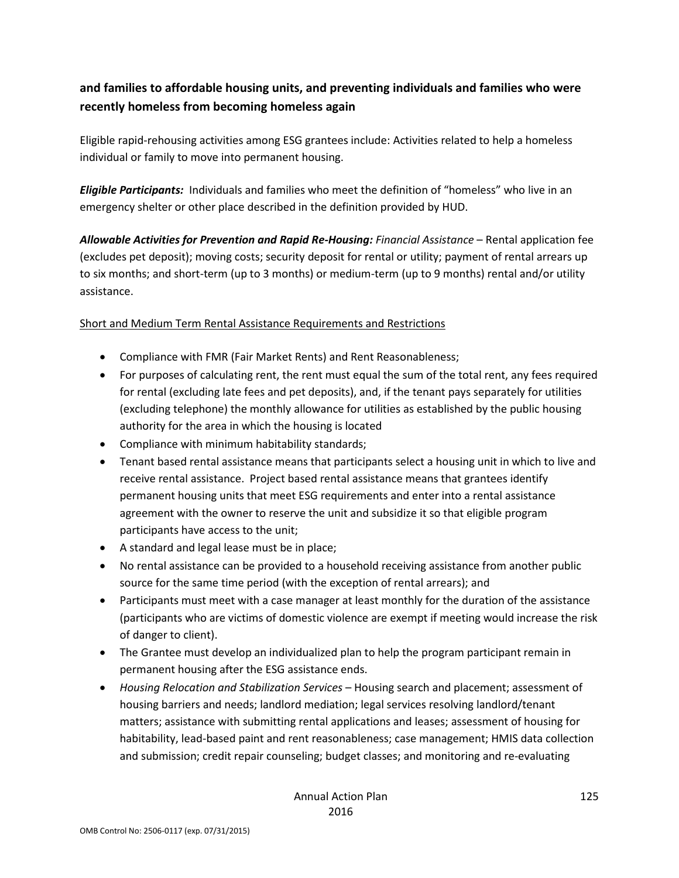**and families to affordable housing units, and preventing individuals and families who were recently homeless from becoming homeless again**

Eligible rapid-rehousing activities among ESG grantees include: Activities related to help a homeless individual or family to move into permanent housing.

***Eligible Participants:*** Individuals and families who meet the definition of "homeless" who live in an emergency shelter or other place described in the definition provided by HUD.

***Allowable Activities for Prevention and Rapid Re-Housing:*** *Financial Assistance* – Rental application fee (excludes pet deposit); moving costs; security deposit for rental or utility; payment of rental arrears up to six months; and short-term (up to 3 months) or medium-term (up to 9 months) rental and/or utility assistance.

<u>Short and Medium Term Rental Assistance Requirements and Restrictions</u>

- Compliance with FMR (Fair Market Rents) and Rent Reasonableness;
- For purposes of calculating rent, the rent must equal the sum of the total rent, any fees required for rental (excluding late fees and pet deposits), and, if the tenant pays separately for utilities (excluding telephone) the monthly allowance for utilities as established by the public housing authority for the area in which the housing is located
- Compliance with minimum habitability standards;
- Tenant based rental assistance means that participants select a housing unit in which to live and receive rental assistance. Project based rental assistance means that grantees identify permanent housing units that meet ESG requirements and enter into a rental assistance agreement with the owner to reserve the unit and subsidize it so that eligible program participants have access to the unit;
- A standard and legal lease must be in place;
- No rental assistance can be provided to a household receiving assistance from another public source for the same time period (with the exception of rental arrears); and
- Participants must meet with a case manager at least monthly for the duration of the assistance (participants who are victims of domestic violence are exempt if meeting would increase the risk of danger to client).
- The Grantee must develop an individualized plan to help the program participant remain in permanent housing after the ESG assistance ends.
- *Housing Relocation and Stabilization Services* – Housing search and placement; assessment of housing barriers and needs; landlord mediation; legal services resolving landlord/tenant matters; assistance with submitting rental applications and leases; assessment of housing for habitability, lead-based paint and rent reasonableness; case management; HMIS data collection and submission; credit repair counseling; budget classes; and monitoring and re-evaluating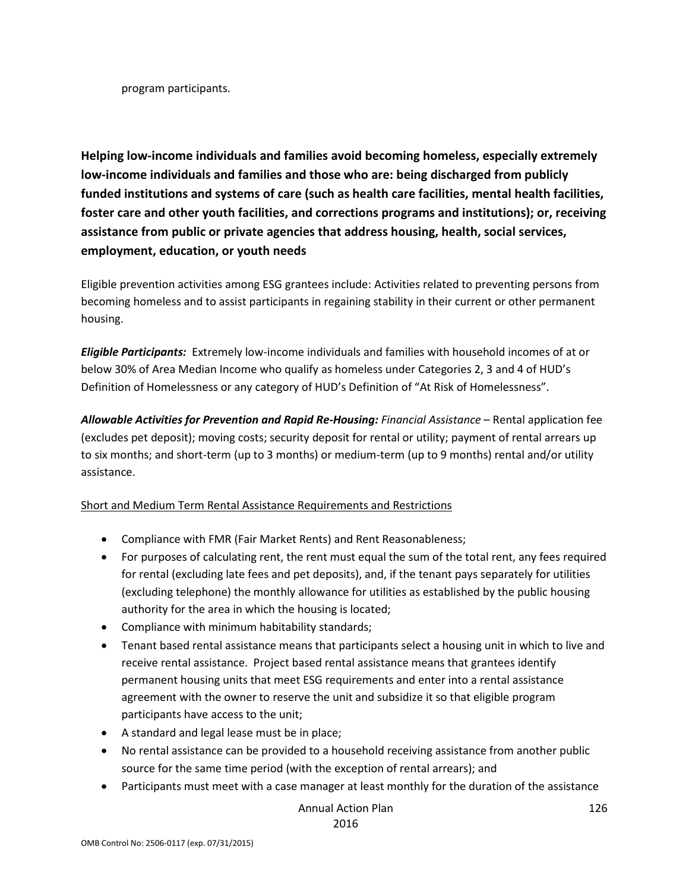program participants.

**Helping low-income individuals and families avoid becoming homeless, especially extremely low-income individuals and families and those who are: being discharged from publicly funded institutions and systems of care (such as health care facilities, mental health facilities, foster care and other youth facilities, and corrections programs and institutions); or, receiving assistance from public or private agencies that address housing, health, social services, employment, education, or youth needs**

Eligible prevention activities among ESG grantees include: Activities related to preventing persons from becoming homeless and to assist participants in regaining stability in their current or other permanent housing.

***Eligible Participants:*** Extremely low-income individuals and families with household incomes of at or below 30% of Area Median Income who qualify as homeless under Categories 2, 3 and 4 of HUD's Definition of Homelessness or any category of HUD's Definition of "At Risk of Homelessness".

***Allowable Activities for Prevention and Rapid Re-Housing:*** *Financial Assistance* – Rental application fee (excludes pet deposit); moving costs; security deposit for rental or utility; payment of rental arrears up to six months; and short-term (up to 3 months) or medium-term (up to 9 months) rental and/or utility assistance.

<u>Short and Medium Term Rental Assistance Requirements and Restrictions</u>

- Compliance with FMR (Fair Market Rents) and Rent Reasonableness;
- For purposes of calculating rent, the rent must equal the sum of the total rent, any fees required for rental (excluding late fees and pet deposits), and, if the tenant pays separately for utilities (excluding telephone) the monthly allowance for utilities as established by the public housing authority for the area in which the housing is located;
- Compliance with minimum habitability standards;
- Tenant based rental assistance means that participants select a housing unit in which to live and receive rental assistance. Project based rental assistance means that grantees identify permanent housing units that meet ESG requirements and enter into a rental assistance agreement with the owner to reserve the unit and subsidize it so that eligible program participants have access to the unit;
- A standard and legal lease must be in place;
- No rental assistance can be provided to a household receiving assistance from another public source for the same time period (with the exception of rental arrears); and
- Participants must meet with a case manager at least monthly for the duration of the assistance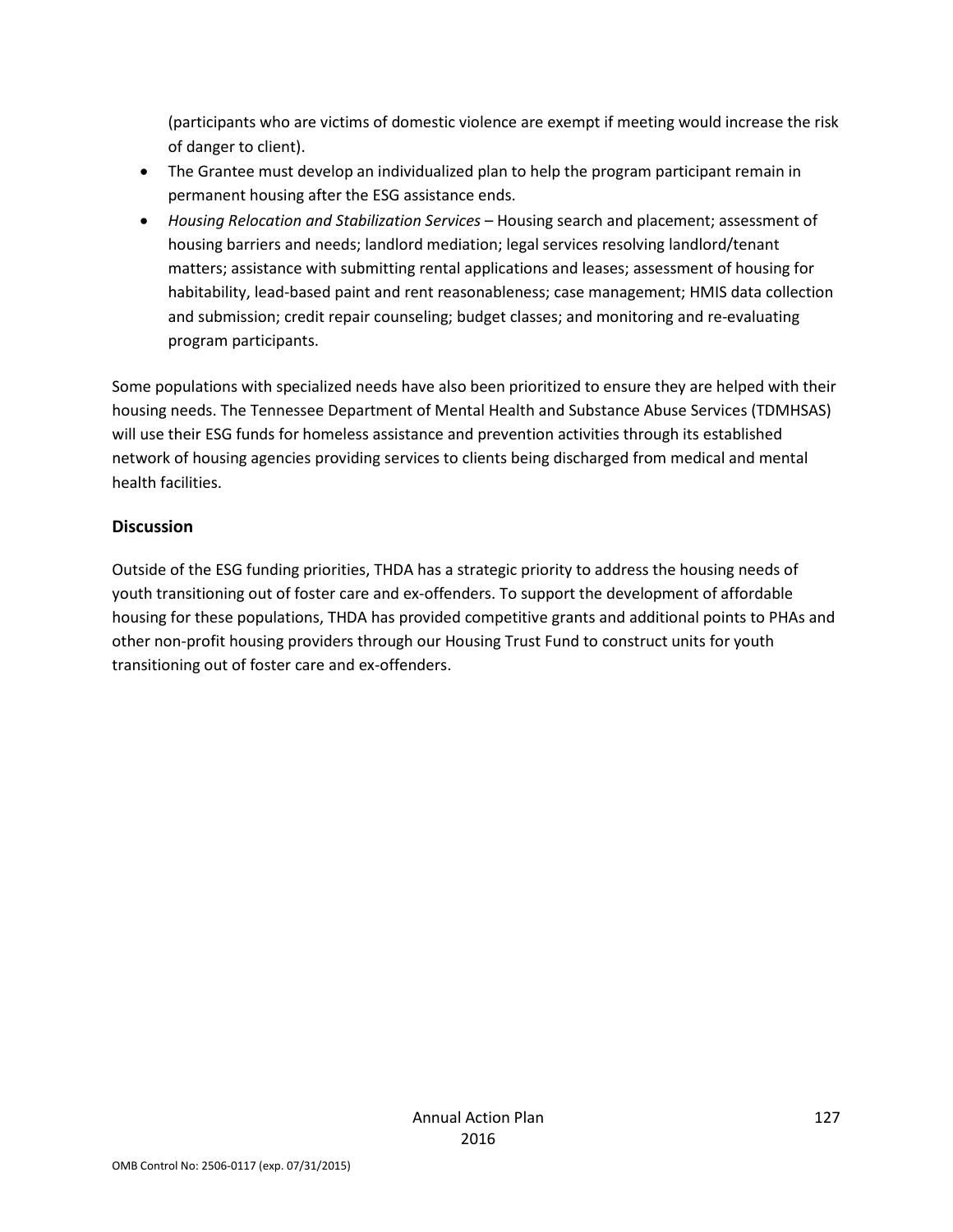(participants who are victims of domestic violence are exempt if meeting would increase the risk of danger to client).

- The Grantee must develop an individualized plan to help the program participant remain in permanent housing after the ESG assistance ends.
- *Housing Relocation and Stabilization Services* – Housing search and placement; assessment of housing barriers and needs; landlord mediation; legal services resolving landlord/tenant matters; assistance with submitting rental applications and leases; assessment of housing for habitability, lead-based paint and rent reasonableness; case management; HMIS data collection and submission; credit repair counseling; budget classes; and monitoring and re-evaluating program participants.

Some populations with specialized needs have also been prioritized to ensure they are helped with their housing needs. The Tennessee Department of Mental Health and Substance Abuse Services (TDMHSAS) will use their ESG funds for homeless assistance and prevention activities through its established network of housing agencies providing services to clients being discharged from medical and mental health facilities.

### Discussion

Outside of the ESG funding priorities, THDA has a strategic priority to address the housing needs of youth transitioning out of foster care and ex-offenders. To support the development of affordable housing for these populations, THDA has provided competitive grants and additional points to PHAs and other non-profit housing providers through our Housing Trust Fund to construct units for youth transitioning out of foster care and ex-offenders.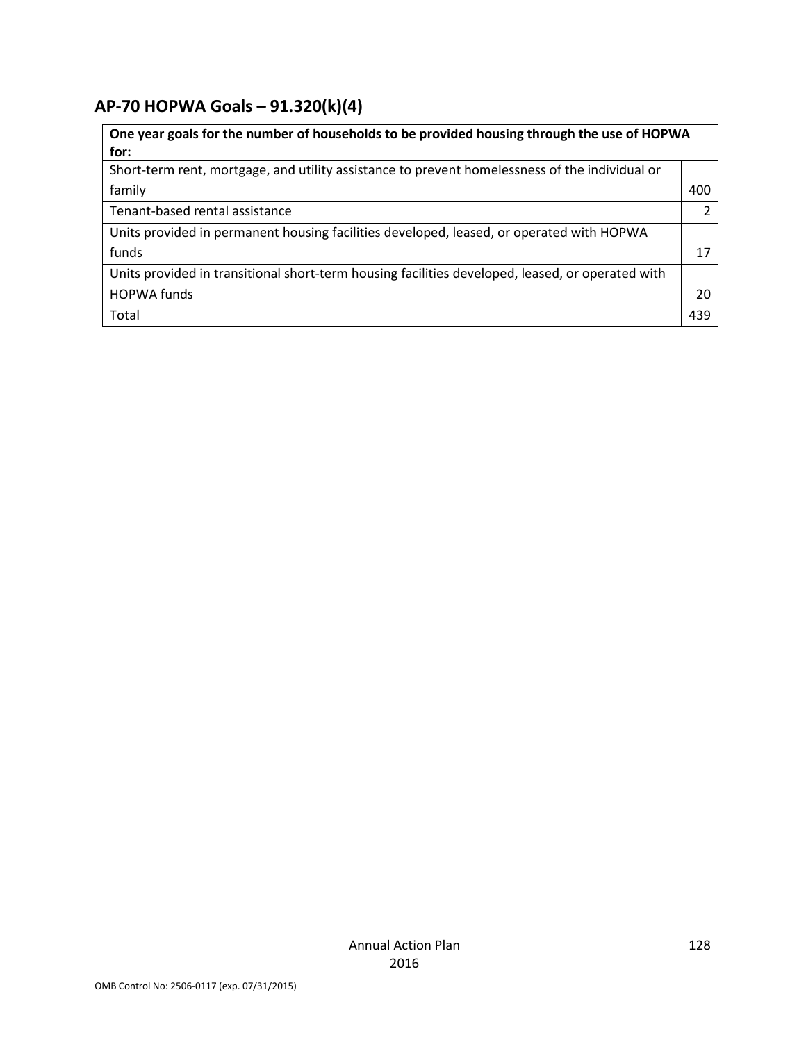## AP-70 HOPWA Goals – 91.320(k)(4)

| One year goals for the number of households to be provided housing through the use of HOPWA for: | |
|---|---|
| Short-term rent, mortgage, and utility assistance to prevent homelessness of the individual or family | 400 |
| Tenant-based rental assistance | 2 |
| Units provided in permanent housing facilities developed, leased, or operated with HOPWA funds | 17 |
| Units provided in transitional short-term housing facilities developed, leased, or operated with HOPWA funds | 20 |
| Total | 439 |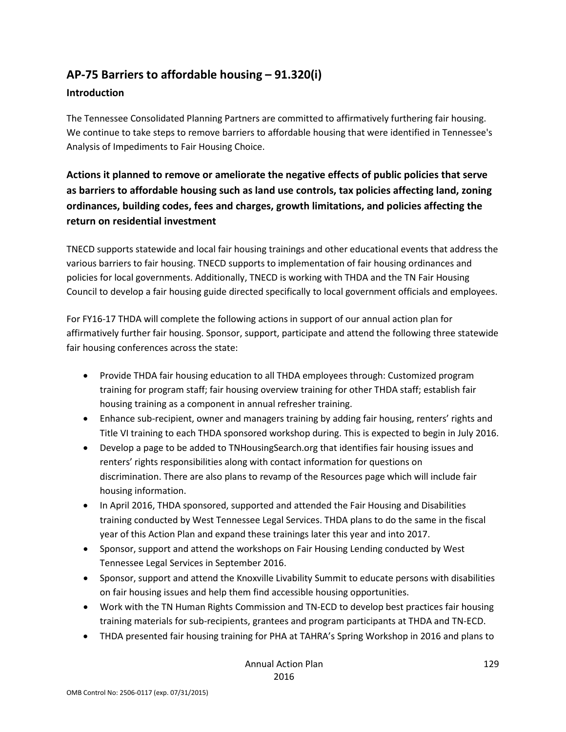## AP-75 Barriers to affordable housing – 91.320(i)

### Introduction

The Tennessee Consolidated Planning Partners are committed to affirmatively furthering fair housing. We continue to take steps to remove barriers to affordable housing that were identified in Tennessee's Analysis of Impediments to Fair Housing Choice.

### Actions it planned to remove or ameliorate the negative effects of public policies that serve as barriers to affordable housing such as land use controls, tax policies affecting land, zoning ordinances, building codes, fees and charges, growth limitations, and policies affecting the return on residential investment

TNECD supports statewide and local fair housing trainings and other educational events that address the various barriers to fair housing. TNECD supports to implementation of fair housing ordinances and policies for local governments. Additionally, TNECD is working with THDA and the TN Fair Housing Council to develop a fair housing guide directed specifically to local government officials and employees.

For FY16-17 THDA will complete the following actions in support of our annual action plan for affirmatively further fair housing. Sponsor, support, participate and attend the following three statewide fair housing conferences across the state:

- Provide THDA fair housing education to all THDA employees through: Customized program training for program staff; fair housing overview training for other THDA staff; establish fair housing training as a component in annual refresher training.
- Enhance sub-recipient, owner and managers training by adding fair housing, renters' rights and Title VI training to each THDA sponsored workshop during. This is expected to begin in July 2016.
- Develop a page to be added to TNHousingSearch.org that identifies fair housing issues and renters' rights responsibilities along with contact information for questions on discrimination. There are also plans to revamp of the Resources page which will include fair housing information.
- In April 2016, THDA sponsored, supported and attended the Fair Housing and Disabilities training conducted by West Tennessee Legal Services. THDA plans to do the same in the fiscal year of this Action Plan and expand these trainings later this year and into 2017.
- Sponsor, support and attend the workshops on Fair Housing Lending conducted by West Tennessee Legal Services in September 2016.
- Sponsor, support and attend the Knoxville Livability Summit to educate persons with disabilities on fair housing issues and help them find accessible housing opportunities.
- Work with the TN Human Rights Commission and TN-ECD to develop best practices fair housing training materials for sub-recipients, grantees and program participants at THDA and TN-ECD.
- THDA presented fair housing training for PHA at TAHRA's Spring Workshop in 2016 and plans to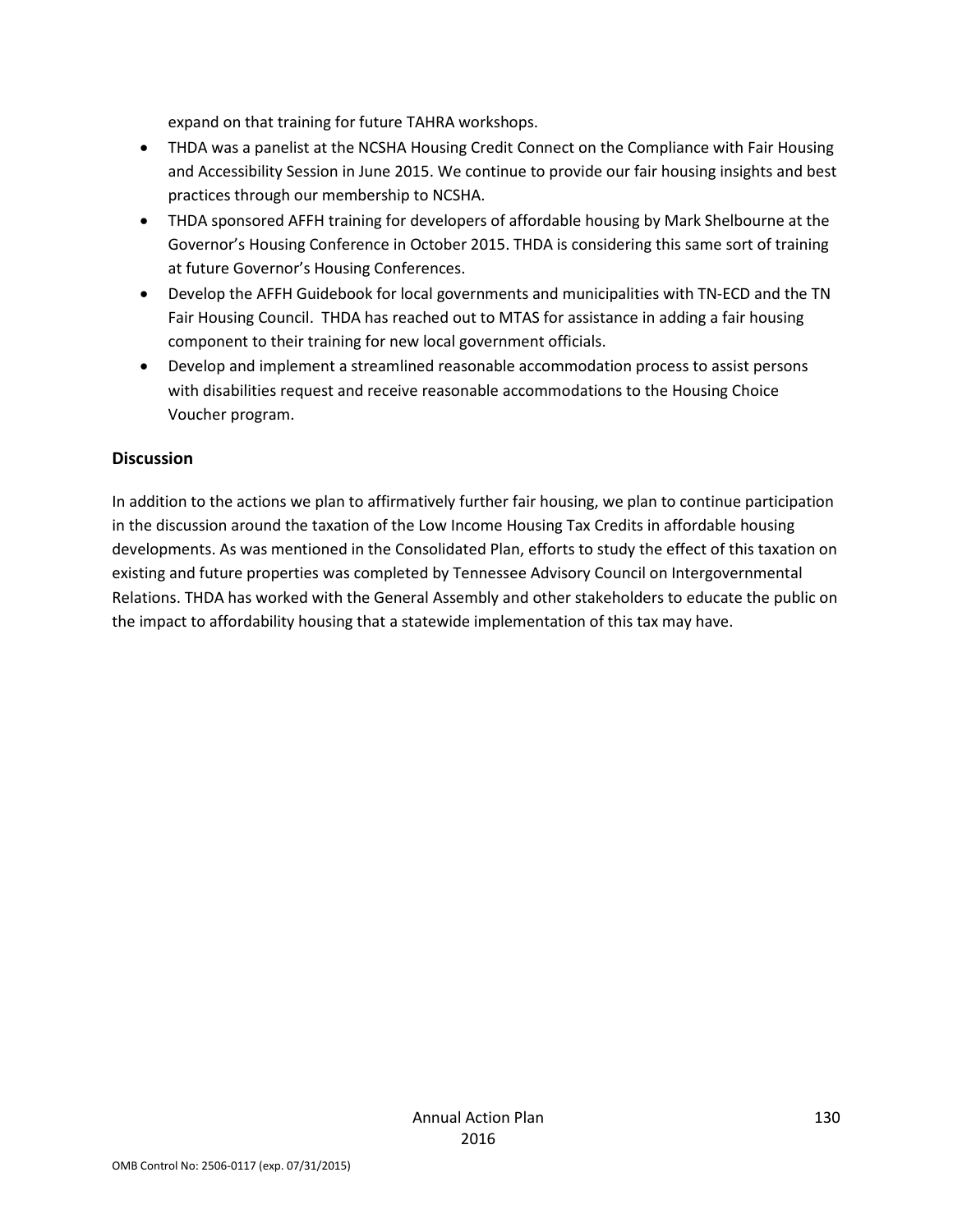expand on that training for future TAHRA workshops.

- THDA was a panelist at the NCSHA Housing Credit Connect on the Compliance with Fair Housing and Accessibility Session in June 2015. We continue to provide our fair housing insights and best practices through our membership to NCSHA.
- THDA sponsored AFFH training for developers of affordable housing by Mark Shelbourne at the Governor's Housing Conference in October 2015. THDA is considering this same sort of training at future Governor's Housing Conferences.
- Develop the AFFH Guidebook for local governments and municipalities with TN-ECD and the TN Fair Housing Council. THDA has reached out to MTAS for assistance in adding a fair housing component to their training for new local government officials.
- Develop and implement a streamlined reasonable accommodation process to assist persons with disabilities request and receive reasonable accommodations to the Housing Choice Voucher program.

## Discussion

In addition to the actions we plan to affirmatively further fair housing, we plan to continue participation in the discussion around the taxation of the Low Income Housing Tax Credits in affordable housing developments. As was mentioned in the Consolidated Plan, efforts to study the effect of this taxation on existing and future properties was completed by Tennessee Advisory Council on Intergovernmental Relations. THDA has worked with the General Assembly and other stakeholders to educate the public on the impact to affordability housing that a statewide implementation of this tax may have.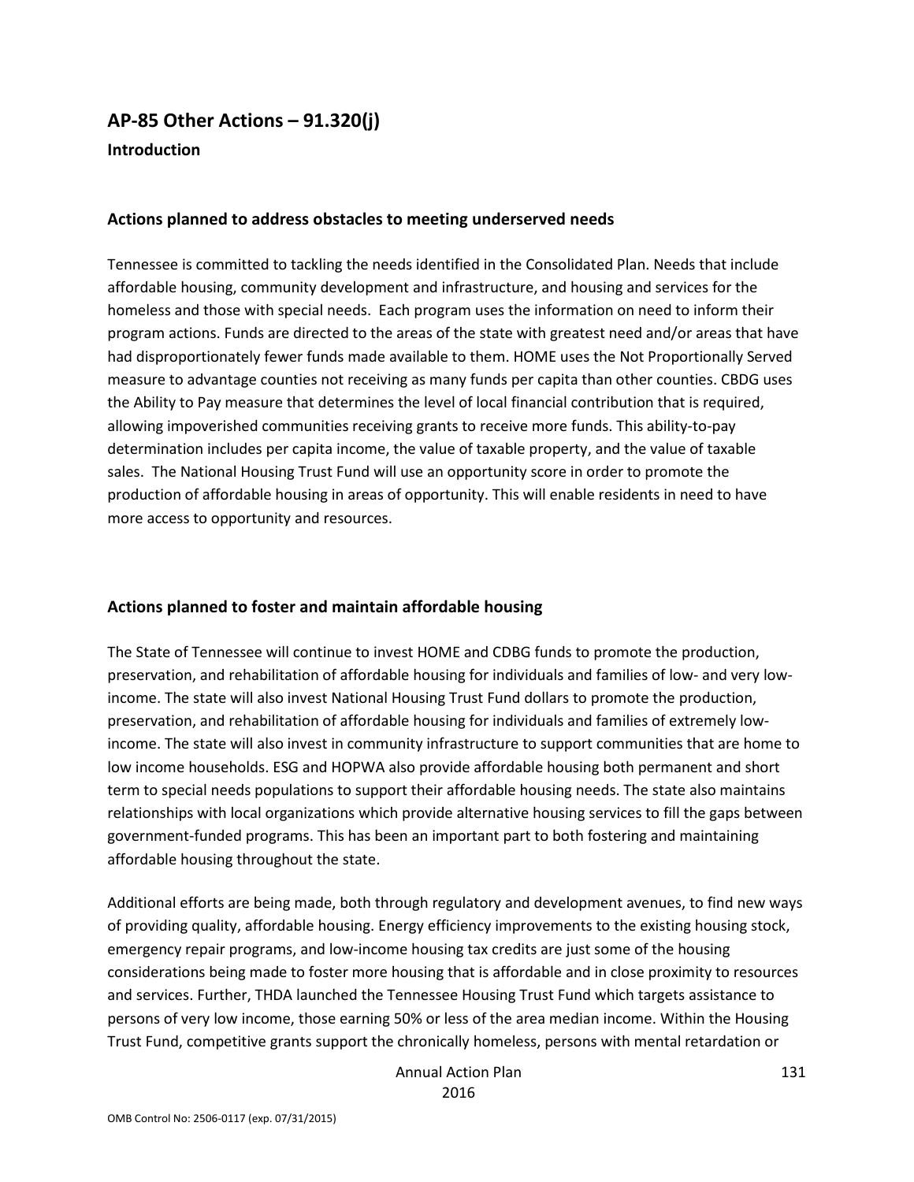## AP-85 Other Actions – 91.320(j)

### Introduction

### Actions planned to address obstacles to meeting underserved needs

Tennessee is committed to tackling the needs identified in the Consolidated Plan. Needs that include affordable housing, community development and infrastructure, and housing and services for the homeless and those with special needs. Each program uses the information on need to inform their program actions. Funds are directed to the areas of the state with greatest need and/or areas that have had disproportionately fewer funds made available to them. HOME uses the Not Proportionally Served measure to advantage counties not receiving as many funds per capita than other counties. CBDG uses the Ability to Pay measure that determines the level of local financial contribution that is required, allowing impoverished communities receiving grants to receive more funds. This ability-to-pay determination includes per capita income, the value of taxable property, and the value of taxable sales. The National Housing Trust Fund will use an opportunity score in order to promote the production of affordable housing in areas of opportunity. This will enable residents in need to have more access to opportunity and resources.

### Actions planned to foster and maintain affordable housing

The State of Tennessee will continue to invest HOME and CDBG funds to promote the production, preservation, and rehabilitation of affordable housing for individuals and families of low- and very low-income. The state will also invest National Housing Trust Fund dollars to promote the production, preservation, and rehabilitation of affordable housing for individuals and families of extremely low-income. The state will also invest in community infrastructure to support communities that are home to low income households. ESG and HOPWA also provide affordable housing both permanent and short term to special needs populations to support their affordable housing needs. The state also maintains relationships with local organizations which provide alternative housing services to fill the gaps between government-funded programs. This has been an important part to both fostering and maintaining affordable housing throughout the state.

Additional efforts are being made, both through regulatory and development avenues, to find new ways of providing quality, affordable housing. Energy efficiency improvements to the existing housing stock, emergency repair programs, and low-income housing tax credits are just some of the housing considerations being made to foster more housing that is affordable and in close proximity to resources and services. Further, THDA launched the Tennessee Housing Trust Fund which targets assistance to persons of very low income, those earning 50% or less of the area median income. Within the Housing Trust Fund, competitive grants support the chronically homeless, persons with mental retardation or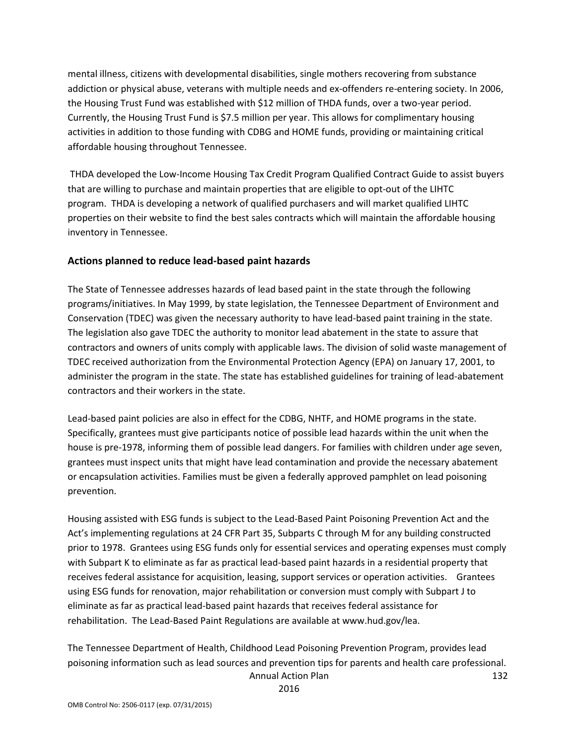mental illness, citizens with developmental disabilities, single mothers recovering from substance addiction or physical abuse, veterans with multiple needs and ex-offenders re-entering society. In 2006, the Housing Trust Fund was established with $12 million of THDA funds, over a two-year period. Currently, the Housing Trust Fund is $7.5 million per year. This allows for complimentary housing activities in addition to those funding with CDBG and HOME funds, providing or maintaining critical affordable housing throughout Tennessee.

THDA developed the Low-Income Housing Tax Credit Program Qualified Contract Guide to assist buyers that are willing to purchase and maintain properties that are eligible to opt-out of the LIHTC program. THDA is developing a network of qualified purchasers and will market qualified LIHTC properties on their website to find the best sales contracts which will maintain the affordable housing inventory in Tennessee.

## Actions planned to reduce lead-based paint hazards

The State of Tennessee addresses hazards of lead based paint in the state through the following programs/initiatives. In May 1999, by state legislation, the Tennessee Department of Environment and Conservation (TDEC) was given the necessary authority to have lead-based paint training in the state. The legislation also gave TDEC the authority to monitor lead abatement in the state to assure that contractors and owners of units comply with applicable laws. The division of solid waste management of TDEC received authorization from the Environmental Protection Agency (EPA) on January 17, 2001, to administer the program in the state. The state has established guidelines for training of lead-abatement contractors and their workers in the state.

Lead-based paint policies are also in effect for the CDBG, NHTF, and HOME programs in the state. Specifically, grantees must give participants notice of possible lead hazards within the unit when the house is pre-1978, informing them of possible lead dangers. For families with children under age seven, grantees must inspect units that might have lead contamination and provide the necessary abatement or encapsulation activities. Families must be given a federally approved pamphlet on lead poisoning prevention.

Housing assisted with ESG funds is subject to the Lead-Based Paint Poisoning Prevention Act and the Act's implementing regulations at 24 CFR Part 35, Subparts C through M for any building constructed prior to 1978. Grantees using ESG funds only for essential services and operating expenses must comply with Subpart K to eliminate as far as practical lead-based paint hazards in a residential property that receives federal assistance for acquisition, leasing, support services or operation activities. Grantees using ESG funds for renovation, major rehabilitation or conversion must comply with Subpart J to eliminate as far as practical lead-based paint hazards that receives federal assistance for rehabilitation. The Lead-Based Paint Regulations are available at www.hud.gov/lea.

The Tennessee Department of Health, Childhood Lead Poisoning Prevention Program, provides lead poisoning information such as lead sources and prevention tips for parents and health care professional.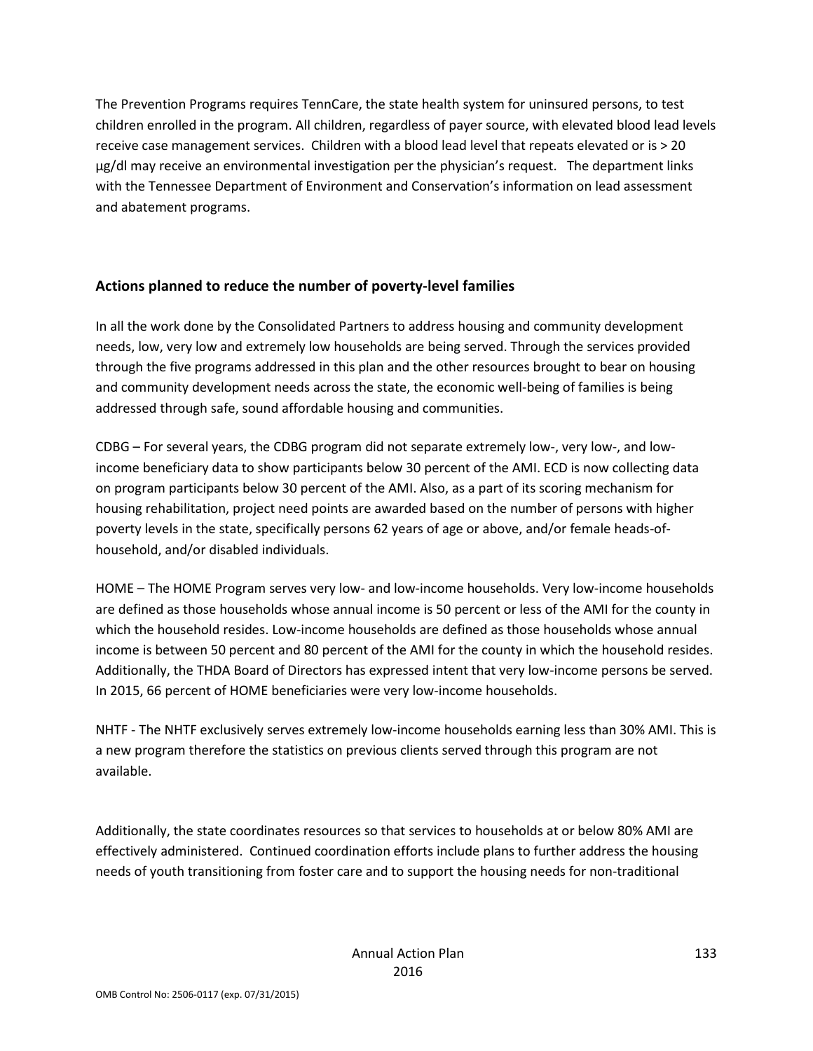The Prevention Programs requires TennCare, the state health system for uninsured persons, to test children enrolled in the program. All children, regardless of payer source, with elevated blood lead levels receive case management services. Children with a blood lead level that repeats elevated or is > 20 µg/dl may receive an environmental investigation per the physician's request. The department links with the Tennessee Department of Environment and Conservation's information on lead assessment and abatement programs.

### Actions planned to reduce the number of poverty-level families

In all the work done by the Consolidated Partners to address housing and community development needs, low, very low and extremely low households are being served. Through the services provided through the five programs addressed in this plan and the other resources brought to bear on housing and community development needs across the state, the economic well-being of families is being addressed through safe, sound affordable housing and communities.

CDBG – For several years, the CDBG program did not separate extremely low-, very low-, and low-income beneficiary data to show participants below 30 percent of the AMI. ECD is now collecting data on program participants below 30 percent of the AMI. Also, as a part of its scoring mechanism for housing rehabilitation, project need points are awarded based on the number of persons with higher poverty levels in the state, specifically persons 62 years of age or above, and/or female heads-of-household, and/or disabled individuals.

HOME – The HOME Program serves very low- and low-income households. Very low-income households are defined as those households whose annual income is 50 percent or less of the AMI for the county in which the household resides. Low-income households are defined as those households whose annual income is between 50 percent and 80 percent of the AMI for the county in which the household resides. Additionally, the THDA Board of Directors has expressed intent that very low-income persons be served. In 2015, 66 percent of HOME beneficiaries were very low-income households.

NHTF - The NHTF exclusively serves extremely low-income households earning less than 30% AMI. This is a new program therefore the statistics on previous clients served through this program are not available.

Additionally, the state coordinates resources so that services to households at or below 80% AMI are effectively administered. Continued coordination efforts include plans to further address the housing needs of youth transitioning from foster care and to support the housing needs for non-traditional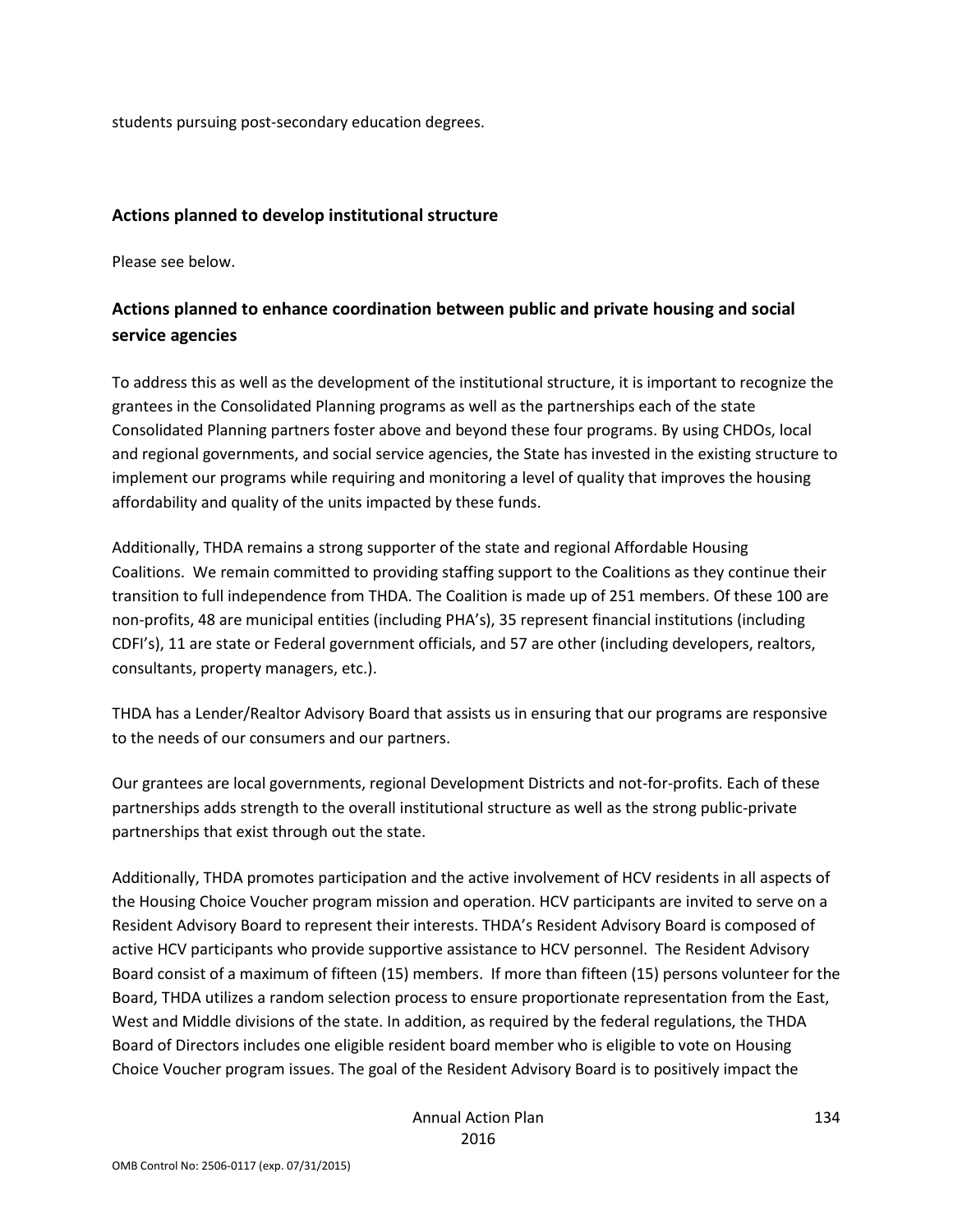students pursuing post-secondary education degrees.

### Actions planned to develop institutional structure

Please see below.

### Actions planned to enhance coordination between public and private housing and social service agencies

To address this as well as the development of the institutional structure, it is important to recognize the grantees in the Consolidated Planning programs as well as the partnerships each of the state Consolidated Planning partners foster above and beyond these four programs. By using CHDOs, local and regional governments, and social service agencies, the State has invested in the existing structure to implement our programs while requiring and monitoring a level of quality that improves the housing affordability and quality of the units impacted by these funds.

Additionally, THDA remains a strong supporter of the state and regional Affordable Housing Coalitions. We remain committed to providing staffing support to the Coalitions as they continue their transition to full independence from THDA. The Coalition is made up of 251 members. Of these 100 are non-profits, 48 are municipal entities (including PHA's), 35 represent financial institutions (including CDFI's), 11 are state or Federal government officials, and 57 are other (including developers, realtors, consultants, property managers, etc.).

THDA has a Lender/Realtor Advisory Board that assists us in ensuring that our programs are responsive to the needs of our consumers and our partners.

Our grantees are local governments, regional Development Districts and not-for-profits. Each of these partnerships adds strength to the overall institutional structure as well as the strong public-private partnerships that exist through out the state.

Additionally, THDA promotes participation and the active involvement of HCV residents in all aspects of the Housing Choice Voucher program mission and operation. HCV participants are invited to serve on a Resident Advisory Board to represent their interests. THDA's Resident Advisory Board is composed of active HCV participants who provide supportive assistance to HCV personnel. The Resident Advisory Board consist of a maximum of fifteen (15) members. If more than fifteen (15) persons volunteer for the Board, THDA utilizes a random selection process to ensure proportionate representation from the East, West and Middle divisions of the state. In addition, as required by the federal regulations, the THDA Board of Directors includes one eligible resident board member who is eligible to vote on Housing Choice Voucher program issues. The goal of the Resident Advisory Board is to positively impact the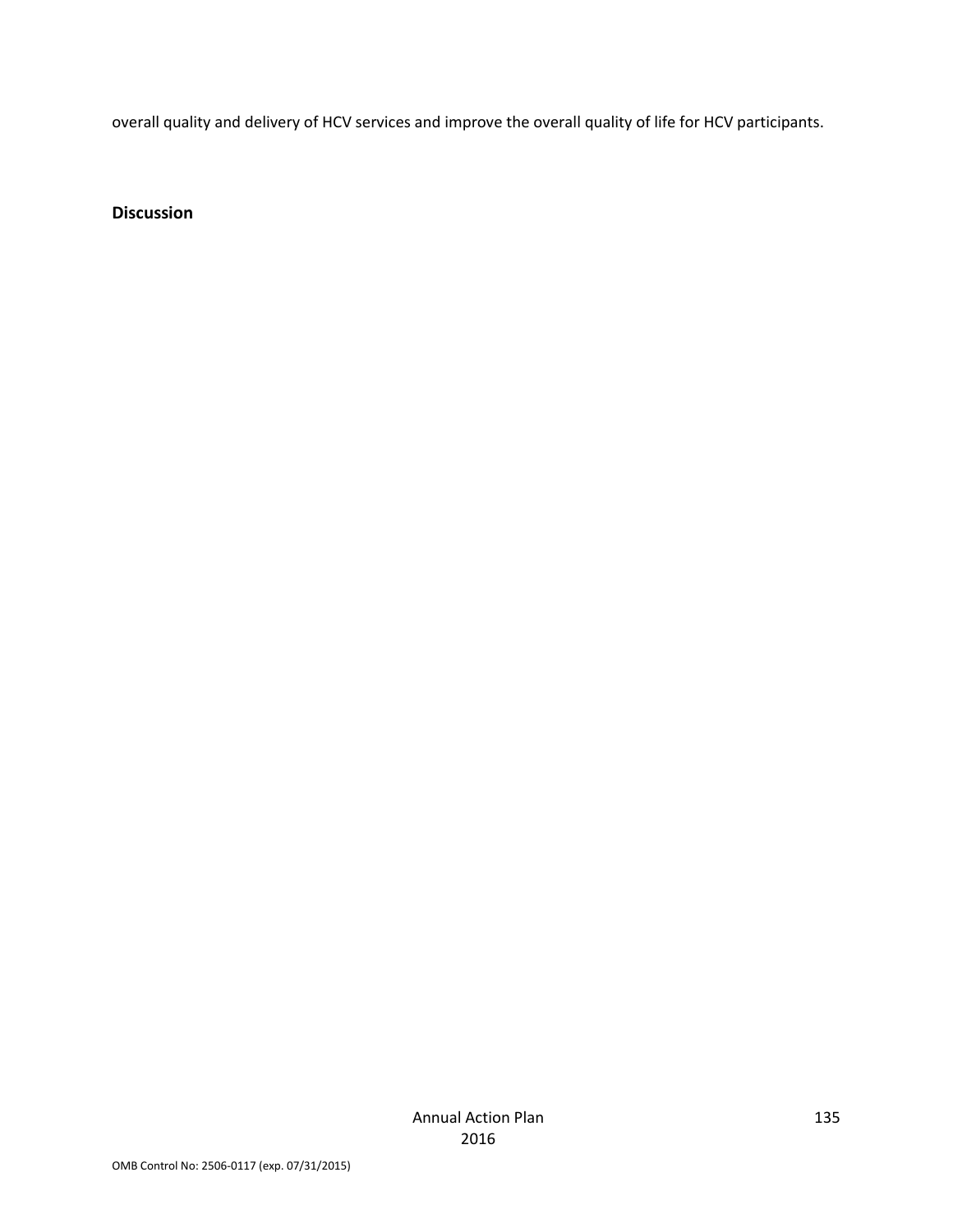overall quality and delivery of HCV services and improve the overall quality of life for HCV participants.

**Discussion**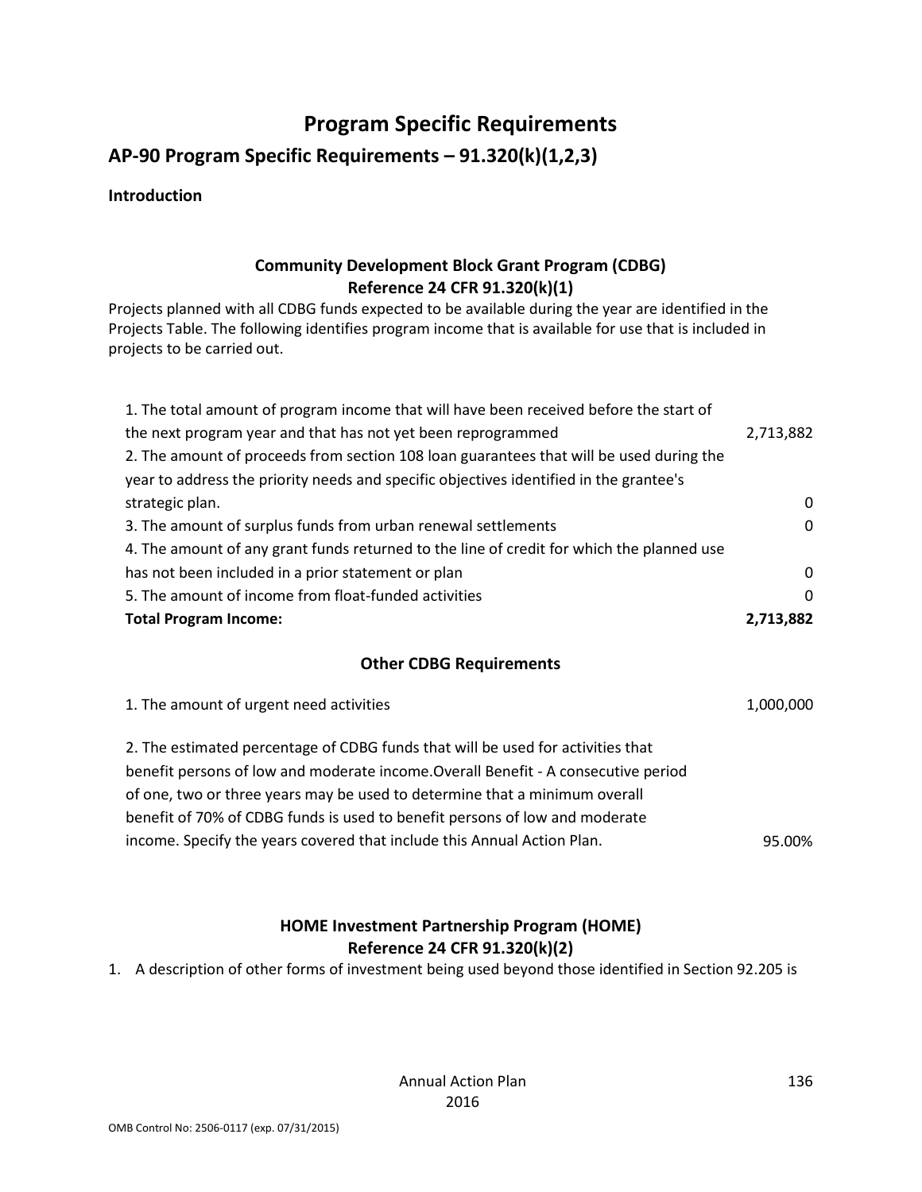# Program Specific Requirements

## AP-90 Program Specific Requirements – 91.320(k)(1,2,3)

**Introduction**

### Community Development Block Grant Program (CDBG)
### Reference 24 CFR 91.320(k)(1)

Projects planned with all CDBG funds expected to be available during the year are identified in the Projects Table. The following identifies program income that is available for use that is included in projects to be carried out.

| | |
|---|---|
| 1. The total amount of program income that will have been received before the start of the next program year and that has not yet been reprogrammed | 2,713,882 |
| 2. The amount of proceeds from section 108 loan guarantees that will be used during the year to address the priority needs and specific objectives identified in the grantee's strategic plan. | 0 |
| 3. The amount of surplus funds from urban renewal settlements | 0 |
| 4. The amount of any grant funds returned to the line of credit for which the planned use has not been included in a prior statement or plan | 0 |
| 5. The amount of income from float-funded activities | 0 |
| **Total Program Income:** | **2,713,882** |

### Other CDBG Requirements

| | |
|---|---|
| 1. The amount of urgent need activities | 1,000,000 |
| 2. The estimated percentage of CDBG funds that will be used for activities that benefit persons of low and moderate income.Overall Benefit - A consecutive period of one, two or three years may be used to determine that a minimum overall benefit of 70% of CDBG funds is used to benefit persons of low and moderate income. Specify the years covered that include this Annual Action Plan. | 95.00% |

### HOME Investment Partnership Program (HOME)
### Reference 24 CFR 91.320(k)(2)

1. A description of other forms of investment being used beyond those identified in Section 92.205 is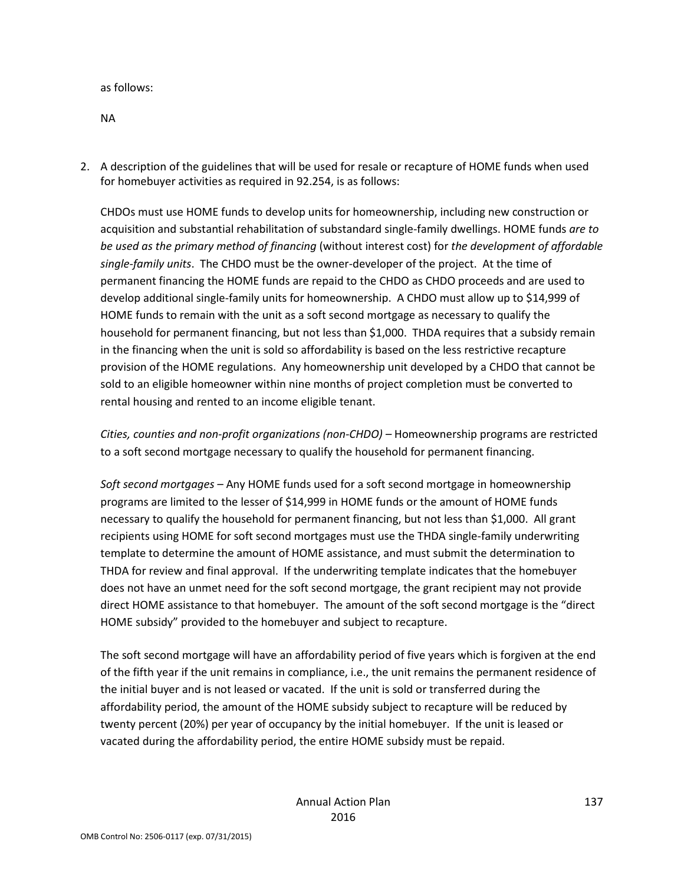as follows:

NA

2. A description of the guidelines that will be used for resale or recapture of HOME funds when used for homebuyer activities as required in 92.254, is as follows:

   CHDOs must use HOME funds to develop units for homeownership, including new construction or acquisition and substantial rehabilitation of substandard single-family dwellings. HOME funds *are to be used as the primary method of financing* (without interest cost) for *the development of affordable single-family units*. The CHDO must be the owner-developer of the project. At the time of permanent financing the HOME funds are repaid to the CHDO as CHDO proceeds and are used to develop additional single-family units for homeownership. A CHDO must allow up to $14,999 of HOME funds to remain with the unit as a soft second mortgage as necessary to qualify the household for permanent financing, but not less than $1,000. THDA requires that a subsidy remain in the financing when the unit is sold so affordability is based on the less restrictive recapture provision of the HOME regulations. Any homeownership unit developed by a CHDO that cannot be sold to an eligible homeowner within nine months of project completion must be converted to rental housing and rented to an income eligible tenant.

   *Cities, counties and non-profit organizations (non-CHDO)* – Homeownership programs are restricted to a soft second mortgage necessary to qualify the household for permanent financing.

   *Soft second mortgages* – Any HOME funds used for a soft second mortgage in homeownership programs are limited to the lesser of $14,999 in HOME funds or the amount of HOME funds necessary to qualify the household for permanent financing, but not less than $1,000. All grant recipients using HOME for soft second mortgages must use the THDA single-family underwriting template to determine the amount of HOME assistance, and must submit the determination to THDA for review and final approval. If the underwriting template indicates that the homebuyer does not have an unmet need for the soft second mortgage, the grant recipient may not provide direct HOME assistance to that homebuyer. The amount of the soft second mortgage is the "direct HOME subsidy" provided to the homebuyer and subject to recapture.

   The soft second mortgage will have an affordability period of five years which is forgiven at the end of the fifth year if the unit remains in compliance, i.e., the unit remains the permanent residence of the initial buyer and is not leased or vacated. If the unit is sold or transferred during the affordability period, the amount of the HOME subsidy subject to recapture will be reduced by twenty percent (20%) per year of occupancy by the initial homebuyer. If the unit is leased or vacated during the affordability period, the entire HOME subsidy must be repaid.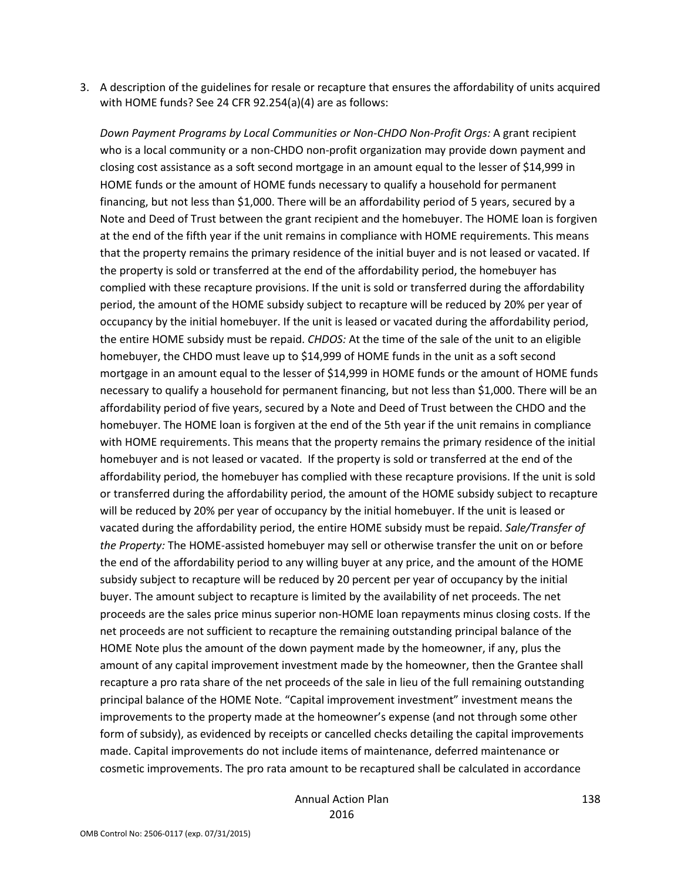3. A description of the guidelines for resale or recapture that ensures the affordability of units acquired with HOME funds? See 24 CFR 92.254(a)(4) are as follows:

   *Down Payment Programs by Local Communities or Non-CHDO Non-Profit Orgs:* A grant recipient who is a local community or a non-CHDO non-profit organization may provide down payment and closing cost assistance as a soft second mortgage in an amount equal to the lesser of $14,999 in HOME funds or the amount of HOME funds necessary to qualify a household for permanent financing, but not less than $1,000. There will be an affordability period of 5 years, secured by a Note and Deed of Trust between the grant recipient and the homebuyer. The HOME loan is forgiven at the end of the fifth year if the unit remains in compliance with HOME requirements. This means that the property remains the primary residence of the initial buyer and is not leased or vacated. If the property is sold or transferred at the end of the affordability period, the homebuyer has complied with these recapture provisions. If the unit is sold or transferred during the affordability period, the amount of the HOME subsidy subject to recapture will be reduced by 20% per year of occupancy by the initial homebuyer. If the unit is leased or vacated during the affordability period, the entire HOME subsidy must be repaid. *CHDOS:* At the time of the sale of the unit to an eligible homebuyer, the CHDO must leave up to $14,999 of HOME funds in the unit as a soft second mortgage in an amount equal to the lesser of $14,999 in HOME funds or the amount of HOME funds necessary to qualify a household for permanent financing, but not less than $1,000. There will be an affordability period of five years, secured by a Note and Deed of Trust between the CHDO and the homebuyer. The HOME loan is forgiven at the end of the 5th year if the unit remains in compliance with HOME requirements. This means that the property remains the primary residence of the initial homebuyer and is not leased or vacated. If the property is sold or transferred at the end of the affordability period, the homebuyer has complied with these recapture provisions. If the unit is sold or transferred during the affordability period, the amount of the HOME subsidy subject to recapture will be reduced by 20% per year of occupancy by the initial homebuyer. If the unit is leased or vacated during the affordability period, the entire HOME subsidy must be repaid. *Sale/Transfer of the Property:* The HOME-assisted homebuyer may sell or otherwise transfer the unit on or before the end of the affordability period to any willing buyer at any price, and the amount of the HOME subsidy subject to recapture will be reduced by 20 percent per year of occupancy by the initial buyer. The amount subject to recapture is limited by the availability of net proceeds. The net proceeds are the sales price minus superior non-HOME loan repayments minus closing costs. If the net proceeds are not sufficient to recapture the remaining outstanding principal balance of the HOME Note plus the amount of the down payment made by the homeowner, if any, plus the amount of any capital improvement investment made by the homeowner, then the Grantee shall recapture a pro rata share of the net proceeds of the sale in lieu of the full remaining outstanding principal balance of the HOME Note. "Capital improvement investment" investment means the improvements to the property made at the homeowner's expense (and not through some other form of subsidy), as evidenced by receipts or cancelled checks detailing the capital improvements made. Capital improvements do not include items of maintenance, deferred maintenance or cosmetic improvements. The pro rata amount to be recaptured shall be calculated in accordance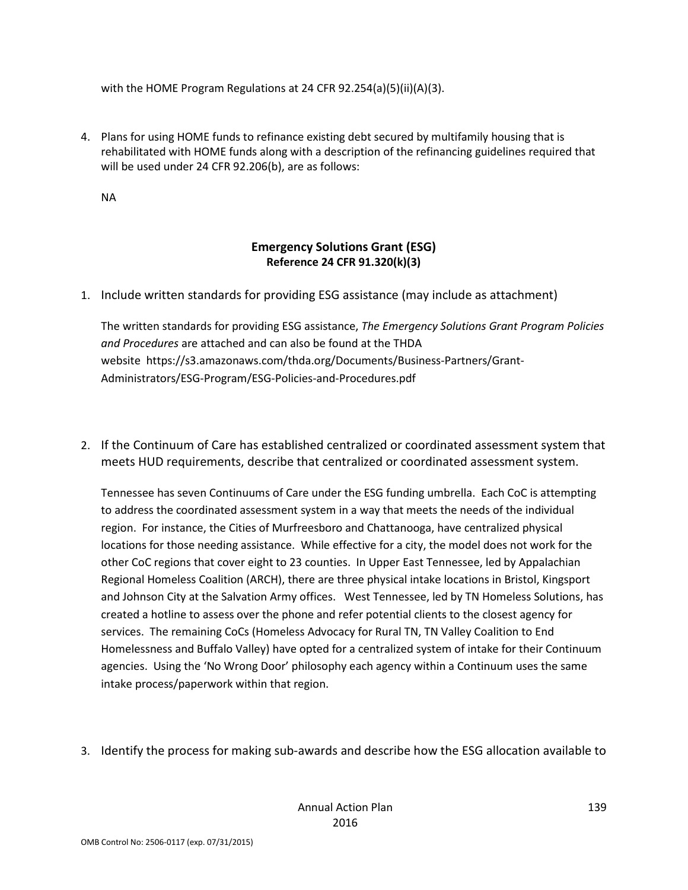with the HOME Program Regulations at 24 CFR 92.254(a)(5)(ii)(A)(3).

4. Plans for using HOME funds to refinance existing debt secured by multifamily housing that is rehabilitated with HOME funds along with a description of the refinancing guidelines required that will be used under 24 CFR 92.206(b), are as follows:

   NA

## Emergency Solutions Grant (ESG)
**Reference 24 CFR 91.320(k)(3)**

1. Include written standards for providing ESG assistance (may include as attachment)

   The written standards for providing ESG assistance, *The Emergency Solutions Grant Program Policies and Procedures* are attached and can also be found at the THDA website https://s3.amazonaws.com/thda.org/Documents/Business-Partners/Grant-Administrators/ESG-Program/ESG-Policies-and-Procedures.pdf

2. If the Continuum of Care has established centralized or coordinated assessment system that meets HUD requirements, describe that centralized or coordinated assessment system.

   Tennessee has seven Continuums of Care under the ESG funding umbrella. Each CoC is attempting to address the coordinated assessment system in a way that meets the needs of the individual region. For instance, the Cities of Murfreesboro and Chattanooga, have centralized physical locations for those needing assistance. While effective for a city, the model does not work for the other CoC regions that cover eight to 23 counties. In Upper East Tennessee, led by Appalachian Regional Homeless Coalition (ARCH), there are three physical intake locations in Bristol, Kingsport and Johnson City at the Salvation Army offices. West Tennessee, led by TN Homeless Solutions, has created a hotline to assess over the phone and refer potential clients to the closest agency for services. The remaining CoCs (Homeless Advocacy for Rural TN, TN Valley Coalition to End Homelessness and Buffalo Valley) have opted for a centralized system of intake for their Continuum agencies. Using the 'No Wrong Door' philosophy each agency within a Continuum uses the same intake process/paperwork within that region.

3. Identify the process for making sub-awards and describe how the ESG allocation available to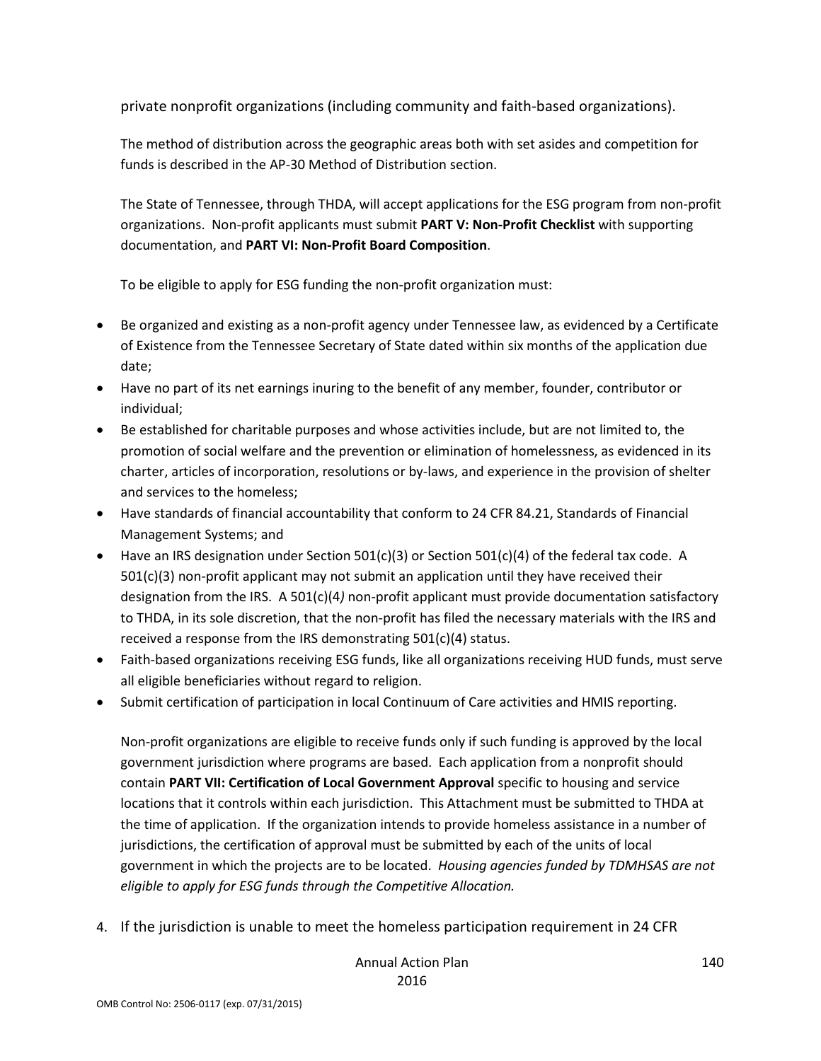private nonprofit organizations (including community and faith-based organizations).

The method of distribution across the geographic areas both with set asides and competition for funds is described in the AP-30 Method of Distribution section.

The State of Tennessee, through THDA, will accept applications for the ESG program from non-profit organizations. Non-profit applicants must submit **PART V: Non-Profit Checklist** with supporting documentation, and **PART VI: Non-Profit Board Composition**.

To be eligible to apply for ESG funding the non-profit organization must:

- Be organized and existing as a non-profit agency under Tennessee law, as evidenced by a Certificate of Existence from the Tennessee Secretary of State dated within six months of the application due date;
- Have no part of its net earnings inuring to the benefit of any member, founder, contributor or individual;
- Be established for charitable purposes and whose activities include, but are not limited to, the promotion of social welfare and the prevention or elimination of homelessness, as evidenced in its charter, articles of incorporation, resolutions or by-laws, and experience in the provision of shelter and services to the homeless;
- Have standards of financial accountability that conform to 24 CFR 84.21, Standards of Financial Management Systems; and
- Have an IRS designation under Section 501(c)(3) or Section 501(c)(4) of the federal tax code. A 501(c)(3) non-profit applicant may not submit an application until they have received their designation from the IRS. A 501(c)(4*)* non-profit applicant must provide documentation satisfactory to THDA, in its sole discretion, that the non-profit has filed the necessary materials with the IRS and received a response from the IRS demonstrating 501(c)(4) status.
- Faith-based organizations receiving ESG funds, like all organizations receiving HUD funds, must serve all eligible beneficiaries without regard to religion.
- Submit certification of participation in local Continuum of Care activities and HMIS reporting.

Non-profit organizations are eligible to receive funds only if such funding is approved by the local government jurisdiction where programs are based. Each application from a nonprofit should contain **PART VII: Certification of Local Government Approval** specific to housing and service locations that it controls within each jurisdiction. This Attachment must be submitted to THDA at the time of application. If the organization intends to provide homeless assistance in a number of jurisdictions, the certification of approval must be submitted by each of the units of local government in which the projects are to be located. *Housing agencies funded by TDMHSAS are not eligible to apply for ESG funds through the Competitive Allocation.*

4. If the jurisdiction is unable to meet the homeless participation requirement in 24 CFR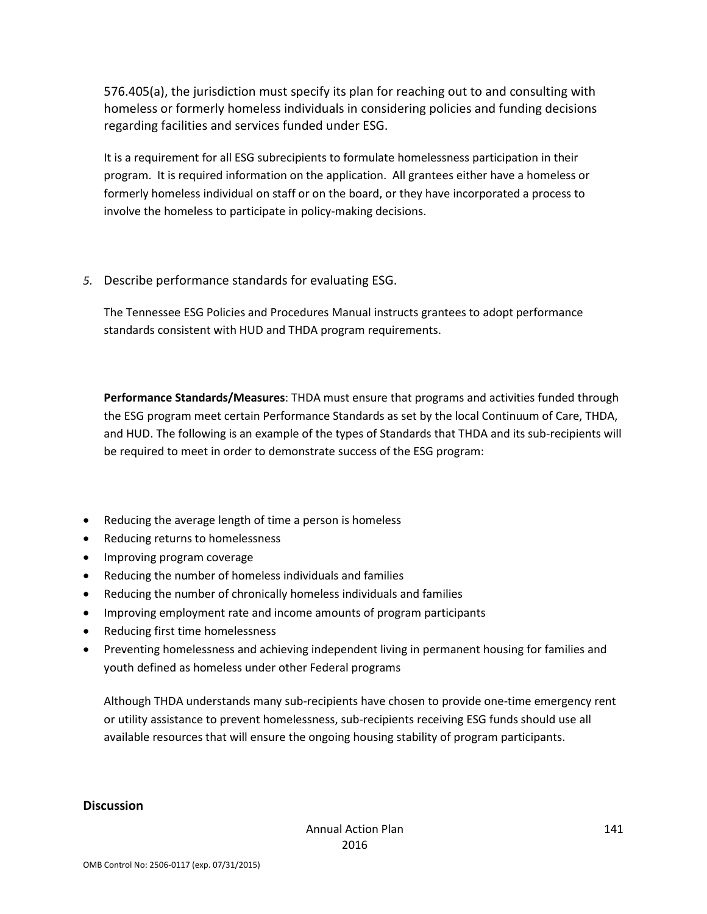576.405(a), the jurisdiction must specify its plan for reaching out to and consulting with homeless or formerly homeless individuals in considering policies and funding decisions regarding facilities and services funded under ESG.

It is a requirement for all ESG subrecipients to formulate homelessness participation in their program. It is required information on the application. All grantees either have a homeless or formerly homeless individual on staff or on the board, or they have incorporated a process to involve the homeless to participate in policy-making decisions.

*5.* Describe performance standards for evaluating ESG.

The Tennessee ESG Policies and Procedures Manual instructs grantees to adopt performance standards consistent with HUD and THDA program requirements.

**Performance Standards/Measures**: THDA must ensure that programs and activities funded through the ESG program meet certain Performance Standards as set by the local Continuum of Care, THDA, and HUD. The following is an example of the types of Standards that THDA and its sub-recipients will be required to meet in order to demonstrate success of the ESG program:

- Reducing the average length of time a person is homeless
- Reducing returns to homelessness
- Improving program coverage
- Reducing the number of homeless individuals and families
- Reducing the number of chronically homeless individuals and families
- Improving employment rate and income amounts of program participants
- Reducing first time homelessness
- Preventing homelessness and achieving independent living in permanent housing for families and youth defined as homeless under other Federal programs

Although THDA understands many sub-recipients have chosen to provide one-time emergency rent or utility assistance to prevent homelessness, sub-recipients receiving ESG funds should use all available resources that will ensure the ongoing housing stability of program participants.

**Discussion**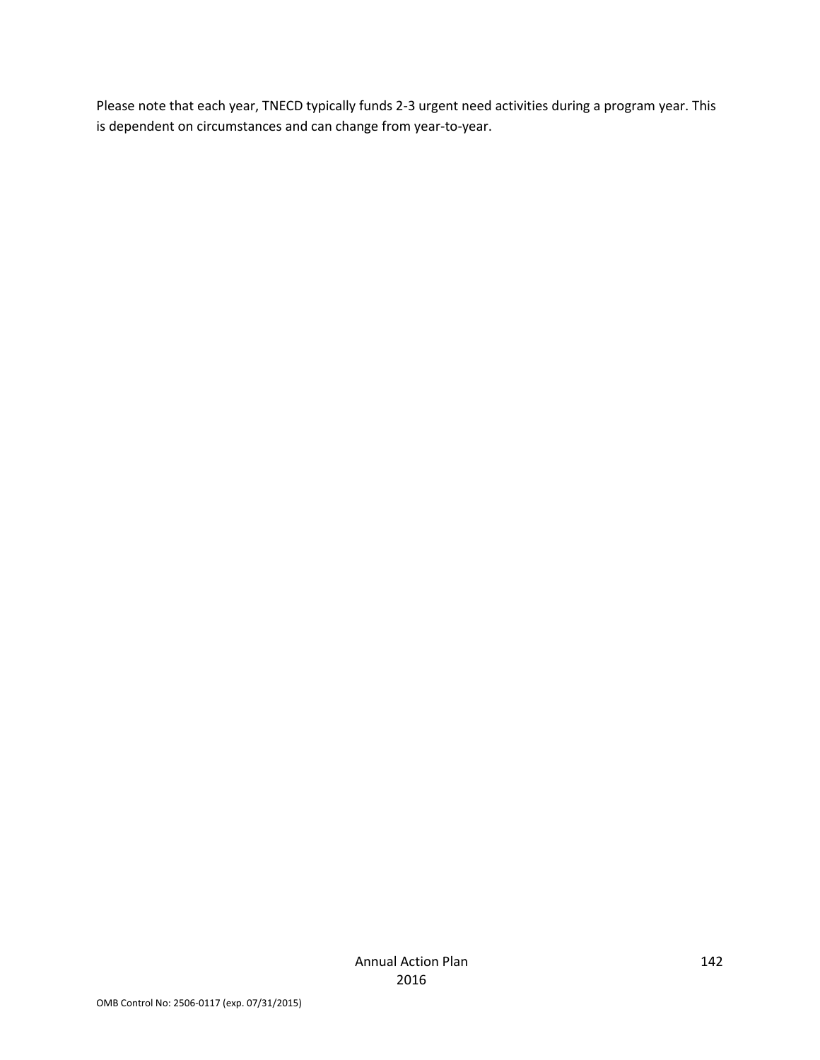Please note that each year, TNECD typically funds 2-3 urgent need activities during a program year. This is dependent on circumstances and can change from year-to-year.